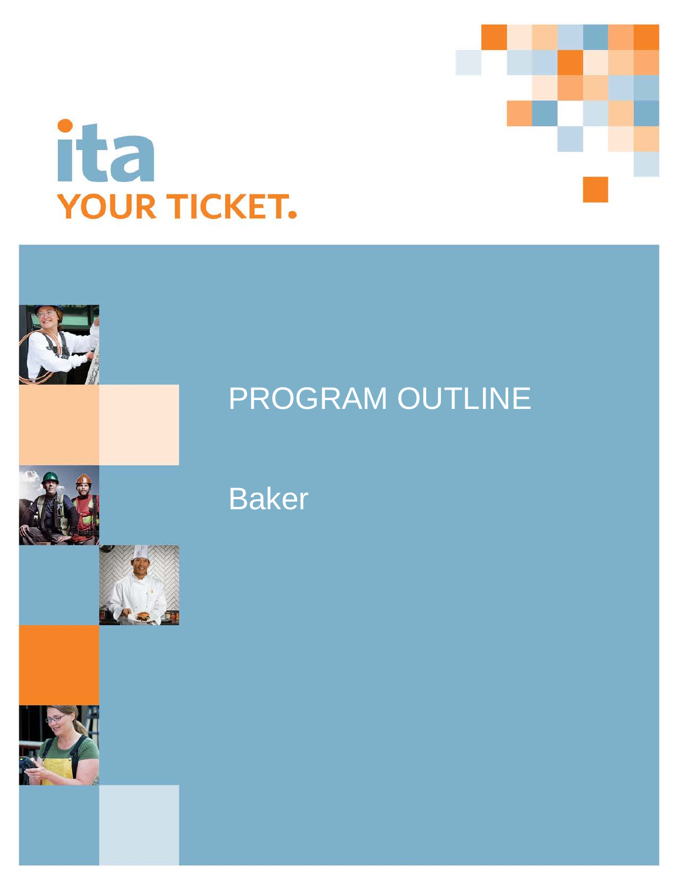ita

YOUR TICKET.

# PROGRAM OUTLINE

## Baker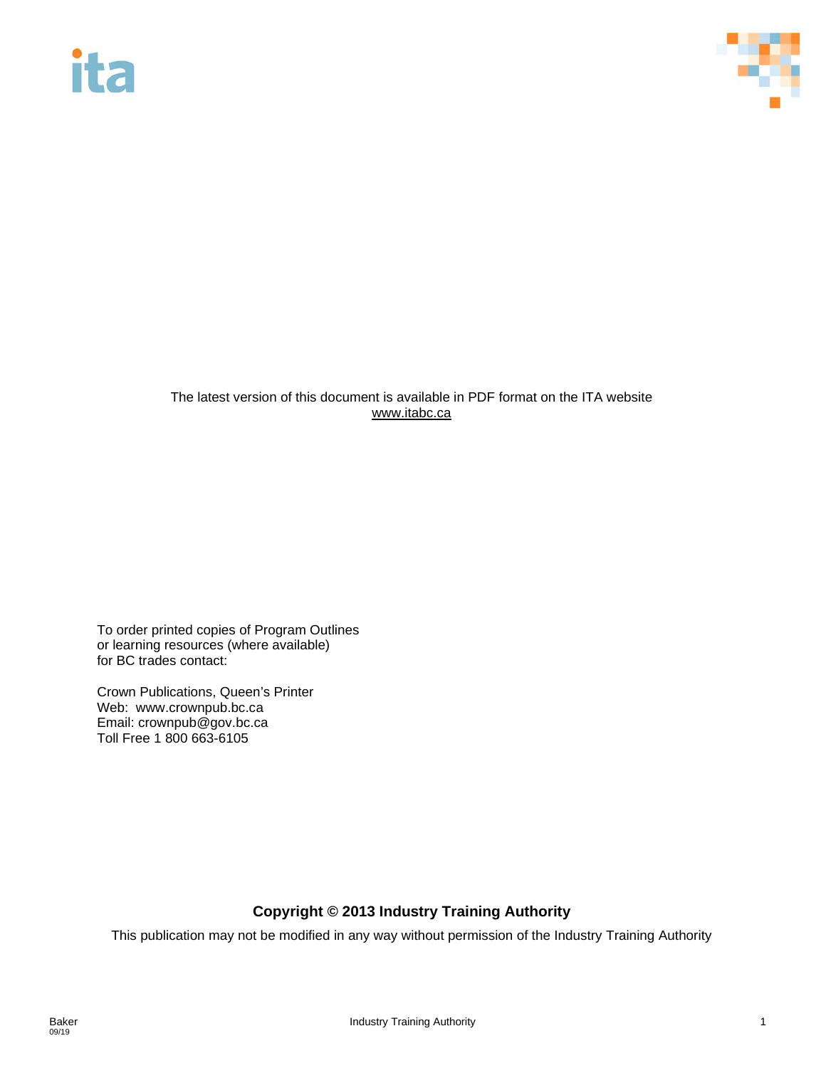The latest version of this document is available in PDF format on the ITA website
www.itabc.ca

To order printed copies of Program Outlines
or learning resources (where available)
for BC trades contact:

Crown Publications, Queen's Printer
Web: www.crownpub.bc.ca
Email: crownpub@gov.bc.ca
Toll Free 1 800 663-6105

**Copyright © 2013 Industry Training Authority**

This publication may not be modified in any way without permission of the Industry Training Authority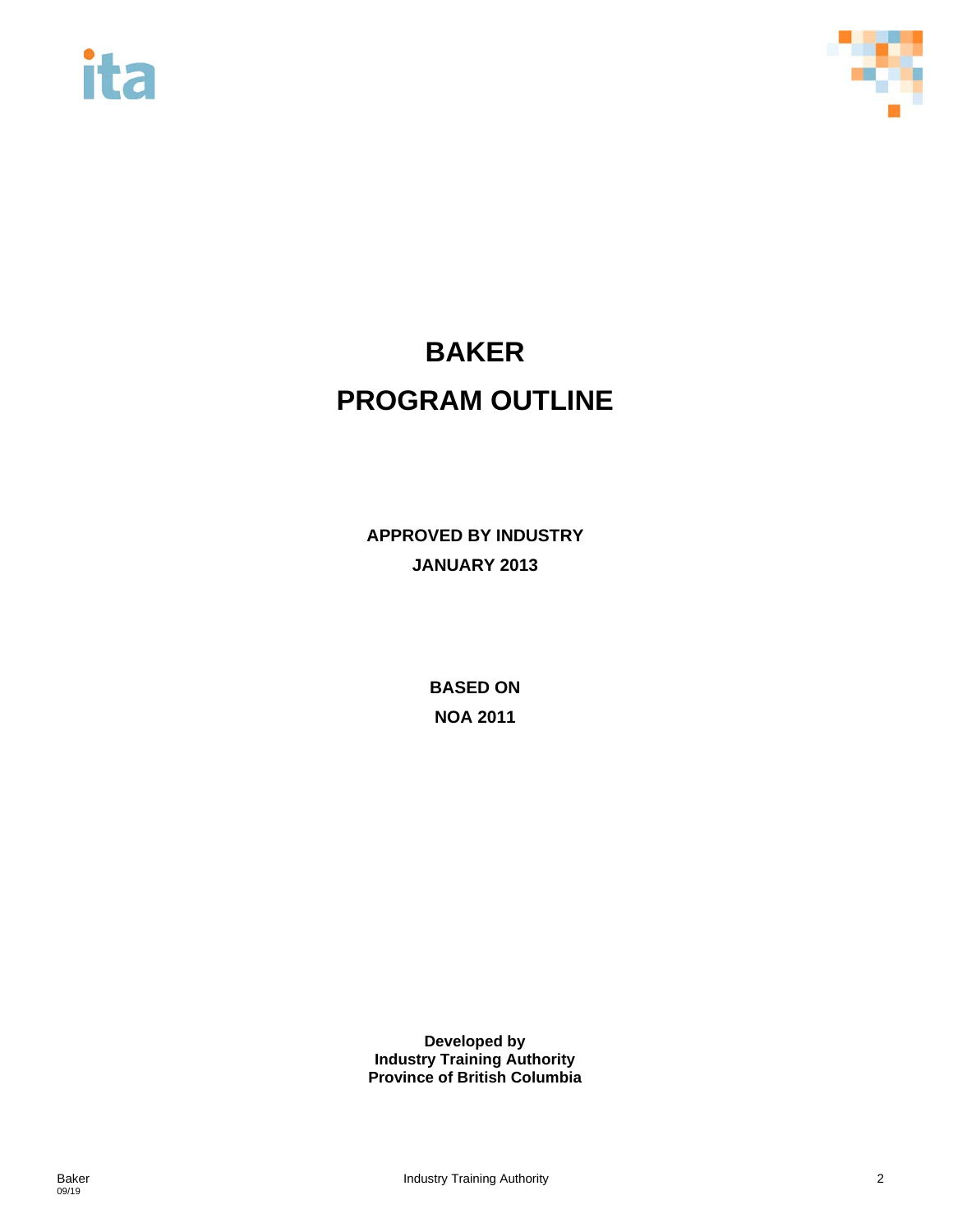# BAKER

# PROGRAM OUTLINE

**APPROVED BY INDUSTRY**

**JANUARY 2013**

**BASED ON**

**NOA 2011**

**Developed by**
**Industry Training Authority**
**Province of British Columbia**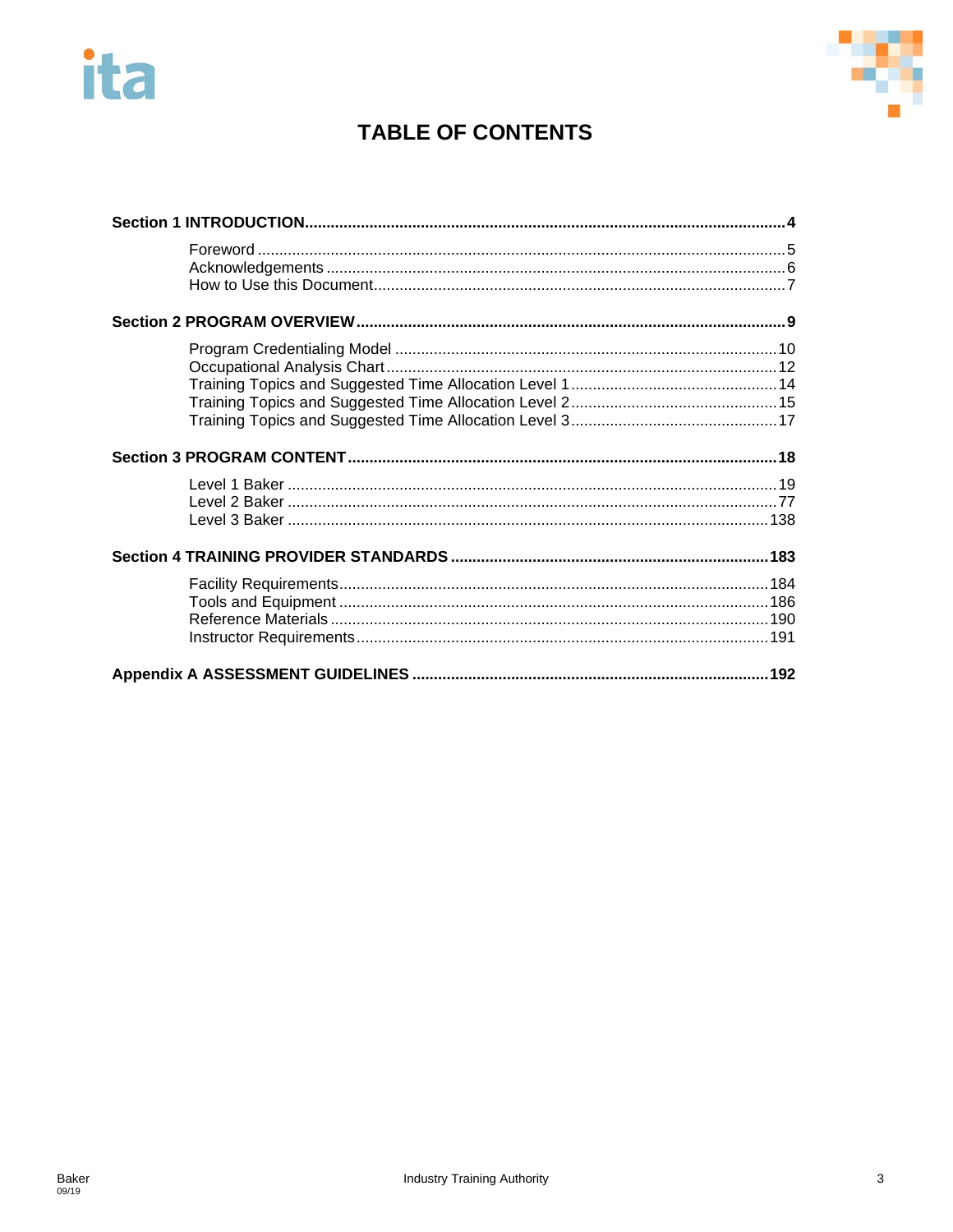# TABLE OF CONTENTS

**Section 1 INTRODUCTION** .......... **4**

- Foreword .......... 5
- Acknowledgements .......... 6
- How to Use this Document .......... 7

**Section 2 PROGRAM OVERVIEW** .......... **9**

- Program Credentialing Model .......... 10
- Occupational Analysis Chart .......... 12
- Training Topics and Suggested Time Allocation Level 1 .......... 14
- Training Topics and Suggested Time Allocation Level 2 .......... 15
- Training Topics and Suggested Time Allocation Level 3 .......... 17

**Section 3 PROGRAM CONTENT** .......... **18**

- Level 1 Baker .......... 19
- Level 2 Baker .......... 77
- Level 3 Baker .......... 138

**Section 4 TRAINING PROVIDER STANDARDS** .......... **183**

- Facility Requirements .......... 184
- Tools and Equipment .......... 186
- Reference Materials .......... 190
- Instructor Requirements .......... 191

**Appendix A ASSESSMENT GUIDELINES** .......... **192**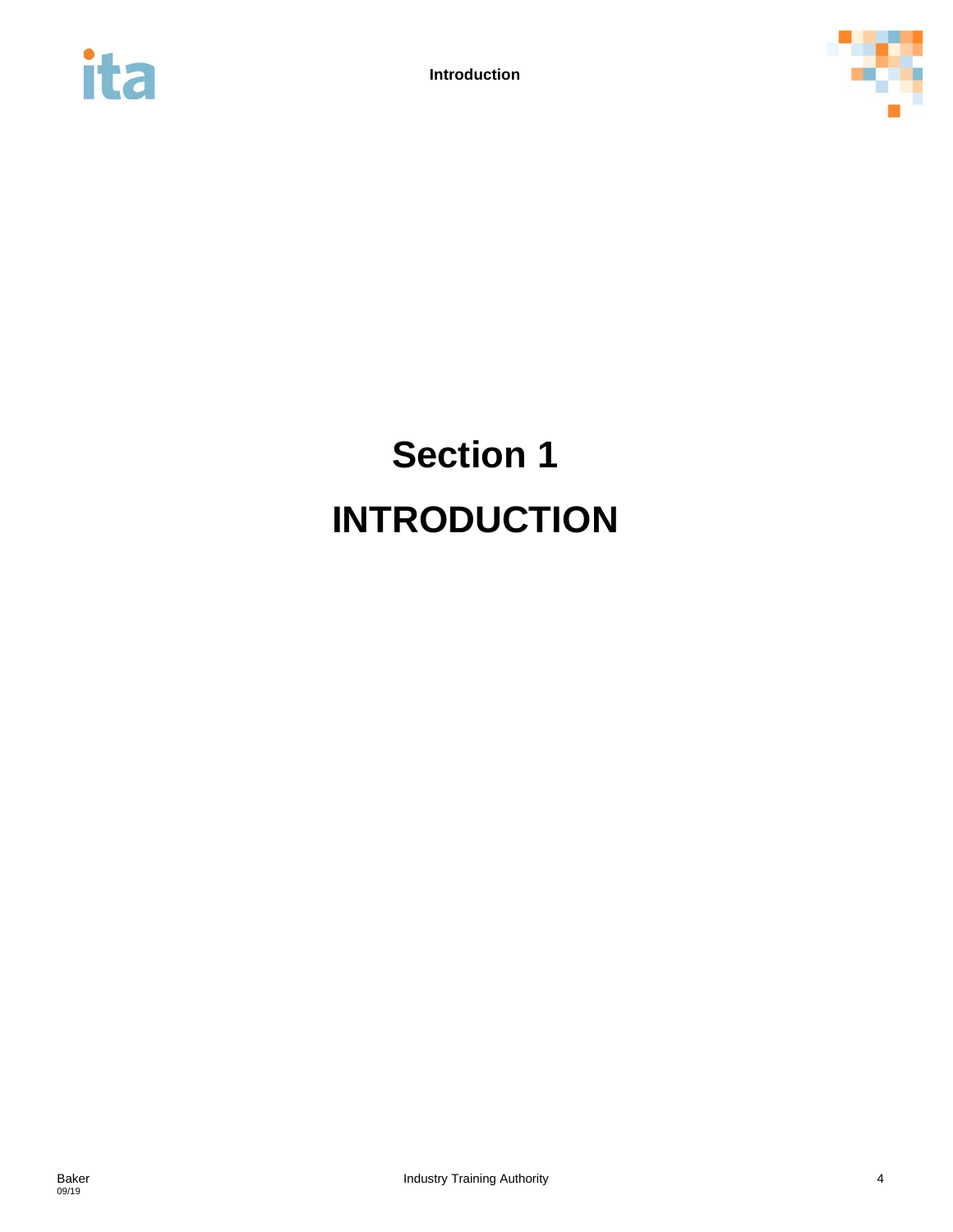# Section 1

# INTRODUCTION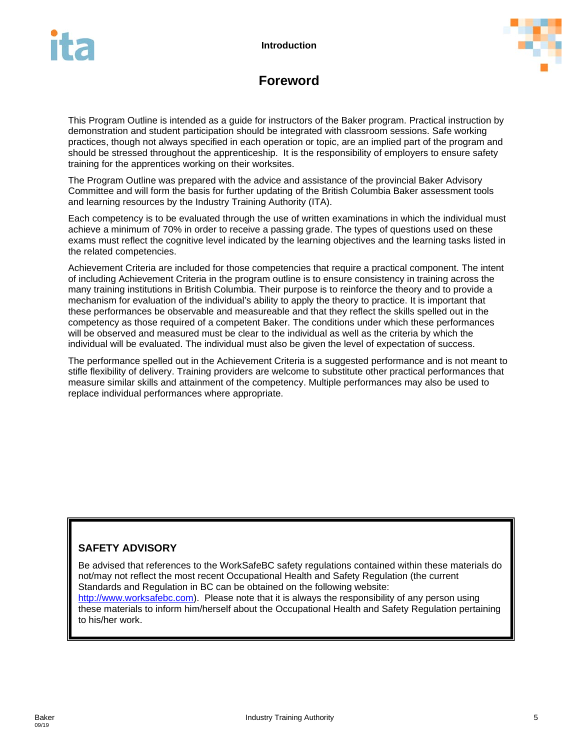# Foreword

This Program Outline is intended as a guide for instructors of the Baker program. Practical instruction by demonstration and student participation should be integrated with classroom sessions. Safe working practices, though not always specified in each operation or topic, are an implied part of the program and should be stressed throughout the apprenticeship. It is the responsibility of employers to ensure safety training for the apprentices working on their worksites.

The Program Outline was prepared with the advice and assistance of the provincial Baker Advisory Committee and will form the basis for further updating of the British Columbia Baker assessment tools and learning resources by the Industry Training Authority (ITA).

Each competency is to be evaluated through the use of written examinations in which the individual must achieve a minimum of 70% in order to receive a passing grade. The types of questions used on these exams must reflect the cognitive level indicated by the learning objectives and the learning tasks listed in the related competencies.

Achievement Criteria are included for those competencies that require a practical component. The intent of including Achievement Criteria in the program outline is to ensure consistency in training across the many training institutions in British Columbia. Their purpose is to reinforce the theory and to provide a mechanism for evaluation of the individual's ability to apply the theory to practice. It is important that these performances be observable and measureable and that they reflect the skills spelled out in the competency as those required of a competent Baker. The conditions under which these performances will be observed and measured must be clear to the individual as well as the criteria by which the individual will be evaluated. The individual must also be given the level of expectation of success.

The performance spelled out in the Achievement Criteria is a suggested performance and is not meant to stifle flexibility of delivery. Training providers are welcome to substitute other practical performances that measure similar skills and attainment of the competency. Multiple performances may also be used to replace individual performances where appropriate.

**SAFETY ADVISORY**

Be advised that references to the WorkSafeBC safety regulations contained within these materials do not/may not reflect the most recent Occupational Health and Safety Regulation (the current Standards and Regulation in BC can be obtained on the following website: http://www.worksafebc.com). Please note that it is always the responsibility of any person using these materials to inform him/herself about the Occupational Health and Safety Regulation pertaining to his/her work.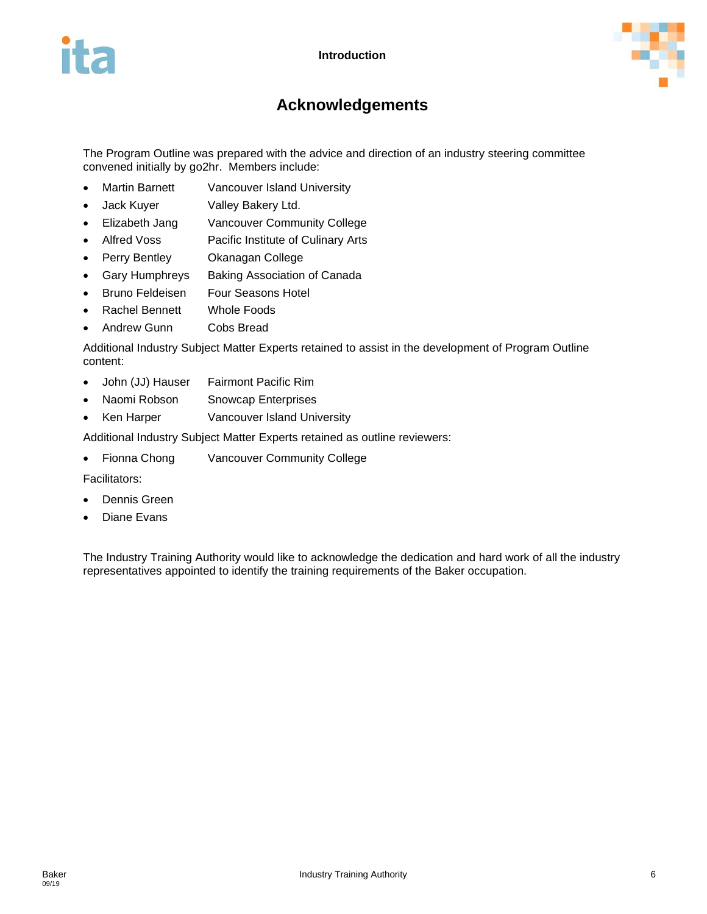# Acknowledgements

The Program Outline was prepared with the advice and direction of an industry steering committee convened initially by go2hr. Members include:

- Martin Barnett — Vancouver Island University
- Jack Kuyer — Valley Bakery Ltd.
- Elizabeth Jang — Vancouver Community College
- Alfred Voss — Pacific Institute of Culinary Arts
- Perry Bentley — Okanagan College
- Gary Humphreys — Baking Association of Canada
- Bruno Feldeisen — Four Seasons Hotel
- Rachel Bennett — Whole Foods
- Andrew Gunn — Cobs Bread

Additional Industry Subject Matter Experts retained to assist in the development of Program Outline content:

- John (JJ) Hauser — Fairmont Pacific Rim
- Naomi Robson — Snowcap Enterprises
- Ken Harper — Vancouver Island University

Additional Industry Subject Matter Experts retained as outline reviewers:

- Fionna Chong — Vancouver Community College

Facilitators:

- Dennis Green
- Diane Evans

The Industry Training Authority would like to acknowledge the dedication and hard work of all the industry representatives appointed to identify the training requirements of the Baker occupation.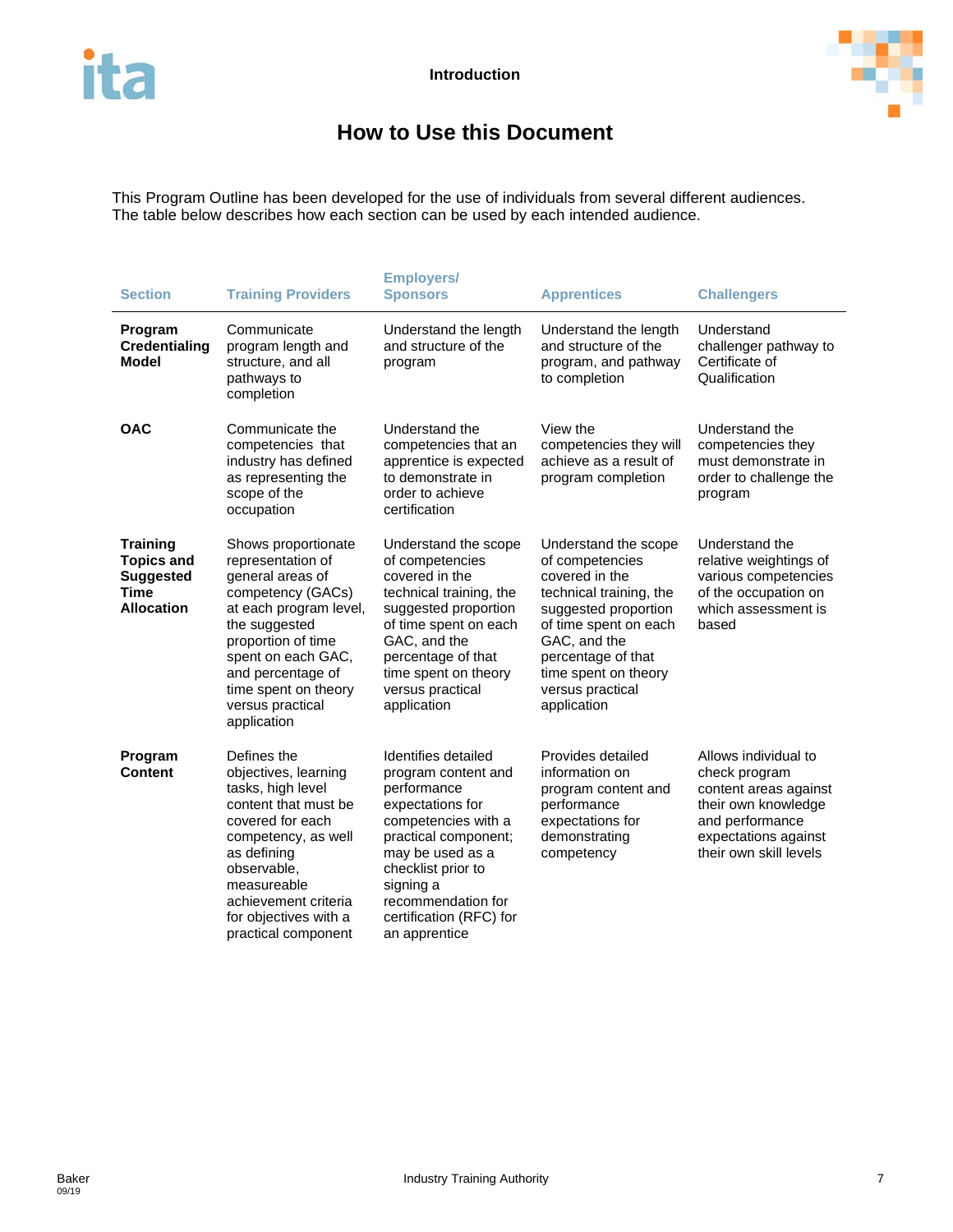# How to Use this Document

This Program Outline has been developed for the use of individuals from several different audiences. The table below describes how each section can be used by each intended audience.

| Section | Training Providers | Employers/ Sponsors | Apprentices | Challengers |
|---|---|---|---|---|
| **Program Credentialing Model** | Communicate program length and structure, and all pathways to completion | Understand the length and structure of the program | Understand the length and structure of the program, and pathway to completion | Understand challenger pathway to Certificate of Qualification |
| **OAC** | Communicate the competencies that industry has defined as representing the scope of the occupation | Understand the competencies that an apprentice is expected to demonstrate in order to achieve certification | View the competencies they will achieve as a result of program completion | Understand the competencies they must demonstrate in order to challenge the program |
| **Training Topics and Suggested Time Allocation** | Shows proportionate representation of general areas of competency (GACs) at each program level, the suggested proportion of time spent on each GAC, and percentage of time spent on theory versus practical application | Understand the scope of competencies covered in the technical training, the suggested proportion of time spent on each GAC, and the percentage of that time spent on theory versus practical application | Understand the scope of competencies covered in the technical training, the suggested proportion of time spent on each GAC, and the percentage of that time spent on theory versus practical application | Understand the relative weightings of various competencies of the occupation on which assessment is based |
| **Program Content** | Defines the objectives, learning tasks, high level content that must be covered for each competency, as well as defining observable, measureable achievement criteria for objectives with a practical component | Identifies detailed program content and performance expectations for competencies with a practical component; may be used as a checklist prior to signing a recommendation for certification (RFC) for an apprentice | Provides detailed information on program content and performance expectations for demonstrating competency | Allows individual to check program content areas against their own knowledge and performance expectations against their own skill levels |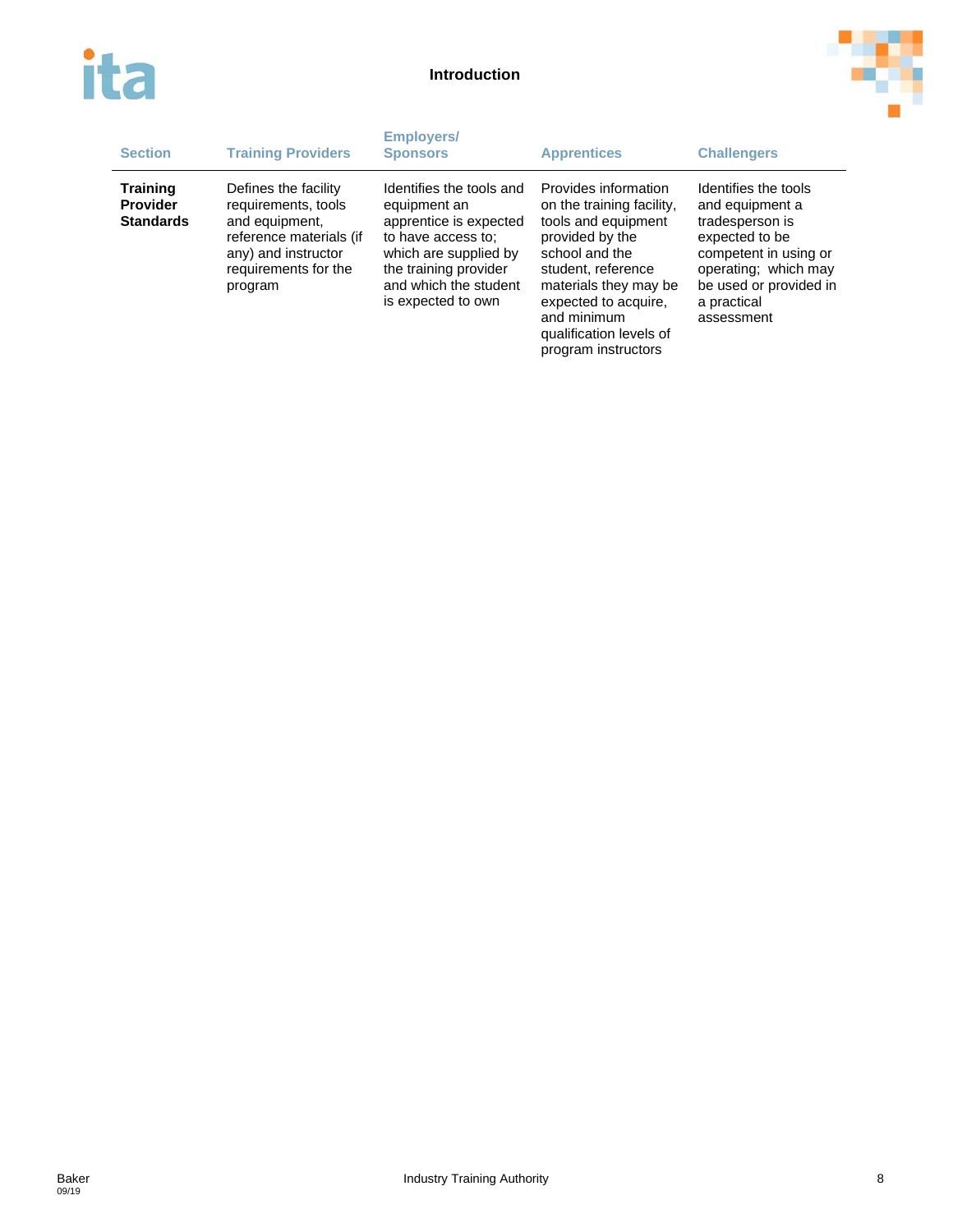| Section | Training Providers | Employers/ Sponsors | Apprentices | Challengers |
|---|---|---|---|---|
| **Training Provider Standards** | Defines the facility requirements, tools and equipment, reference materials (if any) and instructor requirements for the program | Identifies the tools and equipment an apprentice is expected to have access to; which are supplied by the training provider and which the student is expected to own | Provides information on the training facility, tools and equipment provided by the school and the student, reference materials they may be expected to acquire, and minimum qualification levels of program instructors | Identifies the tools and equipment a tradesperson is expected to be competent in using or operating; which may be used or provided in a practical assessment |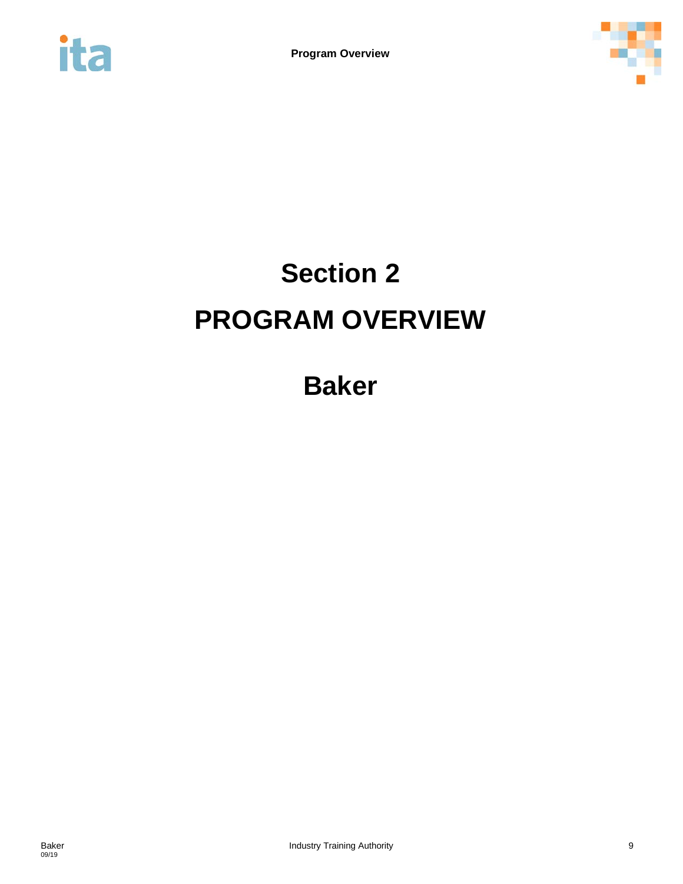# Section 2

# PROGRAM OVERVIEW

## Baker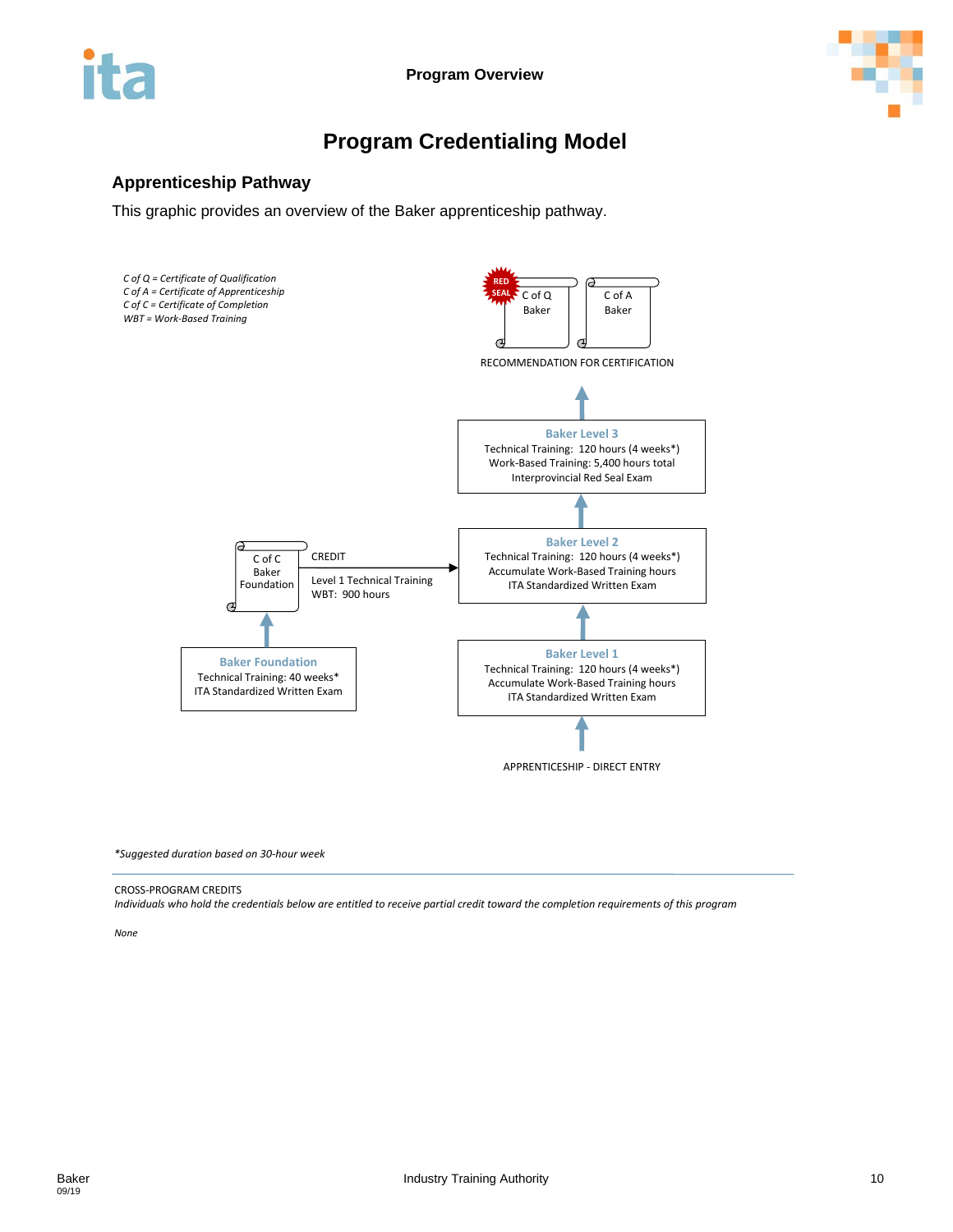# Program Credentialing Model

## Apprenticeship Pathway

This graphic provides an overview of the Baker apprenticeship pathway.

*C of Q = Certificate of Qualification*
*C of A = Certificate of Apprenticeship*
*C of C = Certificate of Completion*
*WBT = Work-Based Training*

RED SEAL C of Q Baker

C of A Baker

RECOMMENDATION FOR CERTIFICATION

**Baker Level 3**
Technical Training: 120 hours (4 weeks*)
Work-Based Training: 5,400 hours total
Interprovincial Red Seal Exam

**Baker Level 2**
Technical Training: 120 hours (4 weeks*)
Accumulate Work-Based Training hours
ITA Standardized Written Exam

**Baker Level 1**
Technical Training: 120 hours (4 weeks*)
Accumulate Work-Based Training hours
ITA Standardized Written Exam

APPRENTICESHIP - DIRECT ENTRY

C of C Baker Foundation

CREDIT
Level 1 Technical Training
WBT: 900 hours

**Baker Foundation**
Technical Training: 40 weeks*
ITA Standardized Written Exam

*\*Suggested duration based on 30-hour week*

CROSS-PROGRAM CREDITS

*Individuals who hold the credentials below are entitled to receive partial credit toward the completion requirements of this program*

*None*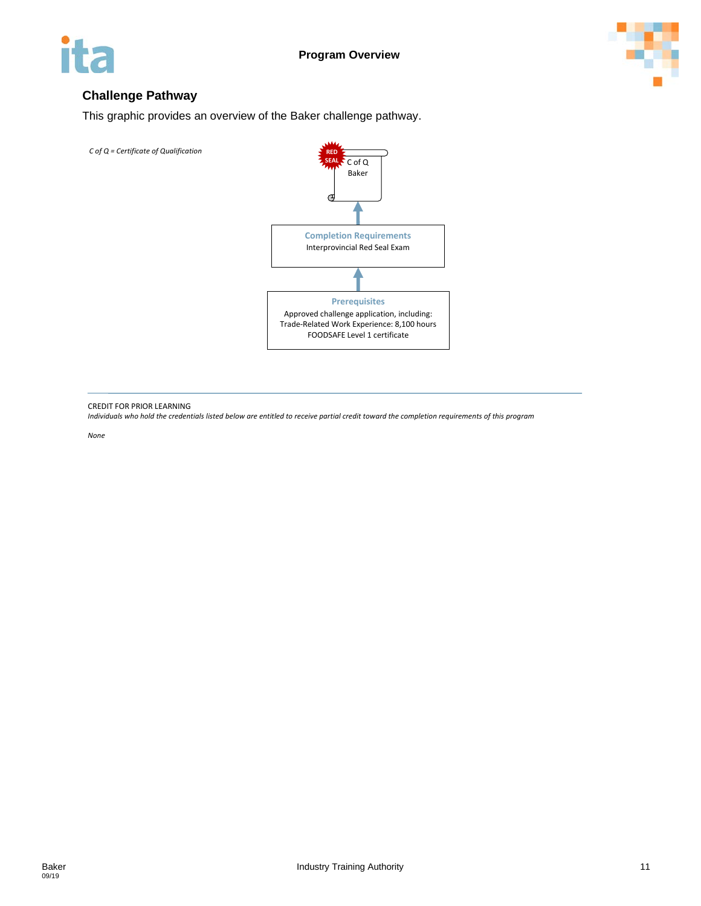## Challenge Pathway

This graphic provides an overview of the Baker challenge pathway.

*C of Q = Certificate of Qualification*

RED SEAL
C of Q
Baker

↑

**Completion Requirements**
Interprovincial Red Seal Exam

↑

**Prerequisites**
Approved challenge application, including:
Trade-Related Work Experience: 8,100 hours
FOODSAFE Level 1 certificate

---

CREDIT FOR PRIOR LEARNING

*Individuals who hold the credentials listed below are entitled to receive partial credit toward the completion requirements of this program*

*None*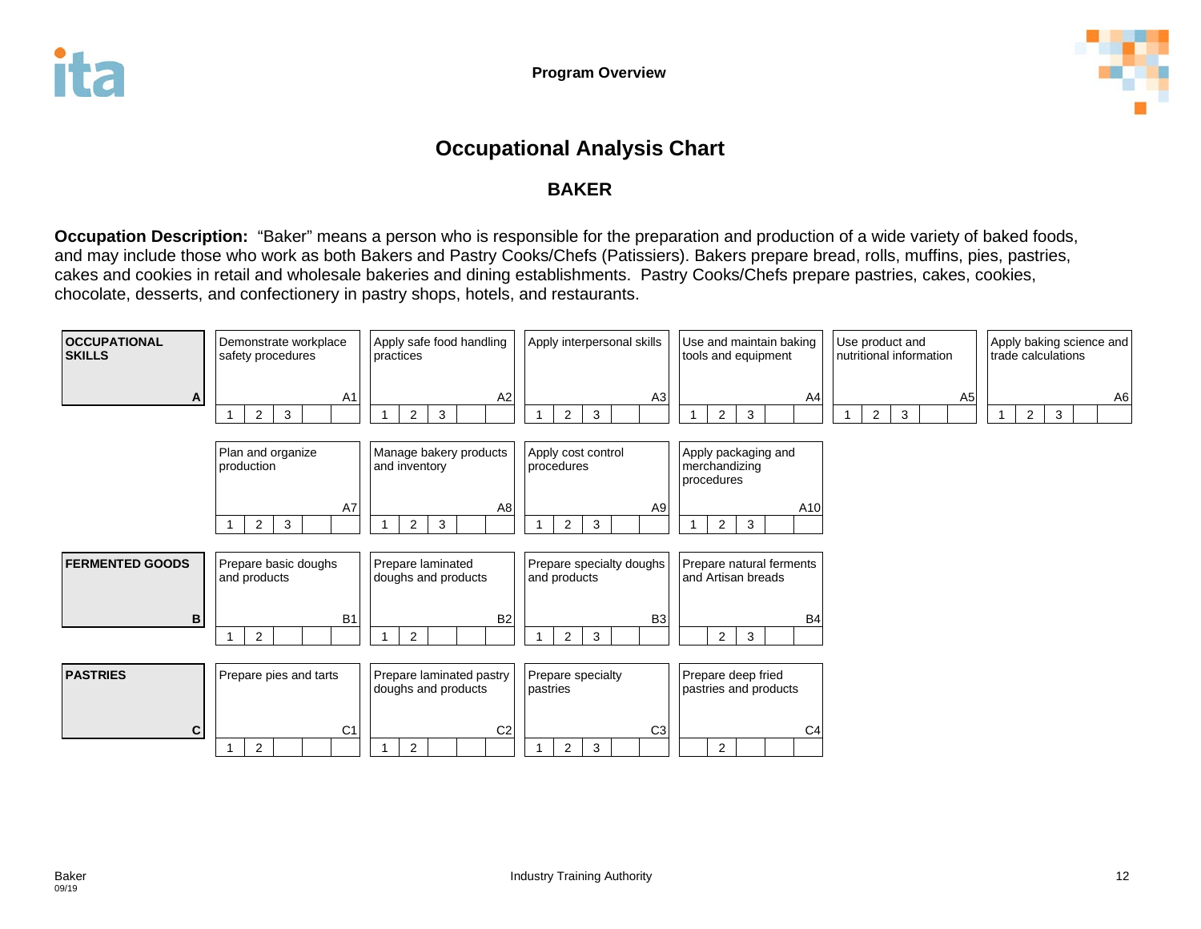## Occupational Analysis Chart

### BAKER

**Occupation Description:** "Baker" means a person who is responsible for the preparation and production of a wide variety of baked foods, and may include those who work as both Bakers and Pastry Cooks/Chefs (Patissiers). Bakers prepare bread, rolls, muffins, pies, pastries, cakes and cookies in retail and wholesale bakeries and dining establishments. Pastry Cooks/Chefs prepare pastries, cakes, cookies, chocolate, desserts, and confectionery in pastry shops, hotels, and restaurants.

| | | | | | | |
|---|---|---|---|---|---|---|
| **OCCUPATIONAL SKILLS** **A** | Demonstrate workplace safety procedures A1 (1, 2, 3) | Apply safe food handling practices A2 (1, 2, 3) | Apply interpersonal skills A3 (1, 2, 3) | Use and maintain baking tools and equipment A4 (1, 2, 3) | Use product and nutritional information A5 (1, 2, 3) | Apply baking science and trade calculations A6 (1, 2, 3) |
| | Plan and organize production A7 (1, 2, 3) | Manage bakery products and inventory A8 (1, 2, 3) | Apply cost control procedures A9 (1, 2, 3) | Apply packaging and merchandizing procedures A10 (1, 2, 3) | | |
| **FERMENTED GOODS** **B** | Prepare basic doughs and products B1 (1, 2) | Prepare laminated doughs and products B2 (1, 2) | Prepare specialty doughs and products B3 (1, 2, 3) | Prepare natural ferments and Artisan breads B4 (2, 3) | | |
| **PASTRIES** **C** | Prepare pies and tarts C1 (1, 2) | Prepare laminated pastry doughs and products C2 (1, 2) | Prepare specialty pastries C3 (1, 2, 3) | Prepare deep fried pastries and products C4 (2) | | |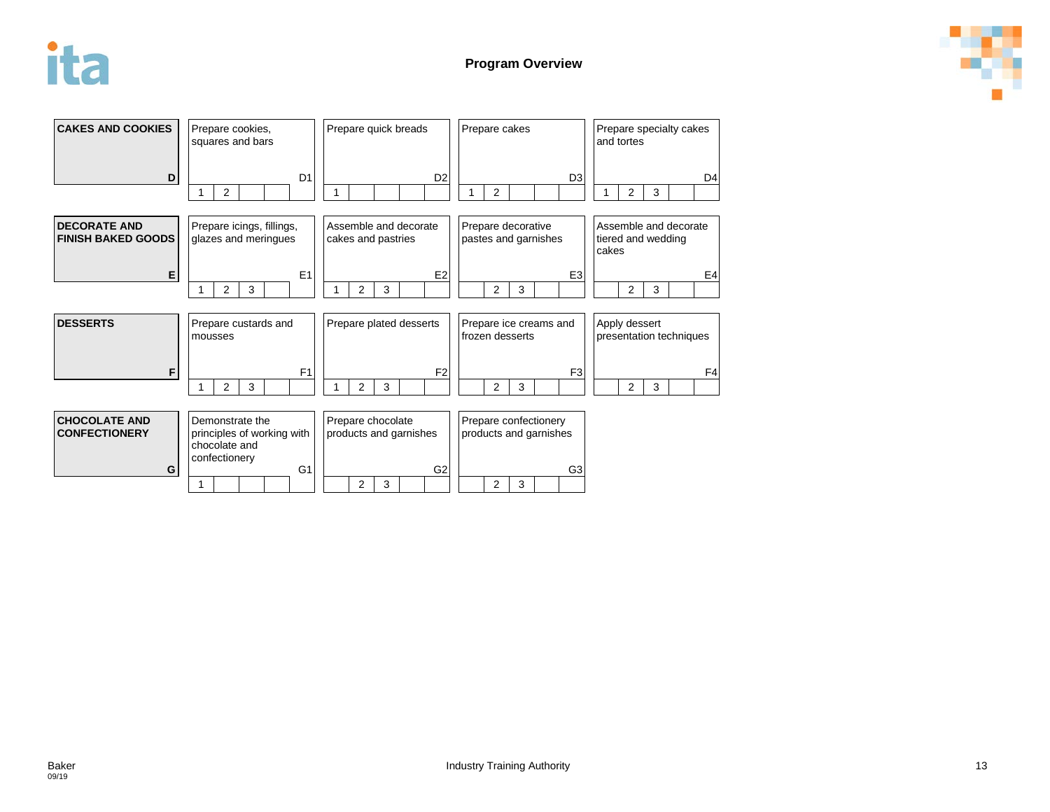## Program Overview

| CAKES AND COOKIES (D) | Prepare cookies, squares and bars (D1) | Prepare quick breads (D2) | Prepare cakes (D3) | Prepare specialty cakes and tortes (D4) |
|---|---|---|---|---|
| | 1, 2 | 1 | 1, 2 | 1, 2, 3 |

| DECORATE AND FINISH BAKED GOODS (E) | Prepare icings, fillings, glazes and meringues (E1) | Assemble and decorate cakes and pastries (E2) | Prepare decorative pastes and garnishes (E3) | Assemble and decorate tiered and wedding cakes (E4) |
|---|---|---|---|---|
| | 1, 2, 3 | 1, 2, 3 | 2, 3 | 2, 3 |

| DESSERTS (F) | Prepare custards and mousses (F1) | Prepare plated desserts (F2) | Prepare ice creams and frozen desserts (F3) | Apply dessert presentation techniques (F4) |
|---|---|---|---|---|
| | 1, 2, 3 | 1, 2, 3 | 2, 3 | 2, 3 |

| CHOCOLATE AND CONFECTIONERY (G) | Demonstrate the principles of working with chocolate and confectionery (G1) | Prepare chocolate products and garnishes (G2) | Prepare confectionery products and garnishes (G3) |
|---|---|---|---|
| | 1 | 2, 3 | 2, 3 |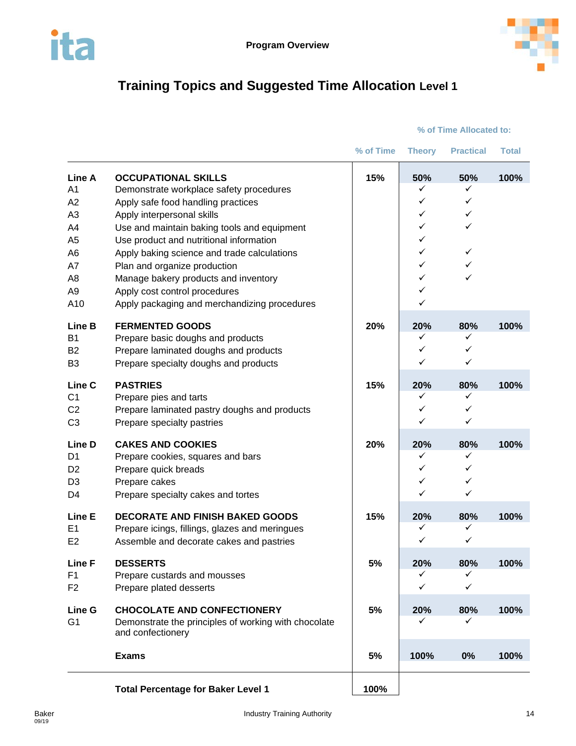Program Overview

# Training Topics and Suggested Time Allocation Level 1

| | | % of Time | % of Time Allocated to: Theory | Practical | Total |
|---|---|---|---|---|---|
| **Line A** | **OCCUPATIONAL SKILLS** | **15%** | **50%** | **50%** | **100%** |
| A1 | Demonstrate workplace safety procedures | | ✓ | ✓ | |
| A2 | Apply safe food handling practices | | ✓ | ✓ | |
| A3 | Apply interpersonal skills | | ✓ | ✓ | |
| A4 | Use and maintain baking tools and equipment | | ✓ | ✓ | |
| A5 | Use product and nutritional information | | ✓ | | |
| A6 | Apply baking science and trade calculations | | ✓ | ✓ | |
| A7 | Plan and organize production | | ✓ | ✓ | |
| A8 | Manage bakery products and inventory | | ✓ | ✓ | |
| A9 | Apply cost control procedures | | ✓ | | |
| A10 | Apply packaging and merchandizing procedures | | ✓ | | |
| **Line B** | **FERMENTED GOODS** | **20%** | **20%** | **80%** | **100%** |
| B1 | Prepare basic doughs and products | | ✓ | ✓ | |
| B2 | Prepare laminated doughs and products | | ✓ | ✓ | |
| B3 | Prepare specialty doughs and products | | ✓ | ✓ | |
| **Line C** | **PASTRIES** | **15%** | **20%** | **80%** | **100%** |
| C1 | Prepare pies and tarts | | ✓ | ✓ | |
| C2 | Prepare laminated pastry doughs and products | | ✓ | ✓ | |
| C3 | Prepare specialty pastries | | ✓ | ✓ | |
| **Line D** | **CAKES AND COOKIES** | **20%** | **20%** | **80%** | **100%** |
| D1 | Prepare cookies, squares and bars | | ✓ | ✓ | |
| D2 | Prepare quick breads | | ✓ | ✓ | |
| D3 | Prepare cakes | | ✓ | ✓ | |
| D4 | Prepare specialty cakes and tortes | | ✓ | ✓ | |
| **Line E** | **DECORATE AND FINISH BAKED GOODS** | **15%** | **20%** | **80%** | **100%** |
| E1 | Prepare icings, fillings, glazes and meringues | | ✓ | ✓ | |
| E2 | Assemble and decorate cakes and pastries | | ✓ | ✓ | |
| **Line F** | **DESSERTS** | **5%** | **20%** | **80%** | **100%** |
| F1 | Prepare custards and mousses | | ✓ | ✓ | |
| F2 | Prepare plated desserts | | ✓ | ✓ | |
| **Line G** | **CHOCOLATE AND CONFECTIONERY** | **5%** | **20%** | **80%** | **100%** |
| G1 | Demonstrate the principles of working with chocolate and confectionery | | ✓ | ✓ | |
| | **Exams** | **5%** | **100%** | **0%** | **100%** |
| | **Total Percentage for Baker Level 1** | **100%** | | | |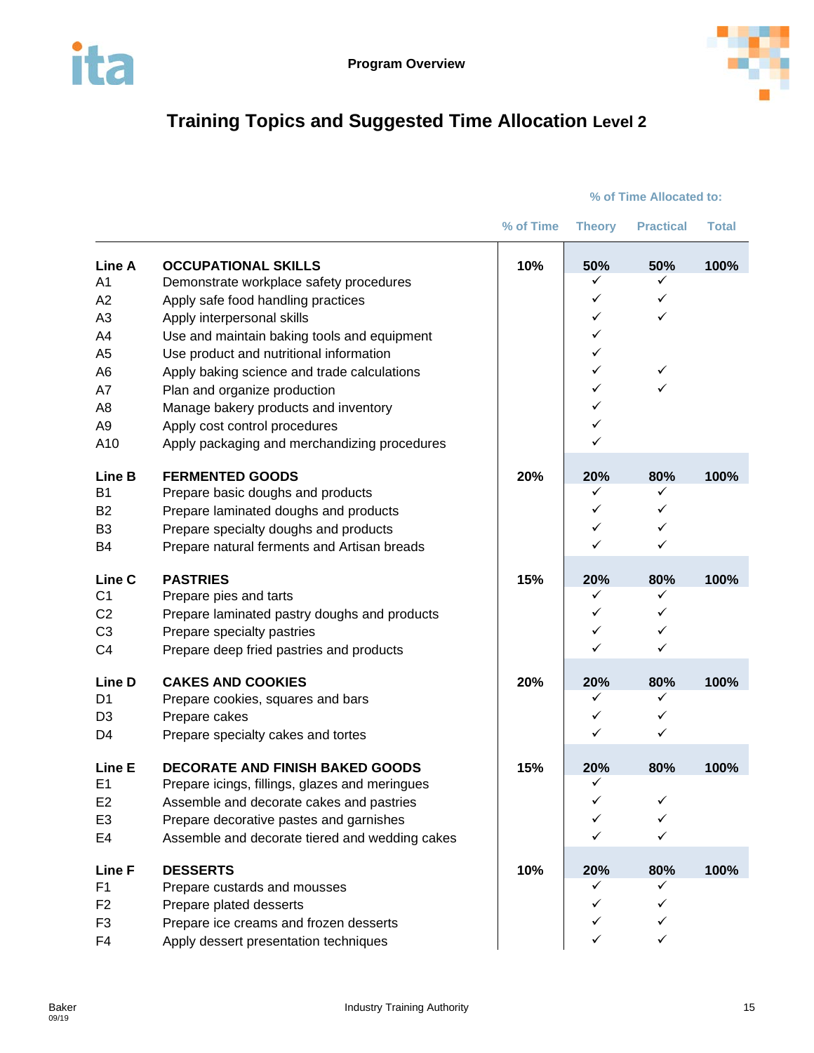# Training Topics and Suggested Time Allocation Level 2

| | | % of Time | % of Time Allocated to: | | |
|---|---|---|---|---|---|
| | | | Theory | Practical | Total |
| **Line A** | **OCCUPATIONAL SKILLS** | **10%** | **50%** | **50%** | **100%** |
| A1 | Demonstrate workplace safety procedures | | ✓ | ✓ | |
| A2 | Apply safe food handling practices | | ✓ | ✓ | |
| A3 | Apply interpersonal skills | | ✓ | ✓ | |
| A4 | Use and maintain baking tools and equipment | | ✓ | | |
| A5 | Use product and nutritional information | | ✓ | | |
| A6 | Apply baking science and trade calculations | | ✓ | ✓ | |
| A7 | Plan and organize production | | ✓ | ✓ | |
| A8 | Manage bakery products and inventory | | ✓ | | |
| A9 | Apply cost control procedures | | ✓ | | |
| A10 | Apply packaging and merchandizing procedures | | ✓ | | |
| **Line B** | **FERMENTED GOODS** | **20%** | **20%** | **80%** | **100%** |
| B1 | Prepare basic doughs and products | | ✓ | ✓ | |
| B2 | Prepare laminated doughs and products | | ✓ | ✓ | |
| B3 | Prepare specialty doughs and products | | ✓ | ✓ | |
| B4 | Prepare natural ferments and Artisan breads | | ✓ | ✓ | |
| **Line C** | **PASTRIES** | **15%** | **20%** | **80%** | **100%** |
| C1 | Prepare pies and tarts | | ✓ | ✓ | |
| C2 | Prepare laminated pastry doughs and products | | ✓ | ✓ | |
| C3 | Prepare specialty pastries | | ✓ | ✓ | |
| C4 | Prepare deep fried pastries and products | | ✓ | ✓ | |
| **Line D** | **CAKES AND COOKIES** | **20%** | **20%** | **80%** | **100%** |
| D1 | Prepare cookies, squares and bars | | ✓ | ✓ | |
| D3 | Prepare cakes | | ✓ | ✓ | |
| D4 | Prepare specialty cakes and tortes | | ✓ | ✓ | |
| **Line E** | **DECORATE AND FINISH BAKED GOODS** | **15%** | **20%** | **80%** | **100%** |
| E1 | Prepare icings, fillings, glazes and meringues | | ✓ | | |
| E2 | Assemble and decorate cakes and pastries | | ✓ | ✓ | |
| E3 | Prepare decorative pastes and garnishes | | ✓ | ✓ | |
| E4 | Assemble and decorate tiered and wedding cakes | | ✓ | ✓ | |
| **Line F** | **DESSERTS** | **10%** | **20%** | **80%** | **100%** |
| F1 | Prepare custards and mousses | | ✓ | ✓ | |
| F2 | Prepare plated desserts | | ✓ | ✓ | |
| F3 | Prepare ice creams and frozen desserts | | ✓ | ✓ | |
| F4 | Apply dessert presentation techniques | | ✓ | ✓ | |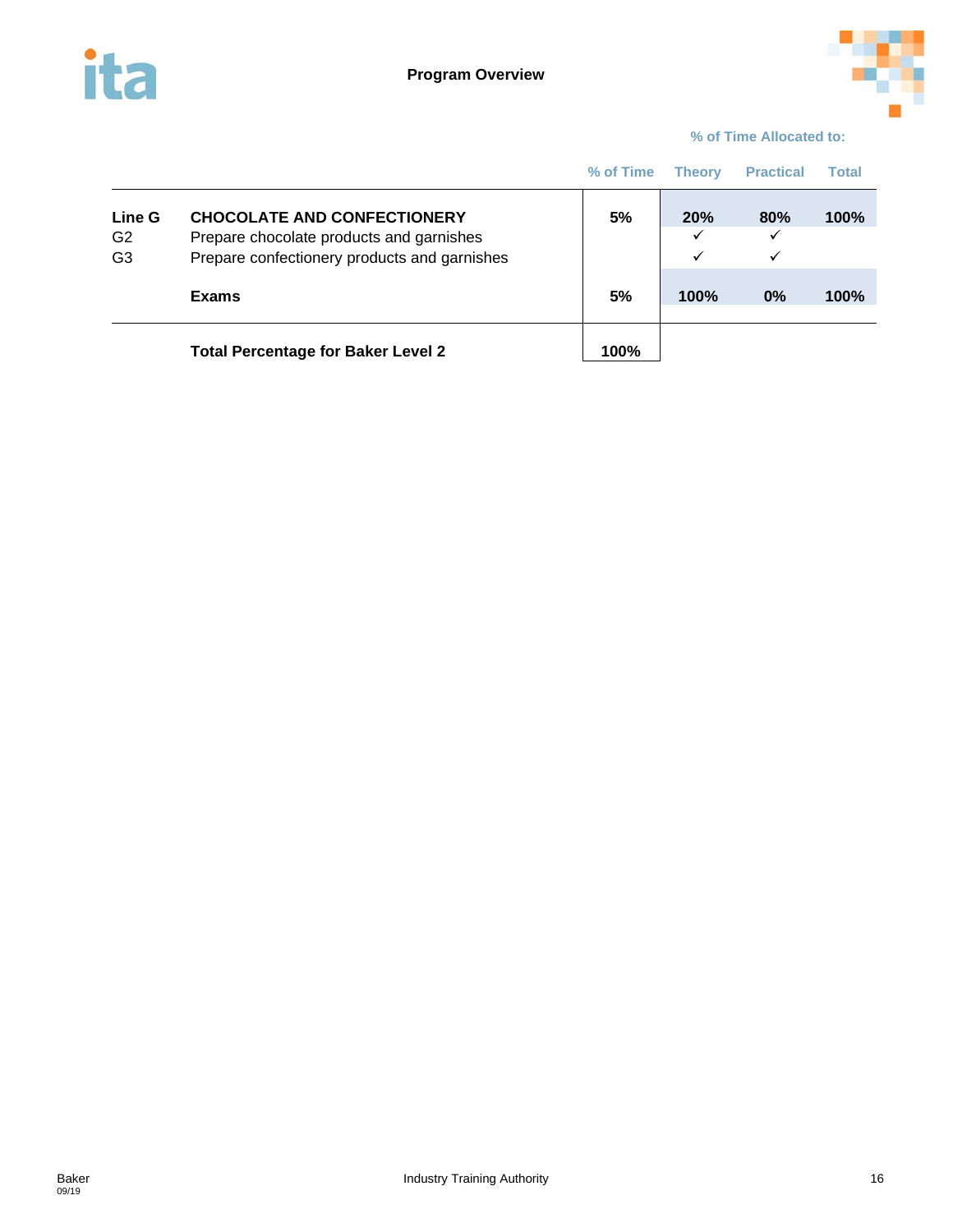## Program Overview

| | | % of Time | % of Time Allocated to: Theory | Practical | Total |
|---|---|---|---|---|---|
| **Line G** | **CHOCOLATE AND CONFECTIONERY** | **5%** | **20%** | **80%** | **100%** |
| G2 | Prepare chocolate products and garnishes | | ✓ | ✓ | |
| G3 | Prepare confectionery products and garnishes | | ✓ | ✓ | |
| | **Exams** | **5%** | **100%** | **0%** | **100%** |
| | **Total Percentage for Baker Level 2** | **100%** | | | |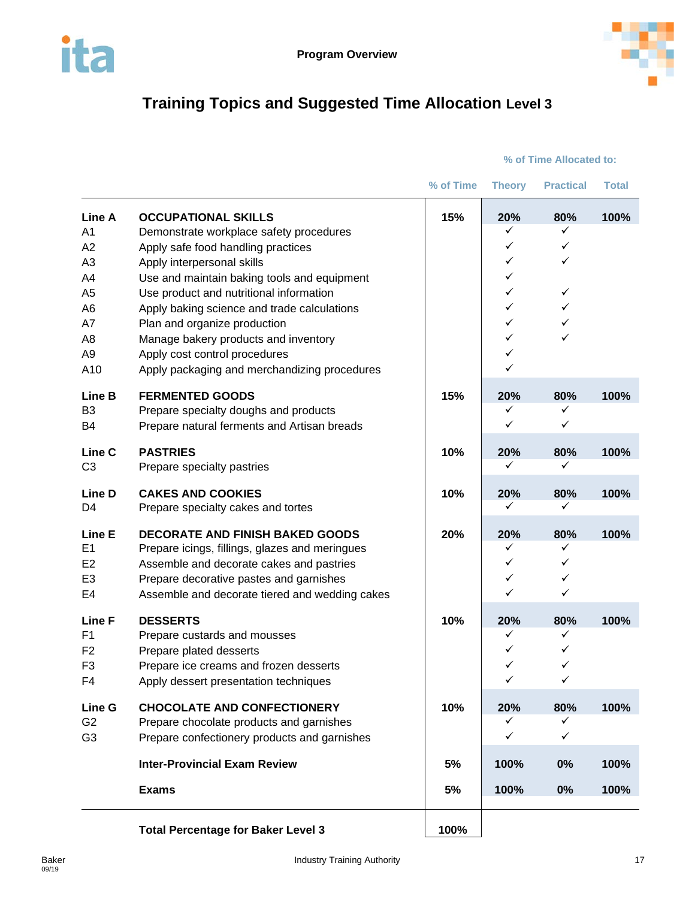## Program Overview

# Training Topics and Suggested Time Allocation Level 3

| | | % of Time | Theory | Practical | Total |
|---|---|---|---|---|---|
| | | | % of Time Allocated to: | | |
| **Line A** | **OCCUPATIONAL SKILLS** | **15%** | **20%** | **80%** | **100%** |
| A1 | Demonstrate workplace safety procedures | | ✓ | ✓ | |
| A2 | Apply safe food handling practices | | ✓ | ✓ | |
| A3 | Apply interpersonal skills | | ✓ | ✓ | |
| A4 | Use and maintain baking tools and equipment | | ✓ | | |
| A5 | Use product and nutritional information | | ✓ | ✓ | |
| A6 | Apply baking science and trade calculations | | ✓ | ✓ | |
| A7 | Plan and organize production | | ✓ | ✓ | |
| A8 | Manage bakery products and inventory | | ✓ | ✓ | |
| A9 | Apply cost control procedures | | ✓ | | |
| A10 | Apply packaging and merchandizing procedures | | ✓ | | |
| **Line B** | **FERMENTED GOODS** | **15%** | **20%** | **80%** | **100%** |
| B3 | Prepare specialty doughs and products | | ✓ | ✓ | |
| B4 | Prepare natural ferments and Artisan breads | | ✓ | ✓ | |
| **Line C** | **PASTRIES** | **10%** | **20%** | **80%** | **100%** |
| C3 | Prepare specialty pastries | | ✓ | ✓ | |
| **Line D** | **CAKES AND COOKIES** | **10%** | **20%** | **80%** | **100%** |
| D4 | Prepare specialty cakes and tortes | | ✓ | ✓ | |
| **Line E** | **DECORATE AND FINISH BAKED GOODS** | **20%** | **20%** | **80%** | **100%** |
| E1 | Prepare icings, fillings, glazes and meringues | | ✓ | ✓ | |
| E2 | Assemble and decorate cakes and pastries | | ✓ | ✓ | |
| E3 | Prepare decorative pastes and garnishes | | ✓ | ✓ | |
| E4 | Assemble and decorate tiered and wedding cakes | | ✓ | ✓ | |
| **Line F** | **DESSERTS** | **10%** | **20%** | **80%** | **100%** |
| F1 | Prepare custards and mousses | | ✓ | ✓ | |
| F2 | Prepare plated desserts | | ✓ | ✓ | |
| F3 | Prepare ice creams and frozen desserts | | ✓ | ✓ | |
| F4 | Apply dessert presentation techniques | | ✓ | ✓ | |
| **Line G** | **CHOCOLATE AND CONFECTIONERY** | **10%** | **20%** | **80%** | **100%** |
| G2 | Prepare chocolate products and garnishes | | ✓ | ✓ | |
| G3 | Prepare confectionery products and garnishes | | ✓ | ✓ | |
| | **Inter-Provincial Exam Review** | **5%** | **100%** | **0%** | **100%** |
| | **Exams** | **5%** | **100%** | **0%** | **100%** |
| | **Total Percentage for Baker Level 3** | **100%** | | | |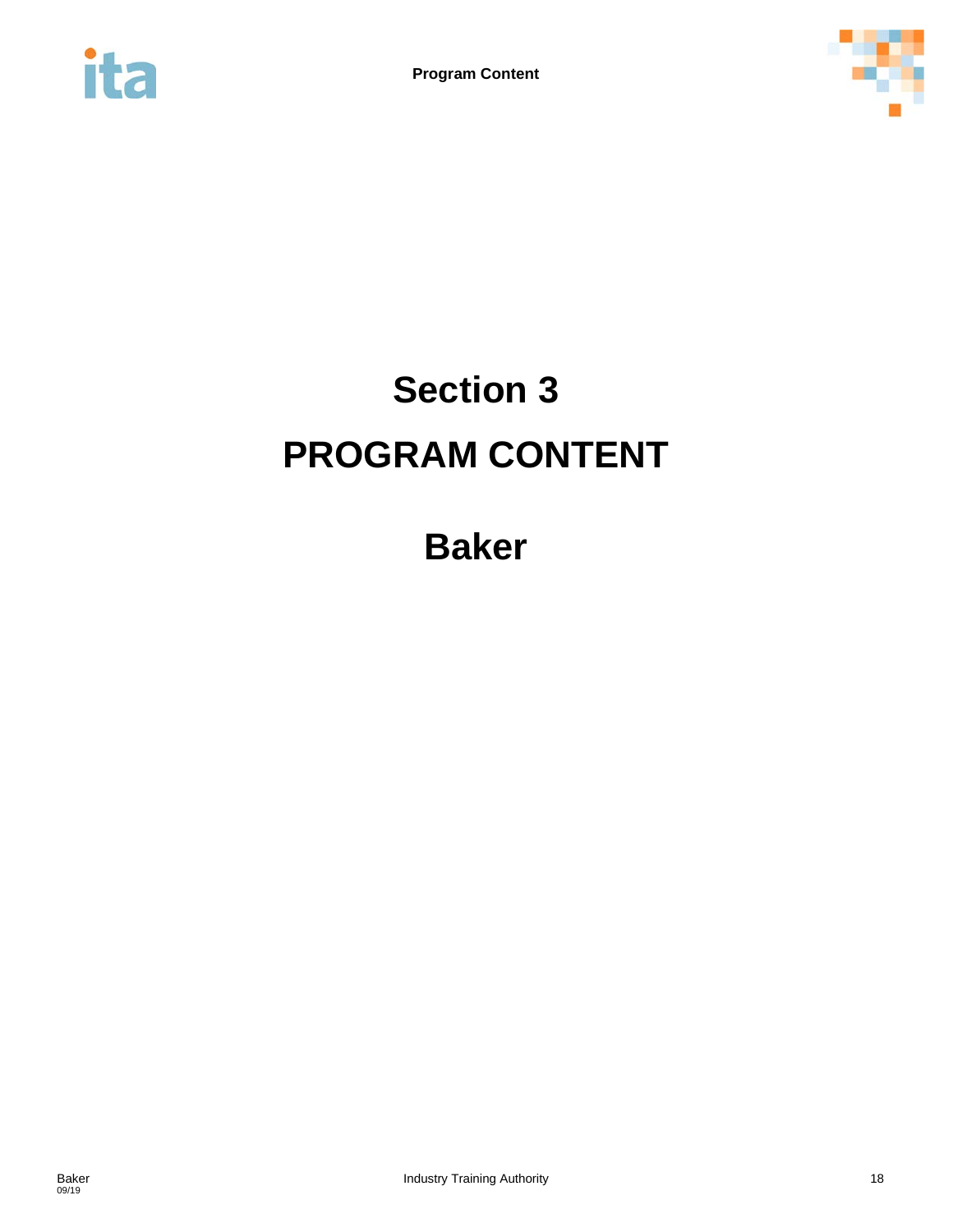# Section 3

# PROGRAM CONTENT

## Baker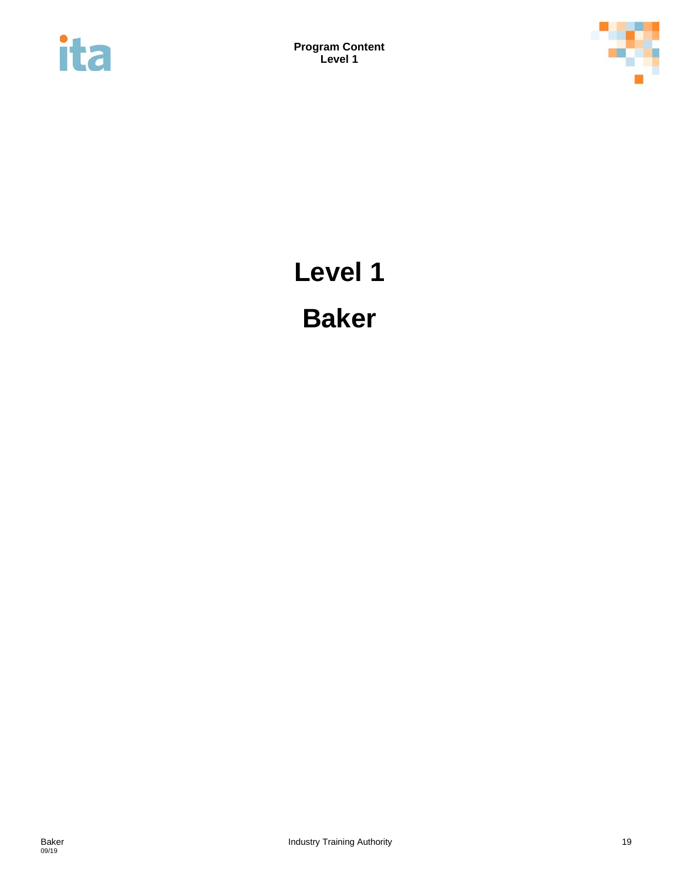# Level 1

# Baker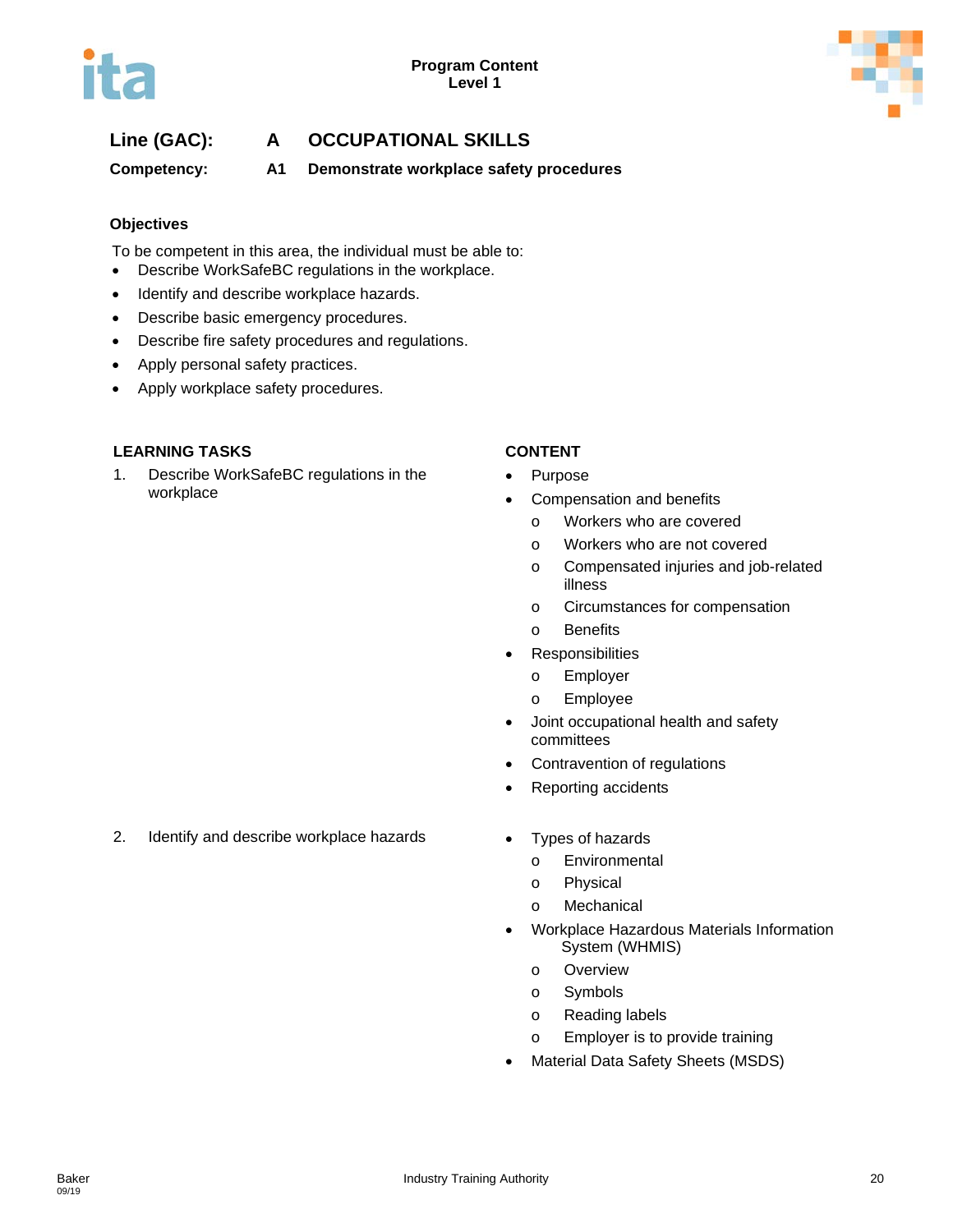**Program Content**
**Level 1**

## Line (GAC): A OCCUPATIONAL SKILLS

**Competency: A1 Demonstrate workplace safety procedures**

### Objectives

To be competent in this area, the individual must be able to:

- Describe WorkSafeBC regulations in the workplace.
- Identify and describe workplace hazards.
- Describe basic emergency procedures.
- Describe fire safety procedures and regulations.
- Apply personal safety practices.
- Apply workplace safety procedures.

| LEARNING TASKS | CONTENT |
|---|---|
| 1. Describe WorkSafeBC regulations in the workplace | • Purpose<br>• Compensation and benefits<br>  o Workers who are covered<br>  o Workers who are not covered<br>  o Compensated injuries and job-related illness<br>  o Circumstances for compensation<br>  o Benefits<br>• Responsibilities<br>  o Employer<br>  o Employee<br>• Joint occupational health and safety committees<br>• Contravention of regulations<br>• Reporting accidents |
| 2. Identify and describe workplace hazards | • Types of hazards<br>  o Environmental<br>  o Physical<br>  o Mechanical<br>• Workplace Hazardous Materials Information System (WHMIS)<br>  o Overview<br>  o Symbols<br>  o Reading labels<br>  o Employer is to provide training<br>• Material Data Safety Sheets (MSDS) |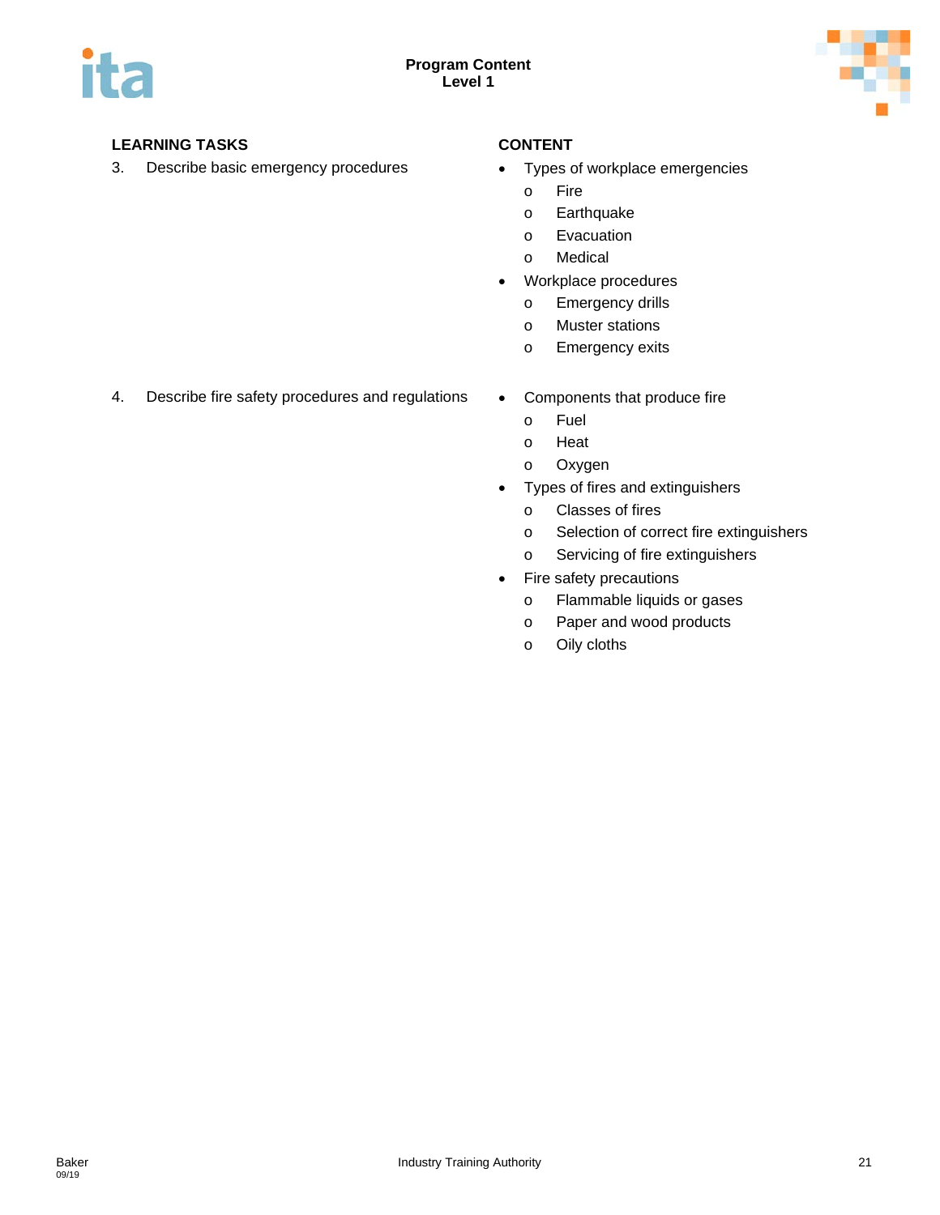| LEARNING TASKS | CONTENT |
| --- | --- |
| 3. Describe basic emergency procedures | • Types of workplace emergencies<br>o Fire<br>o Earthquake<br>o Evacuation<br>o Medical<br>• Workplace procedures<br>o Emergency drills<br>o Muster stations<br>o Emergency exits |
| 4. Describe fire safety procedures and regulations | • Components that produce fire<br>o Fuel<br>o Heat<br>o Oxygen<br>• Types of fires and extinguishers<br>o Classes of fires<br>o Selection of correct fire extinguishers<br>o Servicing of fire extinguishers<br>• Fire safety precautions<br>o Flammable liquids or gases<br>o Paper and wood products<br>o Oily cloths |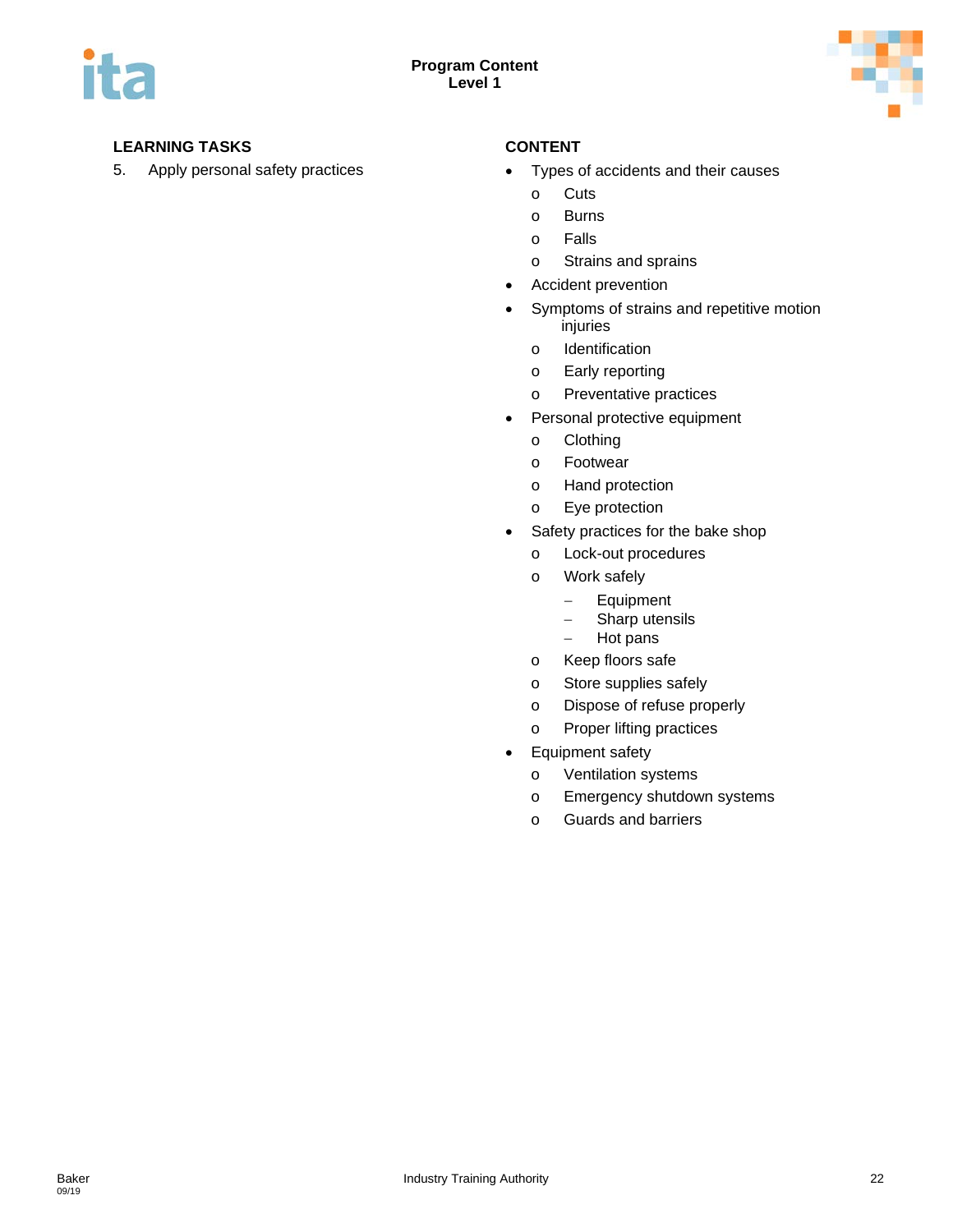**LEARNING TASKS**

5. Apply personal safety practices

**CONTENT**

- Types of accidents and their causes
  - Cuts
  - Burns
  - Falls
  - Strains and sprains
- Accident prevention
- Symptoms of strains and repetitive motion injuries
  - Identification
  - Early reporting
  - Preventative practices
- Personal protective equipment
  - Clothing
  - Footwear
  - Hand protection
  - Eye protection
- Safety practices for the bake shop
  - Lock-out procedures
  - Work safely
    - Equipment
    - Sharp utensils
    - Hot pans
  - Keep floors safe
  - Store supplies safely
  - Dispose of refuse properly
  - Proper lifting practices
- Equipment safety
  - Ventilation systems
  - Emergency shutdown systems
  - Guards and barriers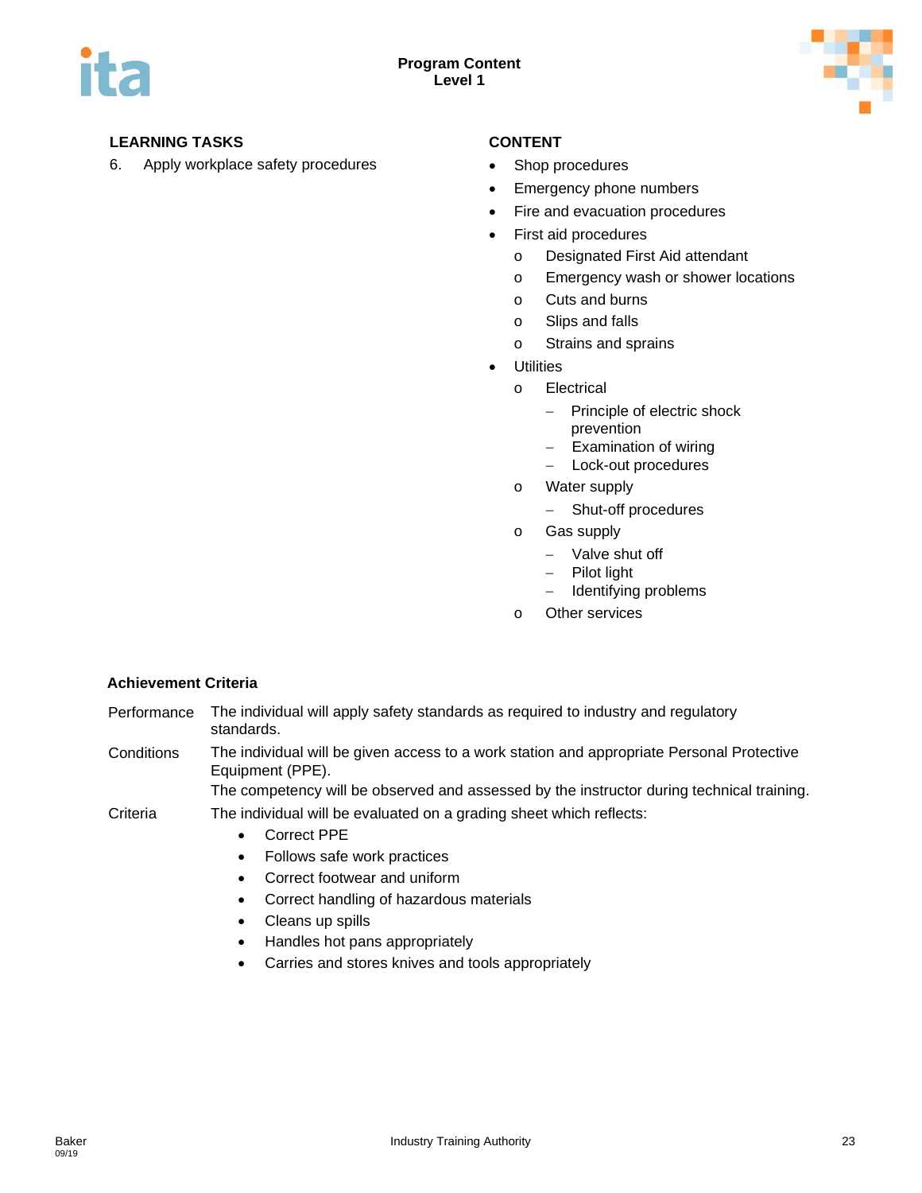**LEARNING TASKS**

6. Apply workplace safety procedures

**CONTENT**

- Shop procedures
- Emergency phone numbers
- Fire and evacuation procedures
- First aid procedures
  - Designated First Aid attendant
  - Emergency wash or shower locations
  - Cuts and burns
  - Slips and falls
  - Strains and sprains
- Utilities
  - Electrical
    - Principle of electric shock prevention
    - Examination of wiring
    - Lock-out procedures
  - Water supply
    - Shut-off procedures
  - Gas supply
    - Valve shut off
    - Pilot light
    - Identifying problems
  - Other services

**Achievement Criteria**

Performance: The individual will apply safety standards as required to industry and regulatory standards.

Conditions: The individual will be given access to a work station and appropriate Personal Protective Equipment (PPE).
The competency will be observed and assessed by the instructor during technical training.

Criteria: The individual will be evaluated on a grading sheet which reflects:

- Correct PPE
- Follows safe work practices
- Correct footwear and uniform
- Correct handling of hazardous materials
- Cleans up spills
- Handles hot pans appropriately
- Carries and stores knives and tools appropriately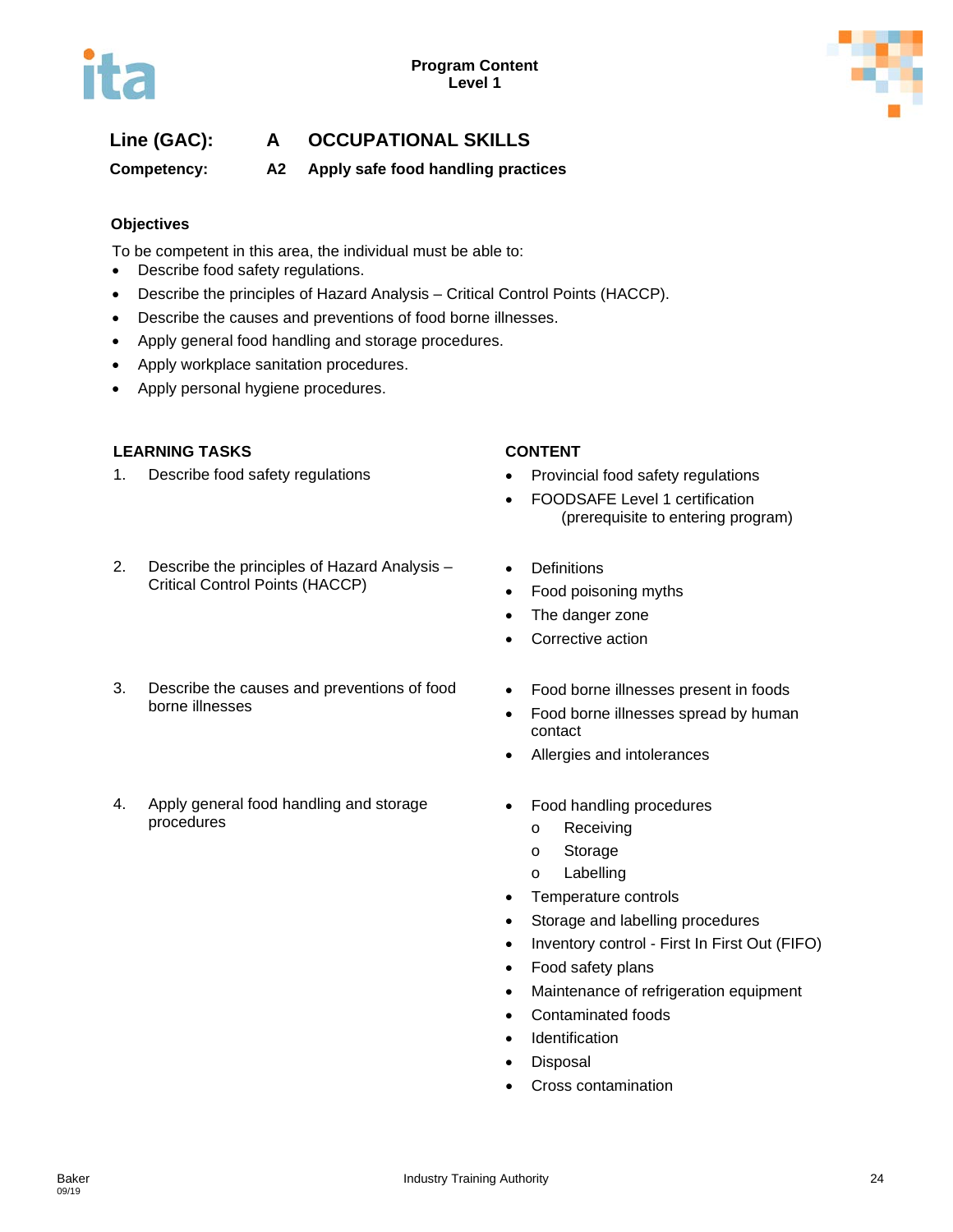**Program Content**
**Level 1**

**Line (GAC):** **A OCCUPATIONAL SKILLS**

**Competency:** **A2 Apply safe food handling practices**

**Objectives**

To be competent in this area, the individual must be able to:

- Describe food safety regulations.
- Describe the principles of Hazard Analysis – Critical Control Points (HACCP).
- Describe the causes and preventions of food borne illnesses.
- Apply general food handling and storage procedures.
- Apply workplace sanitation procedures.
- Apply personal hygiene procedures.

| LEARNING TASKS | CONTENT |
|---|---|
| 1. Describe food safety regulations | • Provincial food safety regulations<br>• FOODSAFE Level 1 certification (prerequisite to entering program) |
| 2. Describe the principles of Hazard Analysis – Critical Control Points (HACCP) | • Definitions<br>• Food poisoning myths<br>• The danger zone<br>• Corrective action |
| 3. Describe the causes and preventions of food borne illnesses | • Food borne illnesses present in foods<br>• Food borne illnesses spread by human contact<br>• Allergies and intolerances |
| 4. Apply general food handling and storage procedures | • Food handling procedures<br>  o Receiving<br>  o Storage<br>  o Labelling<br>• Temperature controls<br>• Storage and labelling procedures<br>• Inventory control - First In First Out (FIFO)<br>• Food safety plans<br>• Maintenance of refrigeration equipment<br>• Contaminated foods<br>• Identification<br>• Disposal<br>• Cross contamination |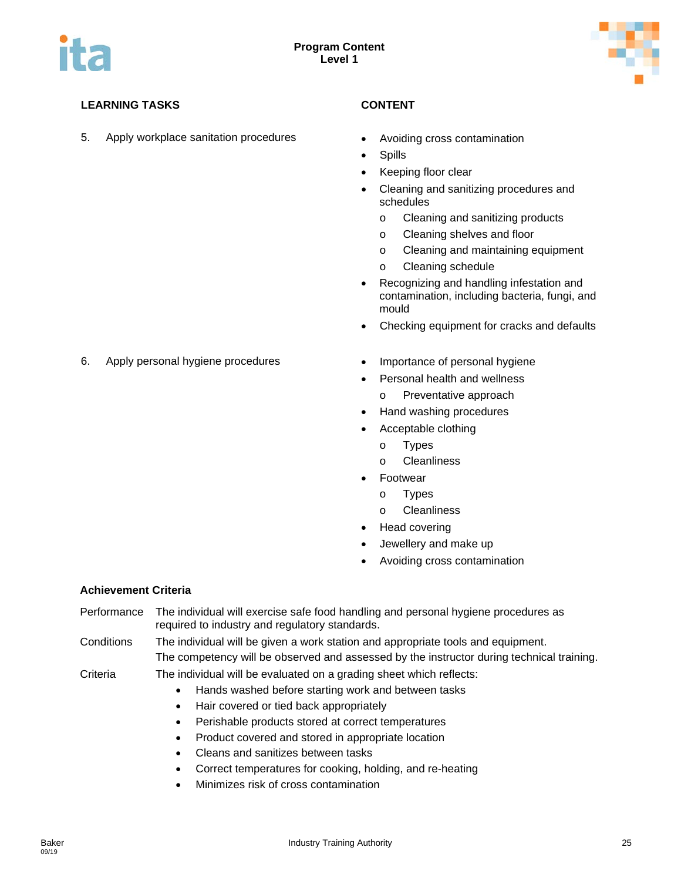| LEARNING TASKS | CONTENT |
| --- | --- |
| 5. Apply workplace sanitation procedures | • Avoiding cross contamination<br>• Spills<br>• Keeping floor clear<br>• Cleaning and sanitizing procedures and schedules<br>  o Cleaning and sanitizing products<br>  o Cleaning shelves and floor<br>  o Cleaning and maintaining equipment<br>  o Cleaning schedule<br>• Recognizing and handling infestation and contamination, including bacteria, fungi, and mould<br>• Checking equipment for cracks and defaults |
| 6. Apply personal hygiene procedures | • Importance of personal hygiene<br>• Personal health and wellness<br>  o Preventative approach<br>• Hand washing procedures<br>• Acceptable clothing<br>  o Types<br>  o Cleanliness<br>• Footwear<br>  o Types<br>  o Cleanliness<br>• Head covering<br>• Jewellery and make up<br>• Avoiding cross contamination |

**Achievement Criteria**

Performance: The individual will exercise safe food handling and personal hygiene procedures as required to industry and regulatory standards.

Conditions: The individual will be given a work station and appropriate tools and equipment.
The competency will be observed and assessed by the instructor during technical training.

Criteria: The individual will be evaluated on a grading sheet which reflects:

- Hands washed before starting work and between tasks
- Hair covered or tied back appropriately
- Perishable products stored at correct temperatures
- Product covered and stored in appropriate location
- Cleans and sanitizes between tasks
- Correct temperatures for cooking, holding, and re-heating
- Minimizes risk of cross contamination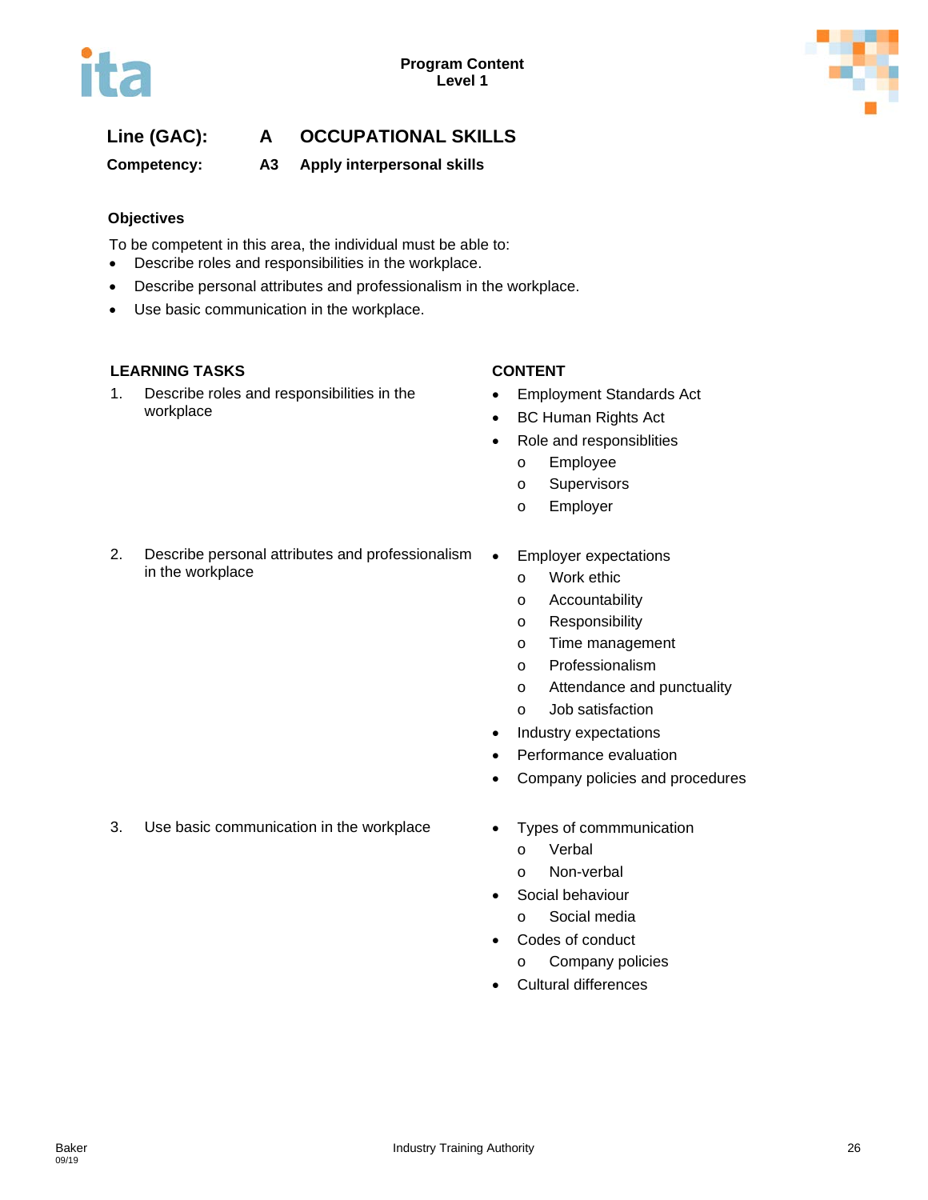**Line (GAC):** **A OCCUPATIONAL SKILLS**

**Competency:** **A3 Apply interpersonal skills**

### Objectives

To be competent in this area, the individual must be able to:

- Describe roles and responsibilities in the workplace.
- Describe personal attributes and professionalism in the workplace.
- Use basic communication in the workplace.

| LEARNING TASKS | CONTENT |
|---|---|
| 1. Describe roles and responsibilities in the workplace | • Employment Standards Act<br>• BC Human Rights Act<br>• Role and responsiblities<br>&nbsp;&nbsp;&nbsp;o Employee<br>&nbsp;&nbsp;&nbsp;o Supervisors<br>&nbsp;&nbsp;&nbsp;o Employer |
| 2. Describe personal attributes and professionalism in the workplace | • Employer expectations<br>&nbsp;&nbsp;&nbsp;o Work ethic<br>&nbsp;&nbsp;&nbsp;o Accountability<br>&nbsp;&nbsp;&nbsp;o Responsibility<br>&nbsp;&nbsp;&nbsp;o Time management<br>&nbsp;&nbsp;&nbsp;o Professionalism<br>&nbsp;&nbsp;&nbsp;o Attendance and punctuality<br>&nbsp;&nbsp;&nbsp;o Job satisfaction<br>• Industry expectations<br>• Performance evaluation<br>• Company policies and procedures |
| 3. Use basic communication in the workplace | • Types of commmunication<br>&nbsp;&nbsp;&nbsp;o Verbal<br>&nbsp;&nbsp;&nbsp;o Non-verbal<br>• Social behaviour<br>&nbsp;&nbsp;&nbsp;o Social media<br>• Codes of conduct<br>&nbsp;&nbsp;&nbsp;o Company policies<br>• Cultural differences |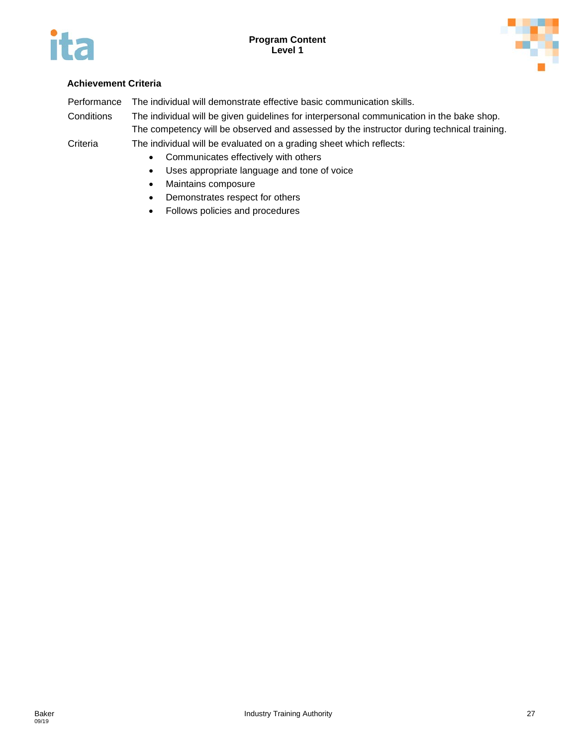**Achievement Criteria**

| | |
|---|---|
| Performance | The individual will demonstrate effective basic communication skills. |
| Conditions | The individual will be given guidelines for interpersonal communication in the bake shop. The competency will be observed and assessed by the instructor during technical training. |
| Criteria | The individual will be evaluated on a grading sheet which reflects: |

- Communicates effectively with others
- Uses appropriate language and tone of voice
- Maintains composure
- Demonstrates respect for others
- Follows policies and procedures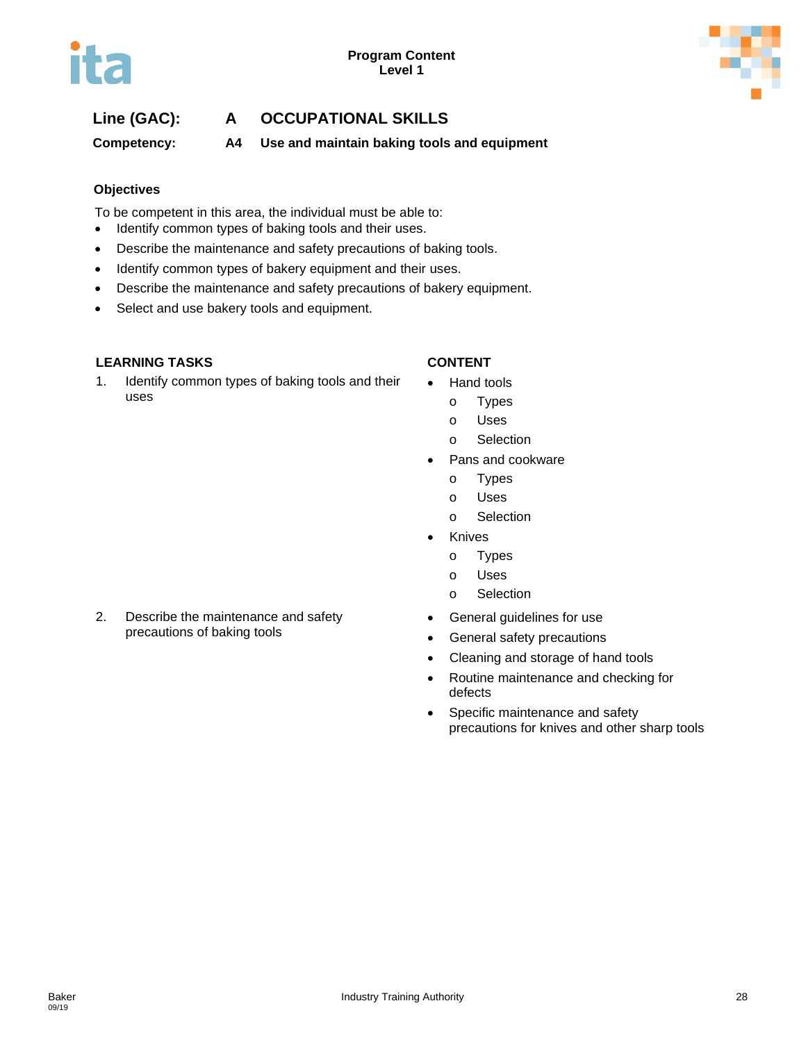**Line (GAC): A OCCUPATIONAL SKILLS**

**Competency: A4 Use and maintain baking tools and equipment**

### Objectives

To be competent in this area, the individual must be able to:

- Identify common types of baking tools and their uses.
- Describe the maintenance and safety precautions of baking tools.
- Identify common types of bakery equipment and their uses.
- Describe the maintenance and safety precautions of bakery equipment.
- Select and use bakery tools and equipment.

| LEARNING TASKS | CONTENT |
|---|---|
| 1. Identify common types of baking tools and their uses | • Hand tools<br>o Types<br>o Uses<br>o Selection<br>• Pans and cookware<br>o Types<br>o Uses<br>o Selection<br>• Knives<br>o Types<br>o Uses<br>o Selection |
| 2. Describe the maintenance and safety precautions of baking tools | • General guidelines for use<br>• General safety precautions<br>• Cleaning and storage of hand tools<br>• Routine maintenance and checking for defects<br>• Specific maintenance and safety precautions for knives and other sharp tools |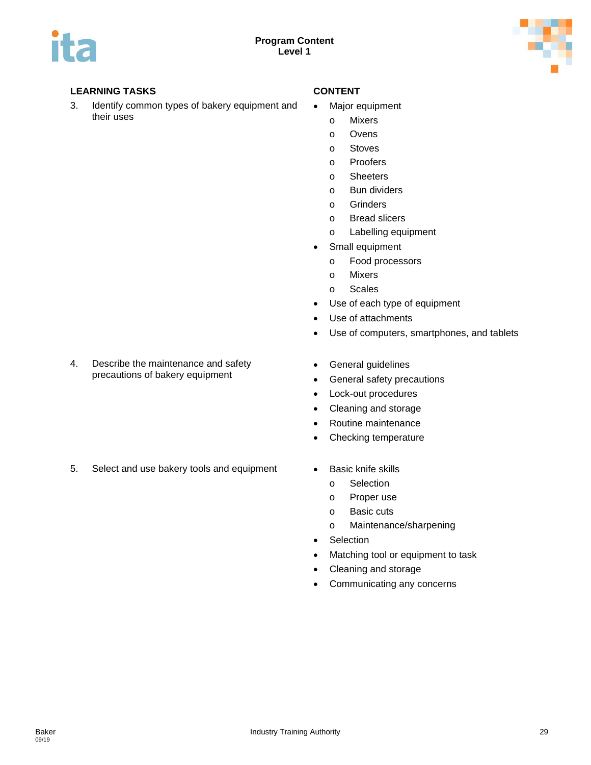| LEARNING TASKS | CONTENT |
| --- | --- |
| 3. Identify common types of bakery equipment and their uses | • Major equipment<br>o Mixers<br>o Ovens<br>o Stoves<br>o Proofers<br>o Sheeters<br>o Bun dividers<br>o Grinders<br>o Bread slicers<br>o Labelling equipment<br>• Small equipment<br>o Food processors<br>o Mixers<br>o Scales<br>• Use of each type of equipment<br>• Use of attachments<br>• Use of computers, smartphones, and tablets |
| 4. Describe the maintenance and safety precautions of bakery equipment | • General guidelines<br>• General safety precautions<br>• Lock-out procedures<br>• Cleaning and storage<br>• Routine maintenance<br>• Checking temperature |
| 5. Select and use bakery tools and equipment | • Basic knife skills<br>o Selection<br>o Proper use<br>o Basic cuts<br>o Maintenance/sharpening<br>• Selection<br>• Matching tool or equipment to task<br>• Cleaning and storage<br>• Communicating any concerns |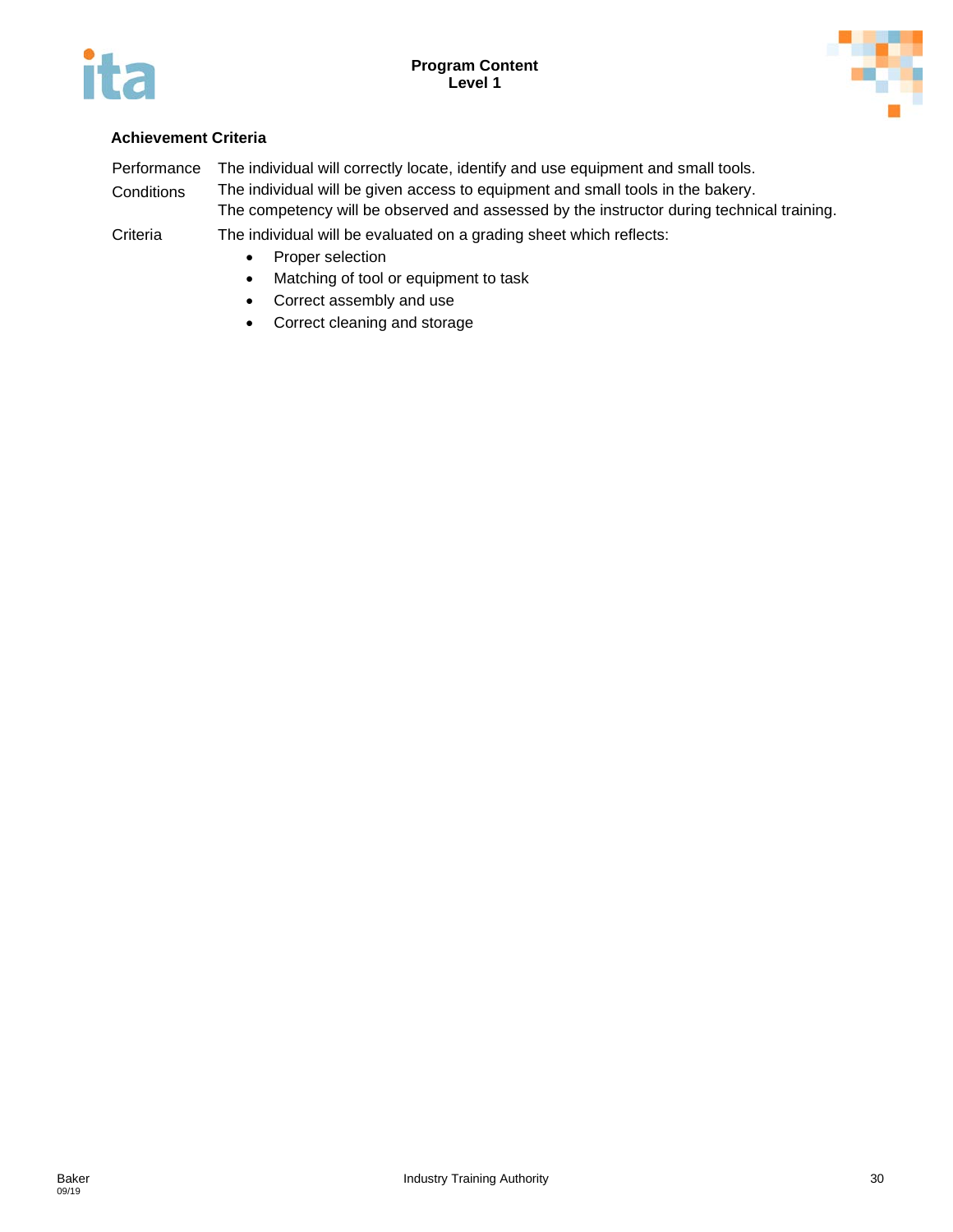### Achievement Criteria

| | |
|---|---|
| Performance | The individual will correctly locate, identify and use equipment and small tools. |
| Conditions | The individual will be given access to equipment and small tools in the bakery. The competency will be observed and assessed by the instructor during technical training. |
| Criteria | The individual will be evaluated on a grading sheet which reflects: |

- Proper selection
- Matching of tool or equipment to task
- Correct assembly and use
- Correct cleaning and storage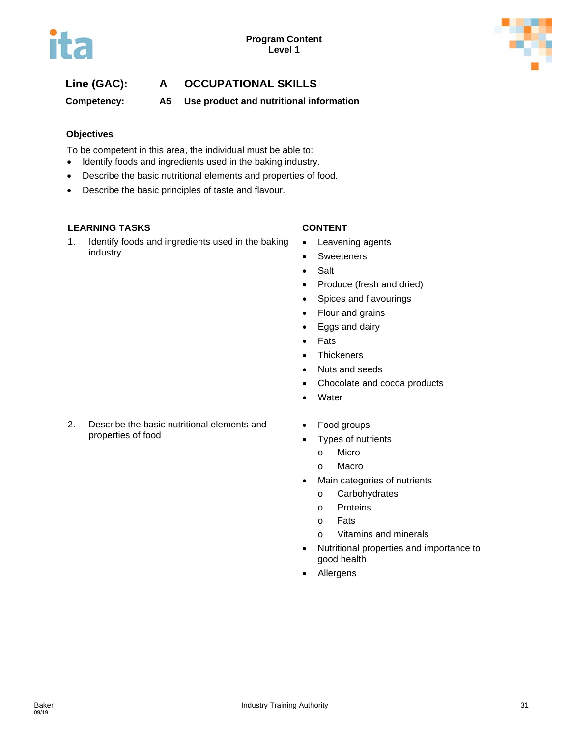**Program Content**
**Level 1**

**Line (GAC):** **A OCCUPATIONAL SKILLS**

**Competency:** **A5 Use product and nutritional information**

**Objectives**

To be competent in this area, the individual must be able to:

- Identify foods and ingredients used in the baking industry.
- Describe the basic nutritional elements and properties of food.
- Describe the basic principles of taste and flavour.

| LEARNING TASKS | CONTENT |
|---|---|
| 1. Identify foods and ingredients used in the baking industry | • Leavening agents<br>• Sweeteners<br>• Salt<br>• Produce (fresh and dried)<br>• Spices and flavourings<br>• Flour and grains<br>• Eggs and dairy<br>• Fats<br>• Thickeners<br>• Nuts and seeds<br>• Chocolate and cocoa products<br>• Water |
| 2. Describe the basic nutritional elements and properties of food | • Food groups<br>• Types of nutrients<br>  o Micro<br>  o Macro<br>• Main categories of nutrients<br>  o Carbohydrates<br>  o Proteins<br>  o Fats<br>  o Vitamins and minerals<br>• Nutritional properties and importance to good health<br>• Allergens |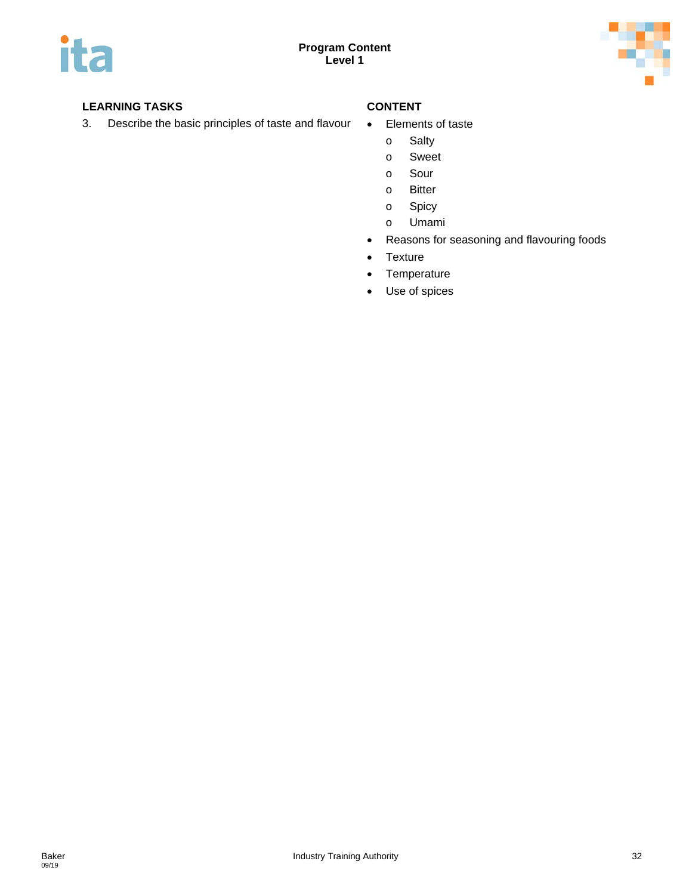| LEARNING TASKS | CONTENT |
|---|---|
| 3. Describe the basic principles of taste and flavour | • Elements of taste<br>o Salty<br>o Sweet<br>o Sour<br>o Bitter<br>o Spicy<br>o Umami<br>• Reasons for seasoning and flavouring foods<br>• Texture<br>• Temperature<br>• Use of spices |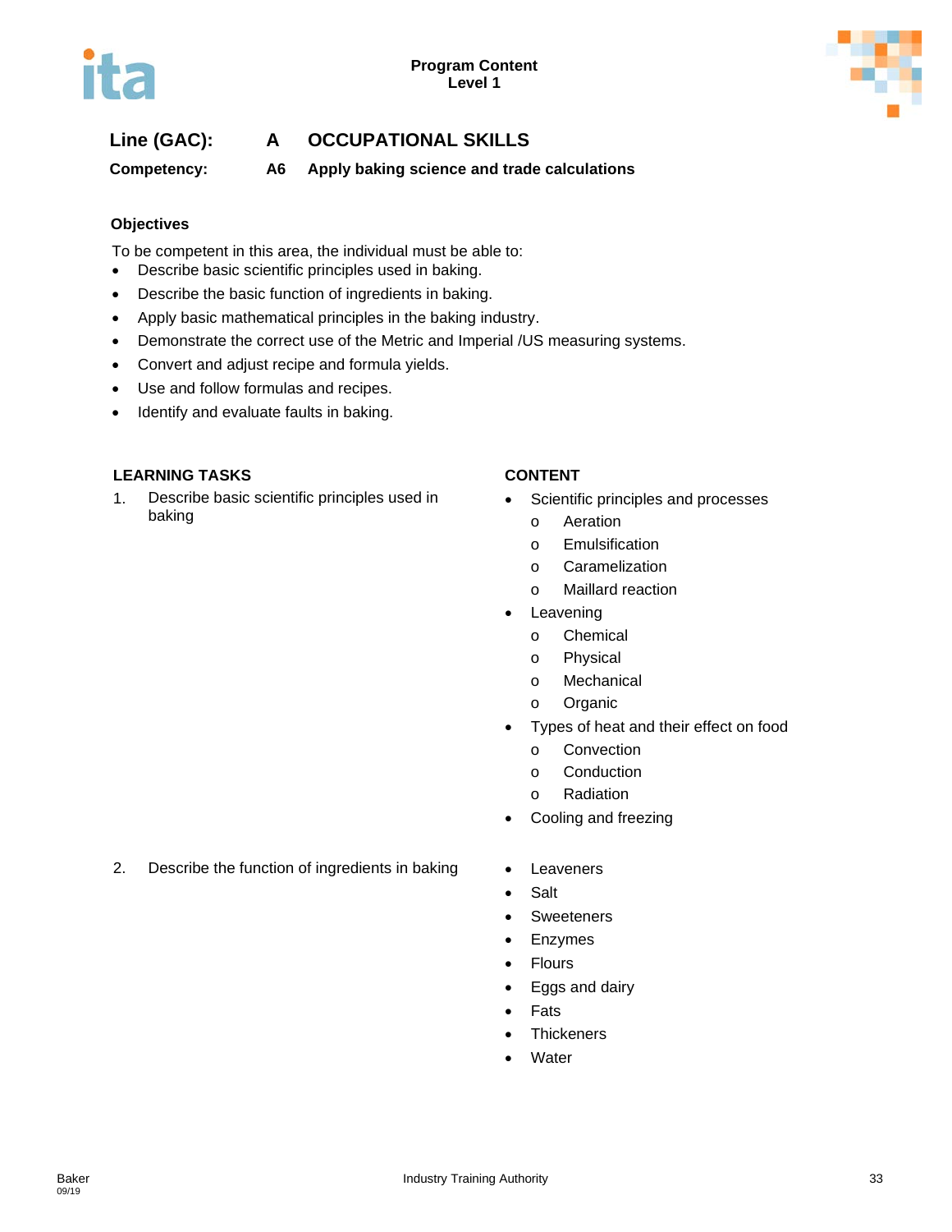**Line (GAC):** **A OCCUPATIONAL SKILLS**

**Competency:** **A6 Apply baking science and trade calculations**

### Objectives

To be competent in this area, the individual must be able to:

- Describe basic scientific principles used in baking.
- Describe the basic function of ingredients in baking.
- Apply basic mathematical principles in the baking industry.
- Demonstrate the correct use of the Metric and Imperial /US measuring systems.
- Convert and adjust recipe and formula yields.
- Use and follow formulas and recipes.
- Identify and evaluate faults in baking.

| LEARNING TASKS | CONTENT |
|---|---|
| 1. Describe basic scientific principles used in baking | • Scientific principles and processes<br>&nbsp;&nbsp;o Aeration<br>&nbsp;&nbsp;o Emulsification<br>&nbsp;&nbsp;o Caramelization<br>&nbsp;&nbsp;o Maillard reaction<br>• Leavening<br>&nbsp;&nbsp;o Chemical<br>&nbsp;&nbsp;o Physical<br>&nbsp;&nbsp;o Mechanical<br>&nbsp;&nbsp;o Organic<br>• Types of heat and their effect on food<br>&nbsp;&nbsp;o Convection<br>&nbsp;&nbsp;o Conduction<br>&nbsp;&nbsp;o Radiation<br>• Cooling and freezing |
| 2. Describe the function of ingredients in baking | • Leaveners<br>• Salt<br>• Sweeteners<br>• Enzymes<br>• Flours<br>• Eggs and dairy<br>• Fats<br>• Thickeners<br>• Water |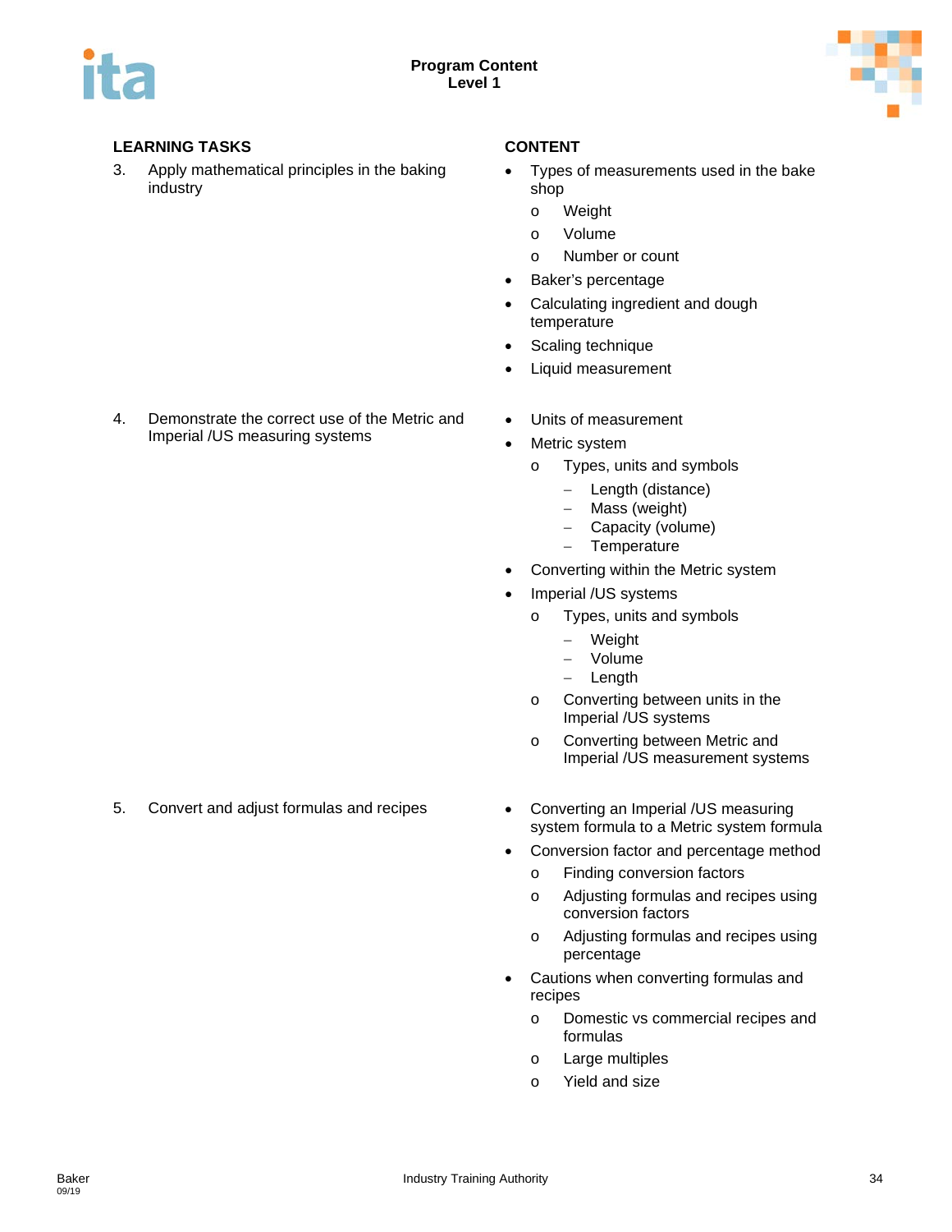| LEARNING TASKS | CONTENT |
|---|---|
| 3. Apply mathematical principles in the baking industry | • Types of measurements used in the bake shop<br>  o Weight<br>  o Volume<br>  o Number or count<br>• Baker's percentage<br>• Calculating ingredient and dough temperature<br>• Scaling technique<br>• Liquid measurement |
| 4. Demonstrate the correct use of the Metric and Imperial /US measuring systems | • Units of measurement<br>• Metric system<br>  o Types, units and symbols<br>    – Length (distance)<br>    – Mass (weight)<br>    – Capacity (volume)<br>    – Temperature<br>• Converting within the Metric system<br>• Imperial /US systems<br>  o Types, units and symbols<br>    – Weight<br>    – Volume<br>    – Length<br>  o Converting between units in the Imperial /US systems<br>  o Converting between Metric and Imperial /US measurement systems |
| 5. Convert and adjust formulas and recipes | • Converting an Imperial /US measuring system formula to a Metric system formula<br>• Conversion factor and percentage method<br>  o Finding conversion factors<br>  o Adjusting formulas and recipes using conversion factors<br>  o Adjusting formulas and recipes using percentage<br>• Cautions when converting formulas and recipes<br>  o Domestic vs commercial recipes and formulas<br>  o Large multiples<br>  o Yield and size |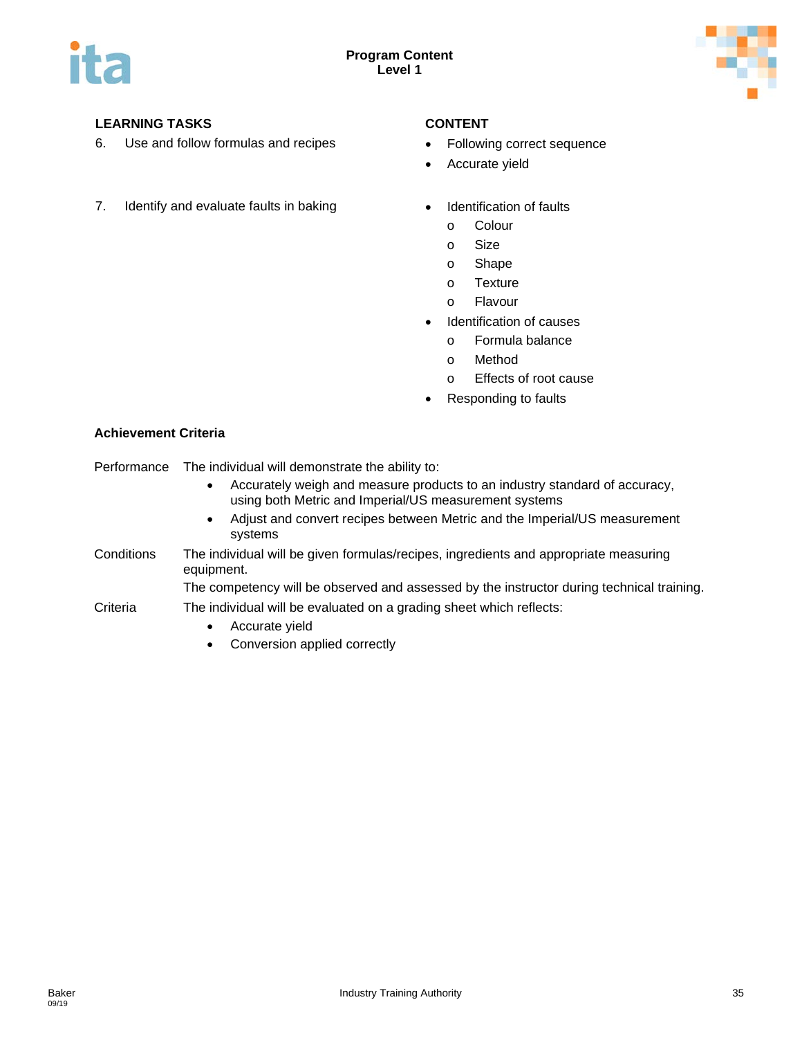| LEARNING TASKS | CONTENT |
| --- | --- |
| 6. Use and follow formulas and recipes | • Following correct sequence<br>• Accurate yield |
| 7. Identify and evaluate faults in baking | • Identification of faults<br>  o Colour<br>  o Size<br>  o Shape<br>  o Texture<br>  o Flavour<br>• Identification of causes<br>  o Formula balance<br>  o Method<br>  o Effects of root cause<br>• Responding to faults |

**Achievement Criteria**

Performance: The individual will demonstrate the ability to:

- Accurately weigh and measure products to an industry standard of accuracy, using both Metric and Imperial/US measurement systems
- Adjust and convert recipes between Metric and the Imperial/US measurement systems

Conditions: The individual will be given formulas/recipes, ingredients and appropriate measuring equipment.

The competency will be observed and assessed by the instructor during technical training.

Criteria: The individual will be evaluated on a grading sheet which reflects:

- Accurate yield
- Conversion applied correctly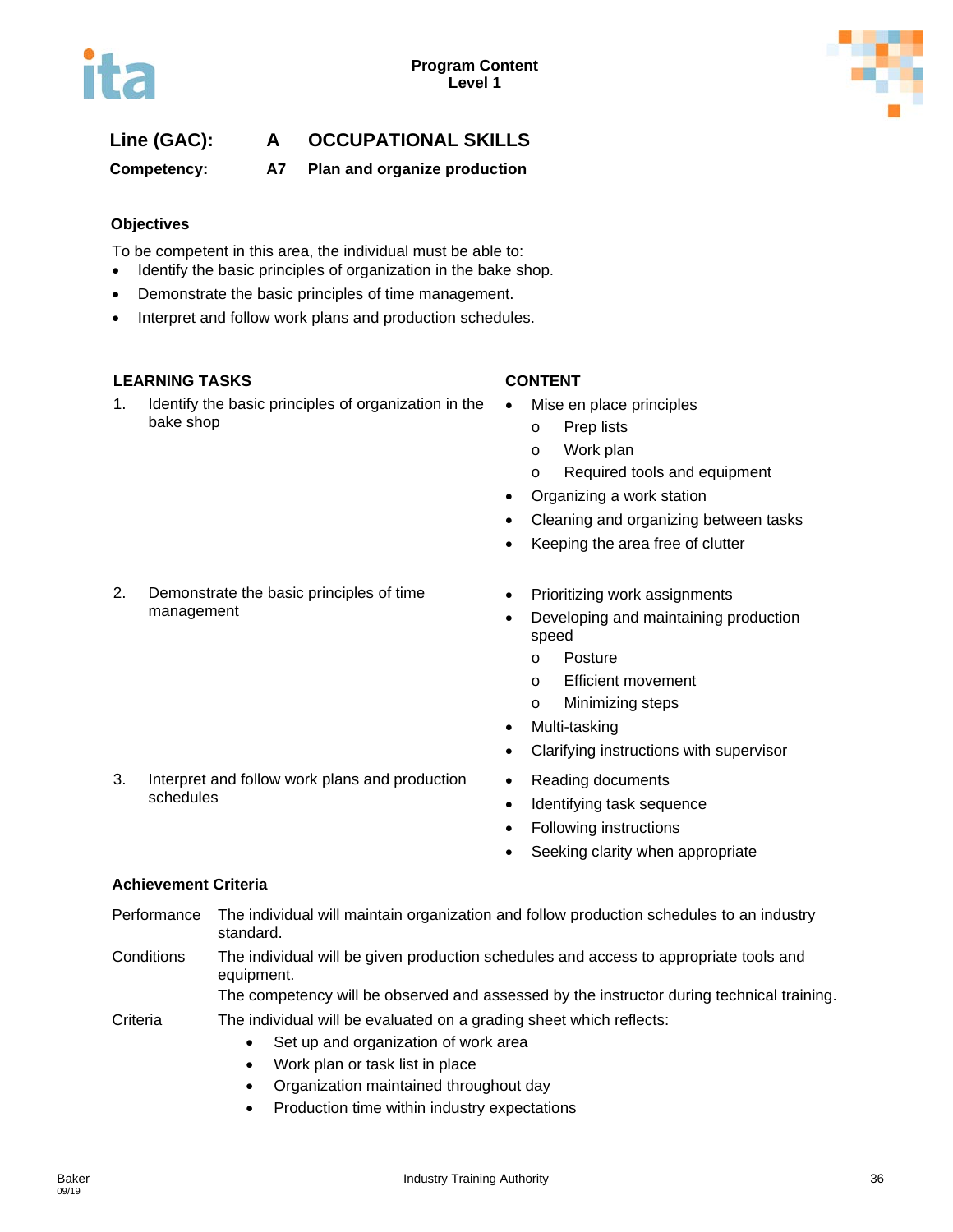**Line (GAC): A OCCUPATIONAL SKILLS**

**Competency: A7 Plan and organize production**

### Objectives

To be competent in this area, the individual must be able to:

- Identify the basic principles of organization in the bake shop.
- Demonstrate the basic principles of time management.
- Interpret and follow work plans and production schedules.

| LEARNING TASKS | CONTENT |
|---|---|
| 1. Identify the basic principles of organization in the bake shop | • Mise en place principles<br>  o Prep lists<br>  o Work plan<br>  o Required tools and equipment<br>• Organizing a work station<br>• Cleaning and organizing between tasks<br>• Keeping the area free of clutter |
| 2. Demonstrate the basic principles of time management | • Prioritizing work assignments<br>• Developing and maintaining production speed<br>  o Posture<br>  o Efficient movement<br>  o Minimizing steps<br>• Multi-tasking<br>• Clarifying instructions with supervisor |
| 3. Interpret and follow work plans and production schedules | • Reading documents<br>• Identifying task sequence<br>• Following instructions<br>• Seeking clarity when appropriate |

### Achievement Criteria

**Performance** The individual will maintain organization and follow production schedules to an industry standard.

**Conditions** The individual will be given production schedules and access to appropriate tools and equipment.
The competency will be observed and assessed by the instructor during technical training.

**Criteria** The individual will be evaluated on a grading sheet which reflects:

- Set up and organization of work area
- Work plan or task list in place
- Organization maintained throughout day
- Production time within industry expectations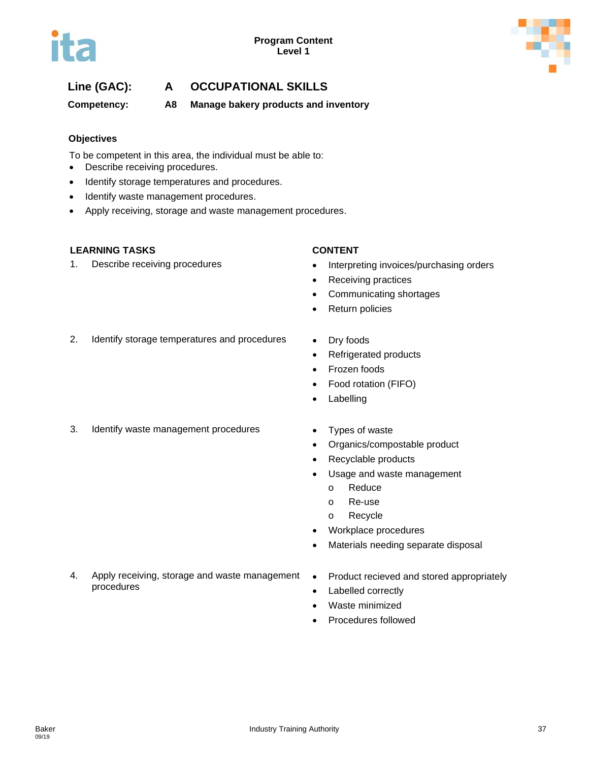## Line (GAC): A OCCUPATIONAL SKILLS

**Competency: A8 Manage bakery products and inventory**

### Objectives

To be competent in this area, the individual must be able to:

- Describe receiving procedures.
- Identify storage temperatures and procedures.
- Identify waste management procedures.
- Apply receiving, storage and waste management procedures.

| LEARNING TASKS | CONTENT |
|---|---|
| 1. Describe receiving procedures | • Interpreting invoices/purchasing orders<br>• Receiving practices<br>• Communicating shortages<br>• Return policies |
| 2. Identify storage temperatures and procedures | • Dry foods<br>• Refrigerated products<br>• Frozen foods<br>• Food rotation (FIFO)<br>• Labelling |
| 3. Identify waste management procedures | • Types of waste<br>• Organics/compostable product<br>• Recyclable products<br>• Usage and waste management<br>  o Reduce<br>  o Re-use<br>  o Recycle<br>• Workplace procedures<br>• Materials needing separate disposal |
| 4. Apply receiving, storage and waste management procedures | • Product recieved and stored appropriately<br>• Labelled correctly<br>• Waste minimized<br>• Procedures followed |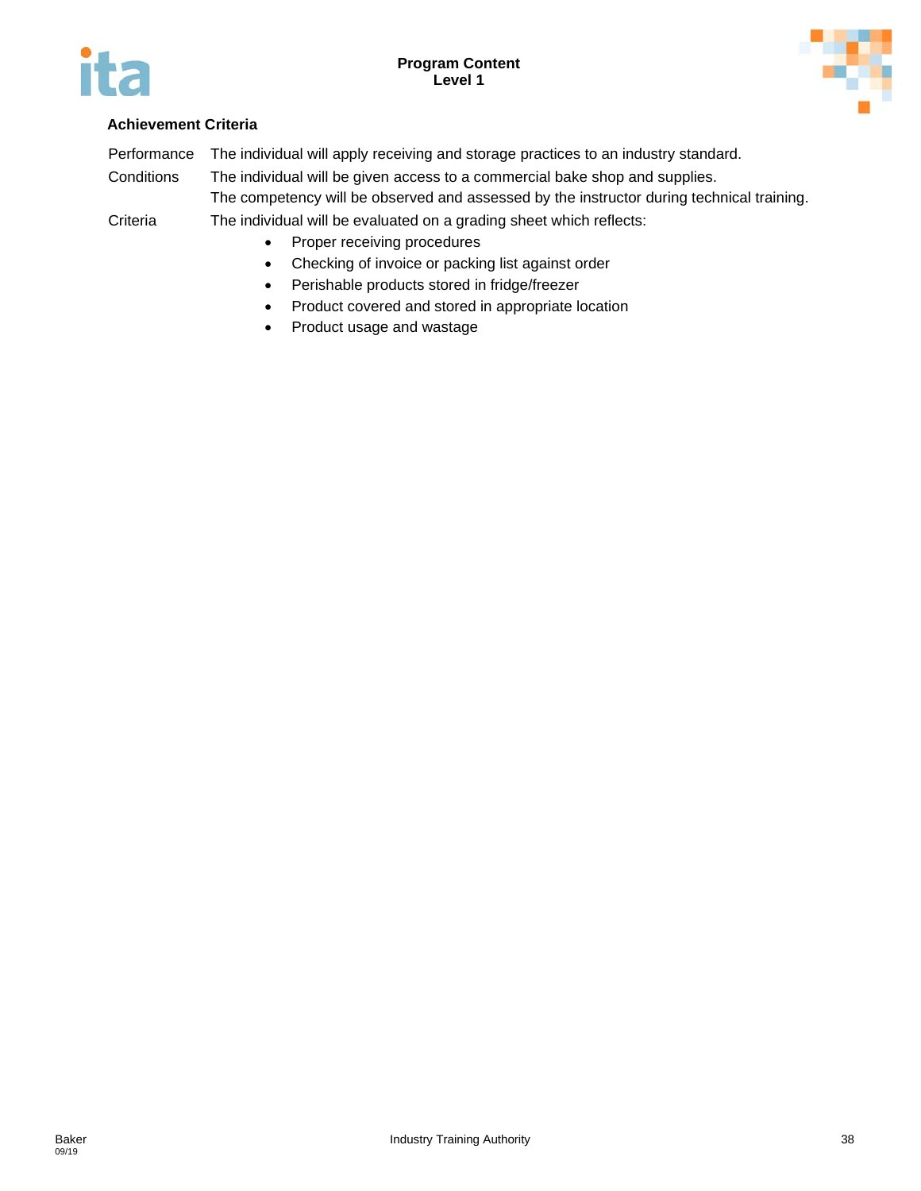### Achievement Criteria

| | |
|---|---|
| Performance | The individual will apply receiving and storage practices to an industry standard. |
| Conditions | The individual will be given access to a commercial bake shop and supplies.<br>The competency will be observed and assessed by the instructor during technical training. |
| Criteria | The individual will be evaluated on a grading sheet which reflects: |

- Proper receiving procedures
- Checking of invoice or packing list against order
- Perishable products stored in fridge/freezer
- Product covered and stored in appropriate location
- Product usage and wastage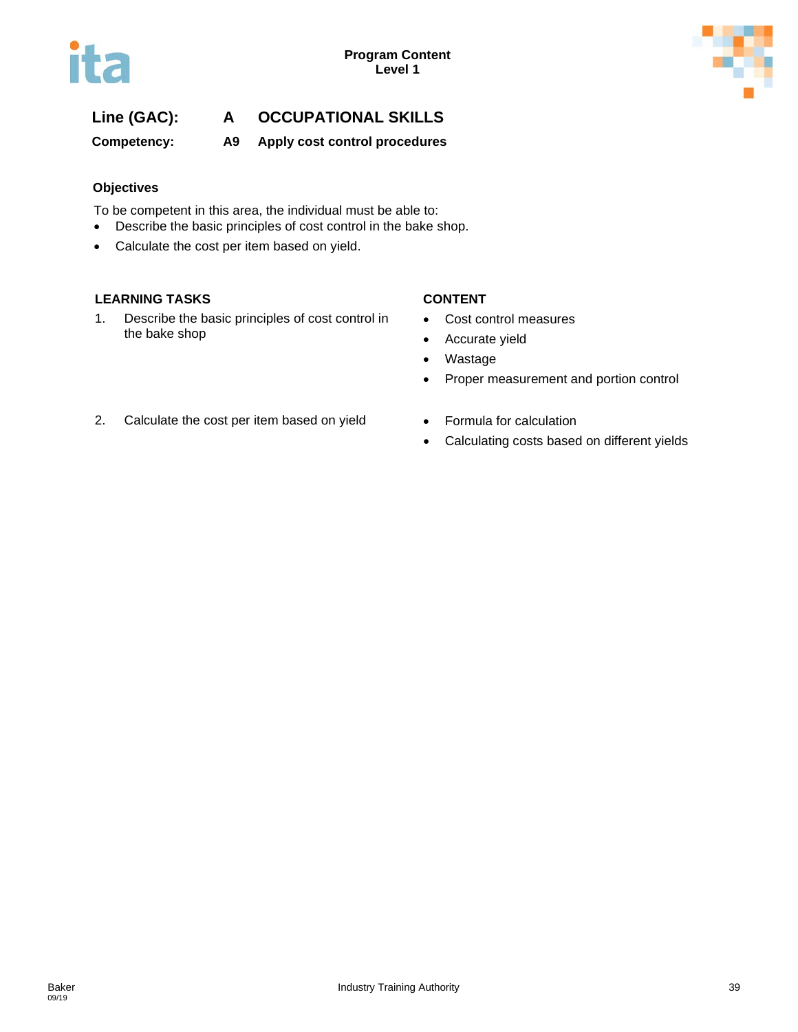Program Content
Level 1

**Line (GAC): A OCCUPATIONAL SKILLS**

**Competency: A9 Apply cost control procedures**

**Objectives**

To be competent in this area, the individual must be able to:

- Describe the basic principles of cost control in the bake shop.
- Calculate the cost per item based on yield.

| LEARNING TASKS | CONTENT |
|---|---|
| 1. Describe the basic principles of cost control in the bake shop | • Cost control measures<br>• Accurate yield<br>• Wastage<br>• Proper measurement and portion control |
| 2. Calculate the cost per item based on yield | • Formula for calculation<br>• Calculating costs based on different yields |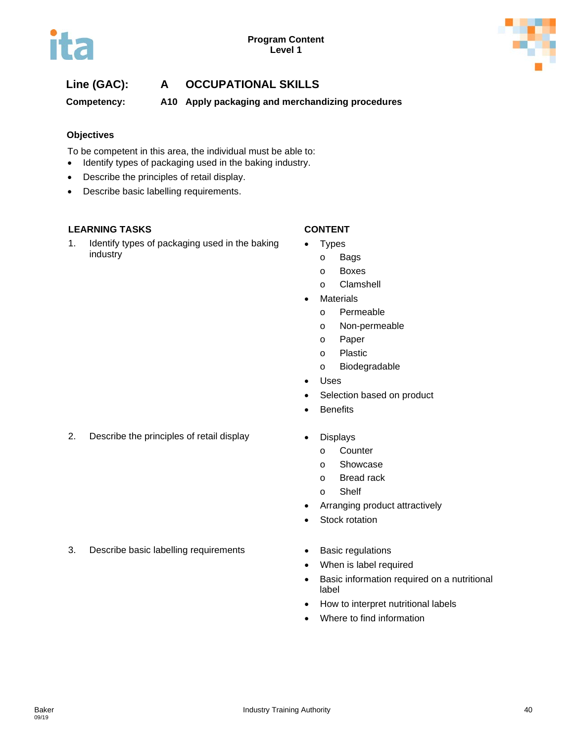**Line (GAC):** **A OCCUPATIONAL SKILLS**

**Competency:** **A10 Apply packaging and merchandizing procedures**

### Objectives

To be competent in this area, the individual must be able to:

- Identify types of packaging used in the baking industry.
- Describe the principles of retail display.
- Describe basic labelling requirements.

| LEARNING TASKS | CONTENT |
|---|---|
| 1. Identify types of packaging used in the baking industry | • Types<br>  o Bags<br>  o Boxes<br>  o Clamshell<br>• Materials<br>  o Permeable<br>  o Non-permeable<br>  o Paper<br>  o Plastic<br>  o Biodegradable<br>• Uses<br>• Selection based on product<br>• Benefits |
| 2. Describe the principles of retail display | • Displays<br>  o Counter<br>  o Showcase<br>  o Bread rack<br>  o Shelf<br>• Arranging product attractively<br>• Stock rotation |
| 3. Describe basic labelling requirements | • Basic regulations<br>• When is label required<br>• Basic information required on a nutritional label<br>• How to interpret nutritional labels<br>• Where to find information |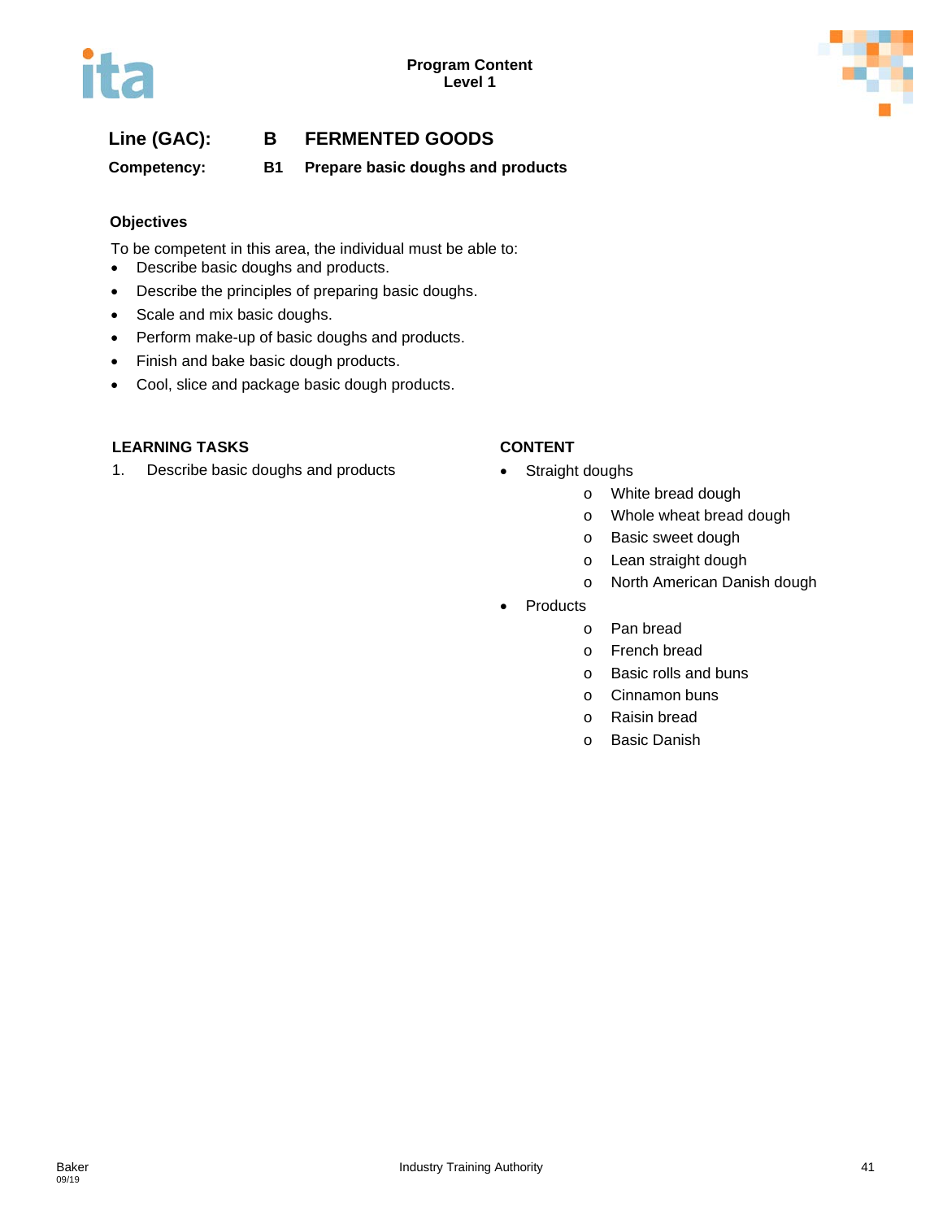**Line (GAC):** **B FERMENTED GOODS**

**Competency:** **B1 Prepare basic doughs and products**

### Objectives

To be competent in this area, the individual must be able to:

- Describe basic doughs and products.
- Describe the principles of preparing basic doughs.
- Scale and mix basic doughs.
- Perform make-up of basic doughs and products.
- Finish and bake basic dough products.
- Cool, slice and package basic dough products.

| LEARNING TASKS | CONTENT |
|---|---|
| 1. Describe basic doughs and products | • Straight doughs<br>&nbsp;&nbsp;&nbsp;&nbsp;o White bread dough<br>&nbsp;&nbsp;&nbsp;&nbsp;o Whole wheat bread dough<br>&nbsp;&nbsp;&nbsp;&nbsp;o Basic sweet dough<br>&nbsp;&nbsp;&nbsp;&nbsp;o Lean straight dough<br>&nbsp;&nbsp;&nbsp;&nbsp;o North American Danish dough<br>• Products<br>&nbsp;&nbsp;&nbsp;&nbsp;o Pan bread<br>&nbsp;&nbsp;&nbsp;&nbsp;o French bread<br>&nbsp;&nbsp;&nbsp;&nbsp;o Basic rolls and buns<br>&nbsp;&nbsp;&nbsp;&nbsp;o Cinnamon buns<br>&nbsp;&nbsp;&nbsp;&nbsp;o Raisin bread<br>&nbsp;&nbsp;&nbsp;&nbsp;o Basic Danish |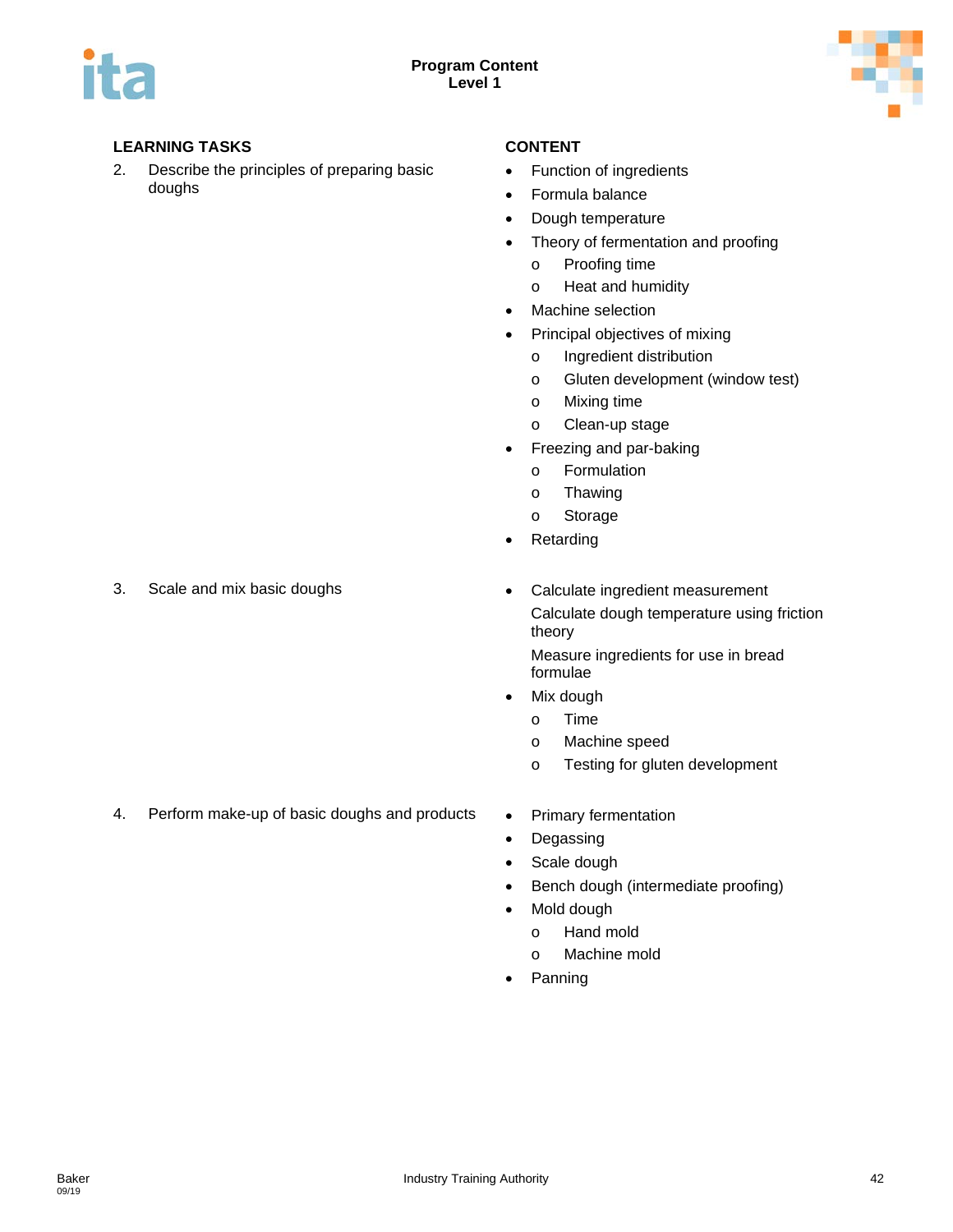## Program Content
## Level 1

| LEARNING TASKS | CONTENT |
|---|---|
| 2. Describe the principles of preparing basic doughs | • Function of ingredients<br>• Formula balance<br>• Dough temperature<br>• Theory of fermentation and proofing<br>  o Proofing time<br>  o Heat and humidity<br>• Machine selection<br>• Principal objectives of mixing<br>  o Ingredient distribution<br>  o Gluten development (window test)<br>  o Mixing time<br>  o Clean-up stage<br>• Freezing and par-baking<br>  o Formulation<br>  o Thawing<br>  o Storage<br>• Retarding |
| 3. Scale and mix basic doughs | • Calculate ingredient measurement<br>  Calculate dough temperature using friction theory<br>  Measure ingredients for use in bread formulae<br>• Mix dough<br>  o Time<br>  o Machine speed<br>  o Testing for gluten development |
| 4. Perform make-up of basic doughs and products | • Primary fermentation<br>• Degassing<br>• Scale dough<br>• Bench dough (intermediate proofing)<br>• Mold dough<br>  o Hand mold<br>  o Machine mold<br>• Panning |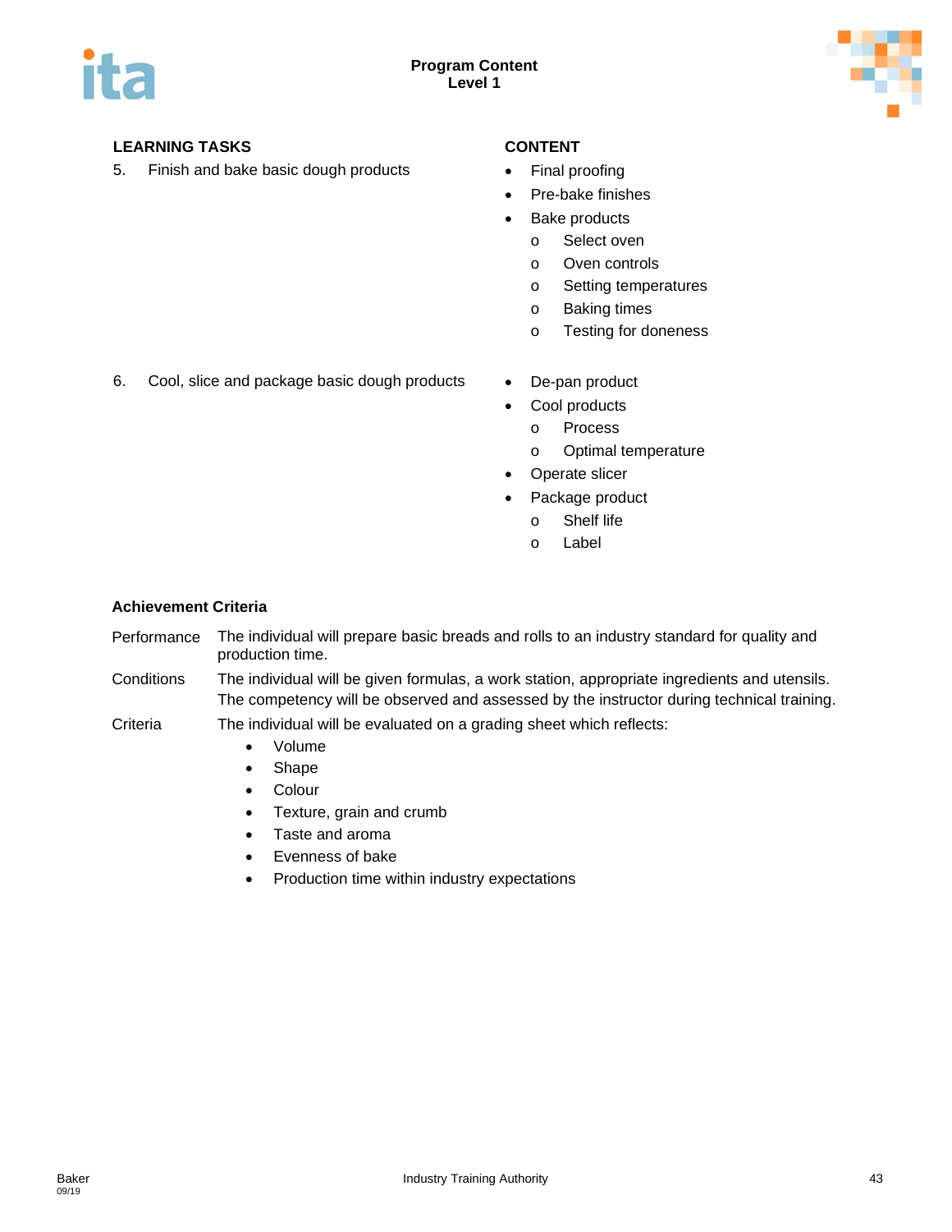| LEARNING TASKS | CONTENT |
|---|---|
| 5. Finish and bake basic dough products | • Final proofing<br>• Pre-bake finishes<br>• Bake products<br>  o Select oven<br>  o Oven controls<br>  o Setting temperatures<br>  o Baking times<br>  o Testing for doneness |
| 6. Cool, slice and package basic dough products | • De-pan product<br>• Cool products<br>  o Process<br>  o Optimal temperature<br>• Operate slicer<br>• Package product<br>  o Shelf life<br>  o Label |

### Achievement Criteria

**Performance** The individual will prepare basic breads and rolls to an industry standard for quality and production time.

**Conditions** The individual will be given formulas, a work station, appropriate ingredients and utensils. The competency will be observed and assessed by the instructor during technical training.

**Criteria** The individual will be evaluated on a grading sheet which reflects:

- Volume
- Shape
- Colour
- Texture, grain and crumb
- Taste and aroma
- Evenness of bake
- Production time within industry expectations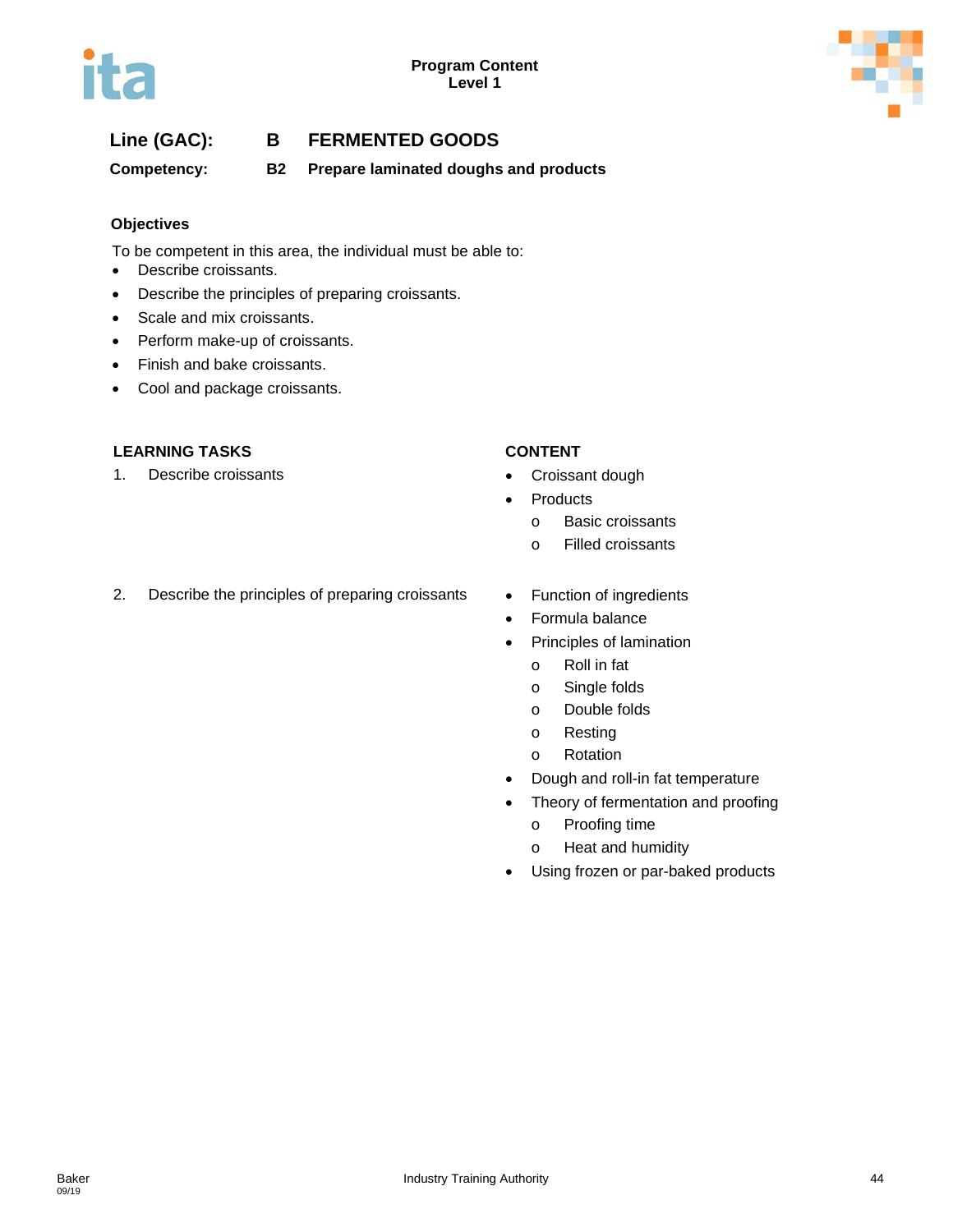**Line (GAC):** **B FERMENTED GOODS**

**Competency:** **B2 Prepare laminated doughs and products**

### Objectives

To be competent in this area, the individual must be able to:

- Describe croissants.
- Describe the principles of preparing croissants.
- Scale and mix croissants.
- Perform make-up of croissants.
- Finish and bake croissants.
- Cool and package croissants.

| LEARNING TASKS | CONTENT |
| --- | --- |
| 1. Describe croissants | • Croissant dough<br>• Products<br>  o Basic croissants<br>  o Filled croissants |
| 2. Describe the principles of preparing croissants | • Function of ingredients<br>• Formula balance<br>• Principles of lamination<br>  o Roll in fat<br>  o Single folds<br>  o Double folds<br>  o Resting<br>  o Rotation<br>• Dough and roll-in fat temperature<br>• Theory of fermentation and proofing<br>  o Proofing time<br>  o Heat and humidity<br>• Using frozen or par-baked products |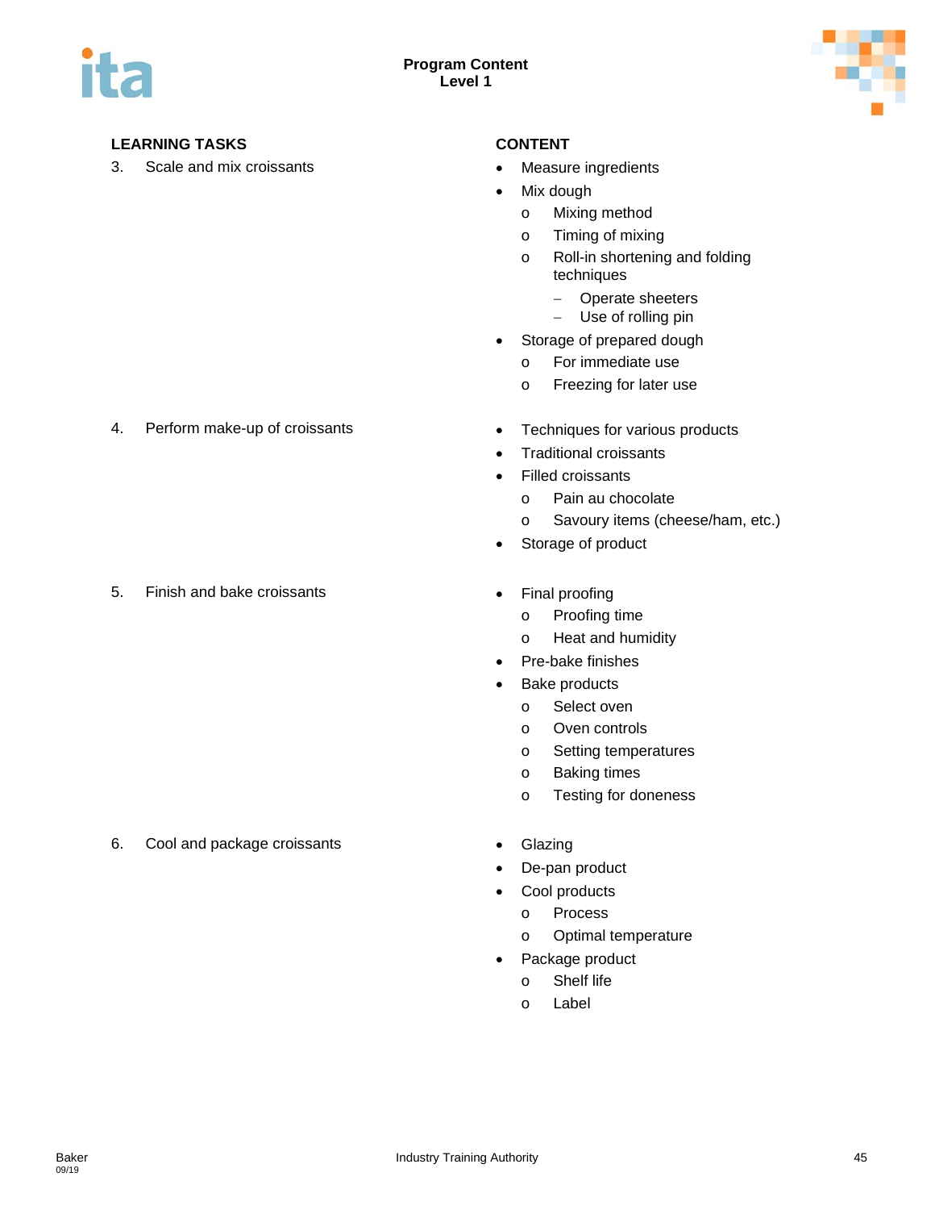| LEARNING TASKS | CONTENT |
|---|---|
| 3. Scale and mix croissants | • Measure ingredients<br>• Mix dough<br>  o Mixing method<br>  o Timing of mixing<br>  o Roll-in shortening and folding techniques<br>    – Operate sheeters<br>    – Use of rolling pin<br>• Storage of prepared dough<br>  o For immediate use<br>  o Freezing for later use |
| 4. Perform make-up of croissants | • Techniques for various products<br>• Traditional croissants<br>• Filled croissants<br>  o Pain au chocolate<br>  o Savoury items (cheese/ham, etc.)<br>• Storage of product |
| 5. Finish and bake croissants | • Final proofing<br>  o Proofing time<br>  o Heat and humidity<br>• Pre-bake finishes<br>• Bake products<br>  o Select oven<br>  o Oven controls<br>  o Setting temperatures<br>  o Baking times<br>  o Testing for doneness |
| 6. Cool and package croissants | • Glazing<br>• De-pan product<br>• Cool products<br>  o Process<br>  o Optimal temperature<br>• Package product<br>  o Shelf life<br>  o Label |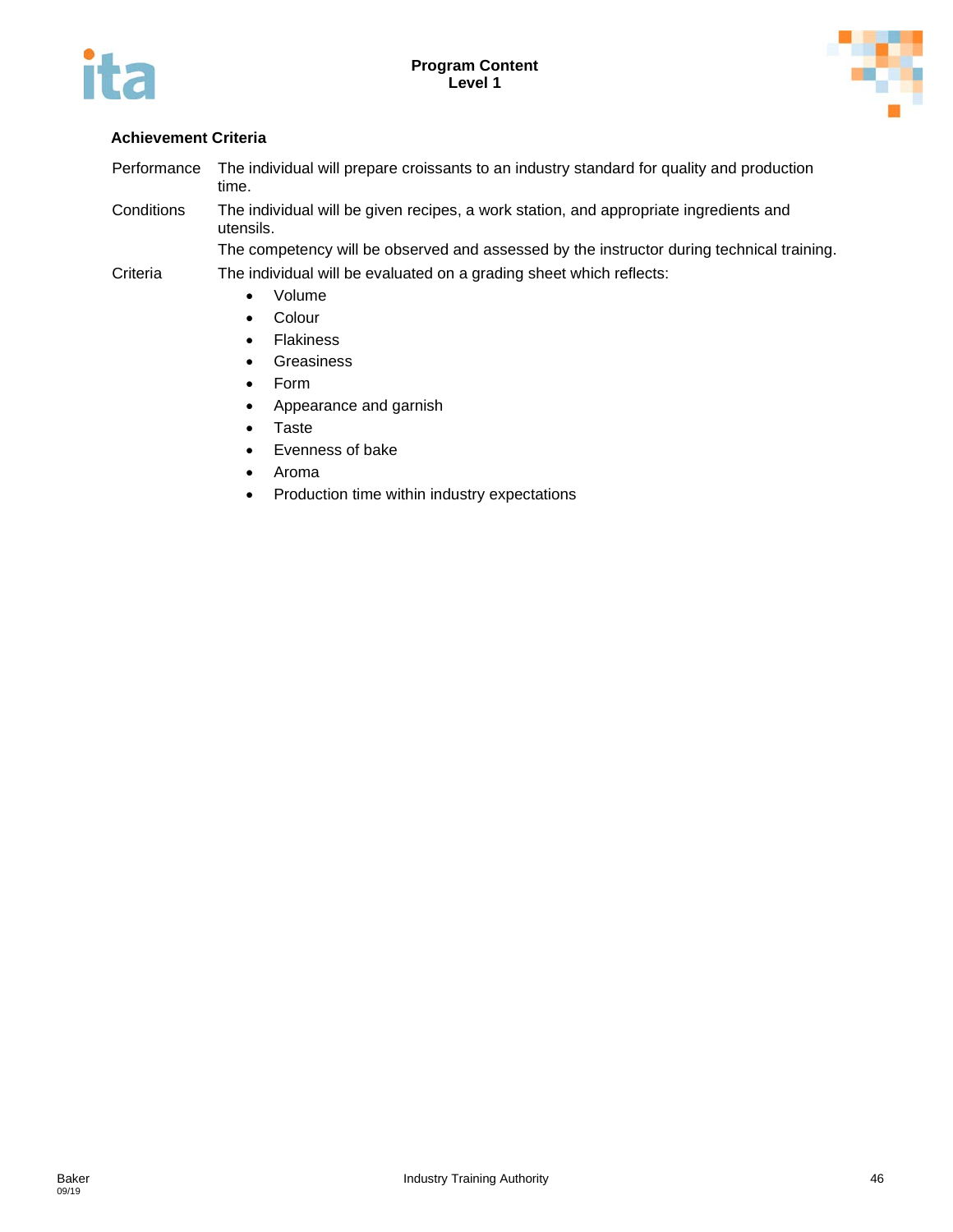**Achievement Criteria**

| | |
|---|---|
| Performance | The individual will prepare croissants to an industry standard for quality and production time. |
| Conditions | The individual will be given recipes, a work station, and appropriate ingredients and utensils. |
| | The competency will be observed and assessed by the instructor during technical training. |
| Criteria | The individual will be evaluated on a grading sheet which reflects: |

- Volume
- Colour
- Flakiness
- Greasiness
- Form
- Appearance and garnish
- Taste
- Evenness of bake
- Aroma
- Production time within industry expectations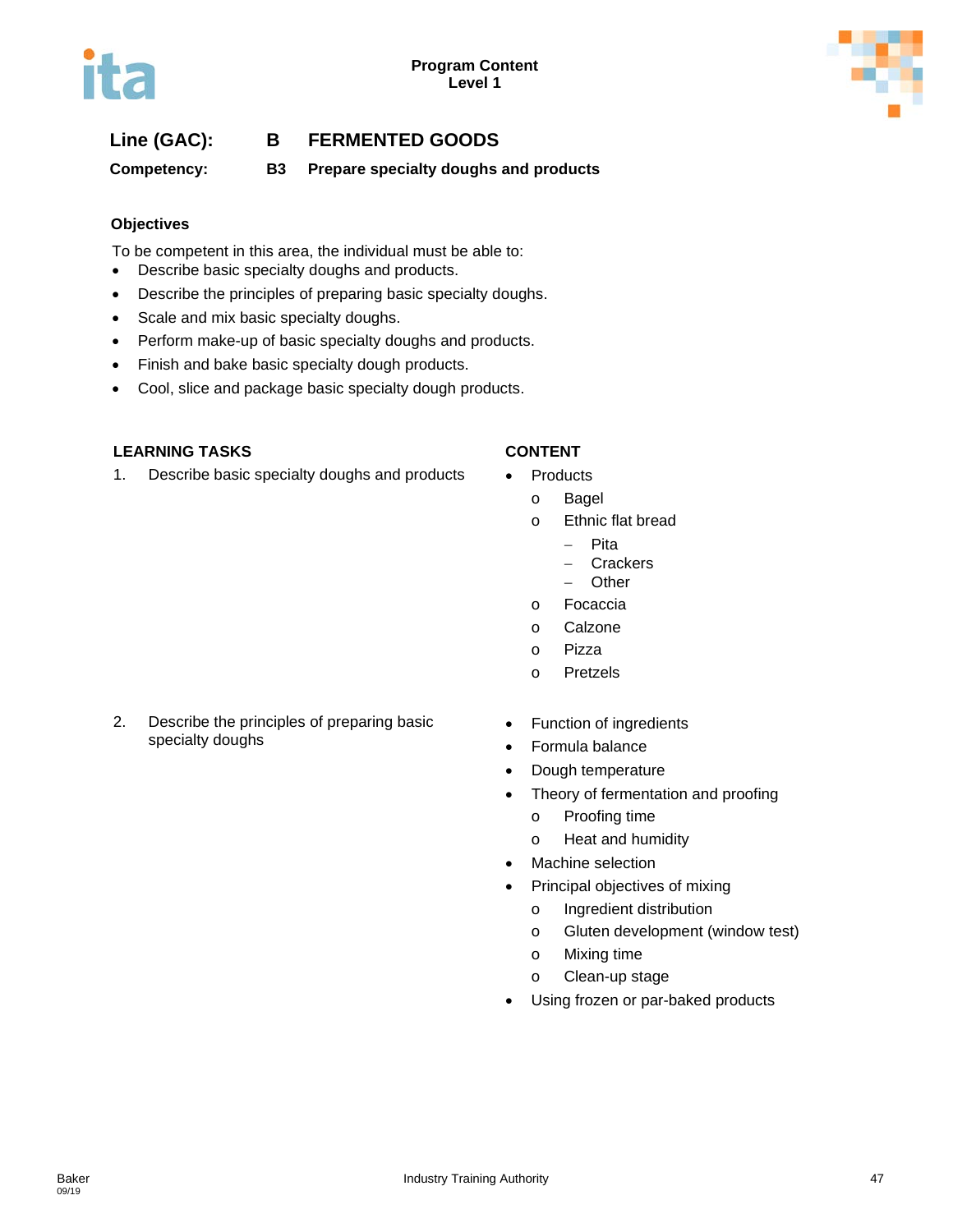**Line (GAC): B FERMENTED GOODS**

**Competency: B3 Prepare specialty doughs and products**

### Objectives

To be competent in this area, the individual must be able to:

- Describe basic specialty doughs and products.
- Describe the principles of preparing basic specialty doughs.
- Scale and mix basic specialty doughs.
- Perform make-up of basic specialty doughs and products.
- Finish and bake basic specialty dough products.
- Cool, slice and package basic specialty dough products.

| LEARNING TASKS | CONTENT |
|---|---|
| 1. Describe basic specialty doughs and products | • Products<br>  o Bagel<br>  o Ethnic flat bread<br>    – Pita<br>    – Crackers<br>    – Other<br>  o Focaccia<br>  o Calzone<br>  o Pizza<br>  o Pretzels |
| 2. Describe the principles of preparing basic specialty doughs | • Function of ingredients<br>• Formula balance<br>• Dough temperature<br>• Theory of fermentation and proofing<br>  o Proofing time<br>  o Heat and humidity<br>• Machine selection<br>• Principal objectives of mixing<br>  o Ingredient distribution<br>  o Gluten development (window test)<br>  o Mixing time<br>  o Clean-up stage<br>• Using frozen or par-baked products |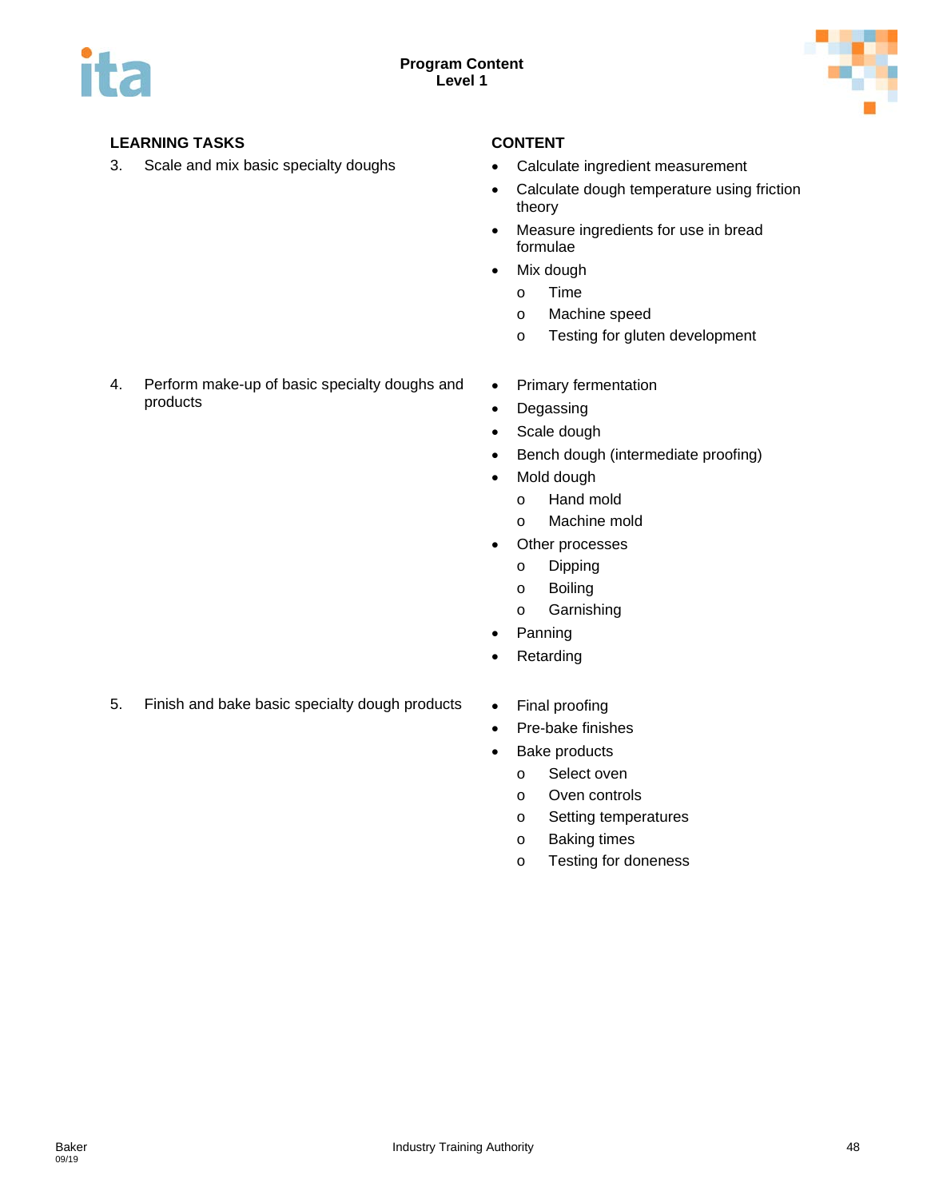| LEARNING TASKS | CONTENT |
|---|---|
| 3. Scale and mix basic specialty doughs | • Calculate ingredient measurement<br>• Calculate dough temperature using friction theory<br>• Measure ingredients for use in bread formulae<br>• Mix dough<br>  o Time<br>  o Machine speed<br>  o Testing for gluten development |
| 4. Perform make-up of basic specialty doughs and products | • Primary fermentation<br>• Degassing<br>• Scale dough<br>• Bench dough (intermediate proofing)<br>• Mold dough<br>  o Hand mold<br>  o Machine mold<br>• Other processes<br>  o Dipping<br>  o Boiling<br>  o Garnishing<br>• Panning<br>• Retarding |
| 5. Finish and bake basic specialty dough products | • Final proofing<br>• Pre-bake finishes<br>• Bake products<br>  o Select oven<br>  o Oven controls<br>  o Setting temperatures<br>  o Baking times<br>  o Testing for doneness |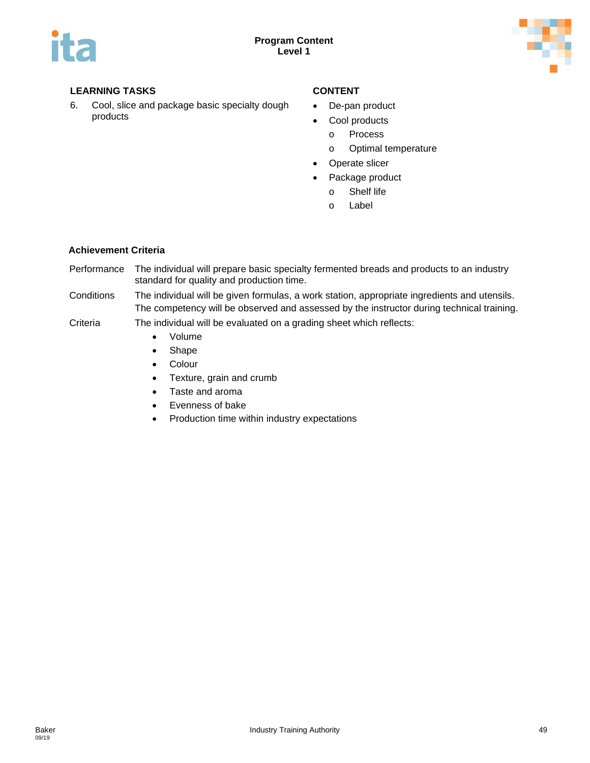| LEARNING TASKS | CONTENT |
|---|---|
| 6. Cool, slice and package basic specialty dough products | • De-pan product<br>• Cool products<br>  o Process<br>  o Optimal temperature<br>• Operate slicer<br>• Package product<br>  o Shelf life<br>  o Label |

**Achievement Criteria**

| | |
|---|---|
| Performance | The individual will prepare basic specialty fermented breads and products to an industry standard for quality and production time. |
| Conditions | The individual will be given formulas, a work station, appropriate ingredients and utensils. The competency will be observed and assessed by the instructor during technical training. |
| Criteria | The individual will be evaluated on a grading sheet which reflects: |

- Volume
- Shape
- Colour
- Texture, grain and crumb
- Taste and aroma
- Evenness of bake
- Production time within industry expectations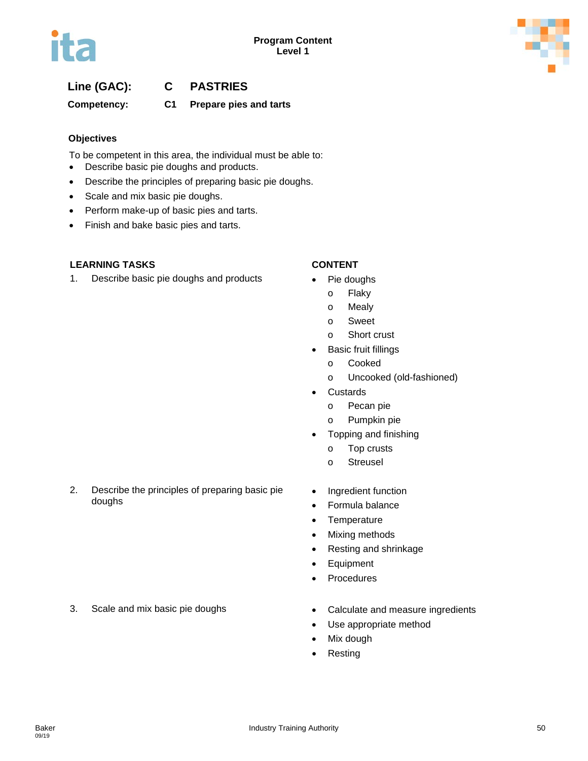**Line (GAC):** C PASTRIES

**Competency:** C1 Prepare pies and tarts

### Objectives

To be competent in this area, the individual must be able to:

- Describe basic pie doughs and products.
- Describe the principles of preparing basic pie doughs.
- Scale and mix basic pie doughs.
- Perform make-up of basic pies and tarts.
- Finish and bake basic pies and tarts.

| LEARNING TASKS | CONTENT |
|---|---|
| 1. Describe basic pie doughs and products | • Pie doughs<br>  o Flaky<br>  o Mealy<br>  o Sweet<br>  o Short crust<br>• Basic fruit fillings<br>  o Cooked<br>  o Uncooked (old-fashioned)<br>• Custards<br>  o Pecan pie<br>  o Pumpkin pie<br>• Topping and finishing<br>  o Top crusts<br>  o Streusel |
| 2. Describe the principles of preparing basic pie doughs | • Ingredient function<br>• Formula balance<br>• Temperature<br>• Mixing methods<br>• Resting and shrinkage<br>• Equipment<br>• Procedures |
| 3. Scale and mix basic pie doughs | • Calculate and measure ingredients<br>• Use appropriate method<br>• Mix dough<br>• Resting |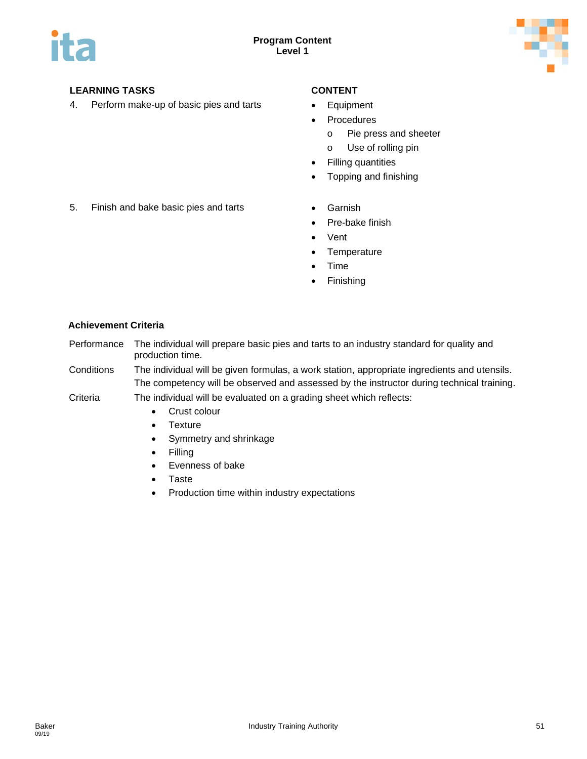**Program Content**
**Level 1**

| LEARNING TASKS | CONTENT |
|---|---|
| 4. Perform make-up of basic pies and tarts | • Equipment<br>• Procedures<br>  o Pie press and sheeter<br>  o Use of rolling pin<br>• Filling quantities<br>• Topping and finishing |
| 5. Finish and bake basic pies and tarts | • Garnish<br>• Pre-bake finish<br>• Vent<br>• Temperature<br>• Time<br>• Finishing |

### Achievement Criteria

**Performance** The individual will prepare basic pies and tarts to an industry standard for quality and production time.

**Conditions** The individual will be given formulas, a work station, appropriate ingredients and utensils. The competency will be observed and assessed by the instructor during technical training.

**Criteria** The individual will be evaluated on a grading sheet which reflects:

- Crust colour
- Texture
- Symmetry and shrinkage
- Filling
- Evenness of bake
- Taste
- Production time within industry expectations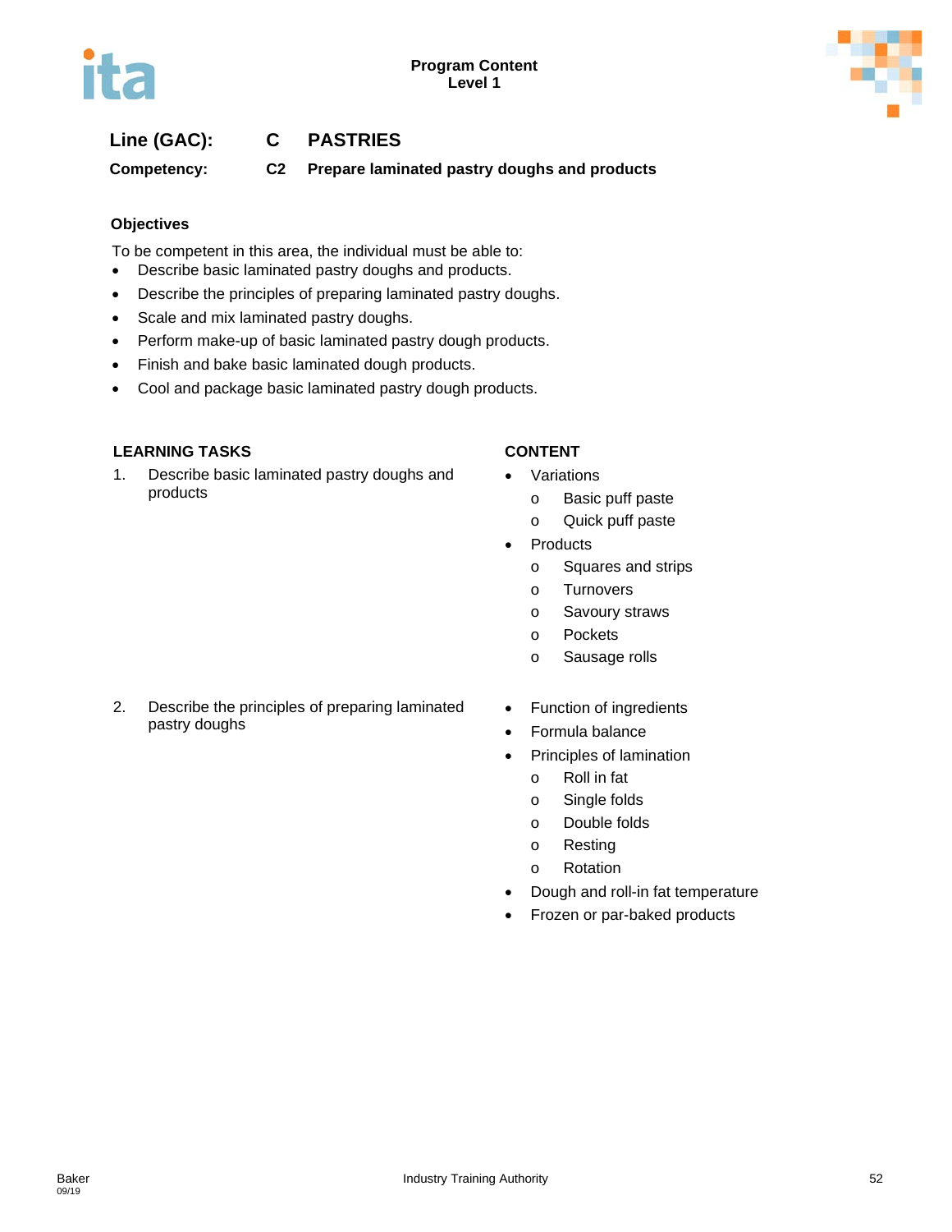**Line (GAC): C PASTRIES**

**Competency: C2 Prepare laminated pastry doughs and products**

**Objectives**

To be competent in this area, the individual must be able to:

- Describe basic laminated pastry doughs and products.
- Describe the principles of preparing laminated pastry doughs.
- Scale and mix laminated pastry doughs.
- Perform make-up of basic laminated pastry dough products.
- Finish and bake basic laminated dough products.
- Cool and package basic laminated pastry dough products.

| LEARNING TASKS | CONTENT |
|---|---|
| 1. Describe basic laminated pastry doughs and products | • Variations<br>  o Basic puff paste<br>  o Quick puff paste<br>• Products<br>  o Squares and strips<br>  o Turnovers<br>  o Savoury straws<br>  o Pockets<br>  o Sausage rolls |
| 2. Describe the principles of preparing laminated pastry doughs | • Function of ingredients<br>• Formula balance<br>• Principles of lamination<br>  o Roll in fat<br>  o Single folds<br>  o Double folds<br>  o Resting<br>  o Rotation<br>• Dough and roll-in fat temperature<br>• Frozen or par-baked products |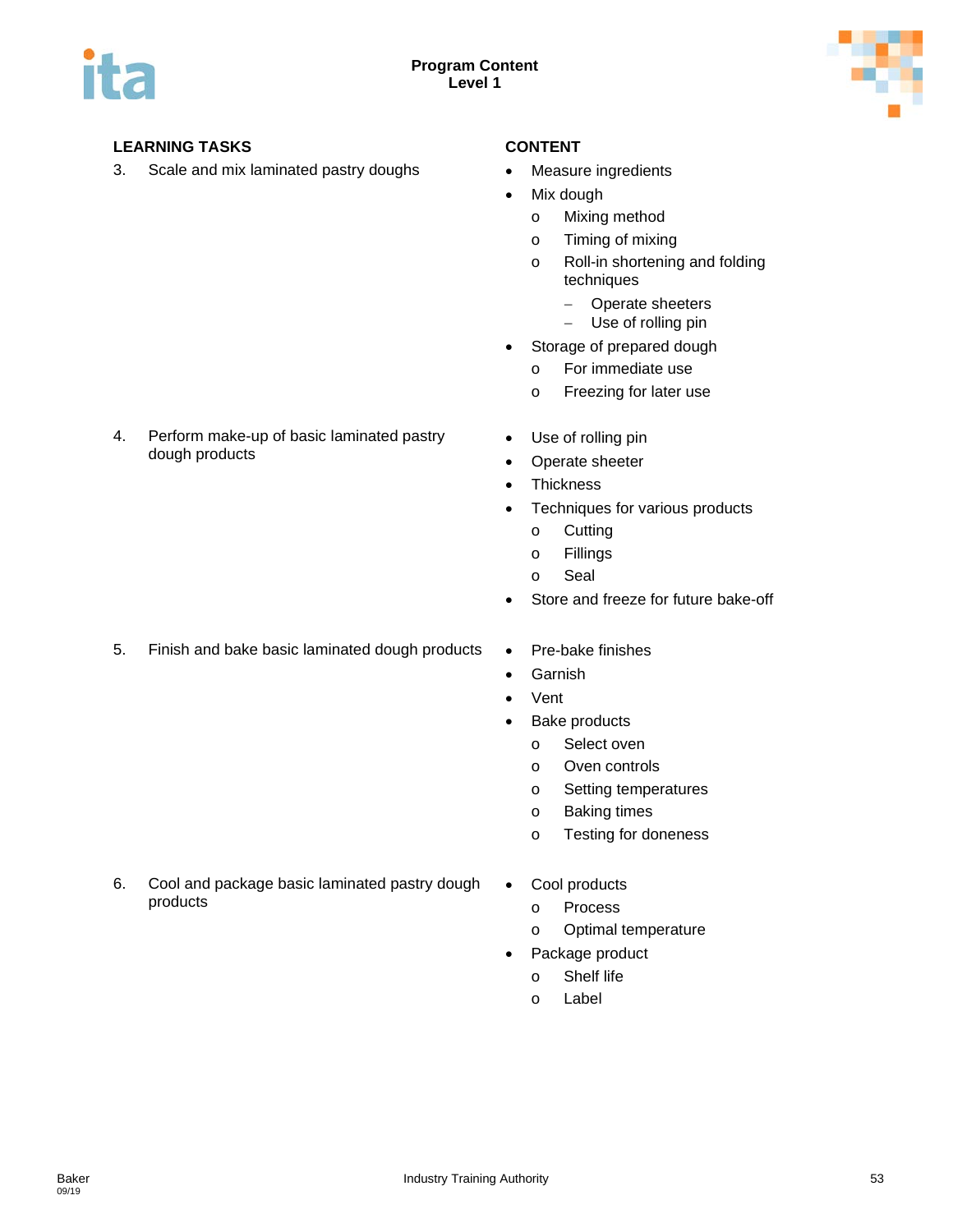**Program Content**
**Level 1**

| LEARNING TASKS | CONTENT |
|---|---|
| 3. Scale and mix laminated pastry doughs | • Measure ingredients<br>• Mix dough<br>  o Mixing method<br>  o Timing of mixing<br>  o Roll-in shortening and folding techniques<br>    – Operate sheeters<br>    – Use of rolling pin<br>• Storage of prepared dough<br>  o For immediate use<br>  o Freezing for later use |
| 4. Perform make-up of basic laminated pastry dough products | • Use of rolling pin<br>• Operate sheeter<br>• Thickness<br>• Techniques for various products<br>  o Cutting<br>  o Fillings<br>  o Seal<br>• Store and freeze for future bake-off |
| 5. Finish and bake basic laminated dough products | • Pre-bake finishes<br>• Garnish<br>• Vent<br>• Bake products<br>  o Select oven<br>  o Oven controls<br>  o Setting temperatures<br>  o Baking times<br>  o Testing for doneness |
| 6. Cool and package basic laminated pastry dough products | • Cool products<br>  o Process<br>  o Optimal temperature<br>• Package product<br>  o Shelf life<br>  o Label |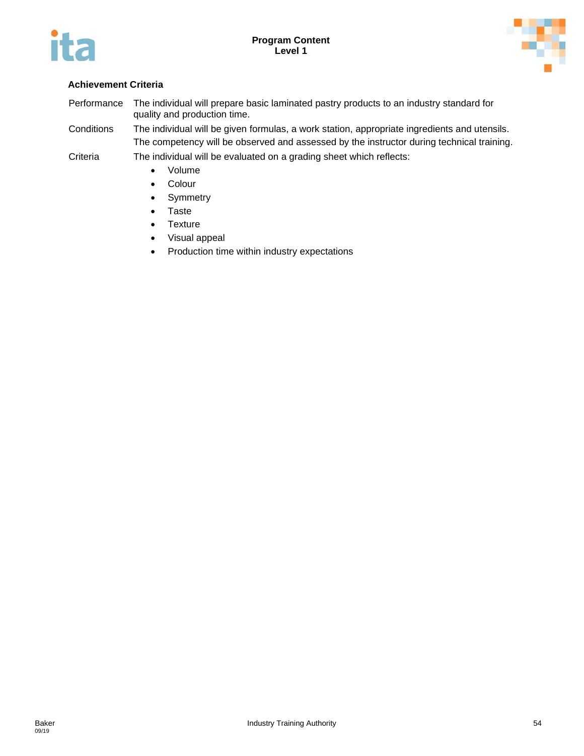**Achievement Criteria**

| | |
|---|---|
| Performance | The individual will prepare basic laminated pastry products to an industry standard for quality and production time. |
| Conditions | The individual will be given formulas, a work station, appropriate ingredients and utensils. The competency will be observed and assessed by the instructor during technical training. |
| Criteria | The individual will be evaluated on a grading sheet which reflects: |

- Volume
- Colour
- Symmetry
- Taste
- Texture
- Visual appeal
- Production time within industry expectations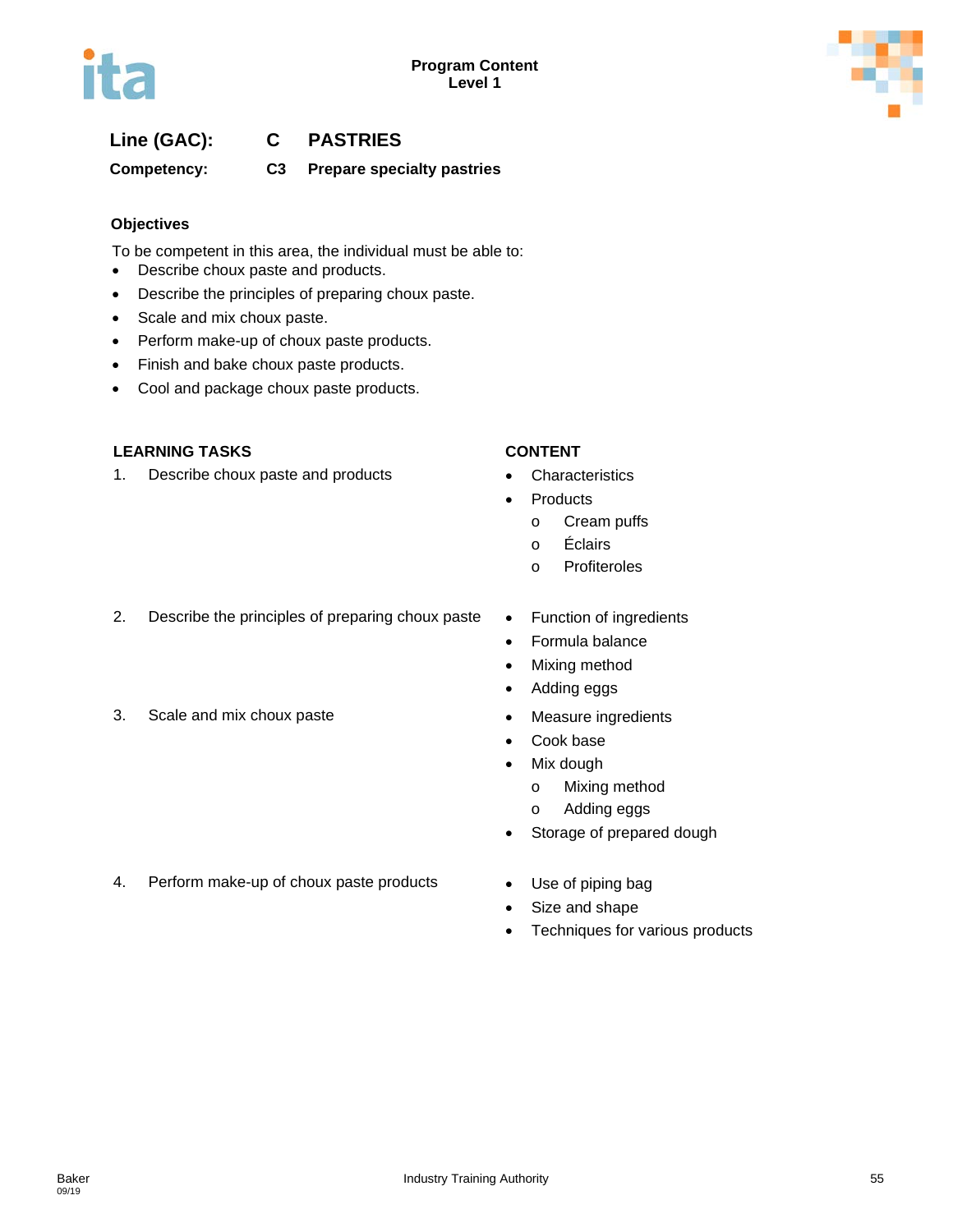**Line (GAC):** C PASTRIES

**Competency:** C3 Prepare specialty pastries

### Objectives

To be competent in this area, the individual must be able to:

- Describe choux paste and products.
- Describe the principles of preparing choux paste.
- Scale and mix choux paste.
- Perform make-up of choux paste products.
- Finish and bake choux paste products.
- Cool and package choux paste products.

| LEARNING TASKS | CONTENT |
| --- | --- |
| 1. Describe choux paste and products | • Characteristics<br>• Products<br>  o Cream puffs<br>  o Éclairs<br>  o Profiteroles |
| 2. Describe the principles of preparing choux paste | • Function of ingredients<br>• Formula balance<br>• Mixing method<br>• Adding eggs |
| 3. Scale and mix choux paste | • Measure ingredients<br>• Cook base<br>• Mix dough<br>  o Mixing method<br>  o Adding eggs<br>• Storage of prepared dough |
| 4. Perform make-up of choux paste products | • Use of piping bag<br>• Size and shape<br>• Techniques for various products |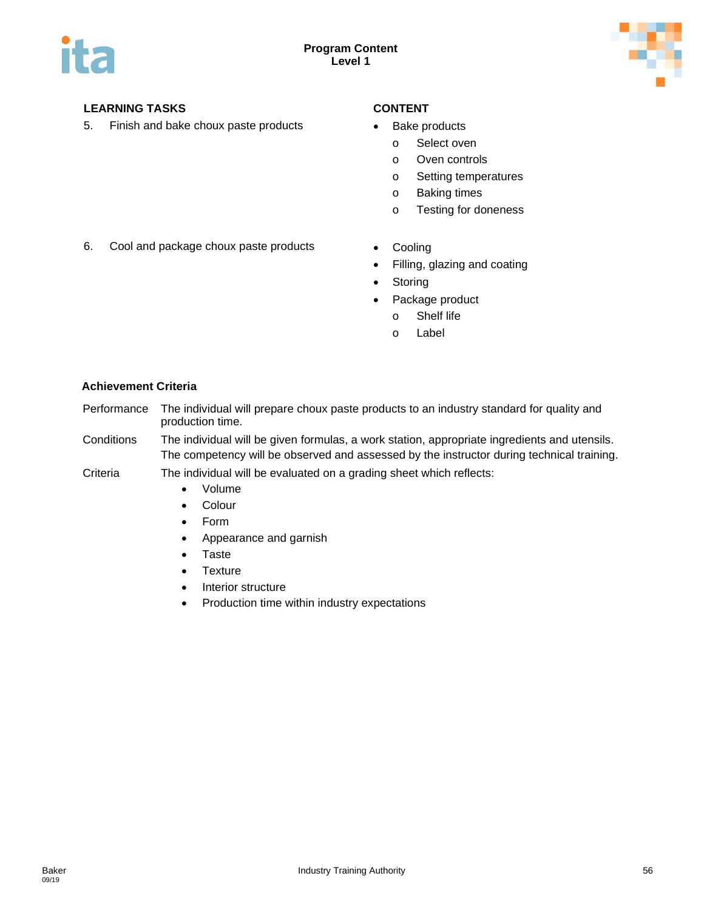| LEARNING TASKS | CONTENT |
|---|---|
| 5. Finish and bake choux paste products | • Bake products<br>o Select oven<br>o Oven controls<br>o Setting temperatures<br>o Baking times<br>o Testing for doneness |
| 6. Cool and package choux paste products | • Cooling<br>• Filling, glazing and coating<br>• Storing<br>• Package product<br>o Shelf life<br>o Label |

**Achievement Criteria**

| | |
|---|---|
| Performance | The individual will prepare choux paste products to an industry standard for quality and production time. |
| Conditions | The individual will be given formulas, a work station, appropriate ingredients and utensils. The competency will be observed and assessed by the instructor during technical training. |
| Criteria | The individual will be evaluated on a grading sheet which reflects:<br>• Volume<br>• Colour<br>• Form<br>• Appearance and garnish<br>• Taste<br>• Texture<br>• Interior structure<br>• Production time within industry expectations |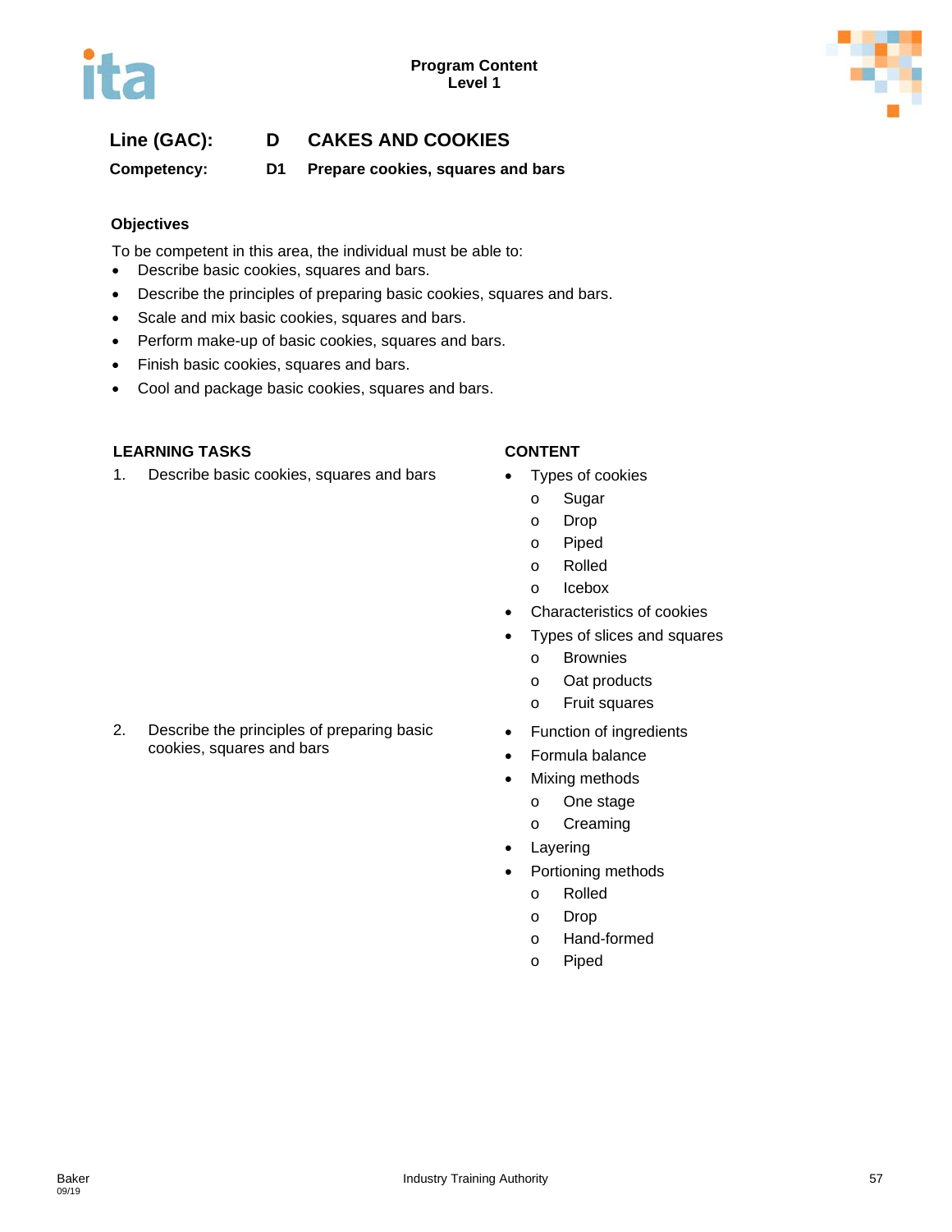**Program Content**
**Level 1**

## Line (GAC): D CAKES AND COOKIES

### Competency: D1 Prepare cookies, squares and bars

#### Objectives

To be competent in this area, the individual must be able to:

- Describe basic cookies, squares and bars.
- Describe the principles of preparing basic cookies, squares and bars.
- Scale and mix basic cookies, squares and bars.
- Perform make-up of basic cookies, squares and bars.
- Finish basic cookies, squares and bars.
- Cool and package basic cookies, squares and bars.

| LEARNING TASKS | CONTENT |
| --- | --- |
| 1. Describe basic cookies, squares and bars | • Types of cookies<br>o Sugar<br>o Drop<br>o Piped<br>o Rolled<br>o Icebox<br>• Characteristics of cookies<br>• Types of slices and squares<br>o Brownies<br>o Oat products<br>o Fruit squares |
| 2. Describe the principles of preparing basic cookies, squares and bars | • Function of ingredients<br>• Formula balance<br>• Mixing methods<br>o One stage<br>o Creaming<br>• Layering<br>• Portioning methods<br>o Rolled<br>o Drop<br>o Hand-formed<br>o Piped |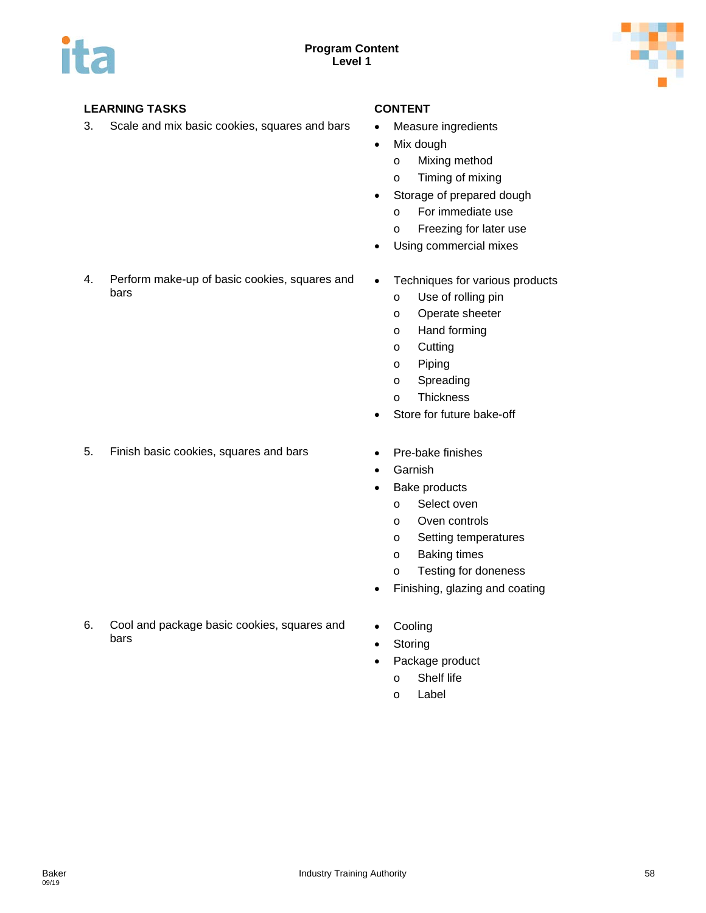## Program Content
### Level 1

| LEARNING TASKS | CONTENT |
|---|---|
| 3. Scale and mix basic cookies, squares and bars | • Measure ingredients<br>• Mix dough<br>&nbsp;&nbsp;o Mixing method<br>&nbsp;&nbsp;o Timing of mixing<br>• Storage of prepared dough<br>&nbsp;&nbsp;o For immediate use<br>&nbsp;&nbsp;o Freezing for later use<br>• Using commercial mixes |
| 4. Perform make-up of basic cookies, squares and bars | • Techniques for various products<br>&nbsp;&nbsp;o Use of rolling pin<br>&nbsp;&nbsp;o Operate sheeter<br>&nbsp;&nbsp;o Hand forming<br>&nbsp;&nbsp;o Cutting<br>&nbsp;&nbsp;o Piping<br>&nbsp;&nbsp;o Spreading<br>&nbsp;&nbsp;o Thickness<br>• Store for future bake-off |
| 5. Finish basic cookies, squares and bars | • Pre-bake finishes<br>• Garnish<br>• Bake products<br>&nbsp;&nbsp;o Select oven<br>&nbsp;&nbsp;o Oven controls<br>&nbsp;&nbsp;o Setting temperatures<br>&nbsp;&nbsp;o Baking times<br>&nbsp;&nbsp;o Testing for doneness<br>• Finishing, glazing and coating |
| 6. Cool and package basic cookies, squares and bars | • Cooling<br>• Storing<br>• Package product<br>&nbsp;&nbsp;o Shelf life<br>&nbsp;&nbsp;o Label |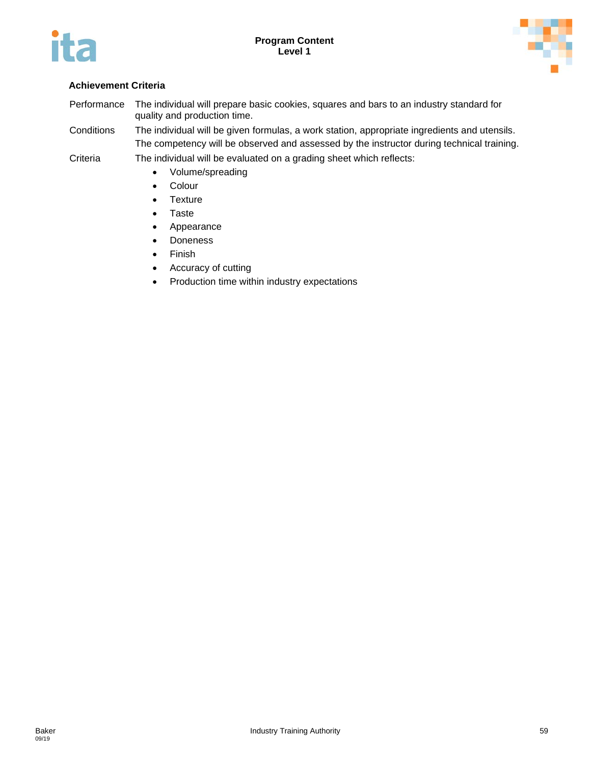**Achievement Criteria**

| | |
|---|---|
| Performance | The individual will prepare basic cookies, squares and bars to an industry standard for quality and production time. |
| Conditions | The individual will be given formulas, a work station, appropriate ingredients and utensils. The competency will be observed and assessed by the instructor during technical training. |
| Criteria | The individual will be evaluated on a grading sheet which reflects: |

- Volume/spreading
- Colour
- Texture
- Taste
- Appearance
- Doneness
- Finish
- Accuracy of cutting
- Production time within industry expectations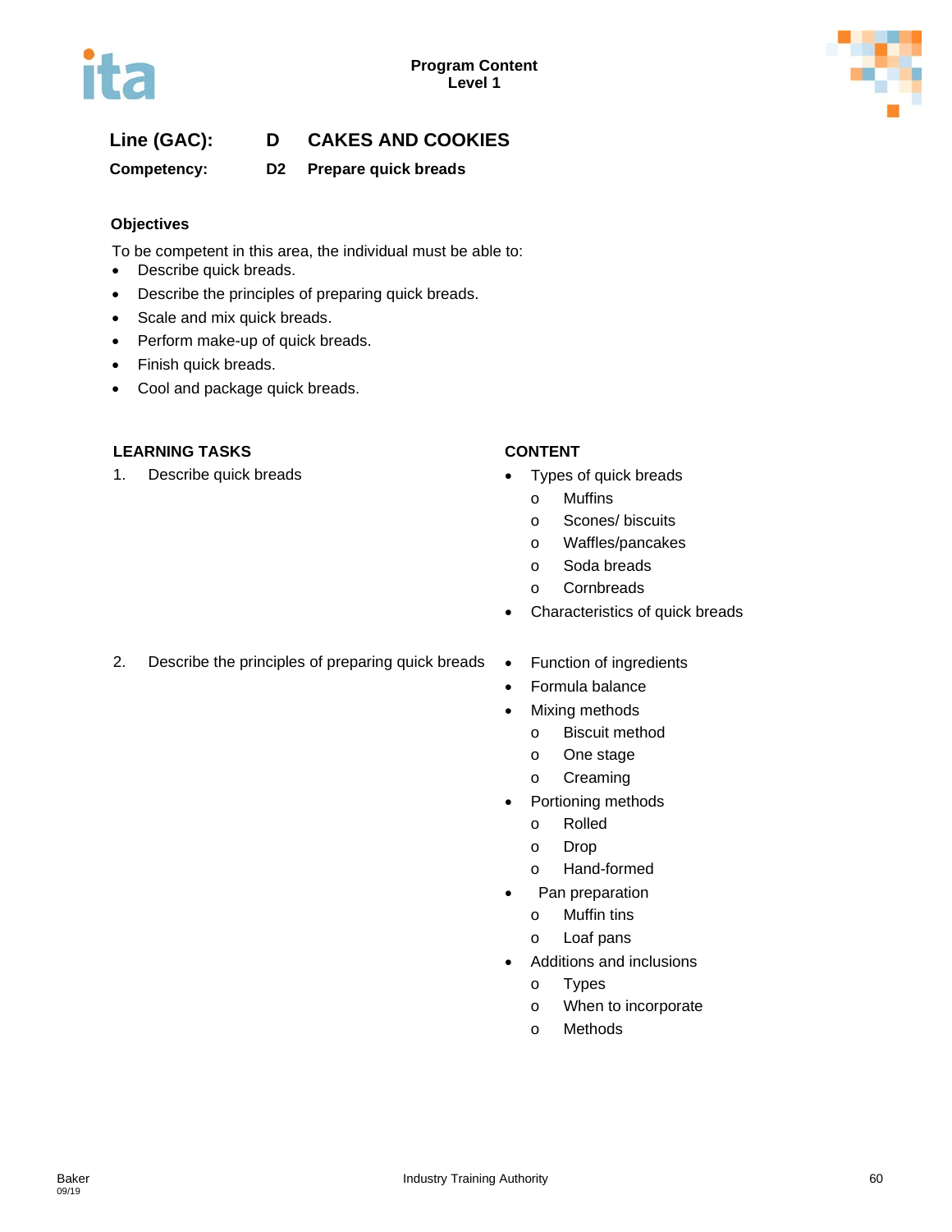**Line (GAC):** D CAKES AND COOKIES

**Competency:** D2 Prepare quick breads

### Objectives

To be competent in this area, the individual must be able to:

- Describe quick breads.
- Describe the principles of preparing quick breads.
- Scale and mix quick breads.
- Perform make-up of quick breads.
- Finish quick breads.
- Cool and package quick breads.

| LEARNING TASKS | CONTENT |
| --- | --- |
| 1. Describe quick breads | • Types of quick breads<br>o Muffins<br>o Scones/ biscuits<br>o Waffles/pancakes<br>o Soda breads<br>o Cornbreads<br>• Characteristics of quick breads |
| 2. Describe the principles of preparing quick breads | • Function of ingredients<br>• Formula balance<br>• Mixing methods<br>o Biscuit method<br>o One stage<br>o Creaming<br>• Portioning methods<br>o Rolled<br>o Drop<br>o Hand-formed<br>• Pan preparation<br>o Muffin tins<br>o Loaf pans<br>• Additions and inclusions<br>o Types<br>o When to incorporate<br>o Methods |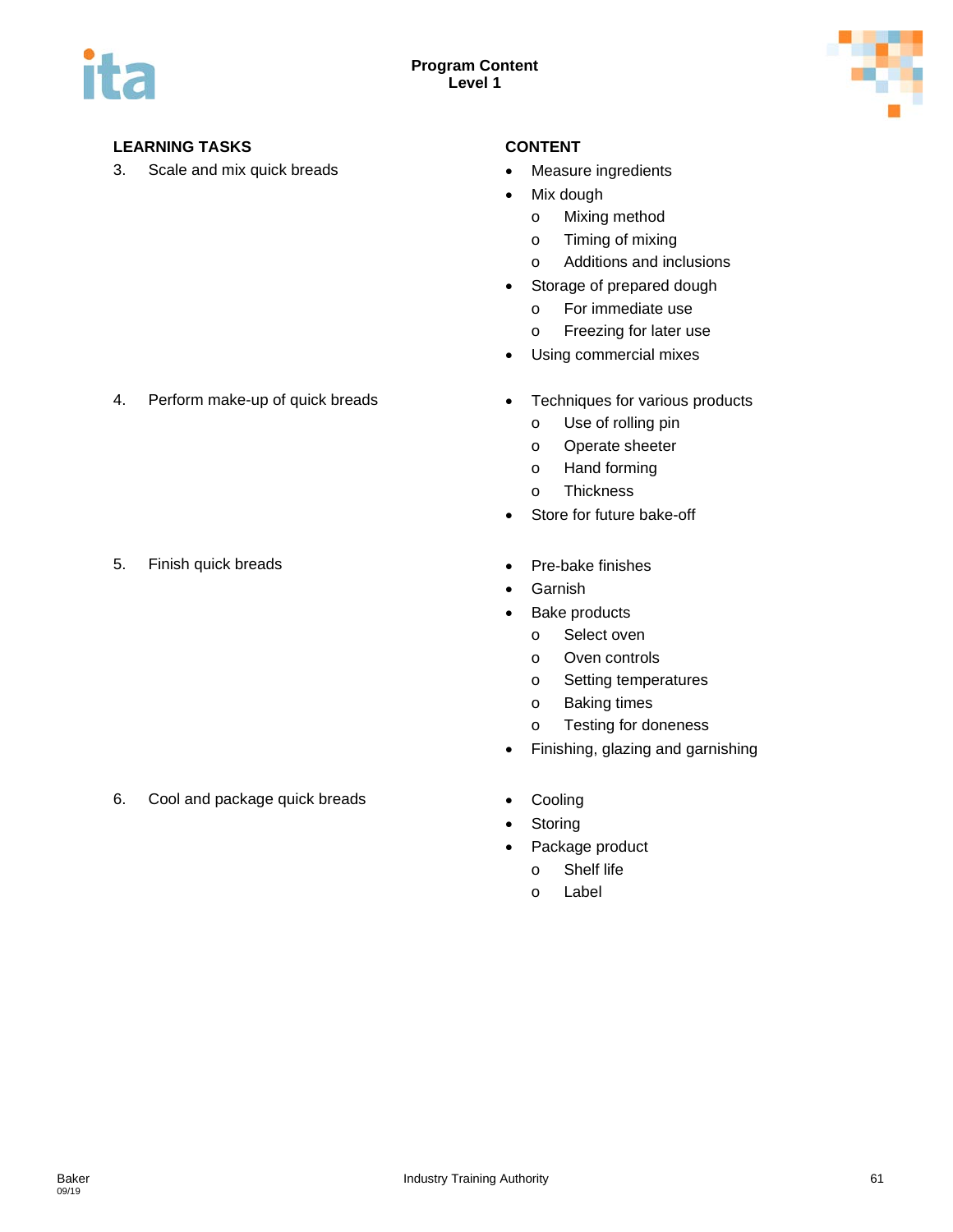**Program Content**
**Level 1**

| LEARNING TASKS | CONTENT |
| --- | --- |
| 3. Scale and mix quick breads | • Measure ingredients<br>• Mix dough<br>  o Mixing method<br>  o Timing of mixing<br>  o Additions and inclusions<br>• Storage of prepared dough<br>  o For immediate use<br>  o Freezing for later use<br>• Using commercial mixes |
| 4. Perform make-up of quick breads | • Techniques for various products<br>  o Use of rolling pin<br>  o Operate sheeter<br>  o Hand forming<br>  o Thickness<br>• Store for future bake-off |
| 5. Finish quick breads | • Pre-bake finishes<br>• Garnish<br>• Bake products<br>  o Select oven<br>  o Oven controls<br>  o Setting temperatures<br>  o Baking times<br>  o Testing for doneness<br>• Finishing, glazing and garnishing |
| 6. Cool and package quick breads | • Cooling<br>• Storing<br>• Package product<br>  o Shelf life<br>  o Label |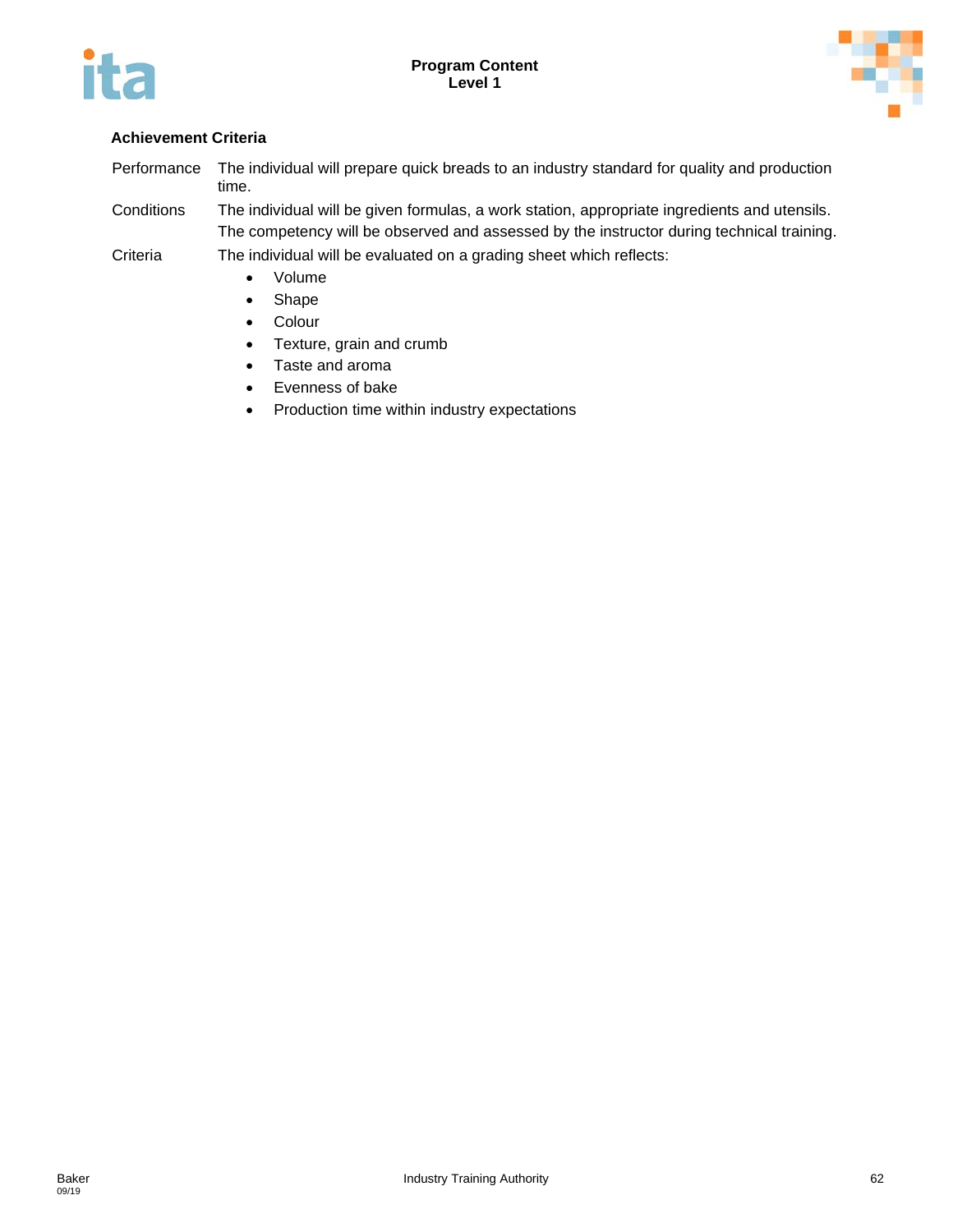**Achievement Criteria**

| | |
|---|---|
| Performance | The individual will prepare quick breads to an industry standard for quality and production time. |
| Conditions | The individual will be given formulas, a work station, appropriate ingredients and utensils. The competency will be observed and assessed by the instructor during technical training. |
| Criteria | The individual will be evaluated on a grading sheet which reflects: |

- Volume
- Shape
- Colour
- Texture, grain and crumb
- Taste and aroma
- Evenness of bake
- Production time within industry expectations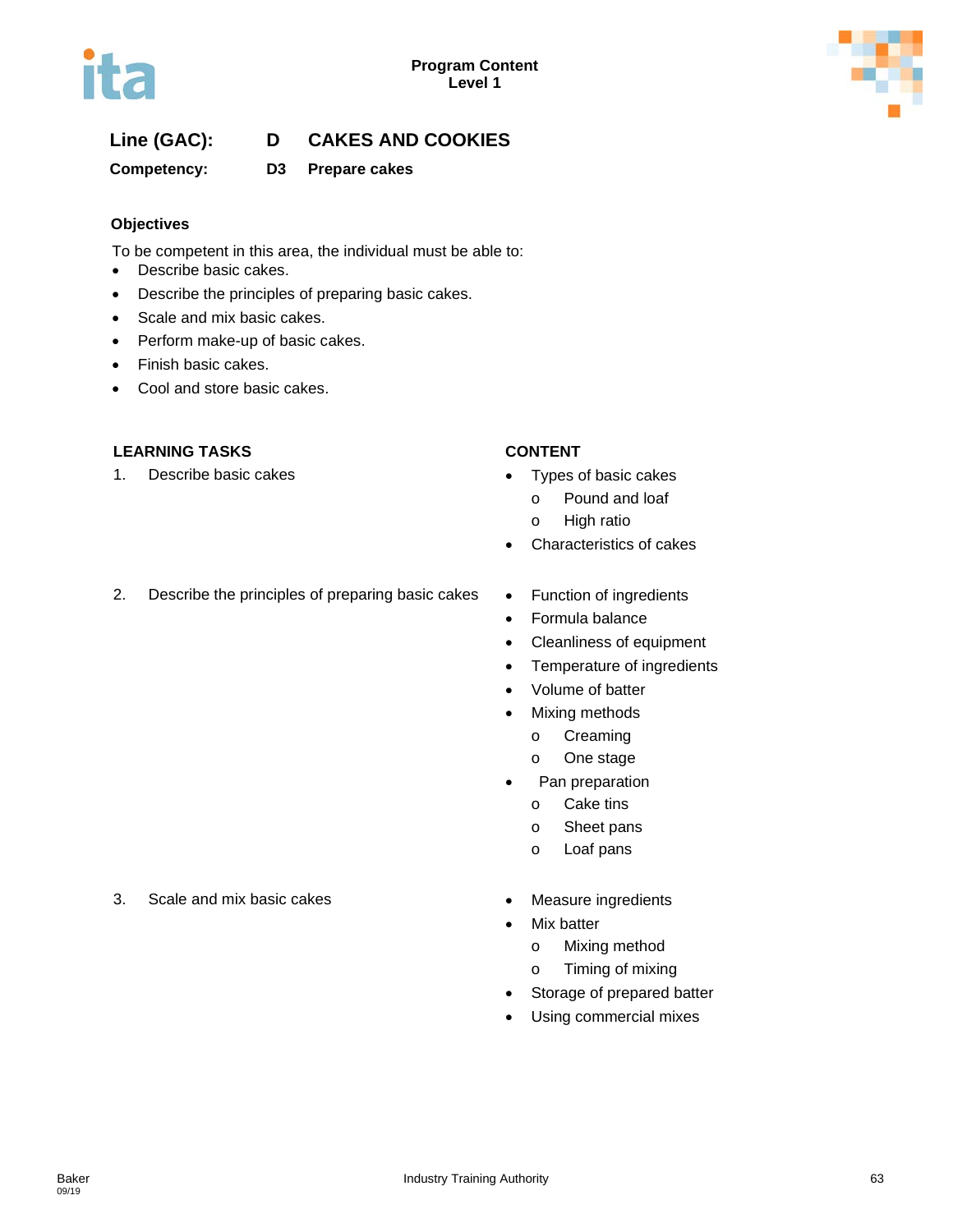Line (GAC): **D CAKES AND COOKIES**

Competency: **D3 Prepare cakes**

### Objectives

To be competent in this area, the individual must be able to:

- Describe basic cakes.
- Describe the principles of preparing basic cakes.
- Scale and mix basic cakes.
- Perform make-up of basic cakes.
- Finish basic cakes.
- Cool and store basic cakes.

| LEARNING TASKS | CONTENT |
|---|---|
| 1. Describe basic cakes | • Types of basic cakes<br>  o Pound and loaf<br>  o High ratio<br>• Characteristics of cakes |
| 2. Describe the principles of preparing basic cakes | • Function of ingredients<br>• Formula balance<br>• Cleanliness of equipment<br>• Temperature of ingredients<br>• Volume of batter<br>• Mixing methods<br>  o Creaming<br>  o One stage<br>• Pan preparation<br>  o Cake tins<br>  o Sheet pans<br>  o Loaf pans |
| 3. Scale and mix basic cakes | • Measure ingredients<br>• Mix batter<br>  o Mixing method<br>  o Timing of mixing<br>• Storage of prepared batter<br>• Using commercial mixes |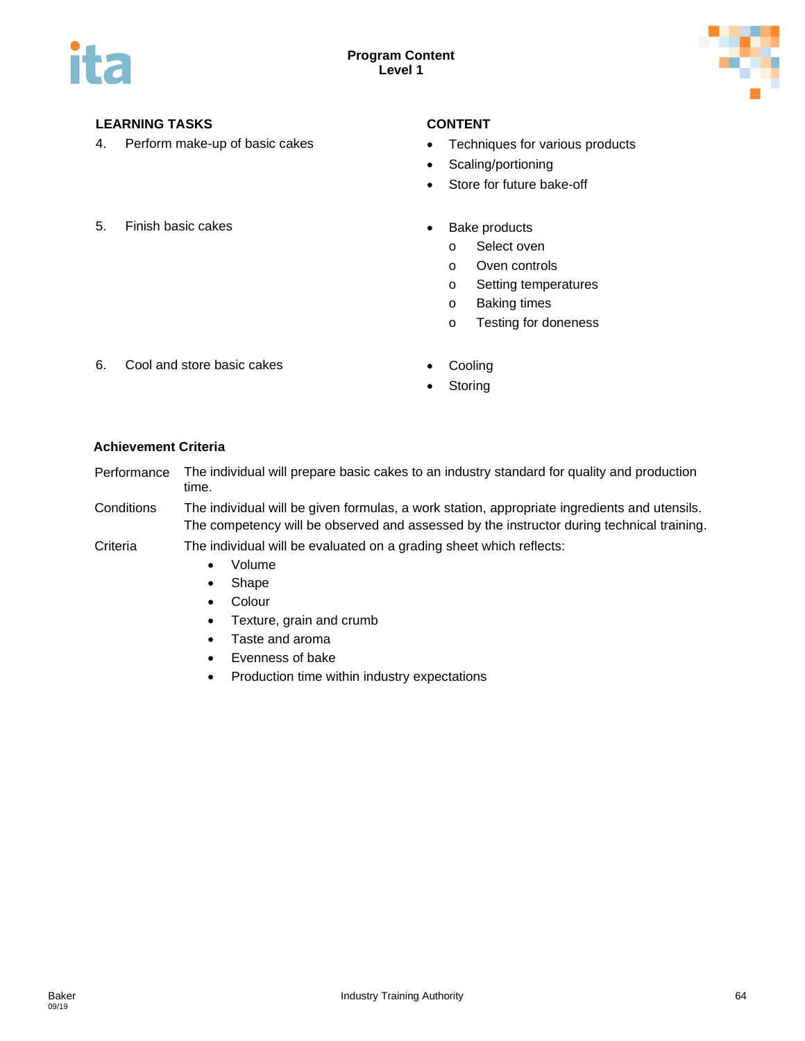| LEARNING TASKS | CONTENT |
|---|---|
| 4. Perform make-up of basic cakes | • Techniques for various products<br>• Scaling/portioning<br>• Store for future bake-off |
| 5. Finish basic cakes | • Bake products<br>  o Select oven<br>  o Oven controls<br>  o Setting temperatures<br>  o Baking times<br>  o Testing for doneness |
| 6. Cool and store basic cakes | • Cooling<br>• Storing |

**Achievement Criteria**

| | |
|---|---|
| Performance | The individual will prepare basic cakes to an industry standard for quality and production time. |
| Conditions | The individual will be given formulas, a work station, appropriate ingredients and utensils. The competency will be observed and assessed by the instructor during technical training. |
| Criteria | The individual will be evaluated on a grading sheet which reflects:<br>• Volume<br>• Shape<br>• Colour<br>• Texture, grain and crumb<br>• Taste and aroma<br>• Evenness of bake<br>• Production time within industry expectations |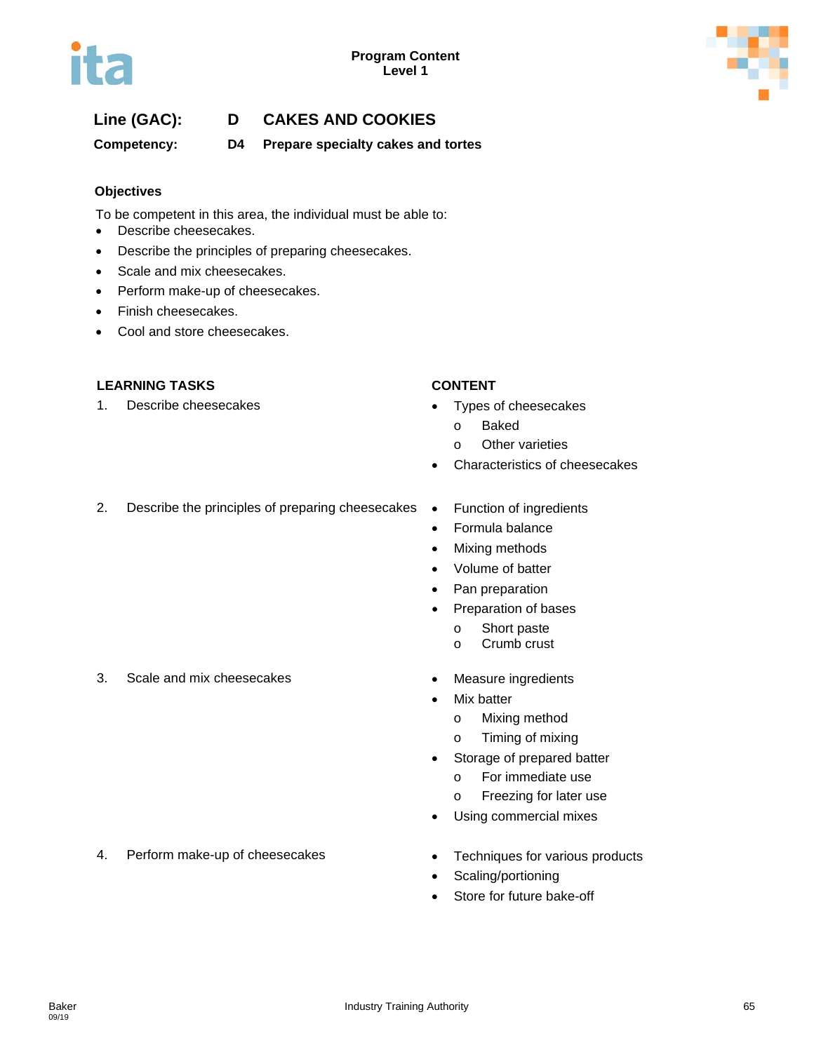**Line (GAC):** D CAKES AND COOKIES

**Competency:** D4 Prepare specialty cakes and tortes

### Objectives

To be competent in this area, the individual must be able to:

- Describe cheesecakes.
- Describe the principles of preparing cheesecakes.
- Scale and mix cheesecakes.
- Perform make-up of cheesecakes.
- Finish cheesecakes.
- Cool and store cheesecakes.

| LEARNING TASKS | CONTENT |
|---|---|
| 1. Describe cheesecakes | • Types of cheesecakes<br>  o Baked<br>  o Other varieties<br>• Characteristics of cheesecakes |
| 2. Describe the principles of preparing cheesecakes | • Function of ingredients<br>• Formula balance<br>• Mixing methods<br>• Volume of batter<br>• Pan preparation<br>• Preparation of bases<br>  o Short paste<br>  o Crumb crust |
| 3. Scale and mix cheesecakes | • Measure ingredients<br>• Mix batter<br>  o Mixing method<br>  o Timing of mixing<br>• Storage of prepared batter<br>  o For immediate use<br>  o Freezing for later use<br>• Using commercial mixes |
| 4. Perform make-up of cheesecakes | • Techniques for various products<br>• Scaling/portioning<br>• Store for future bake-off |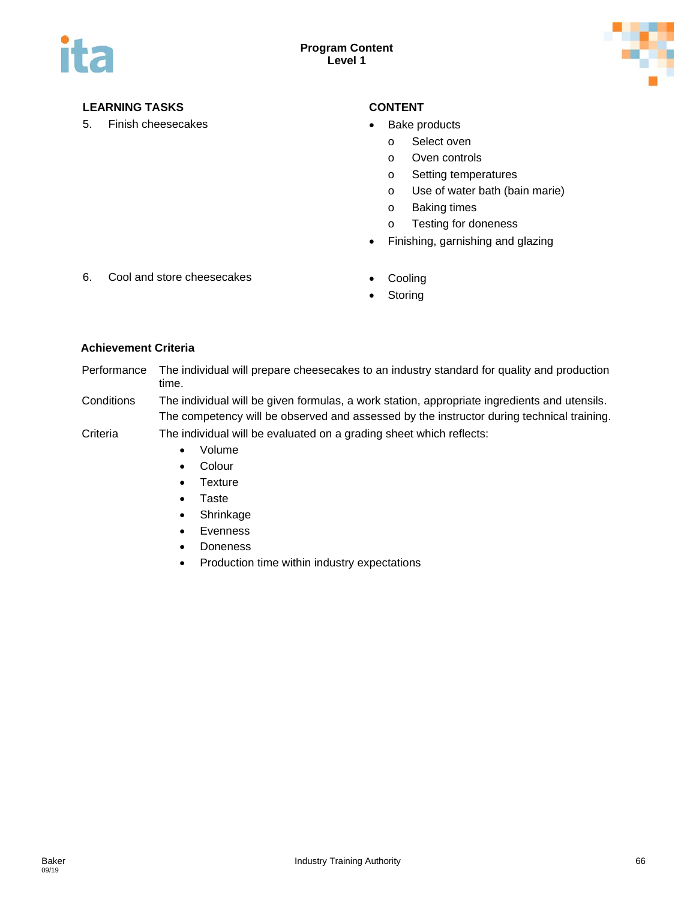| LEARNING TASKS | CONTENT |
| --- | --- |
| 5. Finish cheesecakes | • Bake products<br>o Select oven<br>o Oven controls<br>o Setting temperatures<br>o Use of water bath (bain marie)<br>o Baking times<br>o Testing for doneness<br>• Finishing, garnishing and glazing |
| 6. Cool and store cheesecakes | • Cooling<br>• Storing |

**Achievement Criteria**

Performance — The individual will prepare cheesecakes to an industry standard for quality and production time.

Conditions — The individual will be given formulas, a work station, appropriate ingredients and utensils. The competency will be observed and assessed by the instructor during technical training.

Criteria — The individual will be evaluated on a grading sheet which reflects:

- Volume
- Colour
- Texture
- Taste
- Shrinkage
- Evenness
- Doneness
- Production time within industry expectations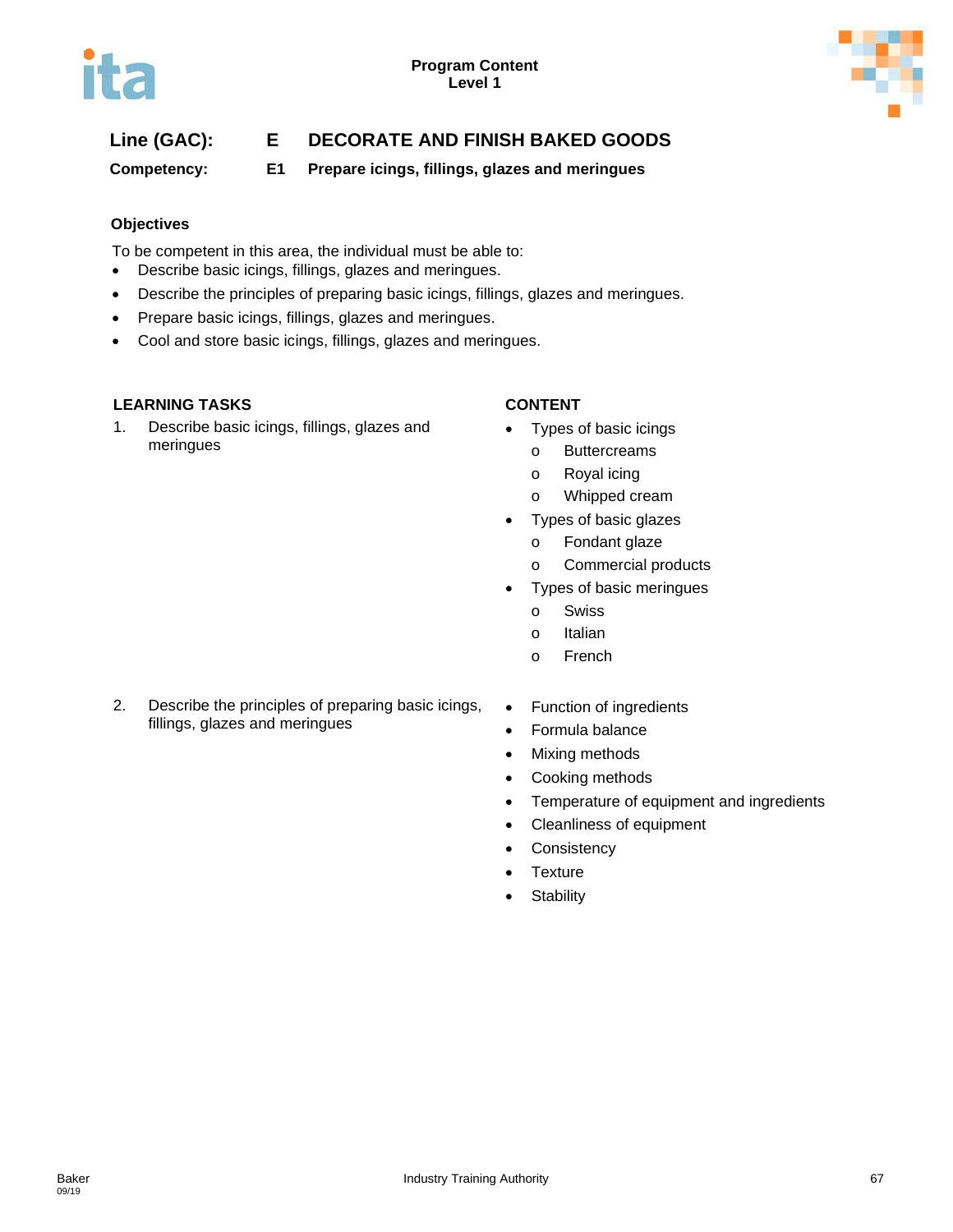**Line (GAC):** E **DECORATE AND FINISH BAKED GOODS**

**Competency:** E1 **Prepare icings, fillings, glazes and meringues**

### Objectives

To be competent in this area, the individual must be able to:

- Describe basic icings, fillings, glazes and meringues.
- Describe the principles of preparing basic icings, fillings, glazes and meringues.
- Prepare basic icings, fillings, glazes and meringues.
- Cool and store basic icings, fillings, glazes and meringues.

| LEARNING TASKS | CONTENT |
|---|---|
| 1. Describe basic icings, fillings, glazes and meringues | • Types of basic icings<br>o Buttercreams<br>o Royal icing<br>o Whipped cream<br>• Types of basic glazes<br>o Fondant glaze<br>o Commercial products<br>• Types of basic meringues<br>o Swiss<br>o Italian<br>o French |
| 2. Describe the principles of preparing basic icings, fillings, glazes and meringues | • Function of ingredients<br>• Formula balance<br>• Mixing methods<br>• Cooking methods<br>• Temperature of equipment and ingredients<br>• Cleanliness of equipment<br>• Consistency<br>• Texture<br>• Stability |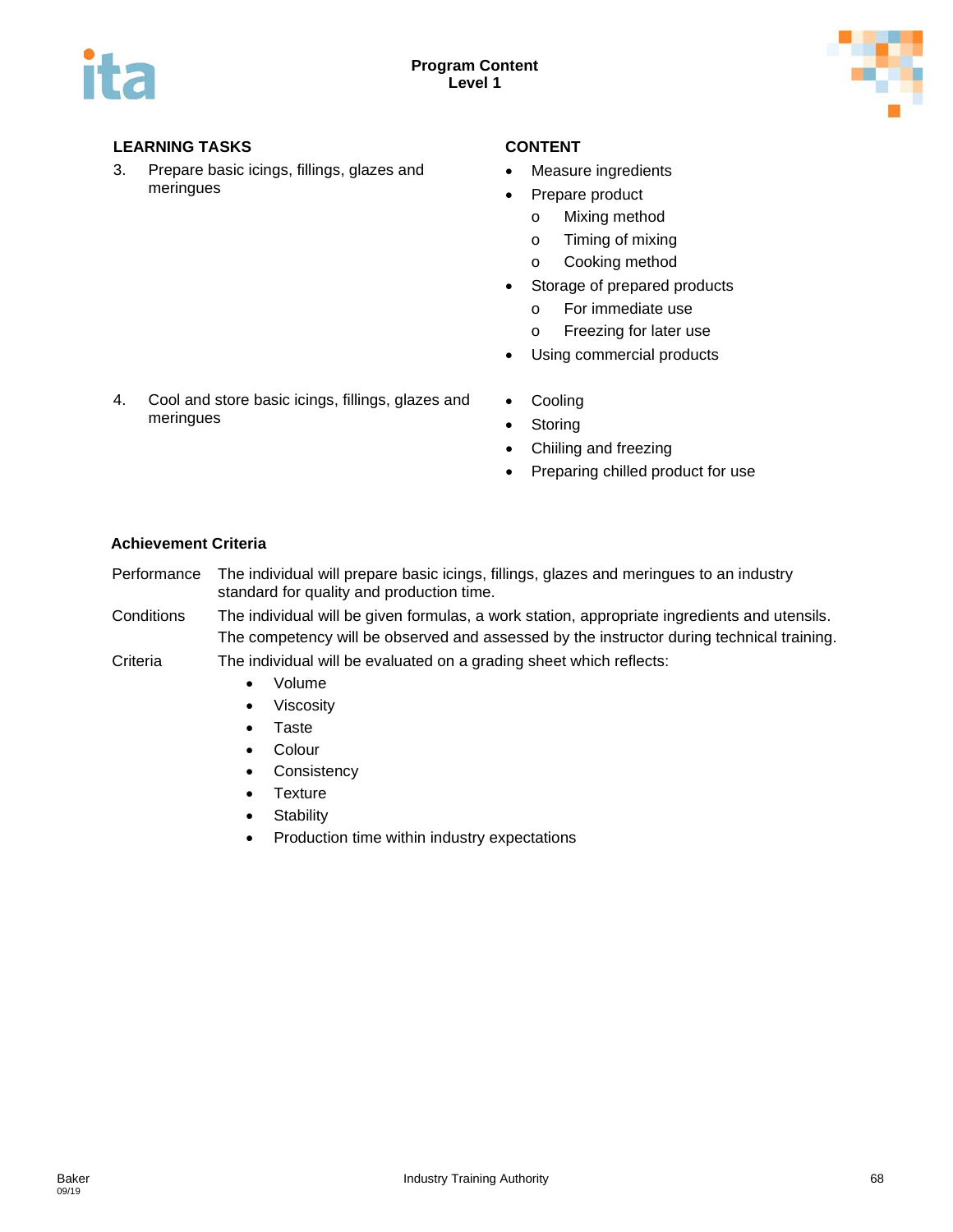**Program Content**
**Level 1**

| LEARNING TASKS | CONTENT |
|---|---|
| 3. Prepare basic icings, fillings, glazes and meringues | • Measure ingredients<br>• Prepare product<br>&nbsp;&nbsp;o Mixing method<br>&nbsp;&nbsp;o Timing of mixing<br>&nbsp;&nbsp;o Cooking method<br>• Storage of prepared products<br>&nbsp;&nbsp;o For immediate use<br>&nbsp;&nbsp;o Freezing for later use<br>• Using commercial products |
| 4. Cool and store basic icings, fillings, glazes and meringues | • Cooling<br>• Storing<br>• Chiiling and freezing<br>• Preparing chilled product for use |

**Achievement Criteria**

Performance: The individual will prepare basic icings, fillings, glazes and meringues to an industry standard for quality and production time.

Conditions: The individual will be given formulas, a work station, appropriate ingredients and utensils. The competency will be observed and assessed by the instructor during technical training.

Criteria: The individual will be evaluated on a grading sheet which reflects:

- Volume
- Viscosity
- Taste
- Colour
- Consistency
- Texture
- Stability
- Production time within industry expectations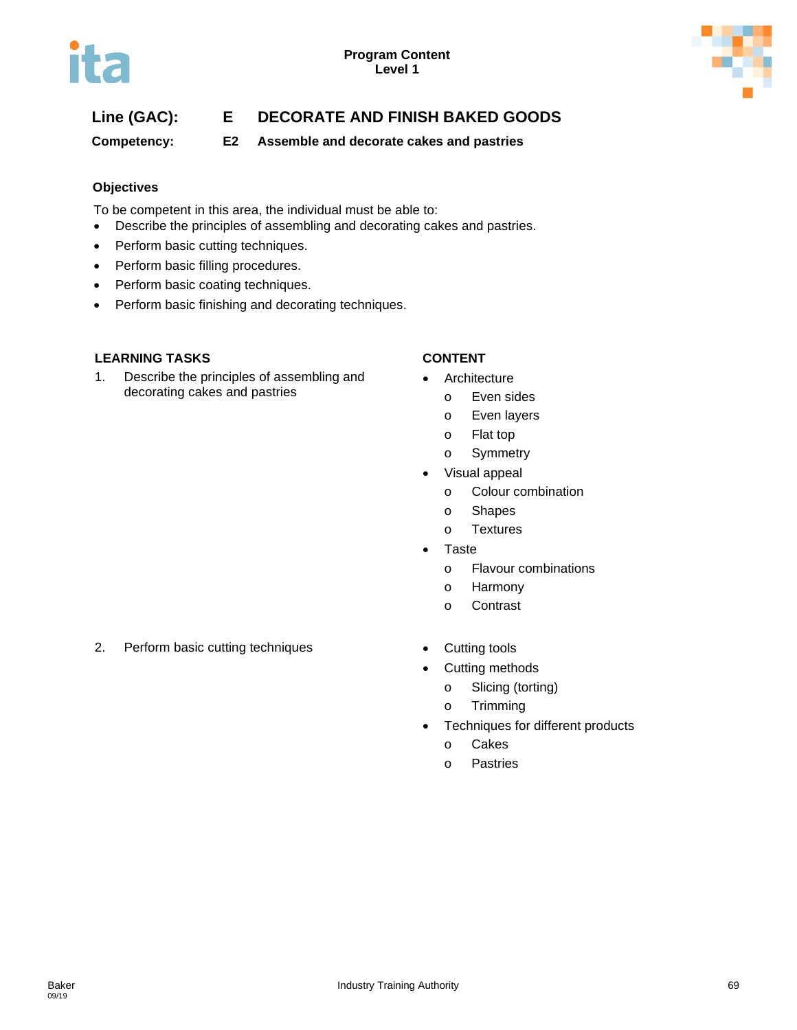**Line (GAC):** E **DECORATE AND FINISH BAKED GOODS**

**Competency:** E2 **Assemble and decorate cakes and pastries**

### Objectives

To be competent in this area, the individual must be able to:

- Describe the principles of assembling and decorating cakes and pastries.
- Perform basic cutting techniques.
- Perform basic filling procedures.
- Perform basic coating techniques.
- Perform basic finishing and decorating techniques.

| LEARNING TASKS | CONTENT |
|---|---|
| 1. Describe the principles of assembling and decorating cakes and pastries | • Architecture<br>  o Even sides<br>  o Even layers<br>  o Flat top<br>  o Symmetry<br>• Visual appeal<br>  o Colour combination<br>  o Shapes<br>  o Textures<br>• Taste<br>  o Flavour combinations<br>  o Harmony<br>  o Contrast |
| 2. Perform basic cutting techniques | • Cutting tools<br>• Cutting methods<br>  o Slicing (torting)<br>  o Trimming<br>• Techniques for different products<br>  o Cakes<br>  o Pastries |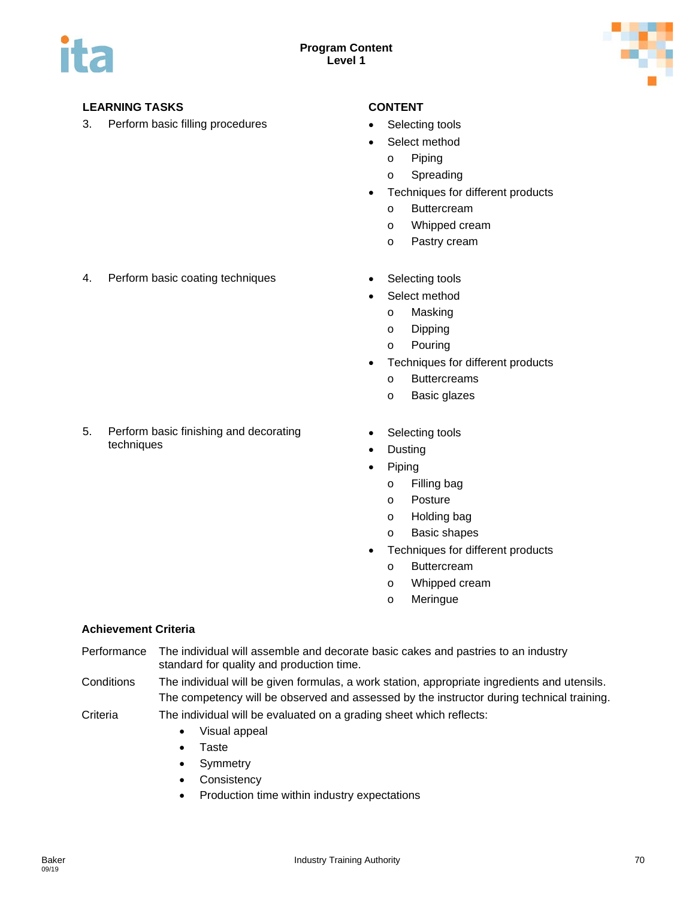| LEARNING TASKS | CONTENT |
|---|---|
| 3. Perform basic filling procedures | • Selecting tools<br>• Select method<br>  o Piping<br>  o Spreading<br>• Techniques for different products<br>  o Buttercream<br>  o Whipped cream<br>  o Pastry cream |
| 4. Perform basic coating techniques | • Selecting tools<br>• Select method<br>  o Masking<br>  o Dipping<br>  o Pouring<br>• Techniques for different products<br>  o Buttercreams<br>  o Basic glazes |
| 5. Perform basic finishing and decorating techniques | • Selecting tools<br>• Dusting<br>• Piping<br>  o Filling bag<br>  o Posture<br>  o Holding bag<br>  o Basic shapes<br>• Techniques for different products<br>  o Buttercream<br>  o Whipped cream<br>  o Meringue |

**Achievement Criteria**

Performance: The individual will assemble and decorate basic cakes and pastries to an industry standard for quality and production time.

Conditions: The individual will be given formulas, a work station, appropriate ingredients and utensils. The competency will be observed and assessed by the instructor during technical training.

Criteria: The individual will be evaluated on a grading sheet which reflects:

- Visual appeal
- Taste
- Symmetry
- Consistency
- Production time within industry expectations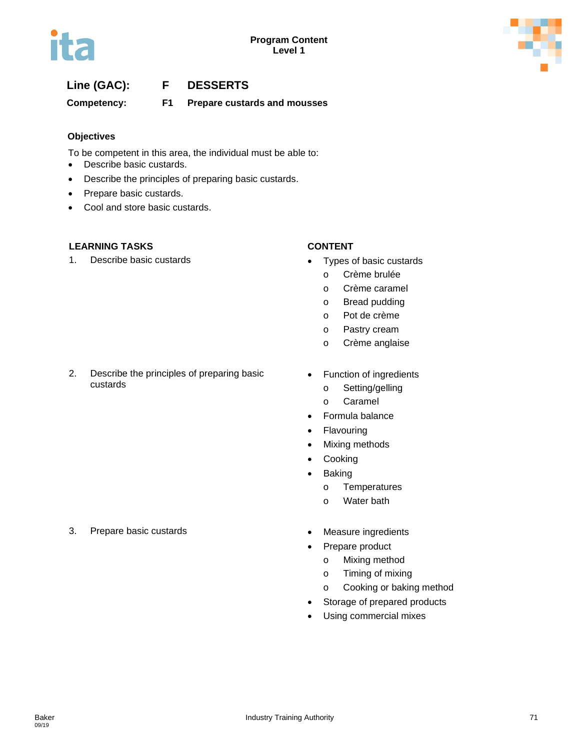**Line (GAC):** F DESSERTS

**Competency:** F1 Prepare custards and mousses

### Objectives

To be competent in this area, the individual must be able to:

- Describe basic custards.
- Describe the principles of preparing basic custards.
- Prepare basic custards.
- Cool and store basic custards.

| LEARNING TASKS | CONTENT |
| --- | --- |
| 1. Describe basic custards | • Types of basic custards<br>o Crème brulée<br>o Crème caramel<br>o Bread pudding<br>o Pot de crème<br>o Pastry cream<br>o Crème anglaise |
| 2. Describe the principles of preparing basic custards | • Function of ingredients<br>o Setting/gelling<br>o Caramel<br>• Formula balance<br>• Flavouring<br>• Mixing methods<br>• Cooking<br>• Baking<br>o Temperatures<br>o Water bath |
| 3. Prepare basic custards | • Measure ingredients<br>• Prepare product<br>o Mixing method<br>o Timing of mixing<br>o Cooking or baking method<br>• Storage of prepared products<br>• Using commercial mixes |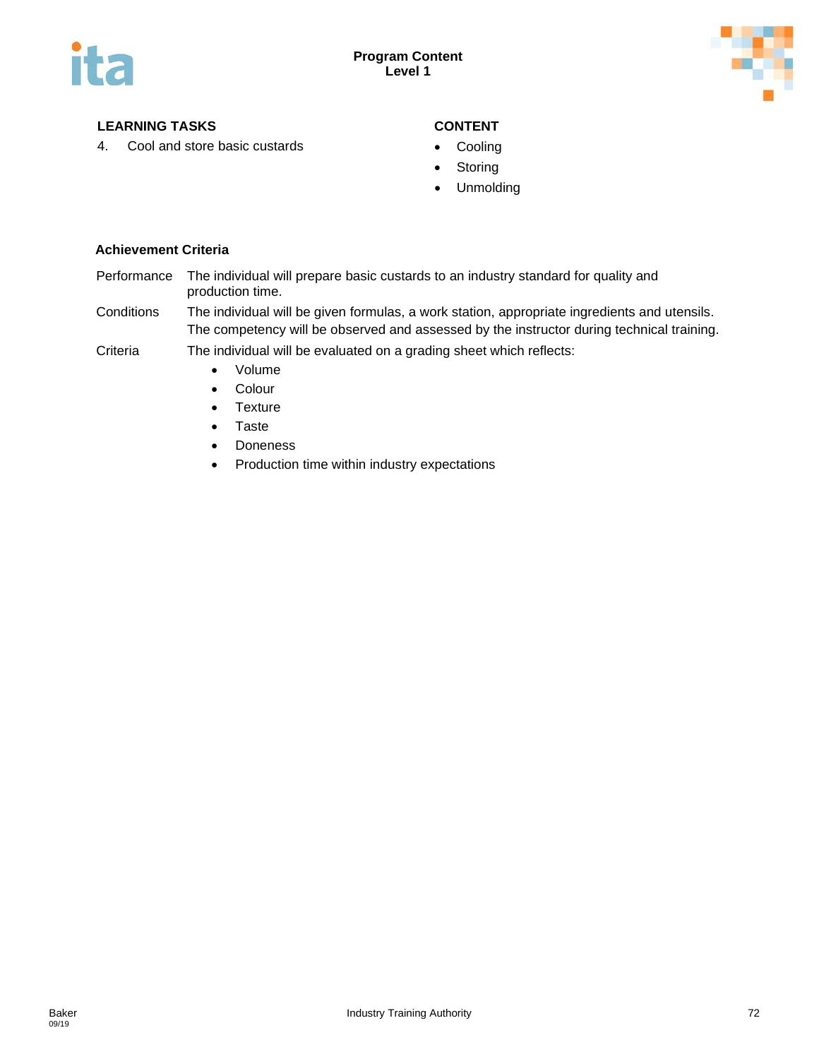| LEARNING TASKS | CONTENT |
| --- | --- |
| 4. Cool and store basic custards | • Cooling<br>• Storing<br>• Unmolding |

**Achievement Criteria**

| | |
| --- | --- |
| Performance | The individual will prepare basic custards to an industry standard for quality and production time. |
| Conditions | The individual will be given formulas, a work station, appropriate ingredients and utensils. The competency will be observed and assessed by the instructor during technical training. |
| Criteria | The individual will be evaluated on a grading sheet which reflects:<br>• Volume<br>• Colour<br>• Texture<br>• Taste<br>• Doneness<br>• Production time within industry expectations |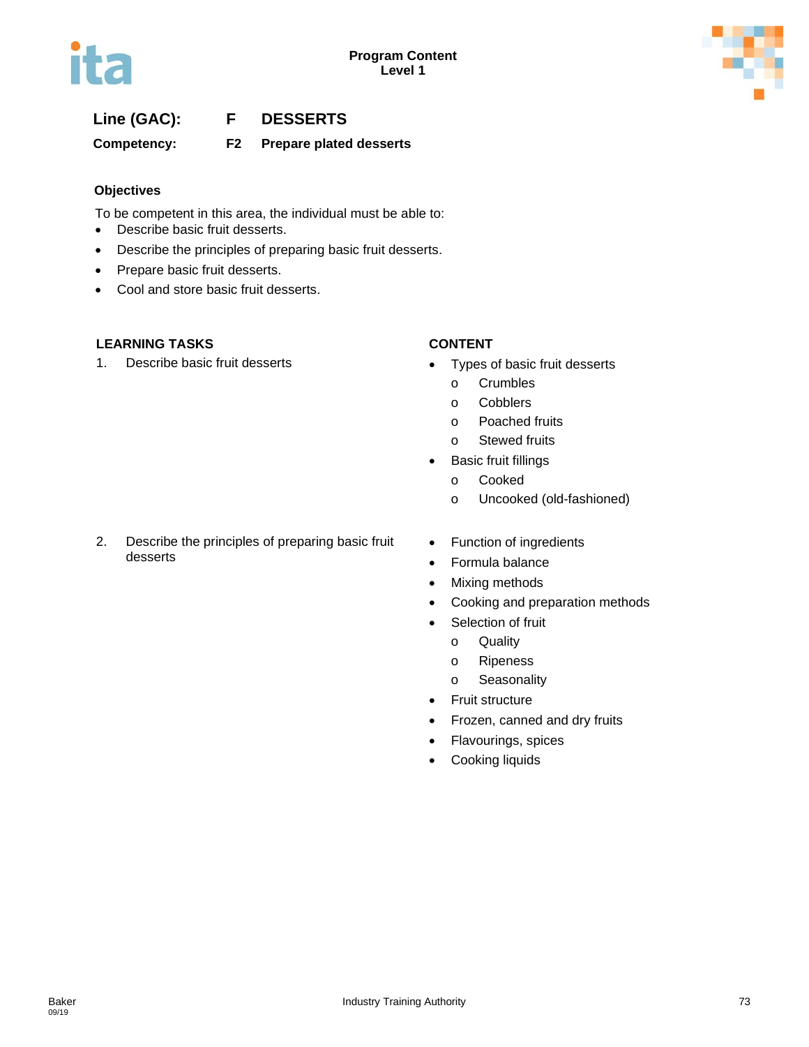**Line (GAC):** F DESSERTS

**Competency:** F2 Prepare plated desserts

### Objectives

To be competent in this area, the individual must be able to:

- Describe basic fruit desserts.
- Describe the principles of preparing basic fruit desserts.
- Prepare basic fruit desserts.
- Cool and store basic fruit desserts.

| LEARNING TASKS | CONTENT |
| --- | --- |
| 1. Describe basic fruit desserts | • Types of basic fruit desserts<br>  o Crumbles<br>  o Cobblers<br>  o Poached fruits<br>  o Stewed fruits<br>• Basic fruit fillings<br>  o Cooked<br>  o Uncooked (old-fashioned) |
| 2. Describe the principles of preparing basic fruit desserts | • Function of ingredients<br>• Formula balance<br>• Mixing methods<br>• Cooking and preparation methods<br>• Selection of fruit<br>  o Quality<br>  o Ripeness<br>  o Seasonality<br>• Fruit structure<br>• Frozen, canned and dry fruits<br>• Flavourings, spices<br>• Cooking liquids |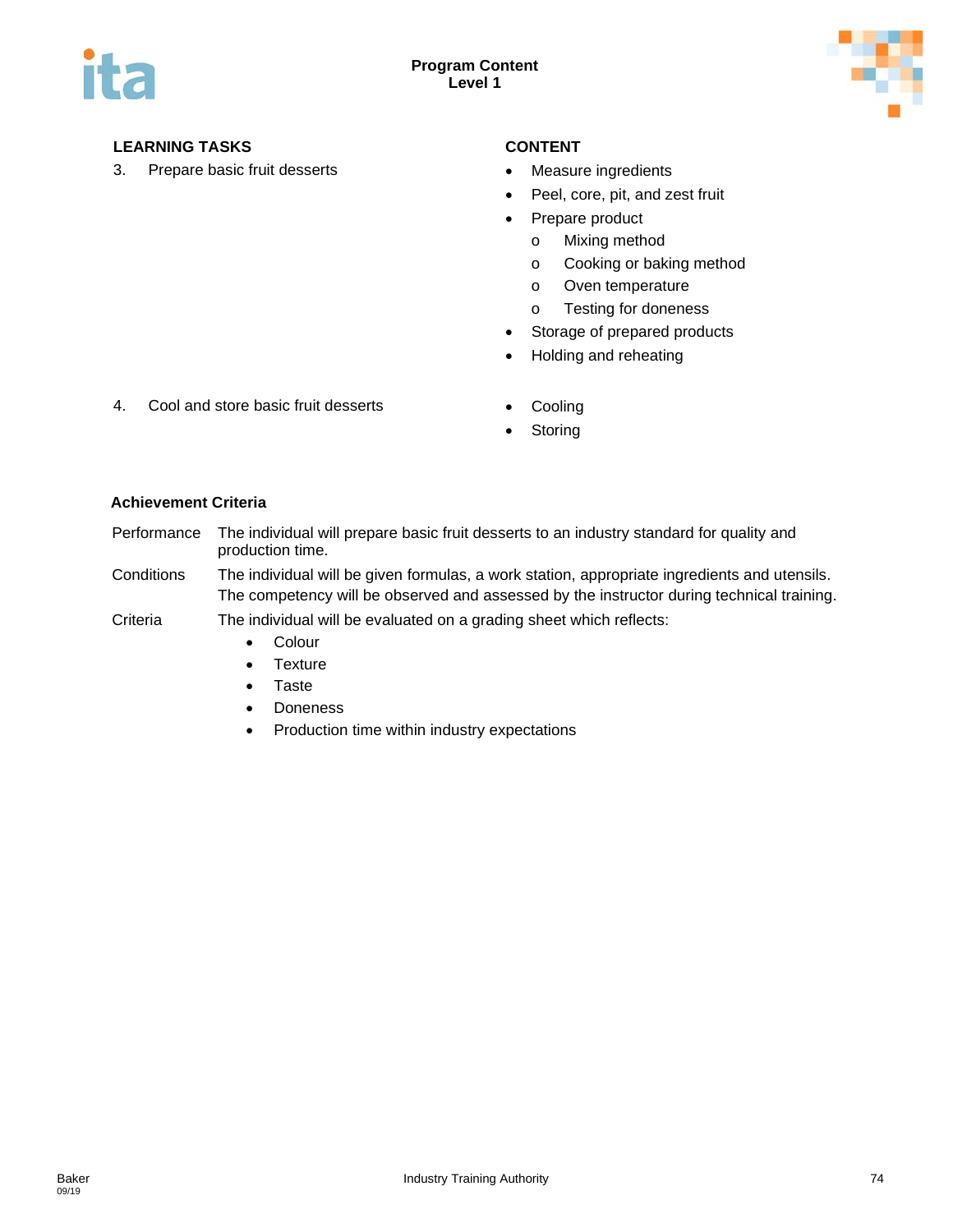| LEARNING TASKS | CONTENT |
|---|---|
| 3. Prepare basic fruit desserts | • Measure ingredients<br>• Peel, core, pit, and zest fruit<br>• Prepare product<br>  o Mixing method<br>  o Cooking or baking method<br>  o Oven temperature<br>  o Testing for doneness<br>• Storage of prepared products<br>• Holding and reheating |
| 4. Cool and store basic fruit desserts | • Cooling<br>• Storing |

**Achievement Criteria**

| | |
|---|---|
| Performance | The individual will prepare basic fruit desserts to an industry standard for quality and production time. |
| Conditions | The individual will be given formulas, a work station, appropriate ingredients and utensils. The competency will be observed and assessed by the instructor during technical training. |
| Criteria | The individual will be evaluated on a grading sheet which reflects:<br>• Colour<br>• Texture<br>• Taste<br>• Doneness<br>• Production time within industry expectations |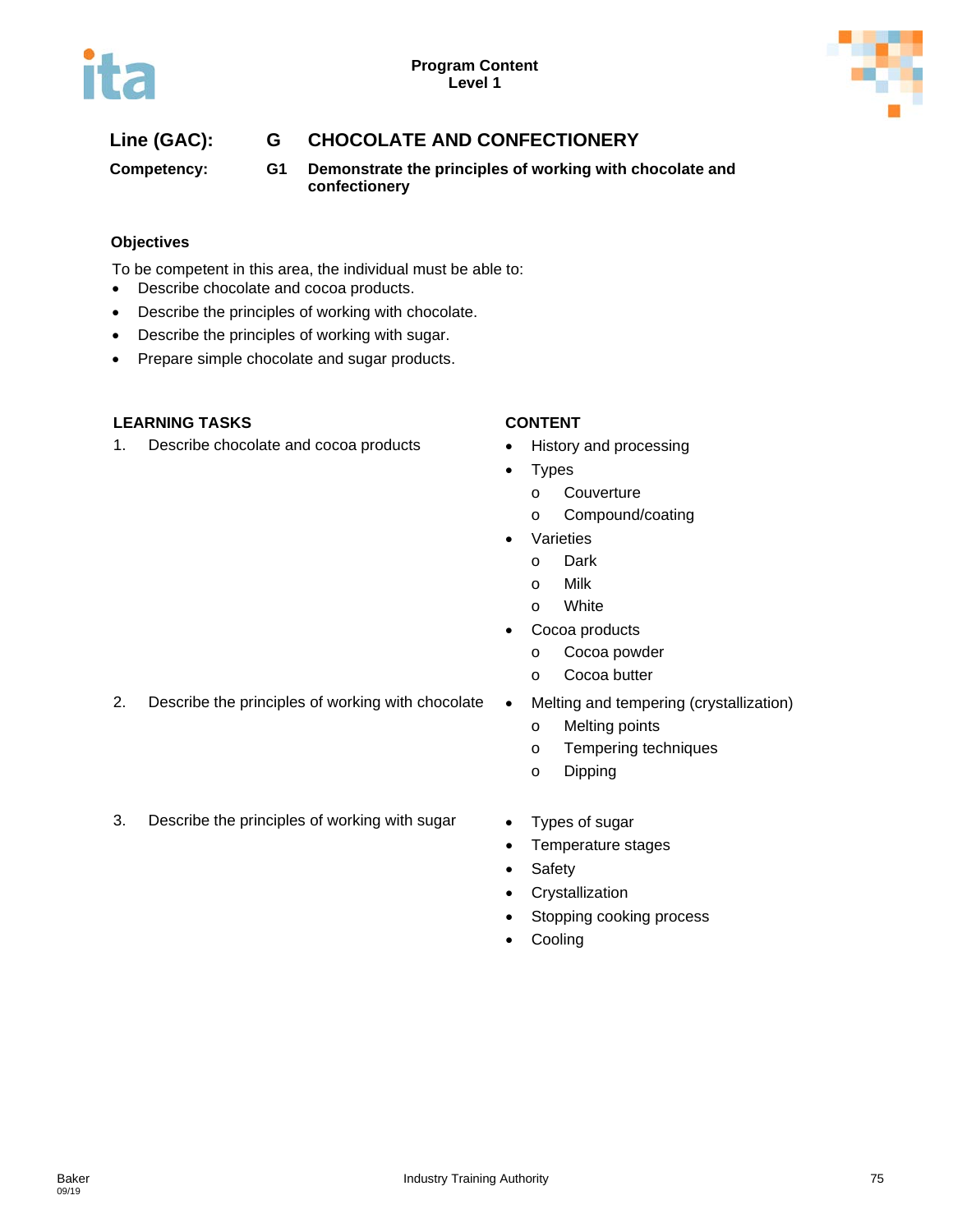**Line (GAC):** G CHOCOLATE AND CONFECTIONERY

**Competency:** G1 Demonstrate the principles of working with chocolate and confectionery

### Objectives

To be competent in this area, the individual must be able to:

- Describe chocolate and cocoa products.
- Describe the principles of working with chocolate.
- Describe the principles of working with sugar.
- Prepare simple chocolate and sugar products.

| LEARNING TASKS | CONTENT |
|---|---|
| 1. Describe chocolate and cocoa products | • History and processing<br>• Types<br>  o Couverture<br>  o Compound/coating<br>• Varieties<br>  o Dark<br>  o Milk<br>  o White<br>• Cocoa products<br>  o Cocoa powder<br>  o Cocoa butter |
| 2. Describe the principles of working with chocolate | • Melting and tempering (crystallization)<br>  o Melting points<br>  o Tempering techniques<br>  o Dipping |
| 3. Describe the principles of working with sugar | • Types of sugar<br>• Temperature stages<br>• Safety<br>• Crystallization<br>• Stopping cooking process<br>• Cooling |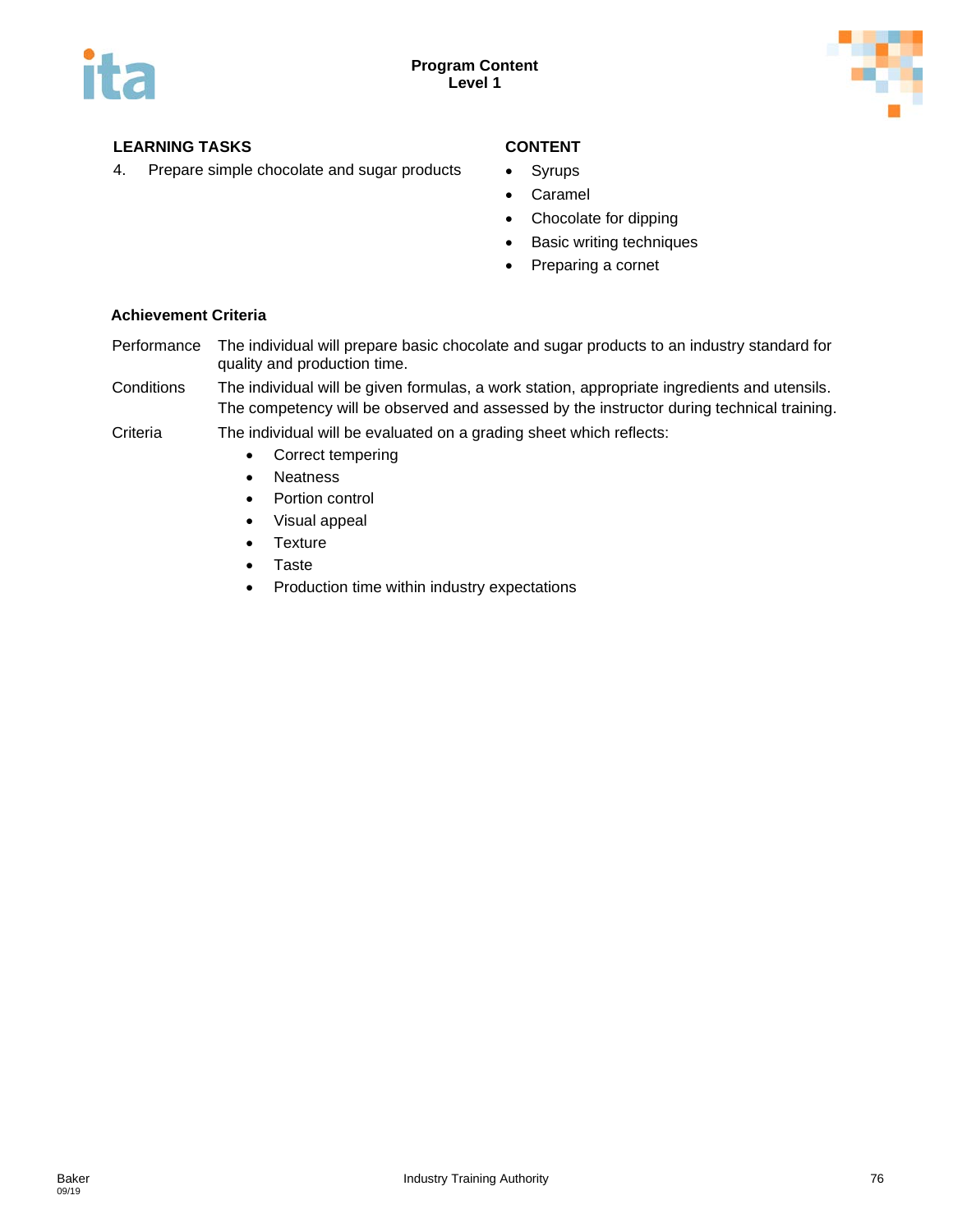**Program Content**
**Level 1**

| LEARNING TASKS | CONTENT |
| --- | --- |
| 4. Prepare simple chocolate and sugar products | • Syrups<br>• Caramel<br>• Chocolate for dipping<br>• Basic writing techniques<br>• Preparing a cornet |

**Achievement Criteria**

Performance — The individual will prepare basic chocolate and sugar products to an industry standard for quality and production time.

Conditions — The individual will be given formulas, a work station, appropriate ingredients and utensils. The competency will be observed and assessed by the instructor during technical training.

Criteria — The individual will be evaluated on a grading sheet which reflects:

- Correct tempering
- Neatness
- Portion control
- Visual appeal
- Texture
- Taste
- Production time within industry expectations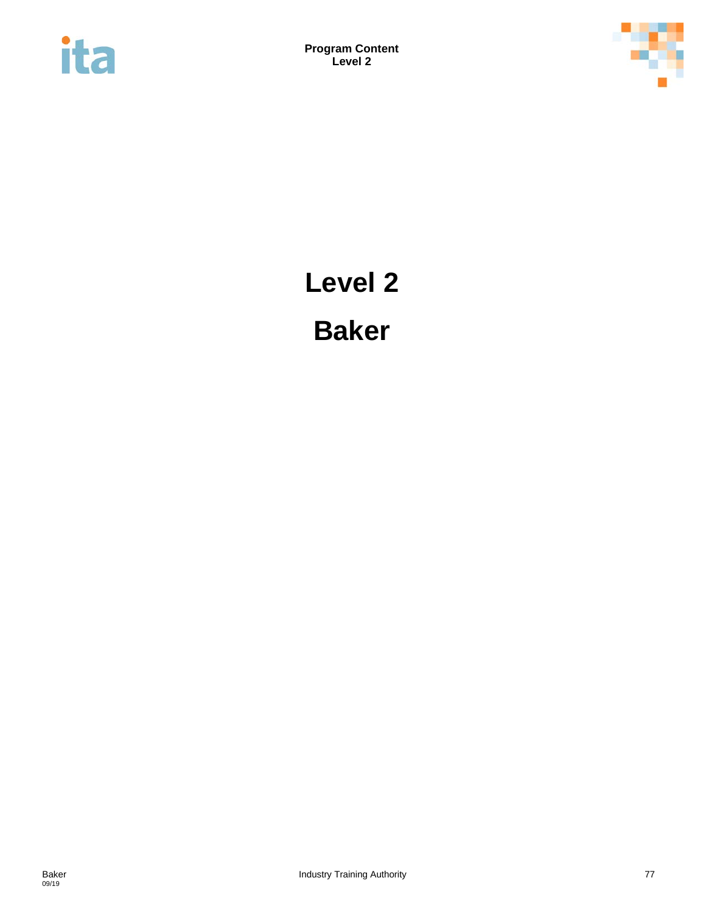# Level 2

# Baker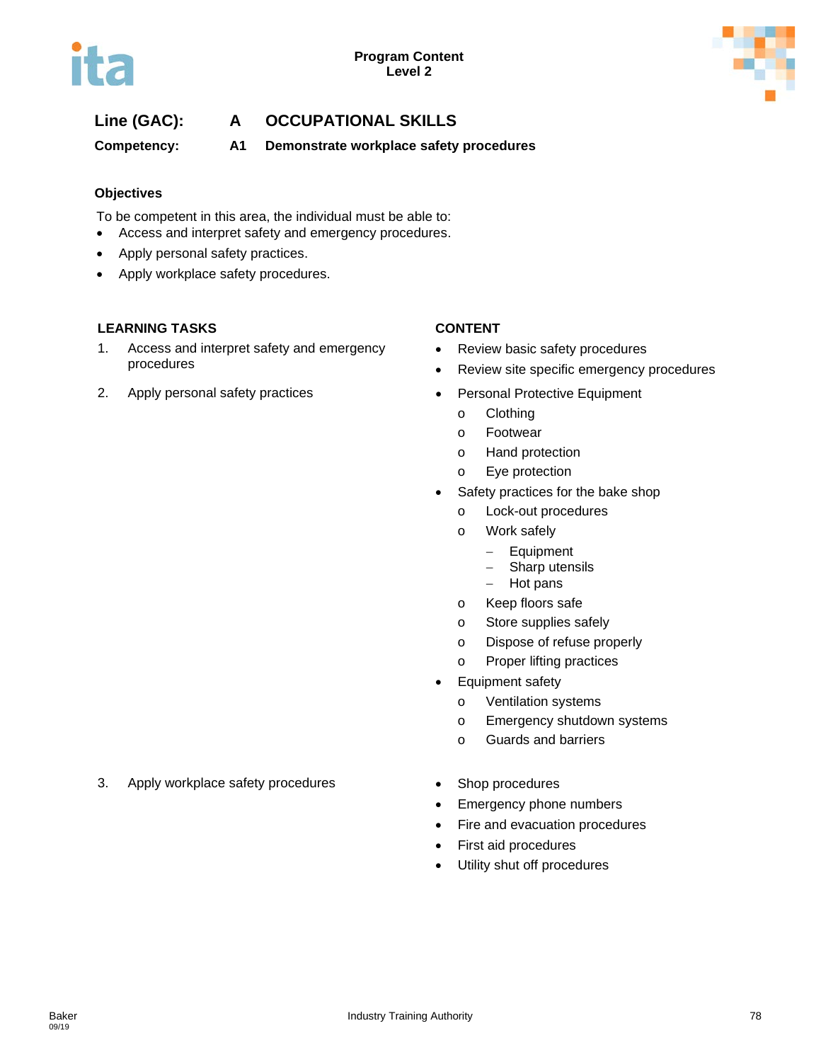**Line (GAC):** **A OCCUPATIONAL SKILLS**

**Competency:** **A1 Demonstrate workplace safety procedures**

### Objectives

To be competent in this area, the individual must be able to:

- Access and interpret safety and emergency procedures.
- Apply personal safety practices.
- Apply workplace safety procedures.

| LEARNING TASKS | CONTENT |
|---|---|
| 1. Access and interpret safety and emergency procedures | • Review basic safety procedures<br>• Review site specific emergency procedures |
| 2. Apply personal safety practices | • Personal Protective Equipment<br>  o Clothing<br>  o Footwear<br>  o Hand protection<br>  o Eye protection<br>• Safety practices for the bake shop<br>  o Lock-out procedures<br>  o Work safely<br>    – Equipment<br>    – Sharp utensils<br>    – Hot pans<br>  o Keep floors safe<br>  o Store supplies safely<br>  o Dispose of refuse properly<br>  o Proper lifting practices<br>• Equipment safety<br>  o Ventilation systems<br>  o Emergency shutdown systems<br>  o Guards and barriers |
| 3. Apply workplace safety procedures | • Shop procedures<br>• Emergency phone numbers<br>• Fire and evacuation procedures<br>• First aid procedures<br>• Utility shut off procedures |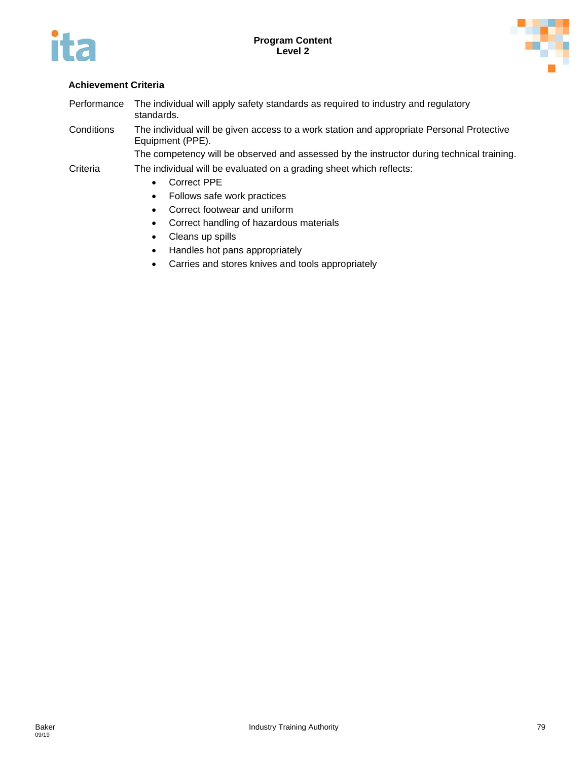**Achievement Criteria**

| | |
|---|---|
| Performance | The individual will apply safety standards as required to industry and regulatory standards. |
| Conditions | The individual will be given access to a work station and appropriate Personal Protective Equipment (PPE).<br>The competency will be observed and assessed by the instructor during technical training. |
| Criteria | The individual will be evaluated on a grading sheet which reflects:<br>• Correct PPE<br>• Follows safe work practices<br>• Correct footwear and uniform<br>• Correct handling of hazardous materials<br>• Cleans up spills<br>• Handles hot pans appropriately<br>• Carries and stores knives and tools appropriately |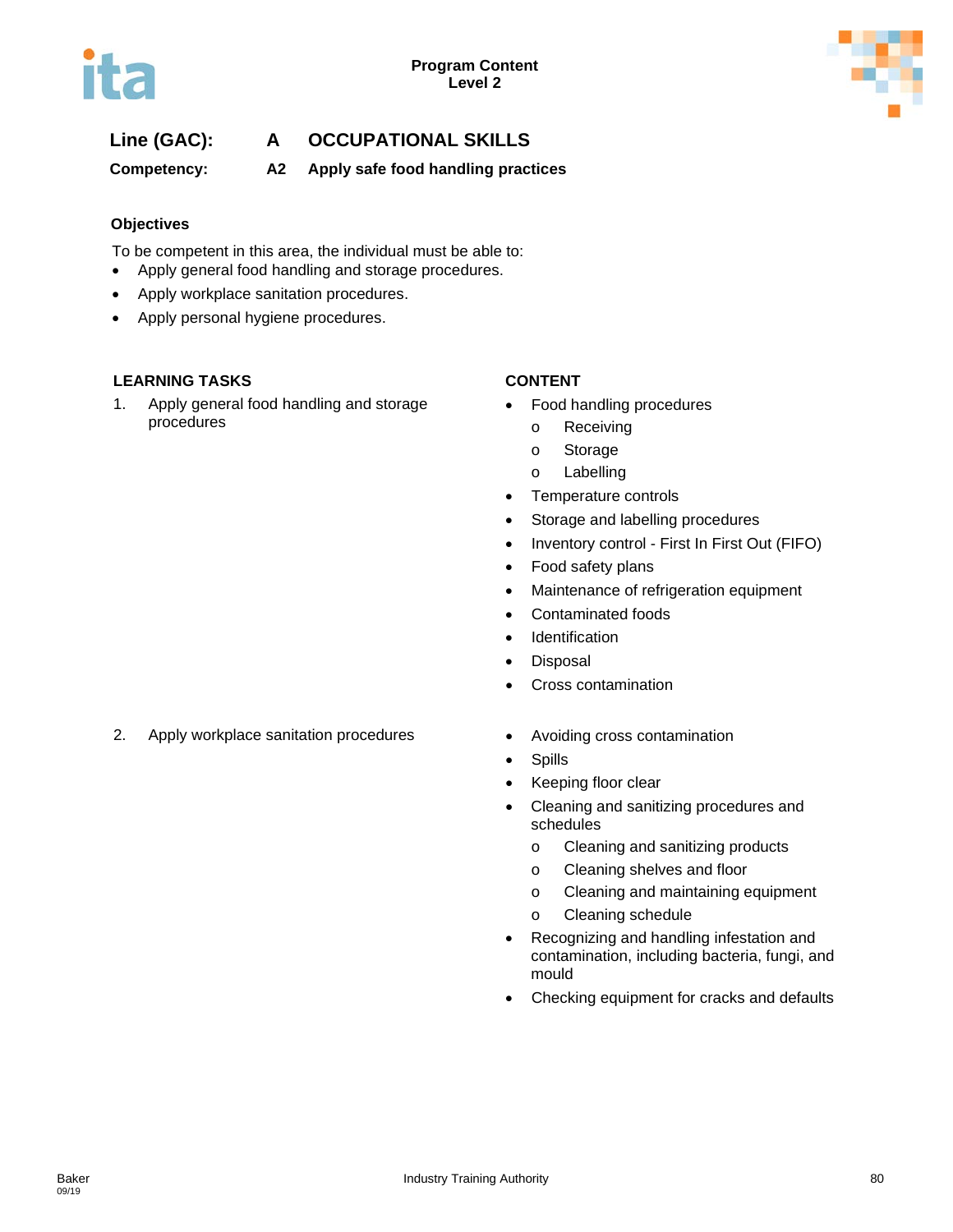**Program Content**
**Level 2**

**Line (GAC):** **A OCCUPATIONAL SKILLS**

**Competency:** **A2 Apply safe food handling practices**

**Objectives**

To be competent in this area, the individual must be able to:

- Apply general food handling and storage procedures.
- Apply workplace sanitation procedures.
- Apply personal hygiene procedures.

| LEARNING TASKS | CONTENT |
| --- | --- |
| 1. Apply general food handling and storage procedures | • Food handling procedures<br>  o Receiving<br>  o Storage<br>  o Labelling<br>• Temperature controls<br>• Storage and labelling procedures<br>• Inventory control - First In First Out (FIFO)<br>• Food safety plans<br>• Maintenance of refrigeration equipment<br>• Contaminated foods<br>• Identification<br>• Disposal<br>• Cross contamination |
| 2. Apply workplace sanitation procedures | • Avoiding cross contamination<br>• Spills<br>• Keeping floor clear<br>• Cleaning and sanitizing procedures and schedules<br>  o Cleaning and sanitizing products<br>  o Cleaning shelves and floor<br>  o Cleaning and maintaining equipment<br>  o Cleaning schedule<br>• Recognizing and handling infestation and contamination, including bacteria, fungi, and mould<br>• Checking equipment for cracks and defaults |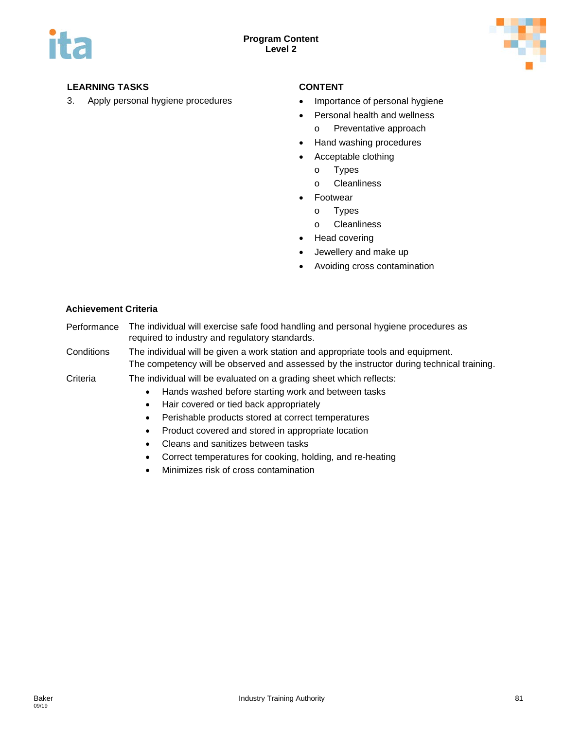**Program Content**
**Level 2**

| LEARNING TASKS | CONTENT |
|---|---|
| 3. Apply personal hygiene procedures | • Importance of personal hygiene<br>• Personal health and wellness<br>  o Preventative approach<br>• Hand washing procedures<br>• Acceptable clothing<br>  o Types<br>  o Cleanliness<br>• Footwear<br>  o Types<br>  o Cleanliness<br>• Head covering<br>• Jewellery and make up<br>• Avoiding cross contamination |

**Achievement Criteria**

Performance — The individual will exercise safe food handling and personal hygiene procedures as required to industry and regulatory standards.

Conditions — The individual will be given a work station and appropriate tools and equipment. The competency will be observed and assessed by the instructor during technical training.

Criteria — The individual will be evaluated on a grading sheet which reflects:

- Hands washed before starting work and between tasks
- Hair covered or tied back appropriately
- Perishable products stored at correct temperatures
- Product covered and stored in appropriate location
- Cleans and sanitizes between tasks
- Correct temperatures for cooking, holding, and re-heating
- Minimizes risk of cross contamination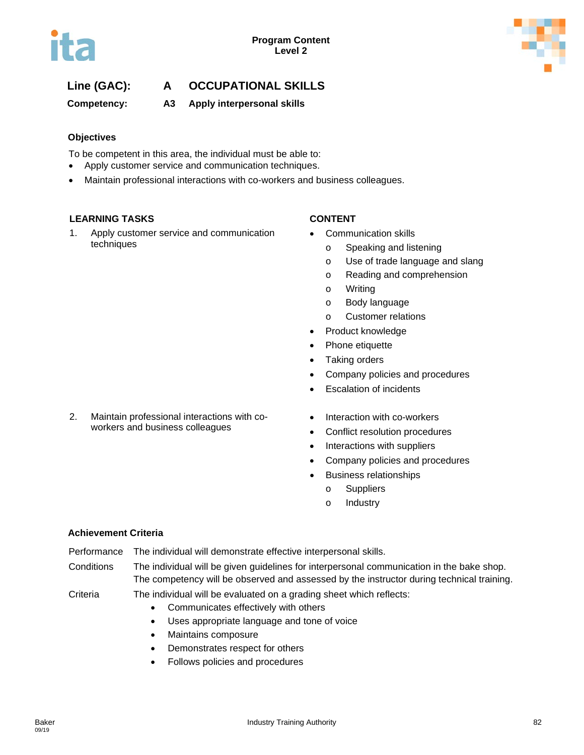Program Content
Level 2

**Line (GAC): A OCCUPATIONAL SKILLS**

**Competency: A3 Apply interpersonal skills**

### Objectives

To be competent in this area, the individual must be able to:

- Apply customer service and communication techniques.
- Maintain professional interactions with co-workers and business colleagues.

| LEARNING TASKS | CONTENT |
|---|---|
| 1. Apply customer service and communication techniques | • Communication skills<br>  o Speaking and listening<br>  o Use of trade language and slang<br>  o Reading and comprehension<br>  o Writing<br>  o Body language<br>  o Customer relations<br>• Product knowledge<br>• Phone etiquette<br>• Taking orders<br>• Company policies and procedures<br>• Escalation of incidents |
| 2. Maintain professional interactions with co-workers and business colleagues | • Interaction with co-workers<br>• Conflict resolution procedures<br>• Interactions with suppliers<br>• Company policies and procedures<br>• Business relationships<br>  o Suppliers<br>  o Industry |

### Achievement Criteria

**Performance** The individual will demonstrate effective interpersonal skills.

**Conditions** The individual will be given guidelines for interpersonal communication in the bake shop. The competency will be observed and assessed by the instructor during technical training.

**Criteria** The individual will be evaluated on a grading sheet which reflects:

- Communicates effectively with others
- Uses appropriate language and tone of voice
- Maintains composure
- Demonstrates respect for others
- Follows policies and procedures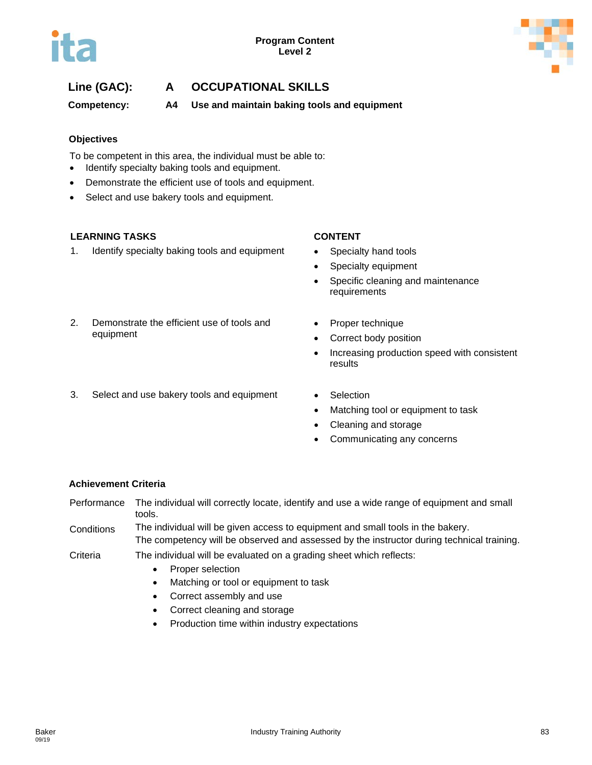**Line (GAC):** A OCCUPATIONAL SKILLS

**Competency:** A4 Use and maintain baking tools and equipment

### Objectives

To be competent in this area, the individual must be able to:

- Identify specialty baking tools and equipment.
- Demonstrate the efficient use of tools and equipment.
- Select and use bakery tools and equipment.

| LEARNING TASKS | CONTENT |
| --- | --- |
| 1. Identify specialty baking tools and equipment | • Specialty hand tools<br>• Specialty equipment<br>• Specific cleaning and maintenance requirements |
| 2. Demonstrate the efficient use of tools and equipment | • Proper technique<br>• Correct body position<br>• Increasing production speed with consistent results |
| 3. Select and use bakery tools and equipment | • Selection<br>• Matching tool or equipment to task<br>• Cleaning and storage<br>• Communicating any concerns |

### Achievement Criteria

**Performance** The individual will correctly locate, identify and use a wide range of equipment and small tools.

**Conditions** The individual will be given access to equipment and small tools in the bakery.
The competency will be observed and assessed by the instructor during technical training.

**Criteria** The individual will be evaluated on a grading sheet which reflects:

- Proper selection
- Matching or tool or equipment to task
- Correct assembly and use
- Correct cleaning and storage
- Production time within industry expectations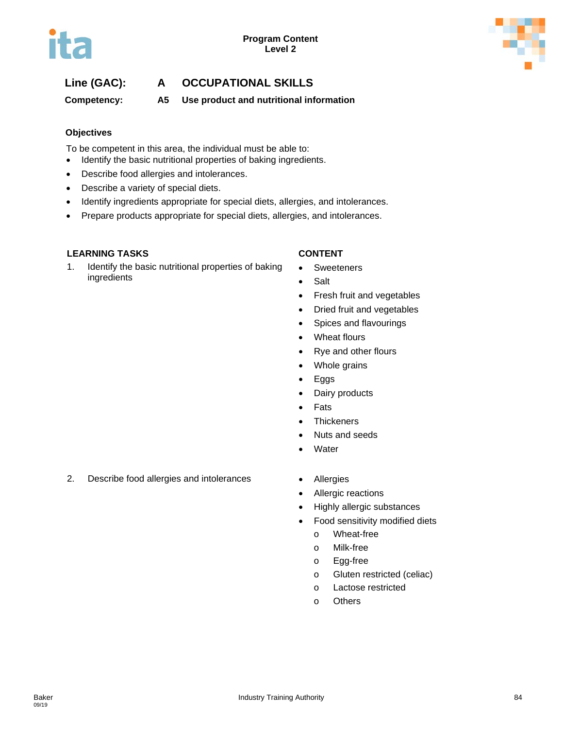Program Content
Level 2

**Line (GAC):** A **OCCUPATIONAL SKILLS**

**Competency:** A5 **Use product and nutritional information**

### Objectives

To be competent in this area, the individual must be able to:

- Identify the basic nutritional properties of baking ingredients.
- Describe food allergies and intolerances.
- Describe a variety of special diets.
- Identify ingredients appropriate for special diets, allergies, and intolerances.
- Prepare products appropriate for special diets, allergies, and intolerances.

| LEARNING TASKS | CONTENT |
|---|---|
| 1. Identify the basic nutritional properties of baking ingredients | • Sweeteners<br>• Salt<br>• Fresh fruit and vegetables<br>• Dried fruit and vegetables<br>• Spices and flavourings<br>• Wheat flours<br>• Rye and other flours<br>• Whole grains<br>• Eggs<br>• Dairy products<br>• Fats<br>• Thickeners<br>• Nuts and seeds<br>• Water |
| 2. Describe food allergies and intolerances | • Allergies<br>• Allergic reactions<br>• Highly allergic substances<br>• Food sensitivity modified diets<br>  o Wheat-free<br>  o Milk-free<br>  o Egg-free<br>  o Gluten restricted (celiac)<br>  o Lactose restricted<br>  o Others |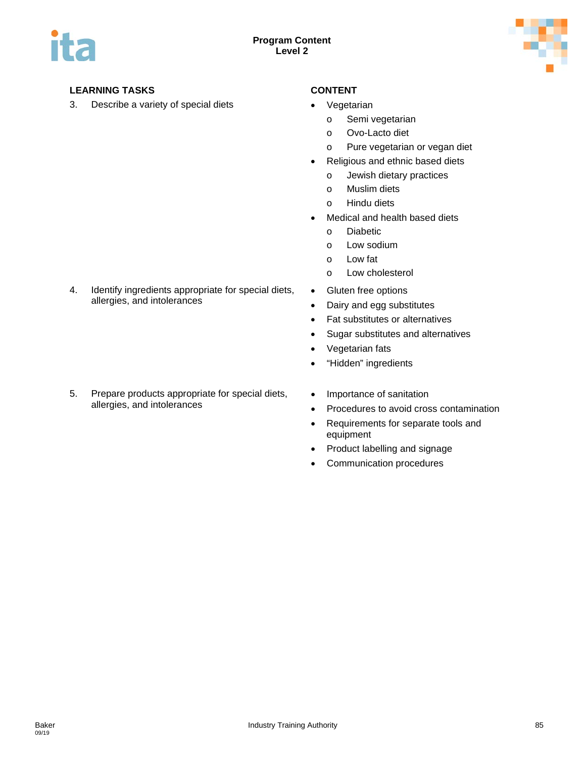| LEARNING TASKS | CONTENT |
|---|---|
| 3. Describe a variety of special diets | • Vegetarian<br>  o Semi vegetarian<br>  o Ovo-Lacto diet<br>  o Pure vegetarian or vegan diet<br>• Religious and ethnic based diets<br>  o Jewish dietary practices<br>  o Muslim diets<br>  o Hindu diets<br>• Medical and health based diets<br>  o Diabetic<br>  o Low sodium<br>  o Low fat<br>  o Low cholesterol |
| 4. Identify ingredients appropriate for special diets, allergies, and intolerances | • Gluten free options<br>• Dairy and egg substitutes<br>• Fat substitutes or alternatives<br>• Sugar substitutes and alternatives<br>• Vegetarian fats<br>• “Hidden” ingredients |
| 5. Prepare products appropriate for special diets, allergies, and intolerances | • Importance of sanitation<br>• Procedures to avoid cross contamination<br>• Requirements for separate tools and equipment<br>• Product labelling and signage<br>• Communication procedures |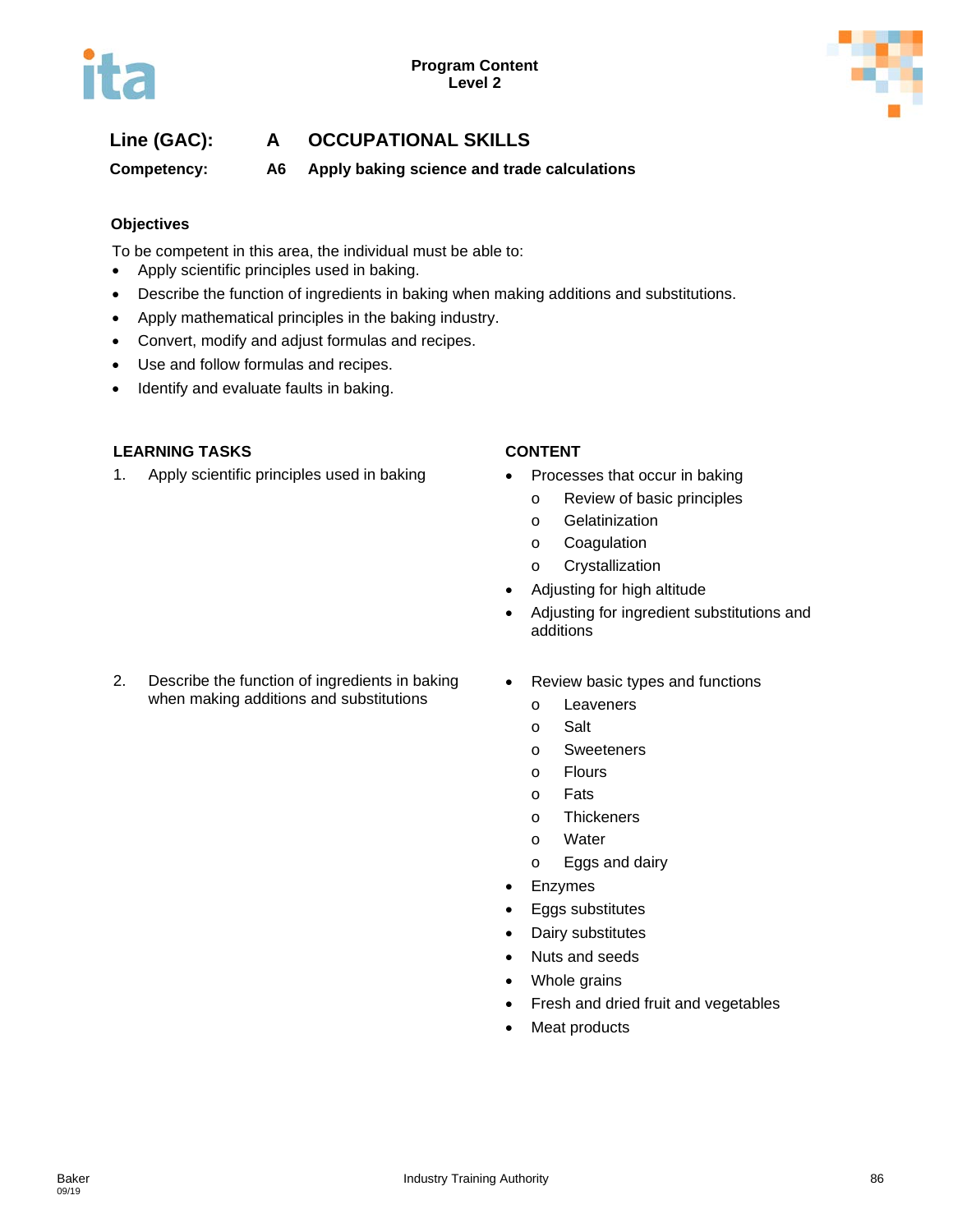**Line (GAC):** **A OCCUPATIONAL SKILLS**

**Competency:** **A6 Apply baking science and trade calculations**

**Objectives**

To be competent in this area, the individual must be able to:

- Apply scientific principles used in baking.
- Describe the function of ingredients in baking when making additions and substitutions.
- Apply mathematical principles in the baking industry.
- Convert, modify and adjust formulas and recipes.
- Use and follow formulas and recipes.
- Identify and evaluate faults in baking.

| LEARNING TASKS | CONTENT |
|---|---|
| 1. Apply scientific principles used in baking | • Processes that occur in baking<br>o Review of basic principles<br>o Gelatinization<br>o Coagulation<br>o Crystallization<br>• Adjusting for high altitude<br>• Adjusting for ingredient substitutions and additions |
| 2. Describe the function of ingredients in baking when making additions and substitutions | • Review basic types and functions<br>o Leaveners<br>o Salt<br>o Sweeteners<br>o Flours<br>o Fats<br>o Thickeners<br>o Water<br>o Eggs and dairy<br>• Enzymes<br>• Eggs substitutes<br>• Dairy substitutes<br>• Nuts and seeds<br>• Whole grains<br>• Fresh and dried fruit and vegetables<br>• Meat products |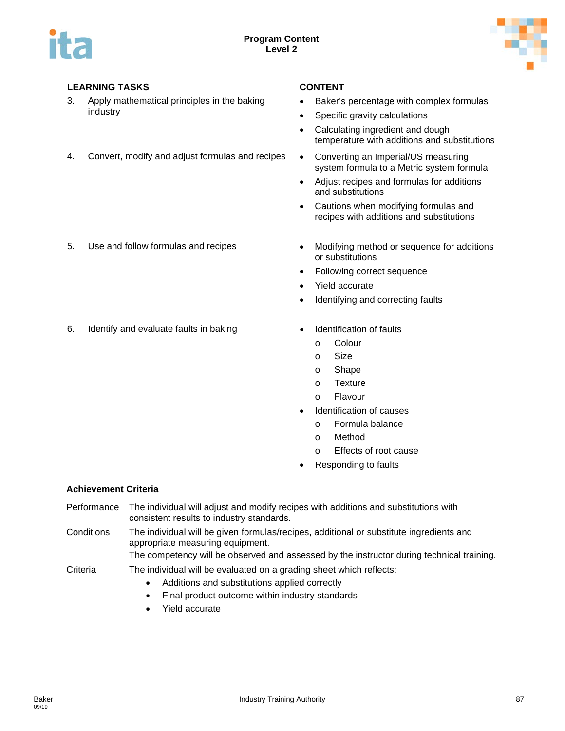| LEARNING TASKS | CONTENT |
|---|---|
| 3. Apply mathematical principles in the baking industry | • Baker's percentage with complex formulas<br>• Specific gravity calculations<br>• Calculating ingredient and dough temperature with additions and substitutions |
| 4. Convert, modify and adjust formulas and recipes | • Converting an Imperial/US measuring system formula to a Metric system formula<br>• Adjust recipes and formulas for additions and substitutions<br>• Cautions when modifying formulas and recipes with additions and substitutions |
| 5. Use and follow formulas and recipes | • Modifying method or sequence for additions or substitutions<br>• Following correct sequence<br>• Yield accurate<br>• Identifying and correcting faults |
| 6. Identify and evaluate faults in baking | • Identification of faults<br>  o Colour<br>  o Size<br>  o Shape<br>  o Texture<br>  o Flavour<br>• Identification of causes<br>  o Formula balance<br>  o Method<br>  o Effects of root cause<br>• Responding to faults |

**Achievement Criteria**

| | |
|---|---|
| Performance | The individual will adjust and modify recipes with additions and substitutions with consistent results to industry standards. |
| Conditions | The individual will be given formulas/recipes, additional or substitute ingredients and appropriate measuring equipment.<br>The competency will be observed and assessed by the instructor during technical training. |
| Criteria | The individual will be evaluated on a grading sheet which reflects:<br>• Additions and substitutions applied correctly<br>• Final product outcome within industry standards<br>• Yield accurate |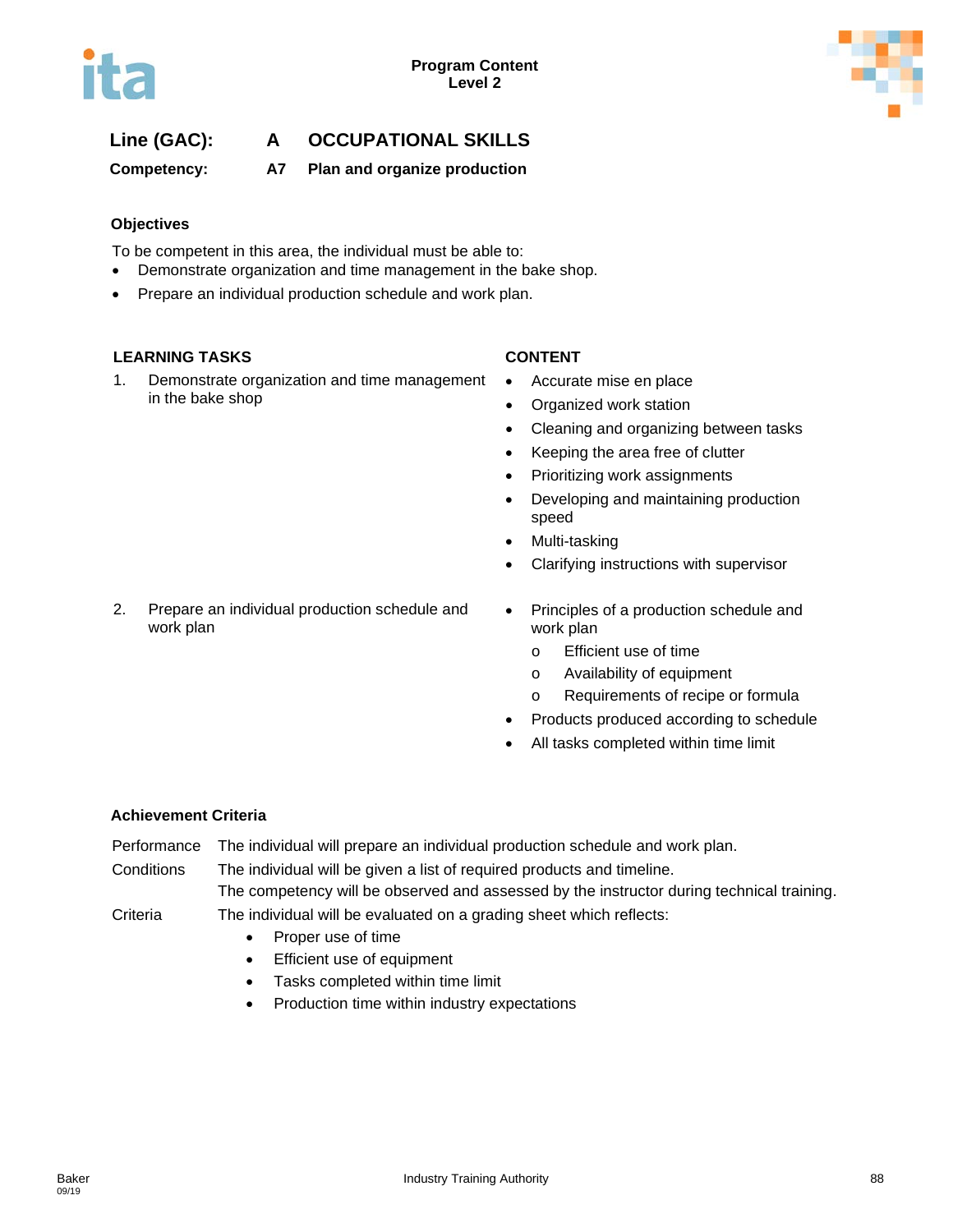Program Content
Level 2

**Line (GAC):** **A OCCUPATIONAL SKILLS**

**Competency:** **A7 Plan and organize production**

### Objectives

To be competent in this area, the individual must be able to:

- Demonstrate organization and time management in the bake shop.
- Prepare an individual production schedule and work plan.

| LEARNING TASKS | CONTENT |
| --- | --- |
| 1. Demonstrate organization and time management in the bake shop | • Accurate mise en place<br>• Organized work station<br>• Cleaning and organizing between tasks<br>• Keeping the area free of clutter<br>• Prioritizing work assignments<br>• Developing and maintaining production speed<br>• Multi-tasking<br>• Clarifying instructions with supervisor |
| 2. Prepare an individual production schedule and work plan | • Principles of a production schedule and work plan<br>  o Efficient use of time<br>  o Availability of equipment<br>  o Requirements of recipe or formula<br>• Products produced according to schedule<br>• All tasks completed within time limit |

### Achievement Criteria

Performance The individual will prepare an individual production schedule and work plan.

Conditions The individual will be given a list of required products and timeline.
The competency will be observed and assessed by the instructor during technical training.

Criteria The individual will be evaluated on a grading sheet which reflects:

- Proper use of time
- Efficient use of equipment
- Tasks completed within time limit
- Production time within industry expectations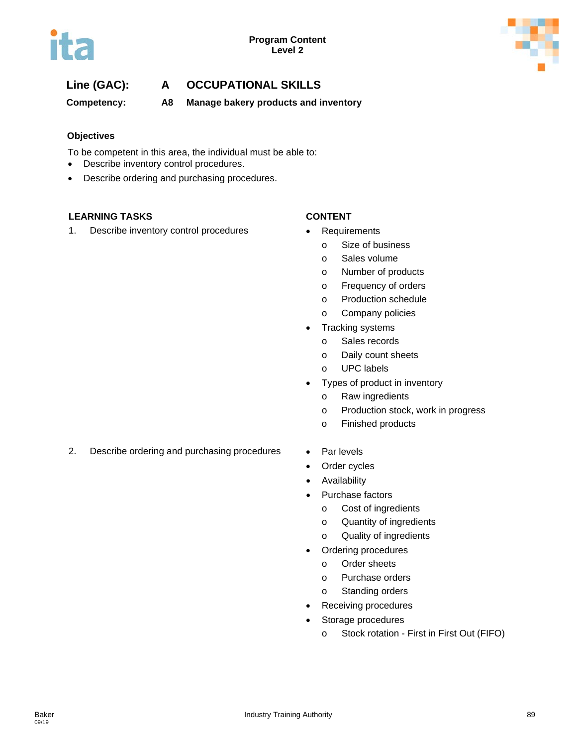**Line (GAC):** **A OCCUPATIONAL SKILLS**

**Competency:** **A8 Manage bakery products and inventory**

### Objectives

To be competent in this area, the individual must be able to:

- Describe inventory control procedures.
- Describe ordering and purchasing procedures.

| LEARNING TASKS | CONTENT |
|---|---|
| 1. Describe inventory control procedures | • Requirements<br>o Size of business<br>o Sales volume<br>o Number of products<br>o Frequency of orders<br>o Production schedule<br>o Company policies<br>• Tracking systems<br>o Sales records<br>o Daily count sheets<br>o UPC labels<br>• Types of product in inventory<br>o Raw ingredients<br>o Production stock, work in progress<br>o Finished products |
| 2. Describe ordering and purchasing procedures | • Par levels<br>• Order cycles<br>• Availability<br>• Purchase factors<br>o Cost of ingredients<br>o Quantity of ingredients<br>o Quality of ingredients<br>• Ordering procedures<br>o Order sheets<br>o Purchase orders<br>o Standing orders<br>• Receiving procedures<br>• Storage procedures<br>o Stock rotation - First in First Out (FIFO) |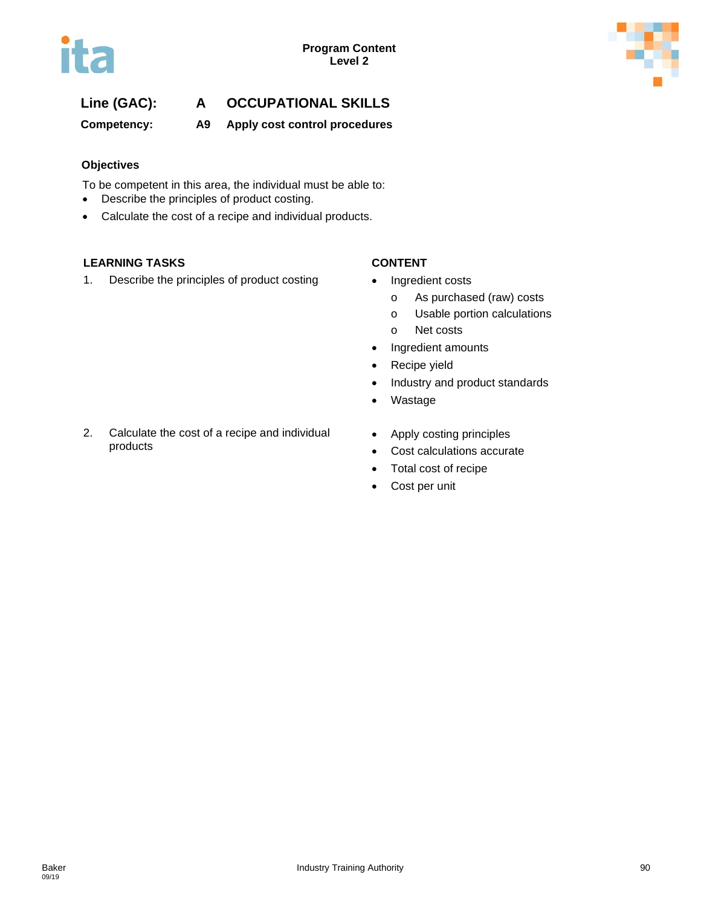**Line (GAC):** A OCCUPATIONAL SKILLS

**Competency:** A9 Apply cost control procedures

### Objectives

To be competent in this area, the individual must be able to:

- Describe the principles of product costing.
- Calculate the cost of a recipe and individual products.

| LEARNING TASKS | CONTENT |
|---|---|
| 1. Describe the principles of product costing | • Ingredient costs<br>  o As purchased (raw) costs<br>  o Usable portion calculations<br>  o Net costs<br>• Ingredient amounts<br>• Recipe yield<br>• Industry and product standards<br>• Wastage |
| 2. Calculate the cost of a recipe and individual products | • Apply costing principles<br>• Cost calculations accurate<br>• Total cost of recipe<br>• Cost per unit |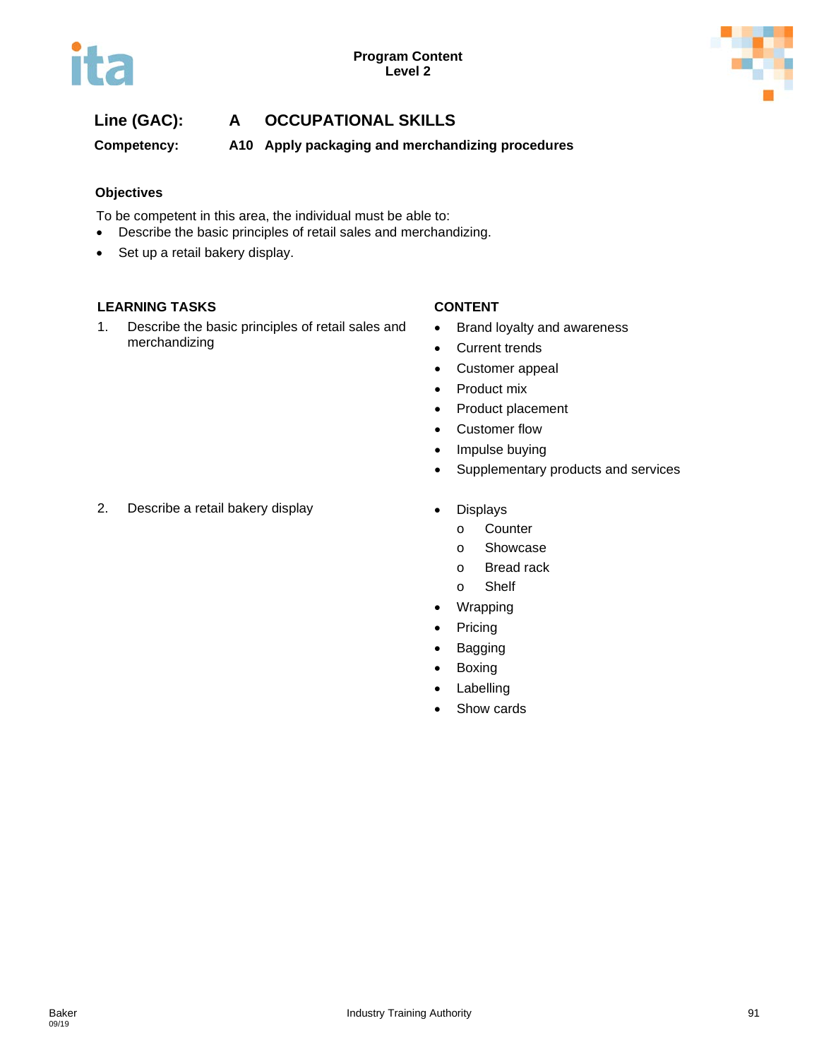**Program Content**
**Level 2**

## Line (GAC): A OCCUPATIONAL SKILLS

**Competency: A10 Apply packaging and merchandizing procedures**

### Objectives

To be competent in this area, the individual must be able to:

- Describe the basic principles of retail sales and merchandizing.
- Set up a retail bakery display.

| LEARNING TASKS | CONTENT |
|---|---|
| 1. Describe the basic principles of retail sales and merchandizing | • Brand loyalty and awareness<br>• Current trends<br>• Customer appeal<br>• Product mix<br>• Product placement<br>• Customer flow<br>• Impulse buying<br>• Supplementary products and services |
| 2. Describe a retail bakery display | • Displays<br>&nbsp;&nbsp;&nbsp;o Counter<br>&nbsp;&nbsp;&nbsp;o Showcase<br>&nbsp;&nbsp;&nbsp;o Bread rack<br>&nbsp;&nbsp;&nbsp;o Shelf<br>• Wrapping<br>• Pricing<br>• Bagging<br>• Boxing<br>• Labelling<br>• Show cards |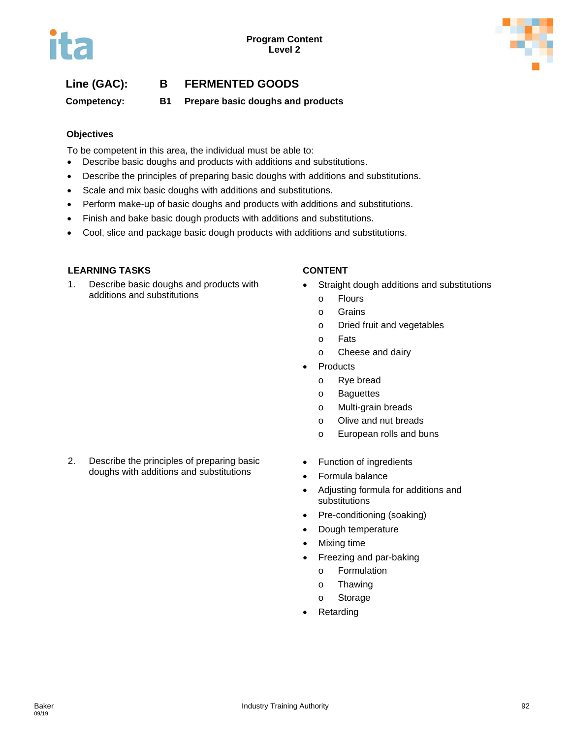**Line (GAC): B FERMENTED GOODS**

**Competency: B1 Prepare basic doughs and products**

**Objectives**

To be competent in this area, the individual must be able to:

- Describe basic doughs and products with additions and substitutions.
- Describe the principles of preparing basic doughs with additions and substitutions.
- Scale and mix basic doughs with additions and substitutions.
- Perform make-up of basic doughs and products with additions and substitutions.
- Finish and bake basic dough products with additions and substitutions.
- Cool, slice and package basic dough products with additions and substitutions.

| LEARNING TASKS | CONTENT |
|---|---|
| 1. Describe basic doughs and products with additions and substitutions | • Straight dough additions and substitutions<br>o Flours<br>o Grains<br>o Dried fruit and vegetables<br>o Fats<br>o Cheese and dairy<br>• Products<br>o Rye bread<br>o Baguettes<br>o Multi-grain breads<br>o Olive and nut breads<br>o European rolls and buns |
| 2. Describe the principles of preparing basic doughs with additions and substitutions | • Function of ingredients<br>• Formula balance<br>• Adjusting formula for additions and substitutions<br>• Pre-conditioning (soaking)<br>• Dough temperature<br>• Mixing time<br>• Freezing and par-baking<br>o Formulation<br>o Thawing<br>o Storage<br>• Retarding |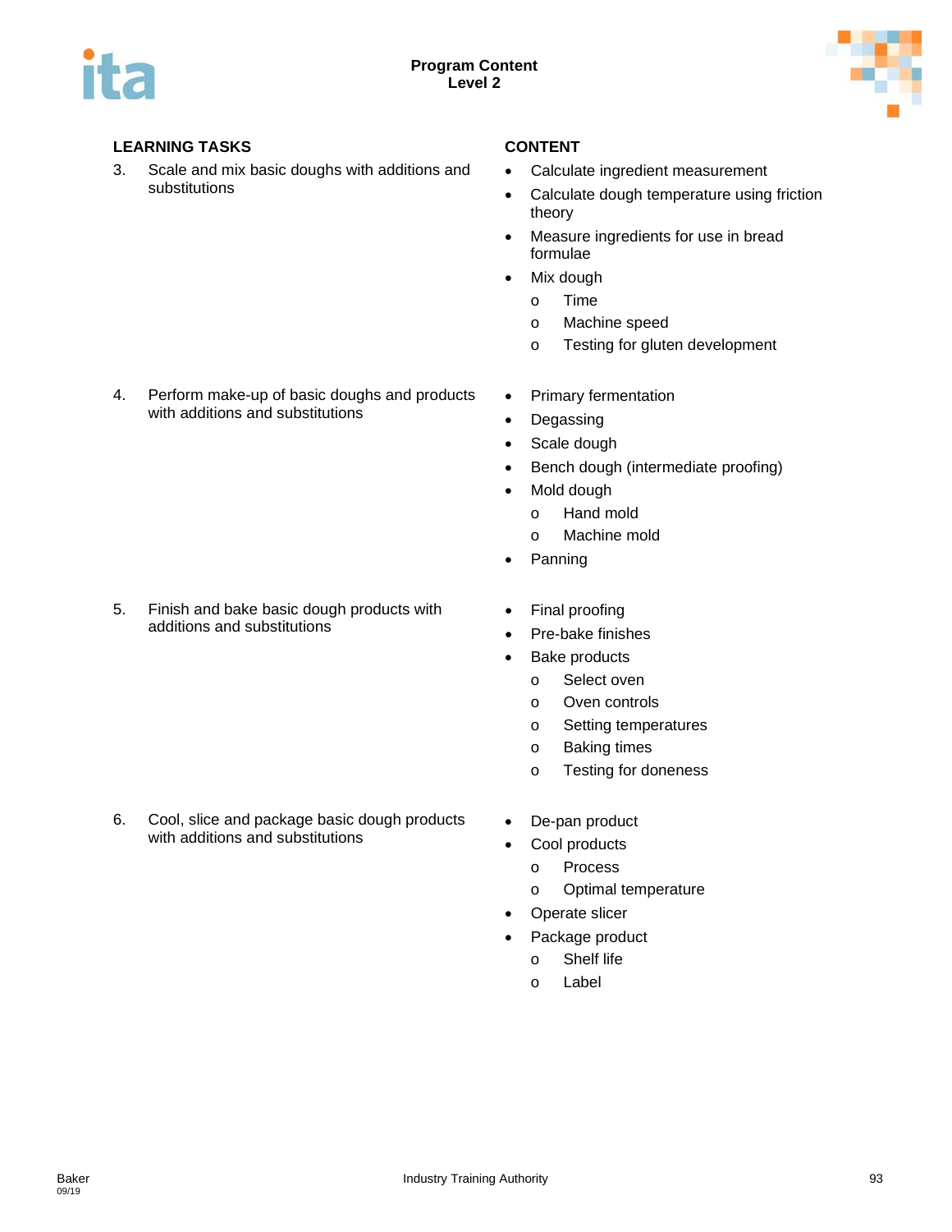| LEARNING TASKS | CONTENT |
|---|---|
| 3. Scale and mix basic doughs with additions and substitutions | • Calculate ingredient measurement<br>• Calculate dough temperature using friction theory<br>• Measure ingredients for use in bread formulae<br>• Mix dough<br>  o Time<br>  o Machine speed<br>  o Testing for gluten development |
| 4. Perform make-up of basic doughs and products with additions and substitutions | • Primary fermentation<br>• Degassing<br>• Scale dough<br>• Bench dough (intermediate proofing)<br>• Mold dough<br>  o Hand mold<br>  o Machine mold<br>• Panning |
| 5. Finish and bake basic dough products with additions and substitutions | • Final proofing<br>• Pre-bake finishes<br>• Bake products<br>  o Select oven<br>  o Oven controls<br>  o Setting temperatures<br>  o Baking times<br>  o Testing for doneness |
| 6. Cool, slice and package basic dough products with additions and substitutions | • De-pan product<br>• Cool products<br>  o Process<br>  o Optimal temperature<br>• Operate slicer<br>• Package product<br>  o Shelf life<br>  o Label |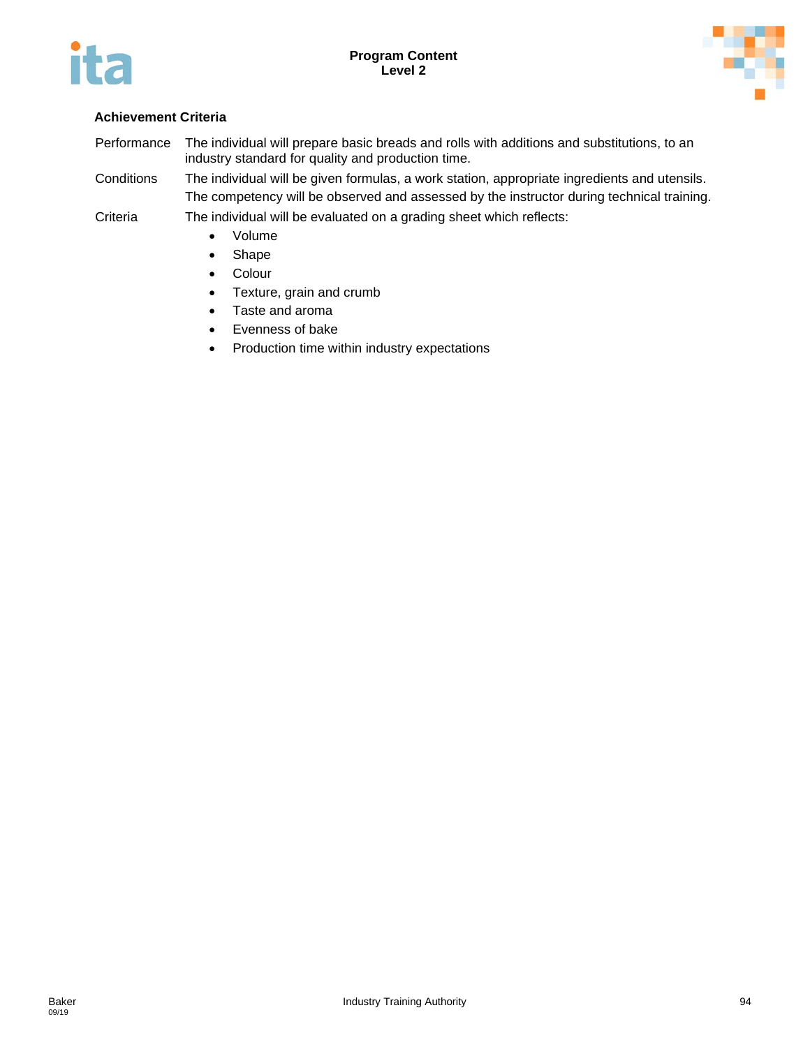### Achievement Criteria

| | |
|---|---|
| Performance | The individual will prepare basic breads and rolls with additions and substitutions, to an industry standard for quality and production time. |
| Conditions | The individual will be given formulas, a work station, appropriate ingredients and utensils. The competency will be observed and assessed by the instructor during technical training. |
| Criteria | The individual will be evaluated on a grading sheet which reflects: |

- Volume
- Shape
- Colour
- Texture, grain and crumb
- Taste and aroma
- Evenness of bake
- Production time within industry expectations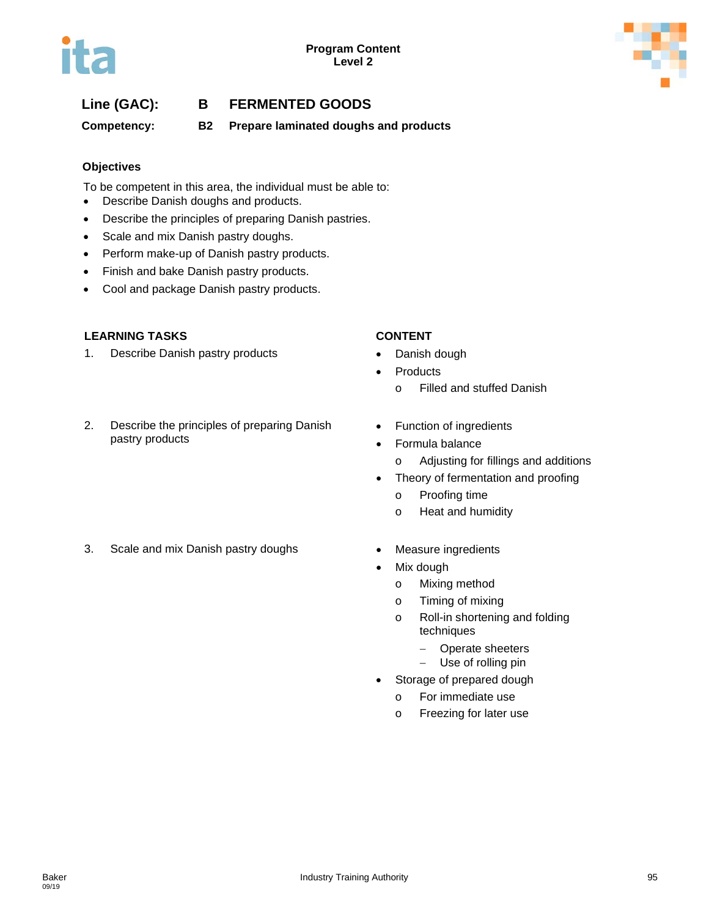**Line (GAC): B FERMENTED GOODS**

**Competency: B2 Prepare laminated doughs and products**

### Objectives

To be competent in this area, the individual must be able to:

- Describe Danish doughs and products.
- Describe the principles of preparing Danish pastries.
- Scale and mix Danish pastry doughs.
- Perform make-up of Danish pastry products.
- Finish and bake Danish pastry products.
- Cool and package Danish pastry products.

| LEARNING TASKS | CONTENT |
|---|---|
| 1. Describe Danish pastry products | • Danish dough<br>• Products<br>  o Filled and stuffed Danish |
| 2. Describe the principles of preparing Danish pastry products | • Function of ingredients<br>• Formula balance<br>  o Adjusting for fillings and additions<br>• Theory of fermentation and proofing<br>  o Proofing time<br>  o Heat and humidity |
| 3. Scale and mix Danish pastry doughs | • Measure ingredients<br>• Mix dough<br>  o Mixing method<br>  o Timing of mixing<br>  o Roll-in shortening and folding techniques<br>    – Operate sheeters<br>    – Use of rolling pin<br>• Storage of prepared dough<br>  o For immediate use<br>  o Freezing for later use |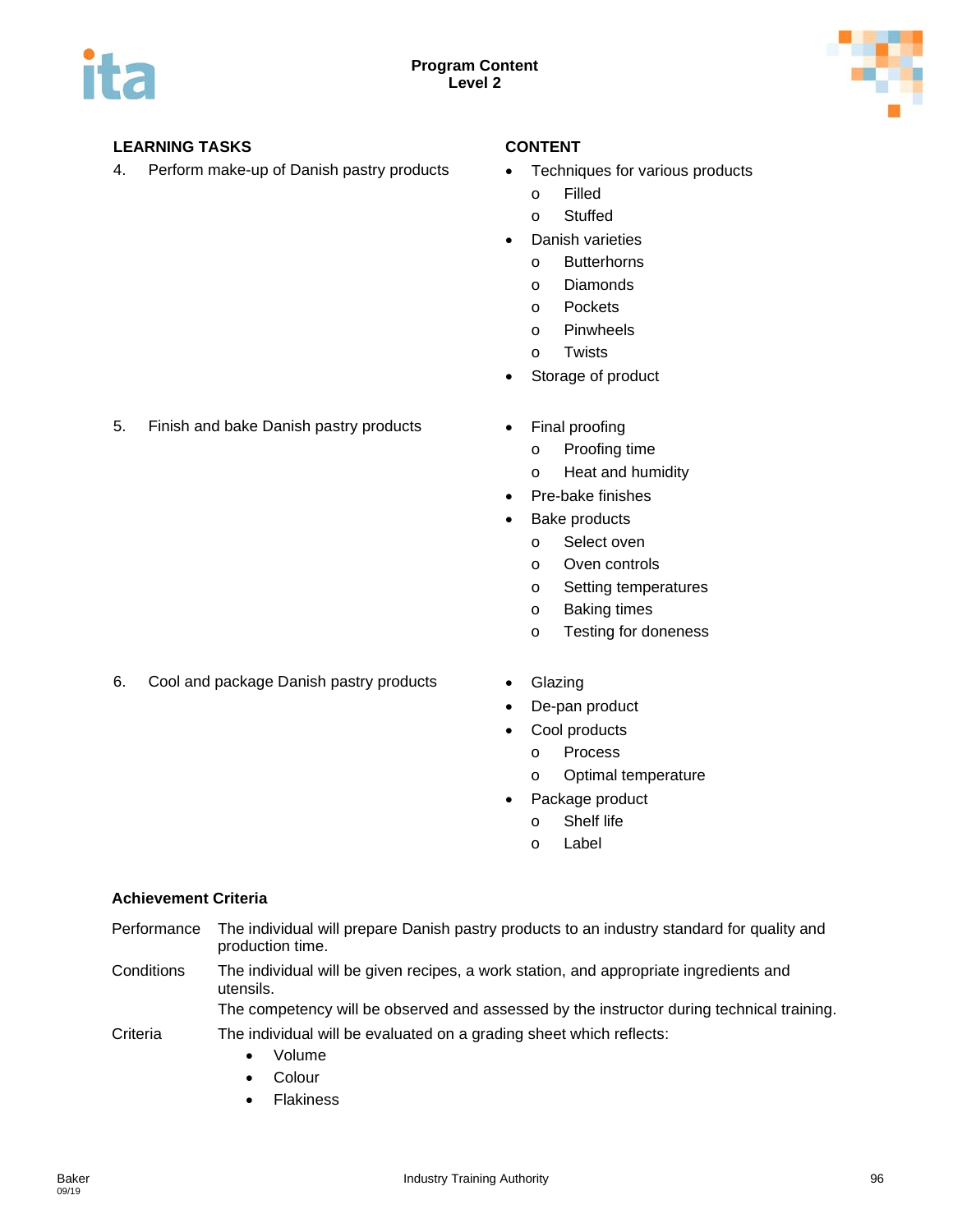| LEARNING TASKS | CONTENT |
|---|---|
| 4. Perform make-up of Danish pastry products | • Techniques for various products<br>o Filled<br>o Stuffed<br>• Danish varieties<br>o Butterhorns<br>o Diamonds<br>o Pockets<br>o Pinwheels<br>o Twists<br>• Storage of product |
| 5. Finish and bake Danish pastry products | • Final proofing<br>o Proofing time<br>o Heat and humidity<br>• Pre-bake finishes<br>• Bake products<br>o Select oven<br>o Oven controls<br>o Setting temperatures<br>o Baking times<br>o Testing for doneness |
| 6. Cool and package Danish pastry products | • Glazing<br>• De-pan product<br>• Cool products<br>o Process<br>o Optimal temperature<br>• Package product<br>o Shelf life<br>o Label |

**Achievement Criteria**

Performance: The individual will prepare Danish pastry products to an industry standard for quality and production time.

Conditions: The individual will be given recipes, a work station, and appropriate ingredients and utensils.
The competency will be observed and assessed by the instructor during technical training.

Criteria: The individual will be evaluated on a grading sheet which reflects:

- Volume
- Colour
- Flakiness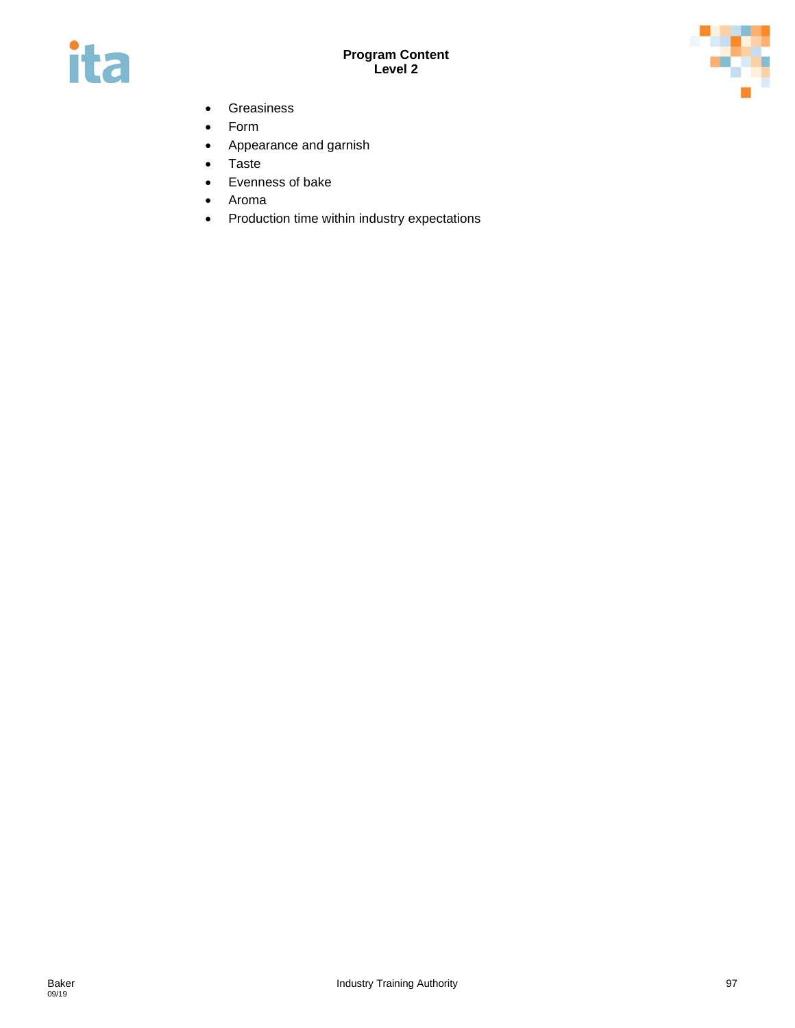- Greasiness
- Form
- Appearance and garnish
- Taste
- Evenness of bake
- Aroma
- Production time within industry expectations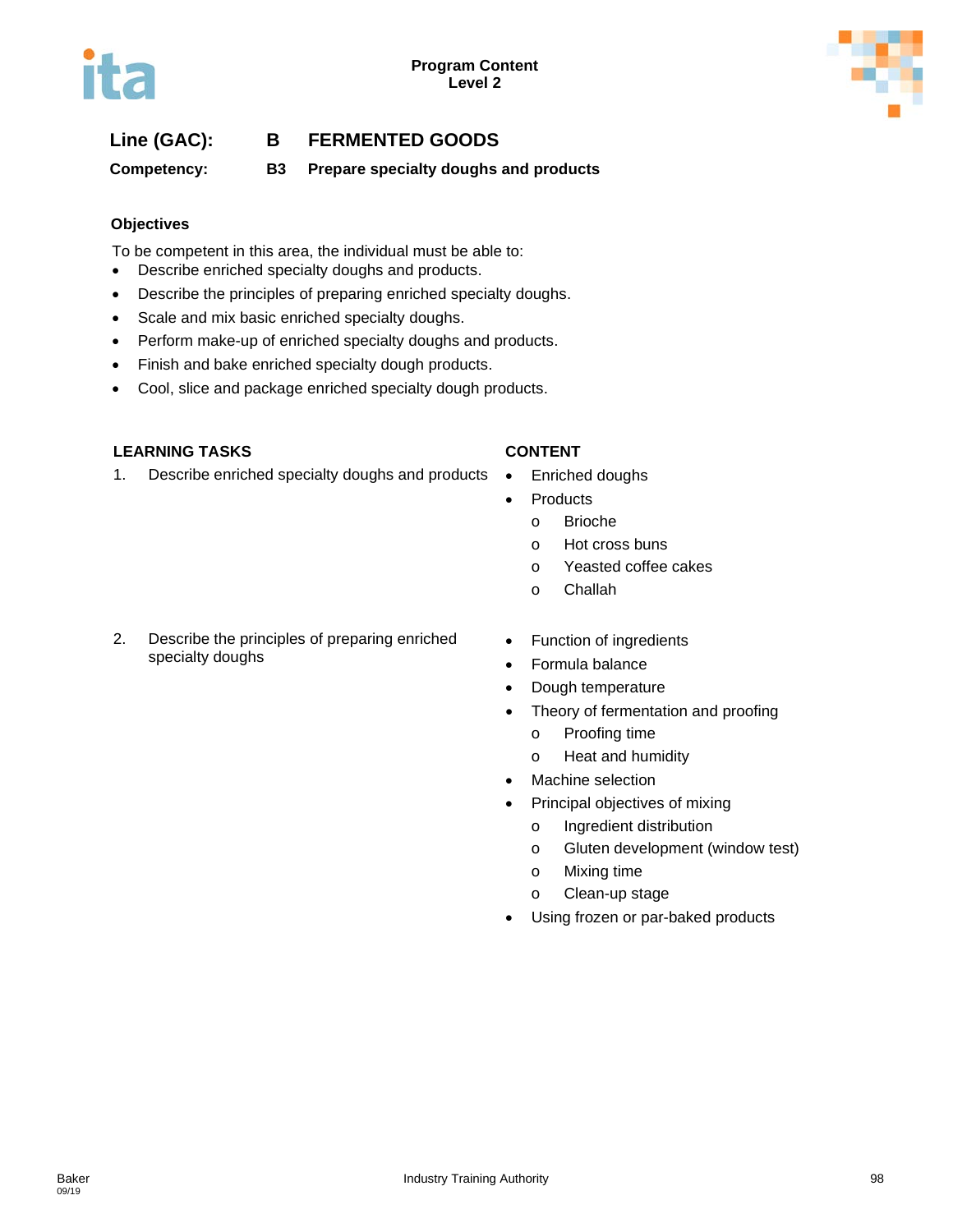**Line (GAC):** **B FERMENTED GOODS**

**Competency:** **B3 Prepare specialty doughs and products**

**Objectives**

To be competent in this area, the individual must be able to:

- Describe enriched specialty doughs and products.
- Describe the principles of preparing enriched specialty doughs.
- Scale and mix basic enriched specialty doughs.
- Perform make-up of enriched specialty doughs and products.
- Finish and bake enriched specialty dough products.
- Cool, slice and package enriched specialty dough products.

| LEARNING TASKS | CONTENT |
|---|---|
| 1. Describe enriched specialty doughs and products | • Enriched doughs<br>• Products<br>  o Brioche<br>  o Hot cross buns<br>  o Yeasted coffee cakes<br>  o Challah |
| 2. Describe the principles of preparing enriched specialty doughs | • Function of ingredients<br>• Formula balance<br>• Dough temperature<br>• Theory of fermentation and proofing<br>  o Proofing time<br>  o Heat and humidity<br>• Machine selection<br>• Principal objectives of mixing<br>  o Ingredient distribution<br>  o Gluten development (window test)<br>  o Mixing time<br>  o Clean-up stage<br>• Using frozen or par-baked products |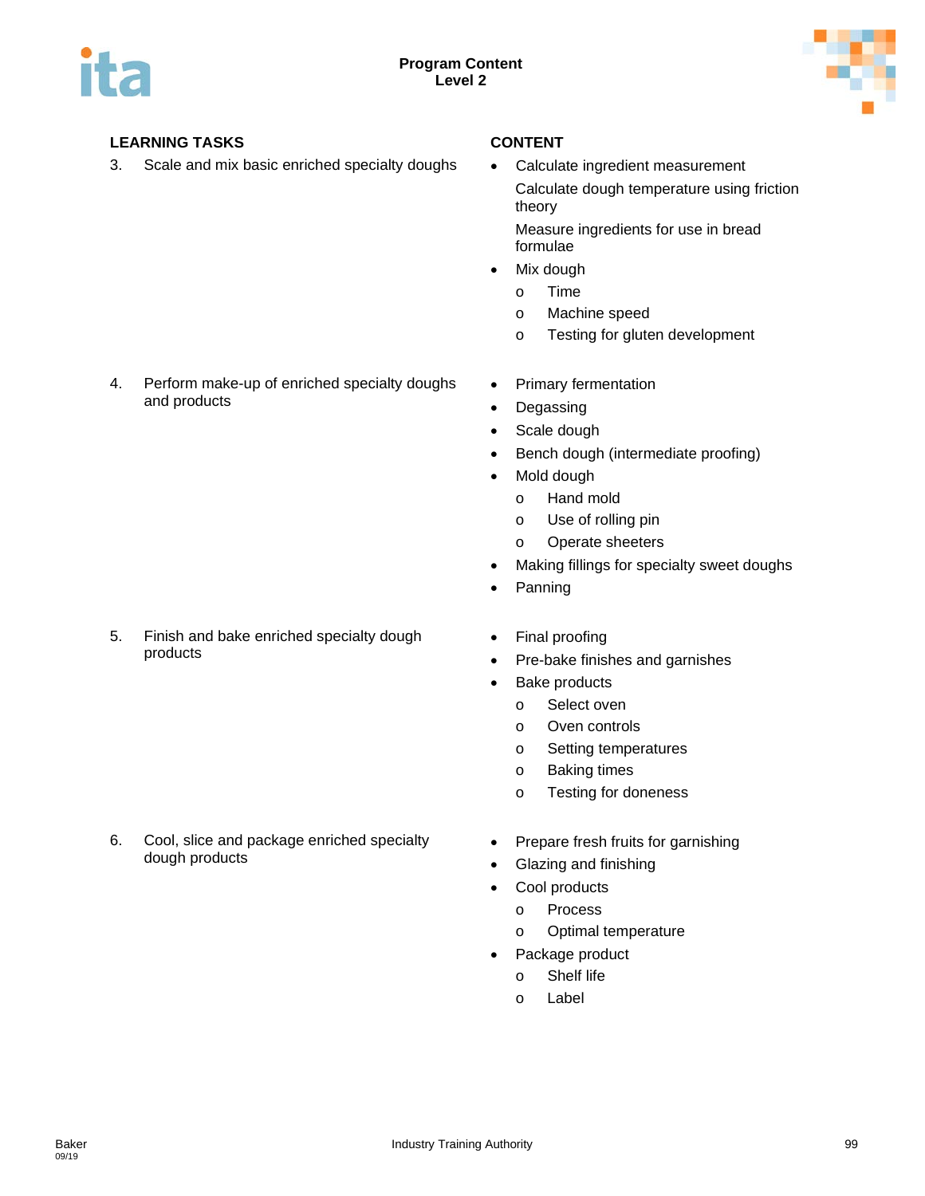| LEARNING TASKS | CONTENT |
|---|---|
| 3. Scale and mix basic enriched specialty doughs | • Calculate ingredient measurement<br>Calculate dough temperature using friction theory<br>Measure ingredients for use in bread formulae<br>• Mix dough<br>  o Time<br>  o Machine speed<br>  o Testing for gluten development |
| 4. Perform make-up of enriched specialty doughs and products | • Primary fermentation<br>• Degassing<br>• Scale dough<br>• Bench dough (intermediate proofing)<br>• Mold dough<br>  o Hand mold<br>  o Use of rolling pin<br>  o Operate sheeters<br>• Making fillings for specialty sweet doughs<br>• Panning |
| 5. Finish and bake enriched specialty dough products | • Final proofing<br>• Pre-bake finishes and garnishes<br>• Bake products<br>  o Select oven<br>  o Oven controls<br>  o Setting temperatures<br>  o Baking times<br>  o Testing for doneness |
| 6. Cool, slice and package enriched specialty dough products | • Prepare fresh fruits for garnishing<br>• Glazing and finishing<br>• Cool products<br>  o Process<br>  o Optimal temperature<br>• Package product<br>  o Shelf life<br>  o Label |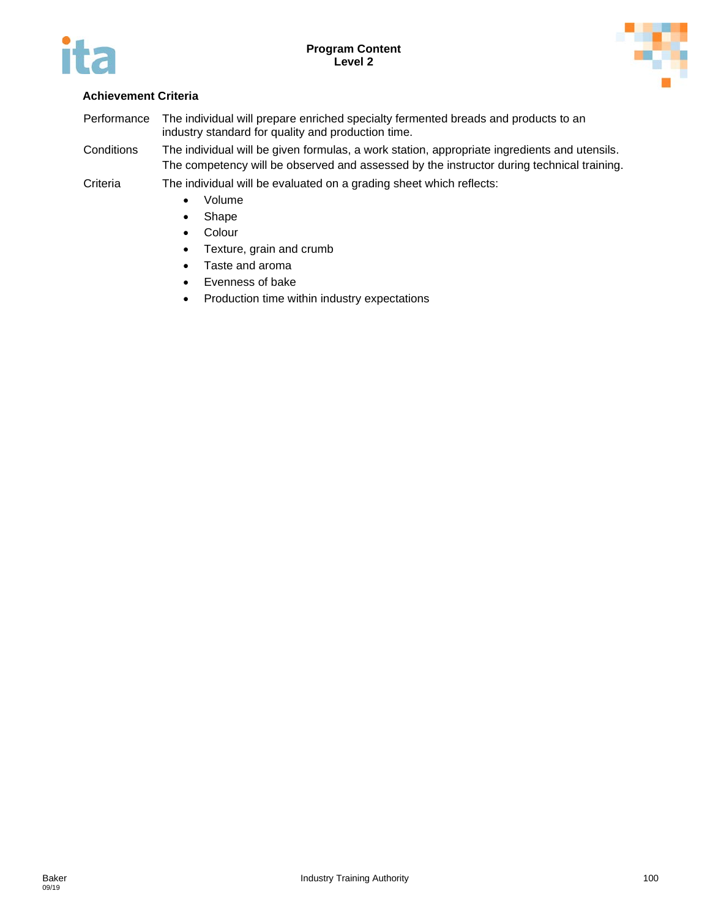**Achievement Criteria**

| | |
|---|---|
| Performance | The individual will prepare enriched specialty fermented breads and products to an industry standard for quality and production time. |
| Conditions | The individual will be given formulas, a work station, appropriate ingredients and utensils. The competency will be observed and assessed by the instructor during technical training. |
| Criteria | The individual will be evaluated on a grading sheet which reflects: |

- Volume
- Shape
- Colour
- Texture, grain and crumb
- Taste and aroma
- Evenness of bake
- Production time within industry expectations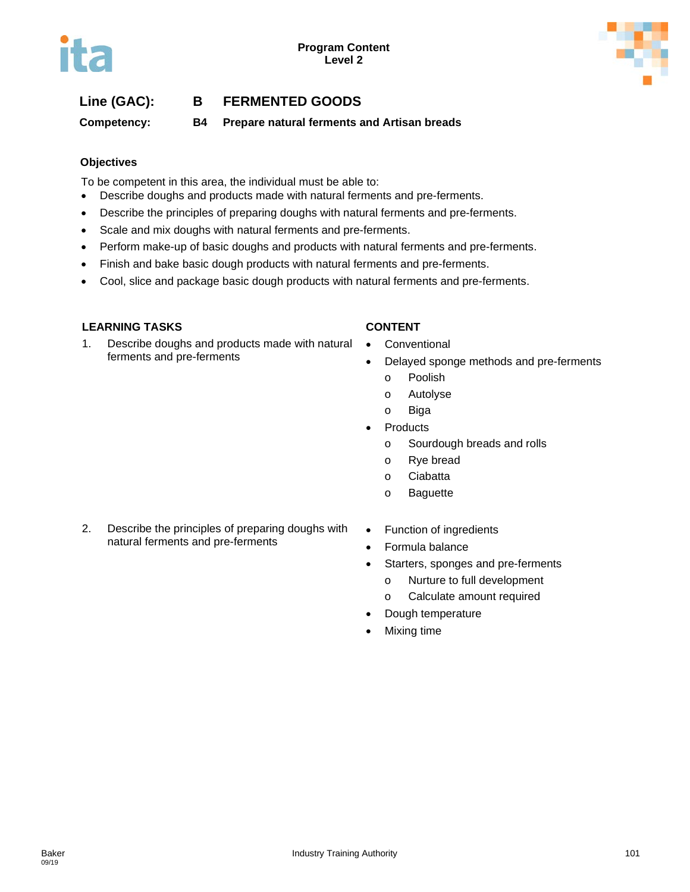**Line (GAC):** **B FERMENTED GOODS**

**Competency:** **B4 Prepare natural ferments and Artisan breads**

**Objectives**

To be competent in this area, the individual must be able to:

- Describe doughs and products made with natural ferments and pre-ferments.
- Describe the principles of preparing doughs with natural ferments and pre-ferments.
- Scale and mix doughs with natural ferments and pre-ferments.
- Perform make-up of basic doughs and products with natural ferments and pre-ferments.
- Finish and bake basic dough products with natural ferments and pre-ferments.
- Cool, slice and package basic dough products with natural ferments and pre-ferments.

| LEARNING TASKS | CONTENT |
|---|---|
| 1. Describe doughs and products made with natural ferments and pre-ferments | • Conventional<br>• Delayed sponge methods and pre-ferments<br>  o Poolish<br>  o Autolyse<br>  o Biga<br>• Products<br>  o Sourdough breads and rolls<br>  o Rye bread<br>  o Ciabatta<br>  o Baguette |
| 2. Describe the principles of preparing doughs with natural ferments and pre-ferments | • Function of ingredients<br>• Formula balance<br>• Starters, sponges and pre-ferments<br>  o Nurture to full development<br>  o Calculate amount required<br>• Dough temperature<br>• Mixing time |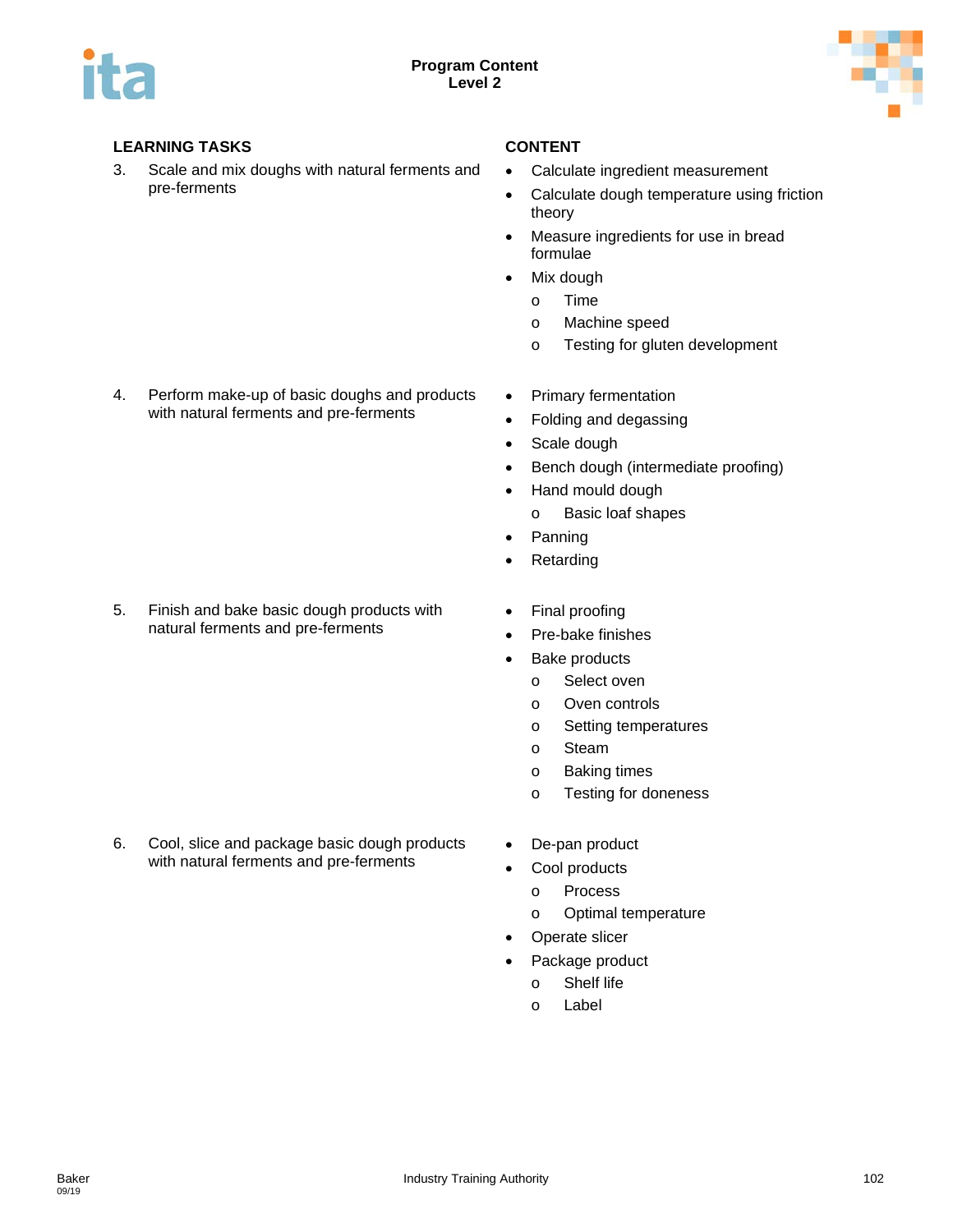| LEARNING TASKS | CONTENT |
|---|---|
| 3. Scale and mix doughs with natural ferments and pre-ferments | • Calculate ingredient measurement<br>• Calculate dough temperature using friction theory<br>• Measure ingredients for use in bread formulae<br>• Mix dough<br>  o Time<br>  o Machine speed<br>  o Testing for gluten development |
| 4. Perform make-up of basic doughs and products with natural ferments and pre-ferments | • Primary fermentation<br>• Folding and degassing<br>• Scale dough<br>• Bench dough (intermediate proofing)<br>• Hand mould dough<br>  o Basic loaf shapes<br>• Panning<br>• Retarding |
| 5. Finish and bake basic dough products with natural ferments and pre-ferments | • Final proofing<br>• Pre-bake finishes<br>• Bake products<br>  o Select oven<br>  o Oven controls<br>  o Setting temperatures<br>  o Steam<br>  o Baking times<br>  o Testing for doneness |
| 6. Cool, slice and package basic dough products with natural ferments and pre-ferments | • De-pan product<br>• Cool products<br>  o Process<br>  o Optimal temperature<br>• Operate slicer<br>• Package product<br>  o Shelf life<br>  o Label |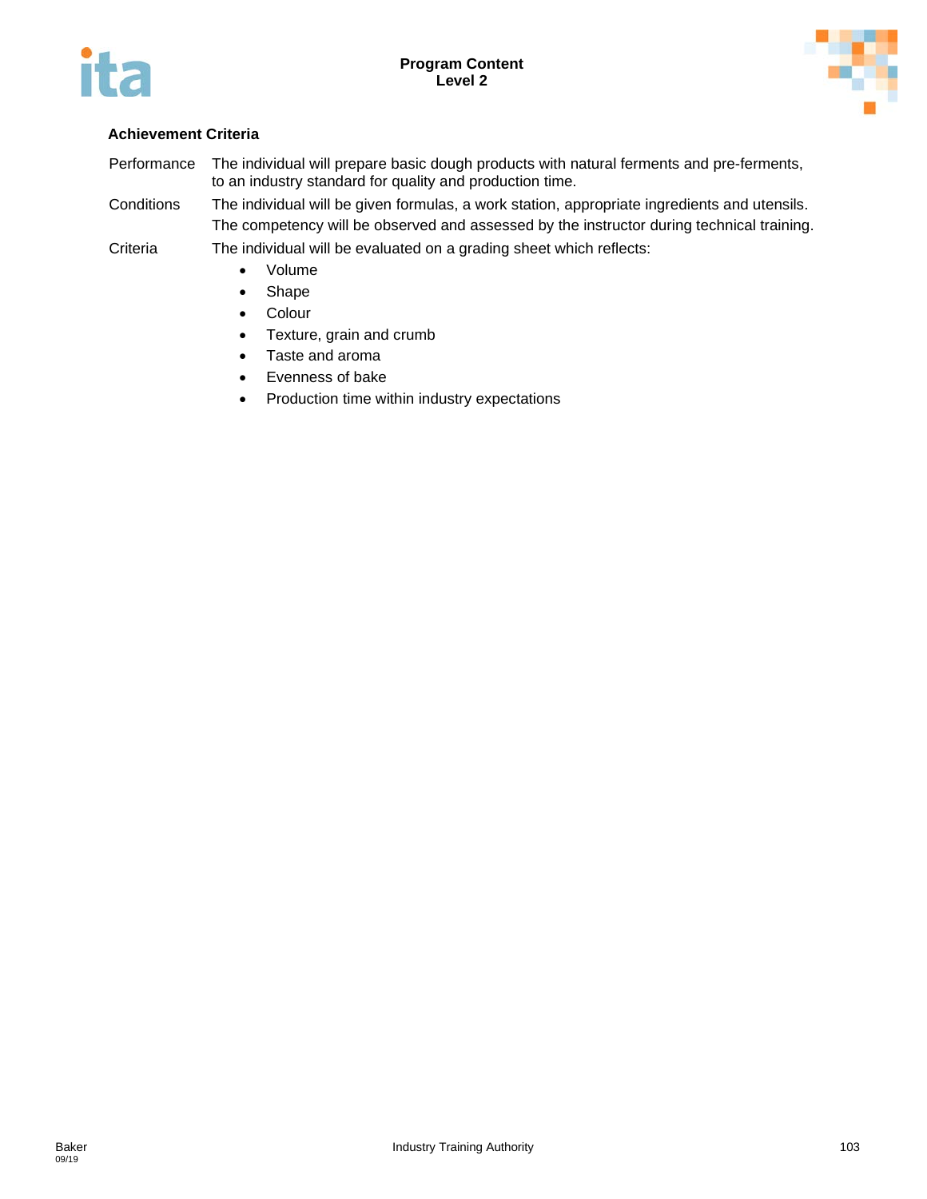### Achievement Criteria

| | |
|---|---|
| Performance | The individual will prepare basic dough products with natural ferments and pre-ferments, to an industry standard for quality and production time. |
| Conditions | The individual will be given formulas, a work station, appropriate ingredients and utensils. The competency will be observed and assessed by the instructor during technical training. |
| Criteria | The individual will be evaluated on a grading sheet which reflects: |

- Volume
- Shape
- Colour
- Texture, grain and crumb
- Taste and aroma
- Evenness of bake
- Production time within industry expectations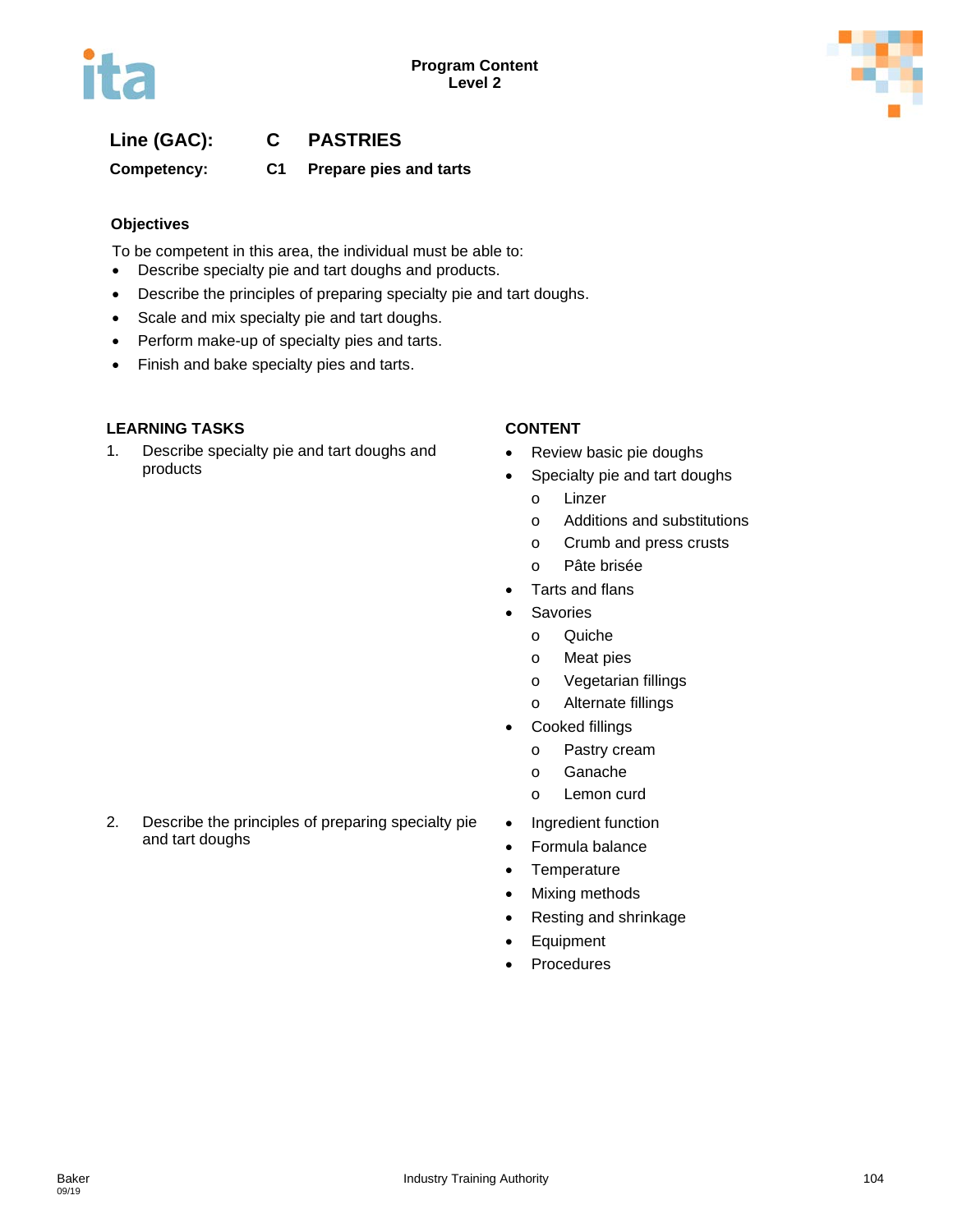**Program Content**
**Level 2**

## Line (GAC): C PASTRIES

### Competency: C1 Prepare pies and tarts

### Objectives

To be competent in this area, the individual must be able to:

- Describe specialty pie and tart doughs and products.
- Describe the principles of preparing specialty pie and tart doughs.
- Scale and mix specialty pie and tart doughs.
- Perform make-up of specialty pies and tarts.
- Finish and bake specialty pies and tarts.

| LEARNING TASKS | CONTENT |
|---|---|
| 1. Describe specialty pie and tart doughs and products | • Review basic pie doughs<br>• Specialty pie and tart doughs<br>  o Linzer<br>  o Additions and substitutions<br>  o Crumb and press crusts<br>  o Pâte brisée<br>• Tarts and flans<br>• Savories<br>  o Quiche<br>  o Meat pies<br>  o Vegetarian fillings<br>  o Alternate fillings<br>• Cooked fillings<br>  o Pastry cream<br>  o Ganache<br>  o Lemon curd |
| 2. Describe the principles of preparing specialty pie and tart doughs | • Ingredient function<br>• Formula balance<br>• Temperature<br>• Mixing methods<br>• Resting and shrinkage<br>• Equipment<br>• Procedures |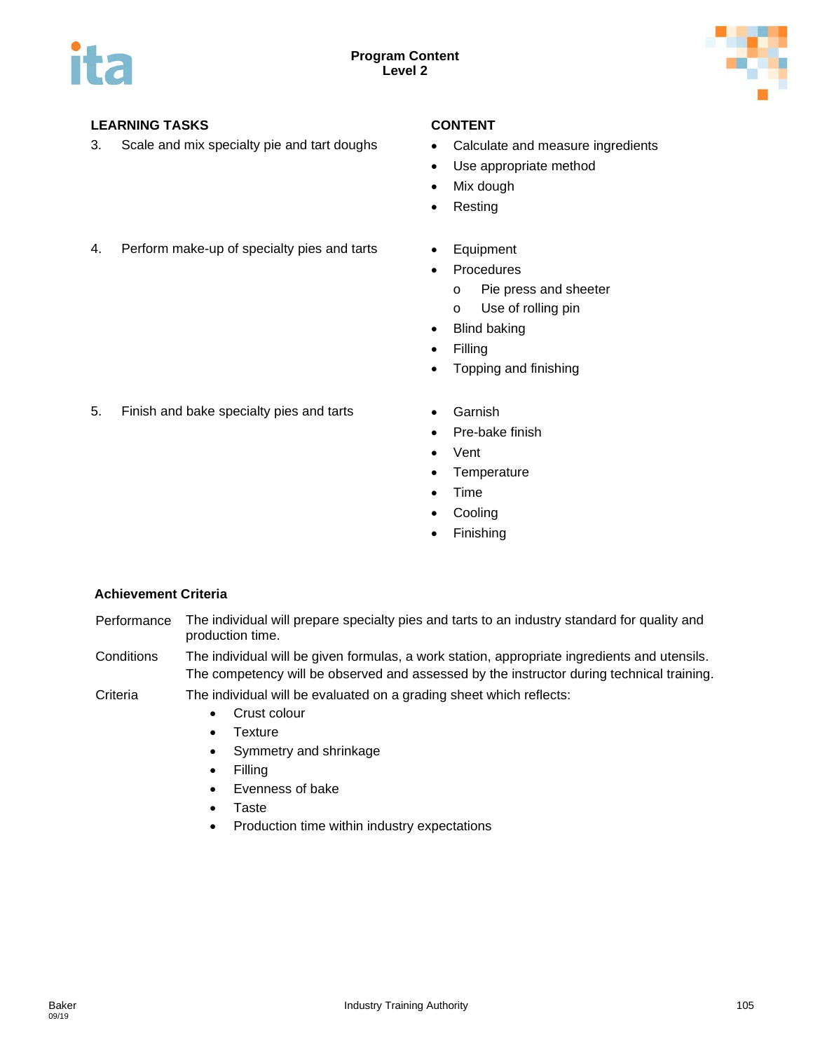**Program Content**
**Level 2**

| LEARNING TASKS | CONTENT |
|---|---|
| 3. Scale and mix specialty pie and tart doughs | • Calculate and measure ingredients<br>• Use appropriate method<br>• Mix dough<br>• Resting |
| 4. Perform make-up of specialty pies and tarts | • Equipment<br>• Procedures<br>  o Pie press and sheeter<br>  o Use of rolling pin<br>• Blind baking<br>• Filling<br>• Topping and finishing |
| 5. Finish and bake specialty pies and tarts | • Garnish<br>• Pre-bake finish<br>• Vent<br>• Temperature<br>• Time<br>• Cooling<br>• Finishing |

**Achievement Criteria**

Performance — The individual will prepare specialty pies and tarts to an industry standard for quality and production time.

Conditions — The individual will be given formulas, a work station, appropriate ingredients and utensils. The competency will be observed and assessed by the instructor during technical training.

Criteria — The individual will be evaluated on a grading sheet which reflects:

- Crust colour
- Texture
- Symmetry and shrinkage
- Filling
- Evenness of bake
- Taste
- Production time within industry expectations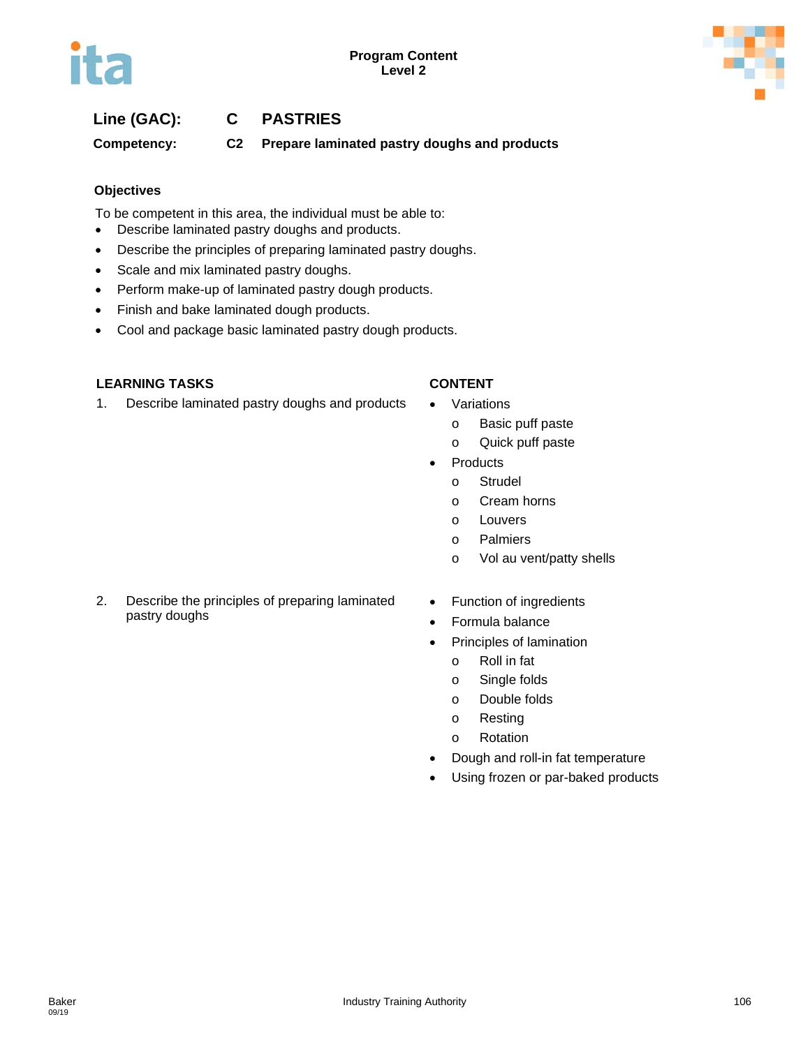**Line (GAC):** C PASTRIES

**Competency:** C2 Prepare laminated pastry doughs and products

### Objectives

To be competent in this area, the individual must be able to:

- Describe laminated pastry doughs and products.
- Describe the principles of preparing laminated pastry doughs.
- Scale and mix laminated pastry doughs.
- Perform make-up of laminated pastry dough products.
- Finish and bake laminated dough products.
- Cool and package basic laminated pastry dough products.

| LEARNING TASKS | CONTENT |
| --- | --- |
| 1. Describe laminated pastry doughs and products | • Variations<br>o Basic puff paste<br>o Quick puff paste<br>• Products<br>o Strudel<br>o Cream horns<br>o Louvers<br>o Palmiers<br>o Vol au vent/patty shells |
| 2. Describe the principles of preparing laminated pastry doughs | • Function of ingredients<br>• Formula balance<br>• Principles of lamination<br>o Roll in fat<br>o Single folds<br>o Double folds<br>o Resting<br>o Rotation<br>• Dough and roll-in fat temperature<br>• Using frozen or par-baked products |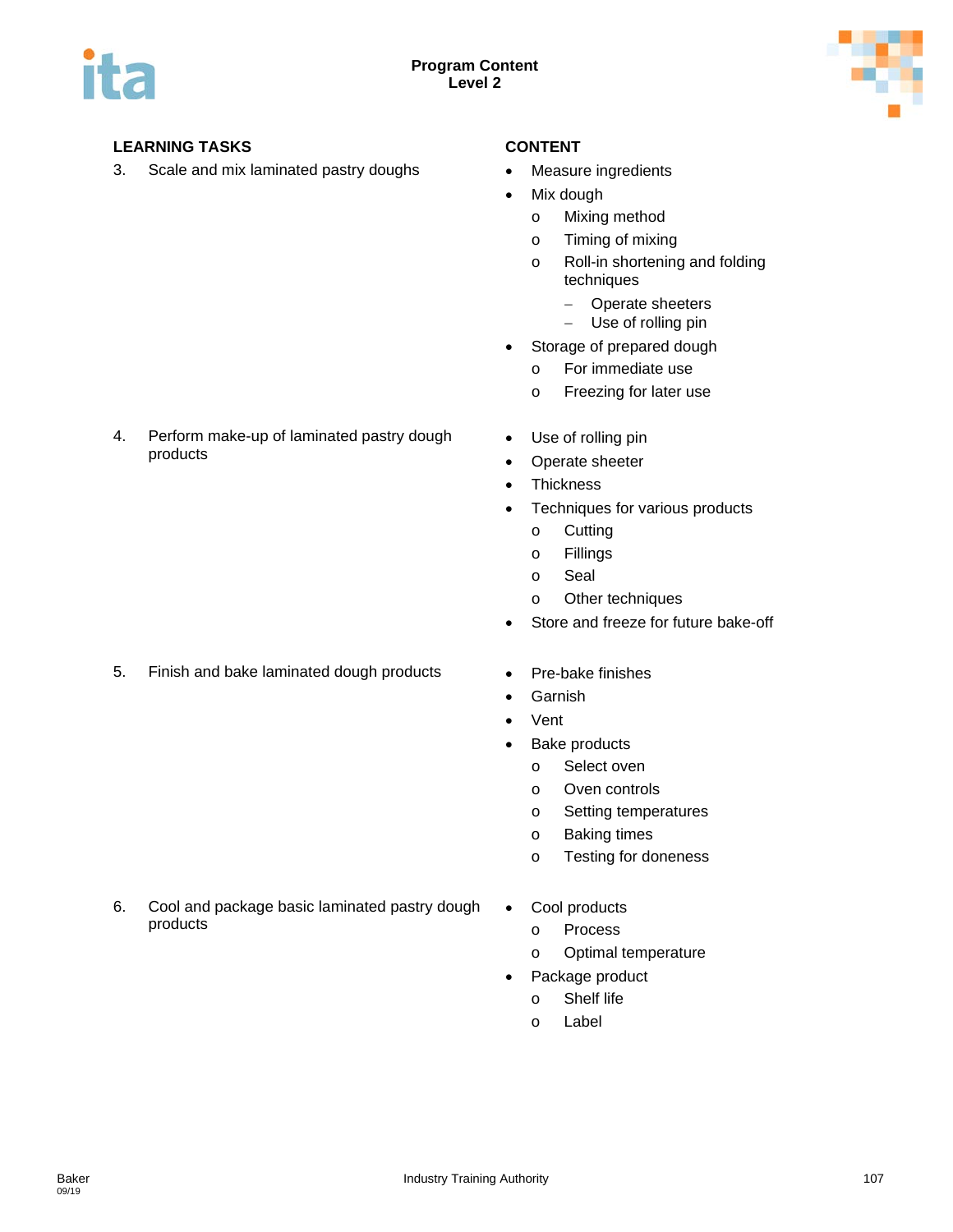**Program Content**
**Level 2**

| LEARNING TASKS | CONTENT |
|---|---|
| 3. Scale and mix laminated pastry doughs | • Measure ingredients<br>• Mix dough<br>  o Mixing method<br>  o Timing of mixing<br>  o Roll-in shortening and folding techniques<br>    – Operate sheeters<br>    – Use of rolling pin<br>• Storage of prepared dough<br>  o For immediate use<br>  o Freezing for later use |
| 4. Perform make-up of laminated pastry dough products | • Use of rolling pin<br>• Operate sheeter<br>• Thickness<br>• Techniques for various products<br>  o Cutting<br>  o Fillings<br>  o Seal<br>  o Other techniques<br>• Store and freeze for future bake-off |
| 5. Finish and bake laminated dough products | • Pre-bake finishes<br>• Garnish<br>• Vent<br>• Bake products<br>  o Select oven<br>  o Oven controls<br>  o Setting temperatures<br>  o Baking times<br>  o Testing for doneness |
| 6. Cool and package basic laminated pastry dough products | • Cool products<br>  o Process<br>  o Optimal temperature<br>• Package product<br>  o Shelf life<br>  o Label |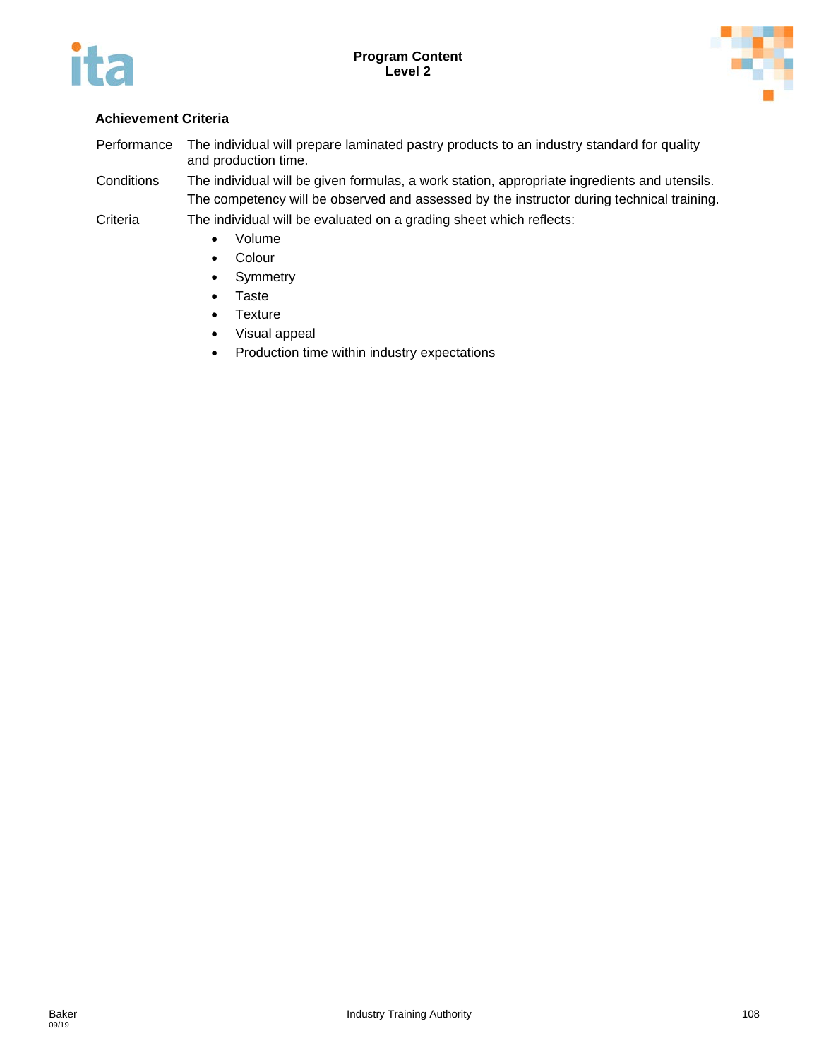### Achievement Criteria

Performance — The individual will prepare laminated pastry products to an industry standard for quality and production time.

Conditions — The individual will be given formulas, a work station, appropriate ingredients and utensils. The competency will be observed and assessed by the instructor during technical training.

Criteria — The individual will be evaluated on a grading sheet which reflects:

- Volume
- Colour
- Symmetry
- Taste
- Texture
- Visual appeal
- Production time within industry expectations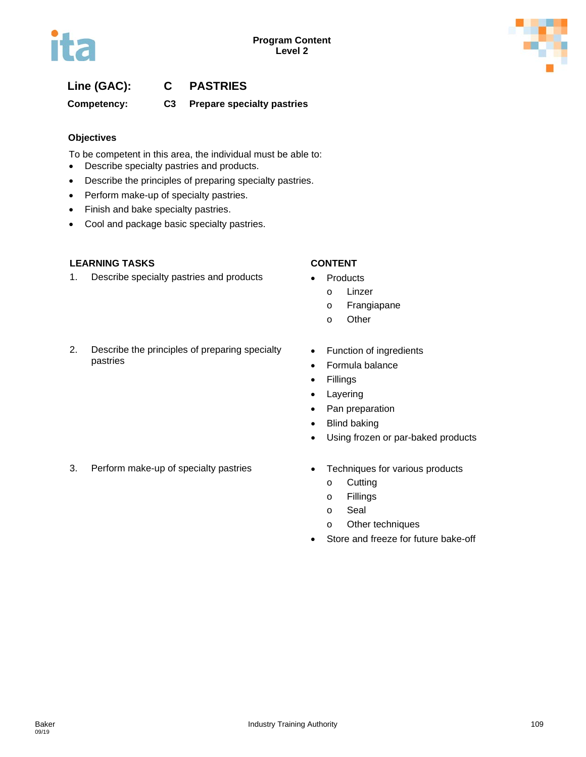**Line (GAC):** C PASTRIES

**Competency:** C3 Prepare specialty pastries

### Objectives

To be competent in this area, the individual must be able to:

- Describe specialty pastries and products.
- Describe the principles of preparing specialty pastries.
- Perform make-up of specialty pastries.
- Finish and bake specialty pastries.
- Cool and package basic specialty pastries.

| LEARNING TASKS | CONTENT |
| --- | --- |
| 1. Describe specialty pastries and products | • Products<br>o Linzer<br>o Frangiapane<br>o Other |
| 2. Describe the principles of preparing specialty pastries | • Function of ingredients<br>• Formula balance<br>• Fillings<br>• Layering<br>• Pan preparation<br>• Blind baking<br>• Using frozen or par-baked products |
| 3. Perform make-up of specialty pastries | • Techniques for various products<br>o Cutting<br>o Fillings<br>o Seal<br>o Other techniques<br>• Store and freeze for future bake-off |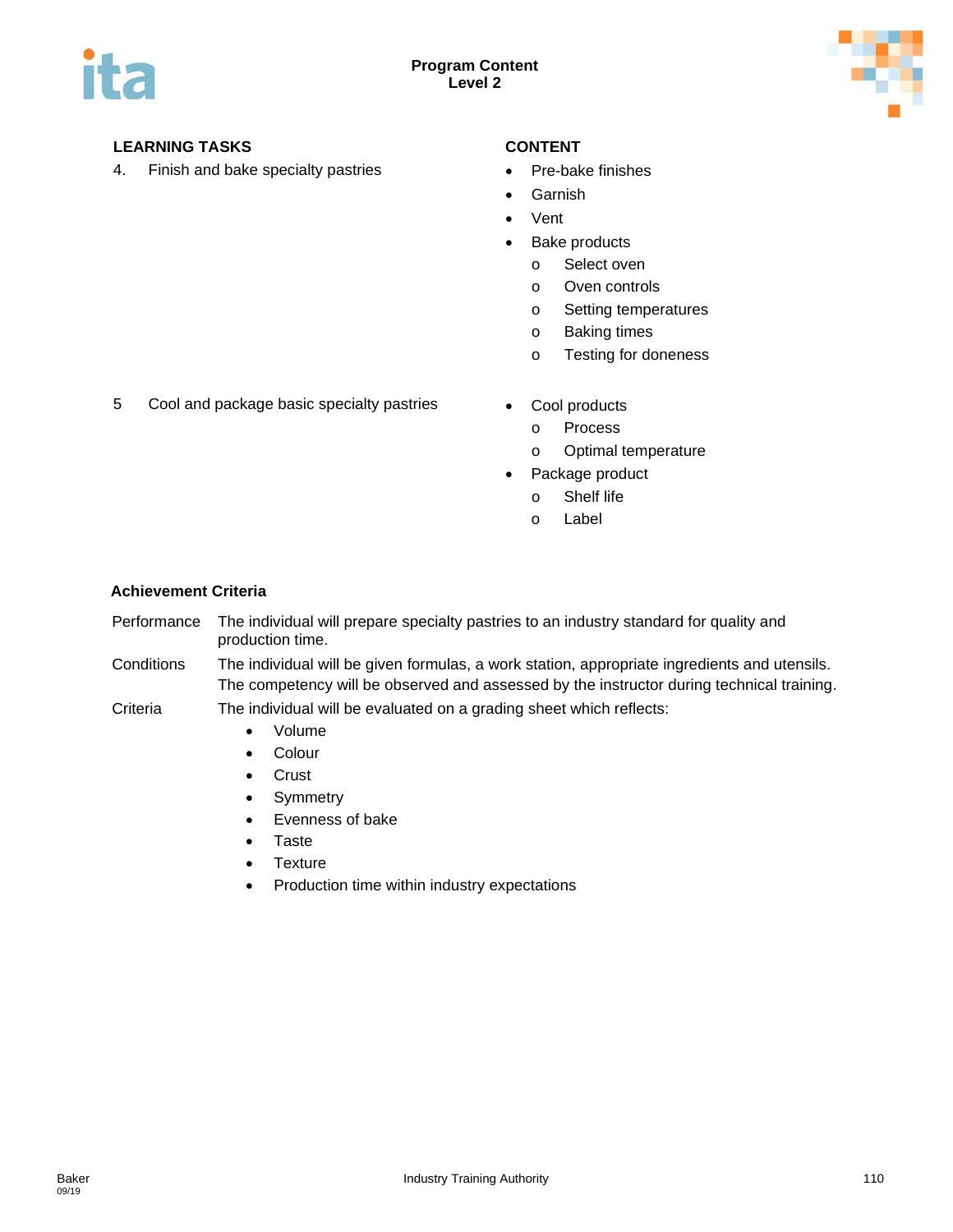**Program Content**
**Level 2**

| LEARNING TASKS | CONTENT |
|---|---|
| 4. Finish and bake specialty pastries | • Pre-bake finishes<br>• Garnish<br>• Vent<br>• Bake products<br>  o Select oven<br>  o Oven controls<br>  o Setting temperatures<br>  o Baking times<br>  o Testing for doneness |
| 5 Cool and package basic specialty pastries | • Cool products<br>  o Process<br>  o Optimal temperature<br>• Package product<br>  o Shelf life<br>  o Label |

**Achievement Criteria**

Performance — The individual will prepare specialty pastries to an industry standard for quality and production time.

Conditions — The individual will be given formulas, a work station, appropriate ingredients and utensils. The competency will be observed and assessed by the instructor during technical training.

Criteria — The individual will be evaluated on a grading sheet which reflects:

- Volume
- Colour
- Crust
- Symmetry
- Evenness of bake
- Taste
- Texture
- Production time within industry expectations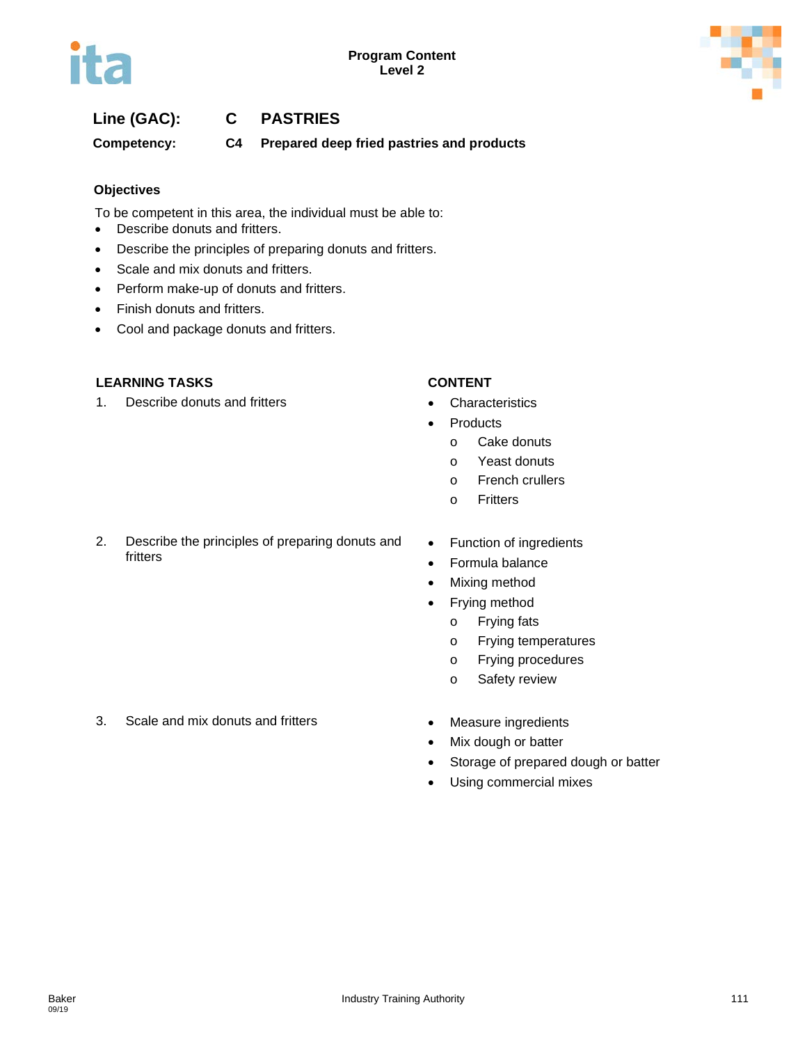**Line (GAC):** **C PASTRIES**

**Competency:** **C4 Prepared deep fried pastries and products**

### Objectives

To be competent in this area, the individual must be able to:

- Describe donuts and fritters.
- Describe the principles of preparing donuts and fritters.
- Scale and mix donuts and fritters.
- Perform make-up of donuts and fritters.
- Finish donuts and fritters.
- Cool and package donuts and fritters.

| LEARNING TASKS | CONTENT |
|---|---|
| 1. Describe donuts and fritters | • Characteristics<br>• Products<br>  o Cake donuts<br>  o Yeast donuts<br>  o French crullers<br>  o Fritters |
| 2. Describe the principles of preparing donuts and fritters | • Function of ingredients<br>• Formula balance<br>• Mixing method<br>• Frying method<br>  o Frying fats<br>  o Frying temperatures<br>  o Frying procedures<br>  o Safety review |
| 3. Scale and mix donuts and fritters | • Measure ingredients<br>• Mix dough or batter<br>• Storage of prepared dough or batter<br>• Using commercial mixes |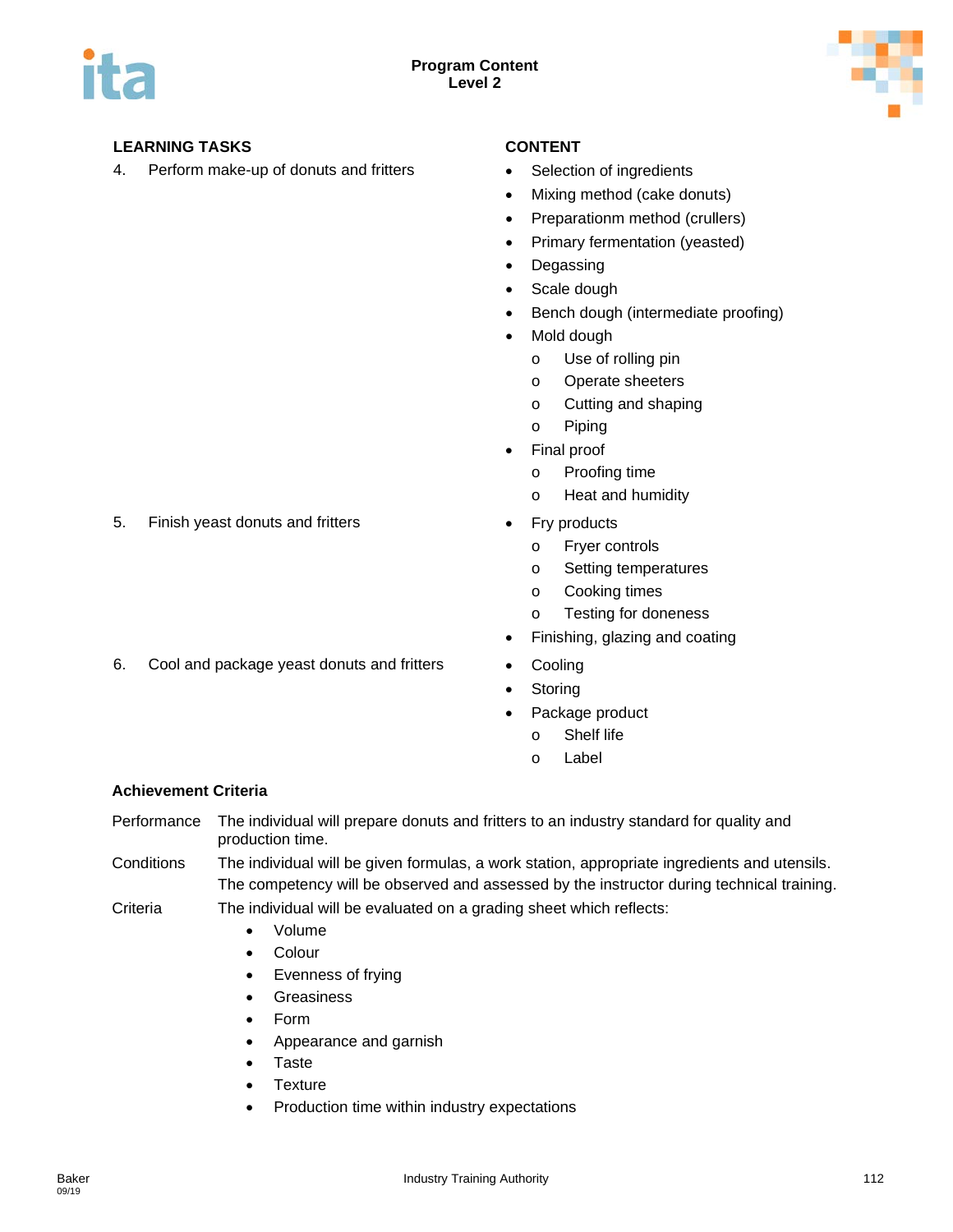| LEARNING TASKS | CONTENT |
|---|---|
| 4. Perform make-up of donuts and fritters | • Selection of ingredients<br>• Mixing method (cake donuts)<br>• Preparationm method (crullers)<br>• Primary fermentation (yeasted)<br>• Degassing<br>• Scale dough<br>• Bench dough (intermediate proofing)<br>• Mold dough<br>  o Use of rolling pin<br>  o Operate sheeters<br>  o Cutting and shaping<br>  o Piping<br>• Final proof<br>  o Proofing time<br>  o Heat and humidity |
| 5. Finish yeast donuts and fritters | • Fry products<br>  o Fryer controls<br>  o Setting temperatures<br>  o Cooking times<br>  o Testing for doneness<br>• Finishing, glazing and coating |
| 6. Cool and package yeast donuts and fritters | • Cooling<br>• Storing<br>• Package product<br>  o Shelf life<br>  o Label |

**Achievement Criteria**

Performance — The individual will prepare donuts and fritters to an industry standard for quality and production time.

Conditions — The individual will be given formulas, a work station, appropriate ingredients and utensils. The competency will be observed and assessed by the instructor during technical training.

Criteria — The individual will be evaluated on a grading sheet which reflects:

- Volume
- Colour
- Evenness of frying
- Greasiness
- Form
- Appearance and garnish
- Taste
- Texture
- Production time within industry expectations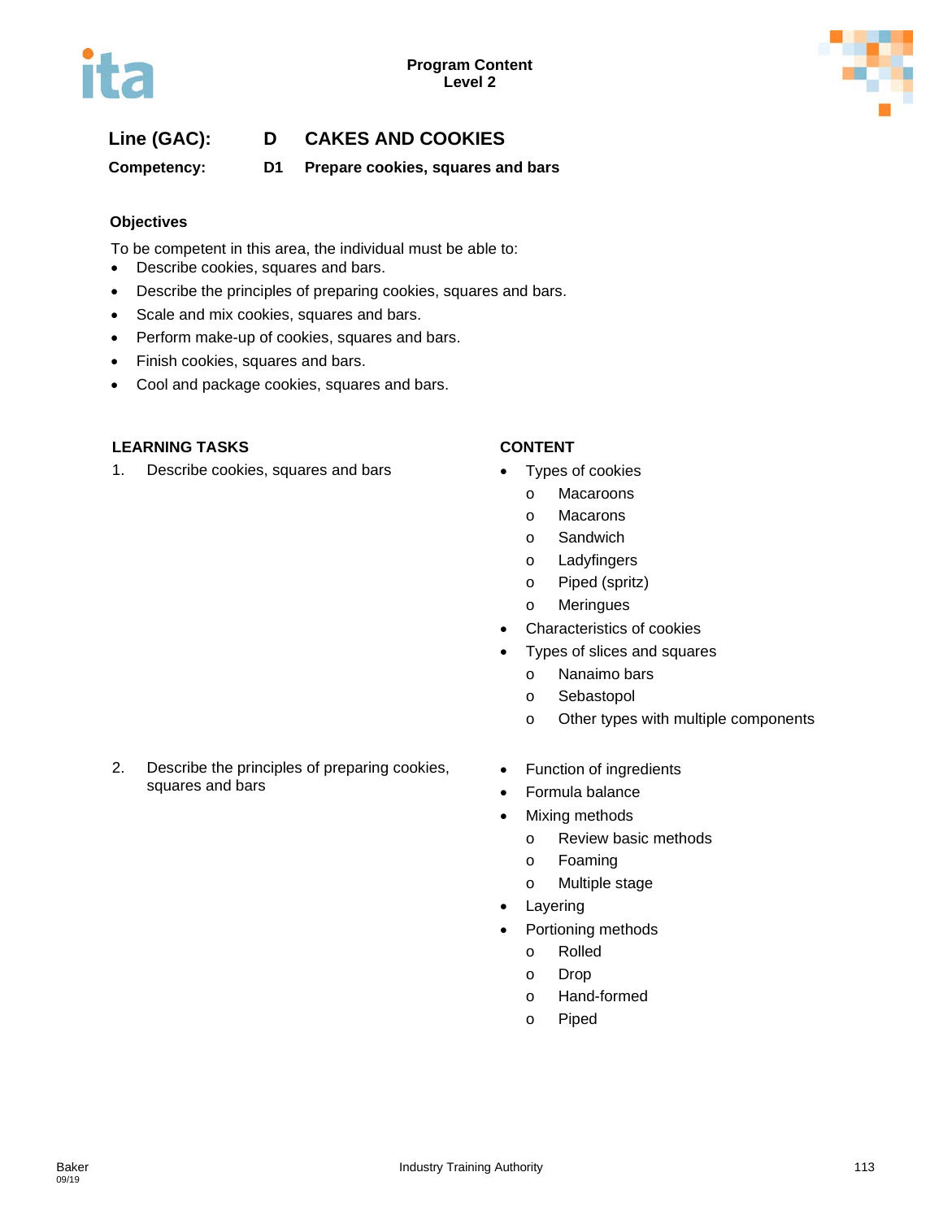**Program Content**
**Level 2**

**Line (GAC):** **D CAKES AND COOKIES**

**Competency:** **D1 Prepare cookies, squares and bars**

**Objectives**

To be competent in this area, the individual must be able to:

- Describe cookies, squares and bars.
- Describe the principles of preparing cookies, squares and bars.
- Scale and mix cookies, squares and bars.
- Perform make-up of cookies, squares and bars.
- Finish cookies, squares and bars.
- Cool and package cookies, squares and bars.

| LEARNING TASKS | CONTENT |
| --- | --- |
| 1. Describe cookies, squares and bars | • Types of cookies<br>  o Macaroons<br>  o Macarons<br>  o Sandwich<br>  o Ladyfingers<br>  o Piped (spritz)<br>  o Meringues<br>• Characteristics of cookies<br>• Types of slices and squares<br>  o Nanaimo bars<br>  o Sebastopol<br>  o Other types with multiple components |
| 2. Describe the principles of preparing cookies, squares and bars | • Function of ingredients<br>• Formula balance<br>• Mixing methods<br>  o Review basic methods<br>  o Foaming<br>  o Multiple stage<br>• Layering<br>• Portioning methods<br>  o Rolled<br>  o Drop<br>  o Hand-formed<br>  o Piped |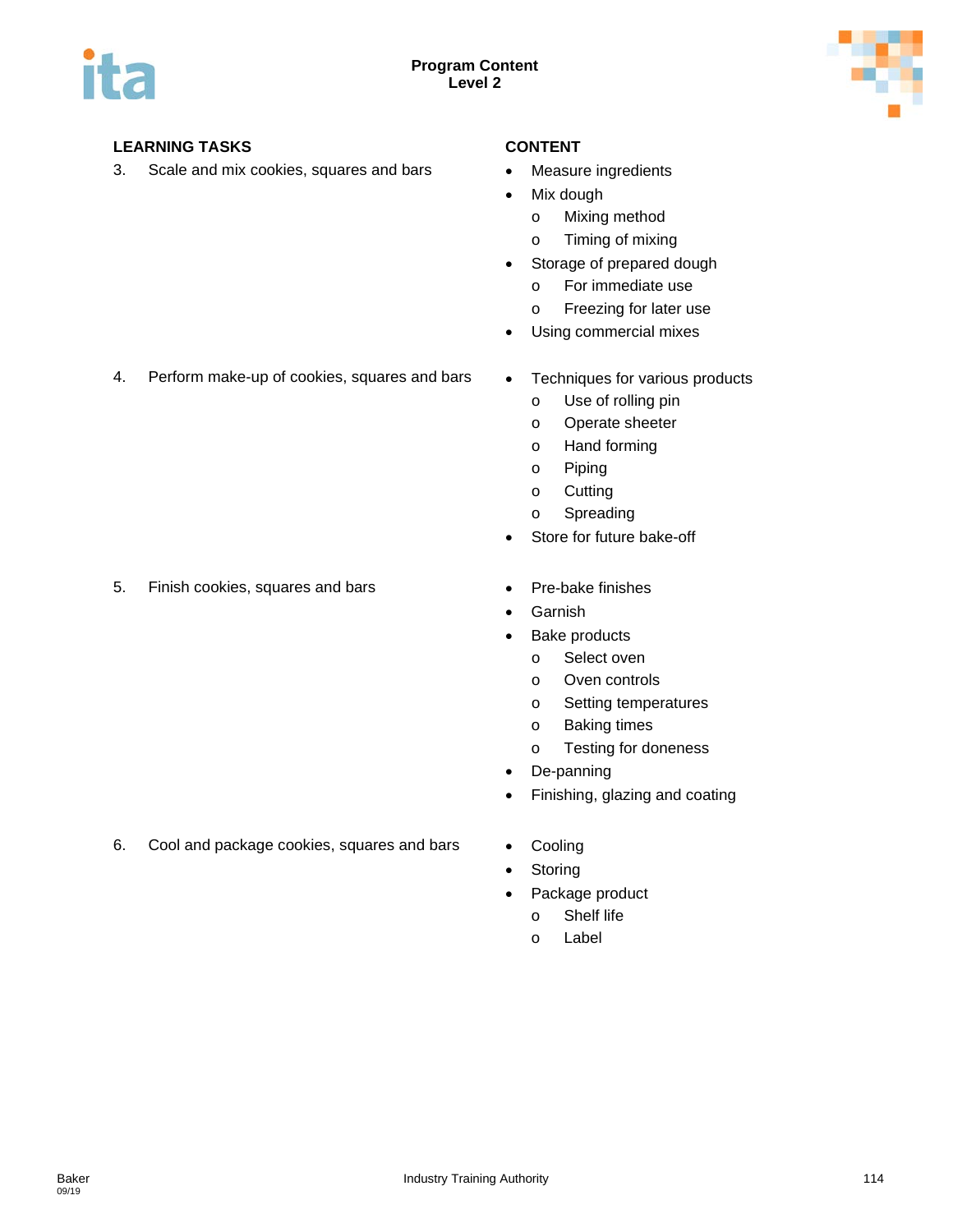**Program Content**
**Level 2**

| LEARNING TASKS | CONTENT |
|---|---|
| 3. Scale and mix cookies, squares and bars | • Measure ingredients<br>• Mix dough<br>  o Mixing method<br>  o Timing of mixing<br>• Storage of prepared dough<br>  o For immediate use<br>  o Freezing for later use<br>• Using commercial mixes |
| 4. Perform make-up of cookies, squares and bars | • Techniques for various products<br>  o Use of rolling pin<br>  o Operate sheeter<br>  o Hand forming<br>  o Piping<br>  o Cutting<br>  o Spreading<br>• Store for future bake-off |
| 5. Finish cookies, squares and bars | • Pre-bake finishes<br>• Garnish<br>• Bake products<br>  o Select oven<br>  o Oven controls<br>  o Setting temperatures<br>  o Baking times<br>  o Testing for doneness<br>• De-panning<br>• Finishing, glazing and coating |
| 6. Cool and package cookies, squares and bars | • Cooling<br>• Storing<br>• Package product<br>  o Shelf life<br>  o Label |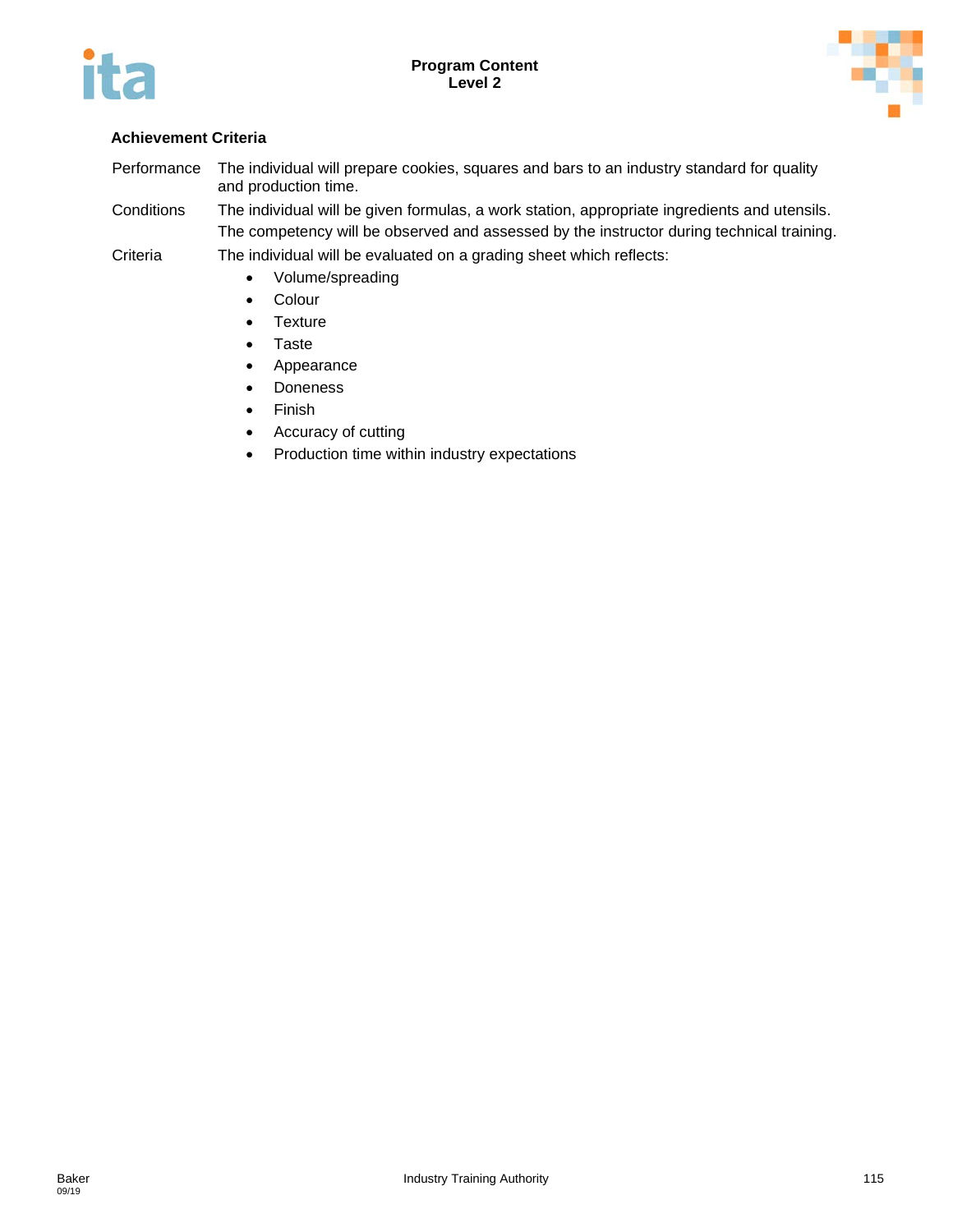### Achievement Criteria

| | |
|---|---|
| Performance | The individual will prepare cookies, squares and bars to an industry standard for quality and production time. |
| Conditions | The individual will be given formulas, a work station, appropriate ingredients and utensils. The competency will be observed and assessed by the instructor during technical training. |
| Criteria | The individual will be evaluated on a grading sheet which reflects: |

- Volume/spreading
- Colour
- Texture
- Taste
- Appearance
- Doneness
- Finish
- Accuracy of cutting
- Production time within industry expectations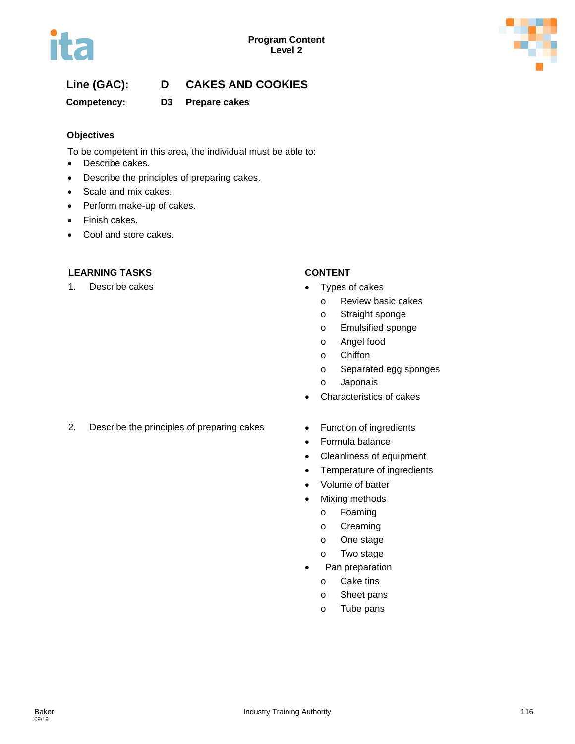Program Content
Level 2

**Line (GAC):** D CAKES AND COOKIES

**Competency:** D3 Prepare cakes

### Objectives

To be competent in this area, the individual must be able to:

- Describe cakes.
- Describe the principles of preparing cakes.
- Scale and mix cakes.
- Perform make-up of cakes.
- Finish cakes.
- Cool and store cakes.

| LEARNING TASKS | CONTENT |
|---|---|
| 1. Describe cakes | • Types of cakes<br>o Review basic cakes<br>o Straight sponge<br>o Emulsified sponge<br>o Angel food<br>o Chiffon<br>o Separated egg sponges<br>o Japonais<br>• Characteristics of cakes |
| 2. Describe the principles of preparing cakes | • Function of ingredients<br>• Formula balance<br>• Cleanliness of equipment<br>• Temperature of ingredients<br>• Volume of batter<br>• Mixing methods<br>o Foaming<br>o Creaming<br>o One stage<br>o Two stage<br>• Pan preparation<br>o Cake tins<br>o Sheet pans<br>o Tube pans |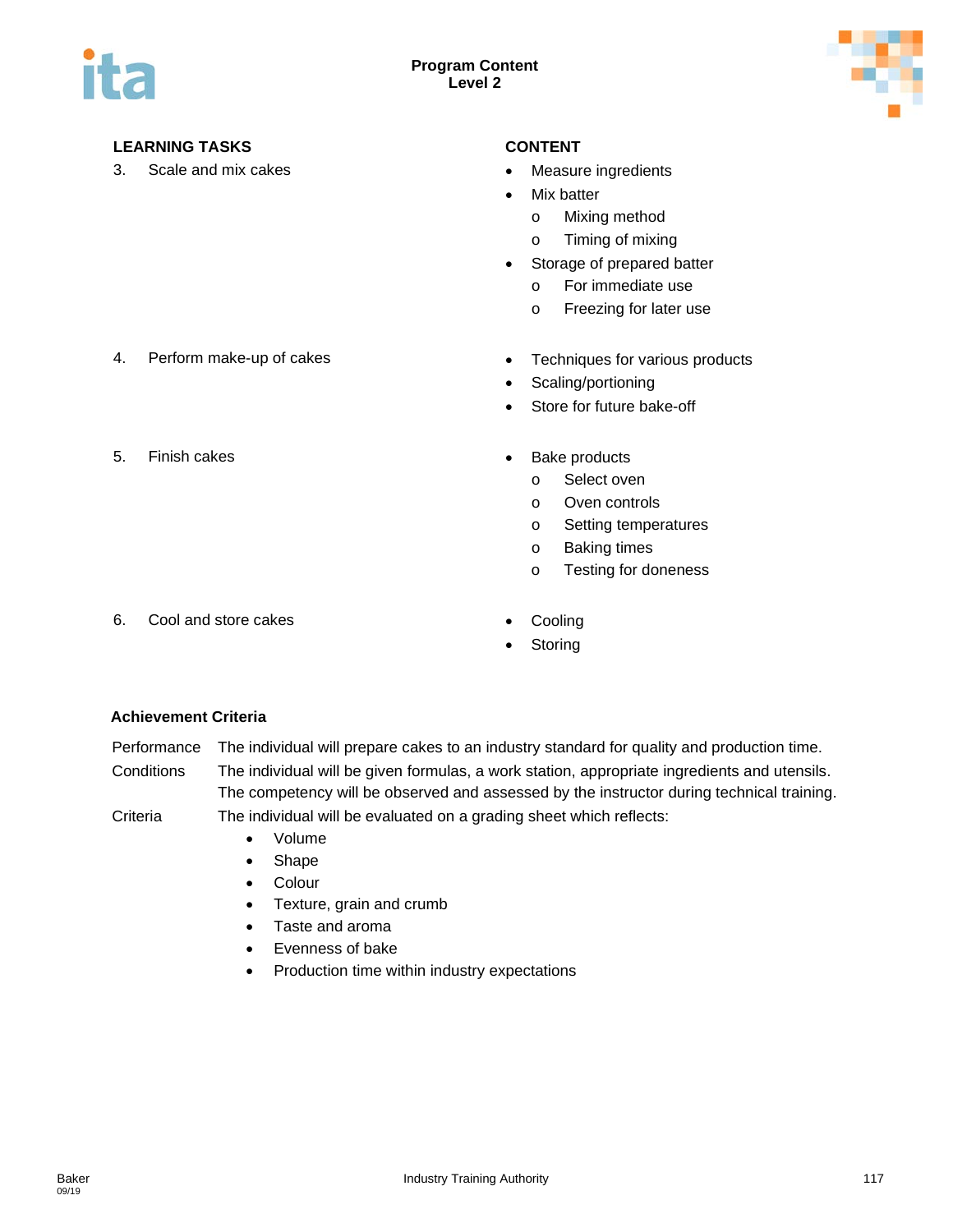| LEARNING TASKS | CONTENT |
|---|---|
| 3. Scale and mix cakes | • Measure ingredients<br>• Mix batter<br>  o Mixing method<br>  o Timing of mixing<br>• Storage of prepared batter<br>  o For immediate use<br>  o Freezing for later use |
| 4. Perform make-up of cakes | • Techniques for various products<br>• Scaling/portioning<br>• Store for future bake-off |
| 5. Finish cakes | • Bake products<br>  o Select oven<br>  o Oven controls<br>  o Setting temperatures<br>  o Baking times<br>  o Testing for doneness |
| 6. Cool and store cakes | • Cooling<br>• Storing |

**Achievement Criteria**

Performance: The individual will prepare cakes to an industry standard for quality and production time.

Conditions: The individual will be given formulas, a work station, appropriate ingredients and utensils. The competency will be observed and assessed by the instructor during technical training.

Criteria: The individual will be evaluated on a grading sheet which reflects:

- Volume
- Shape
- Colour
- Texture, grain and crumb
- Taste and aroma
- Evenness of bake
- Production time within industry expectations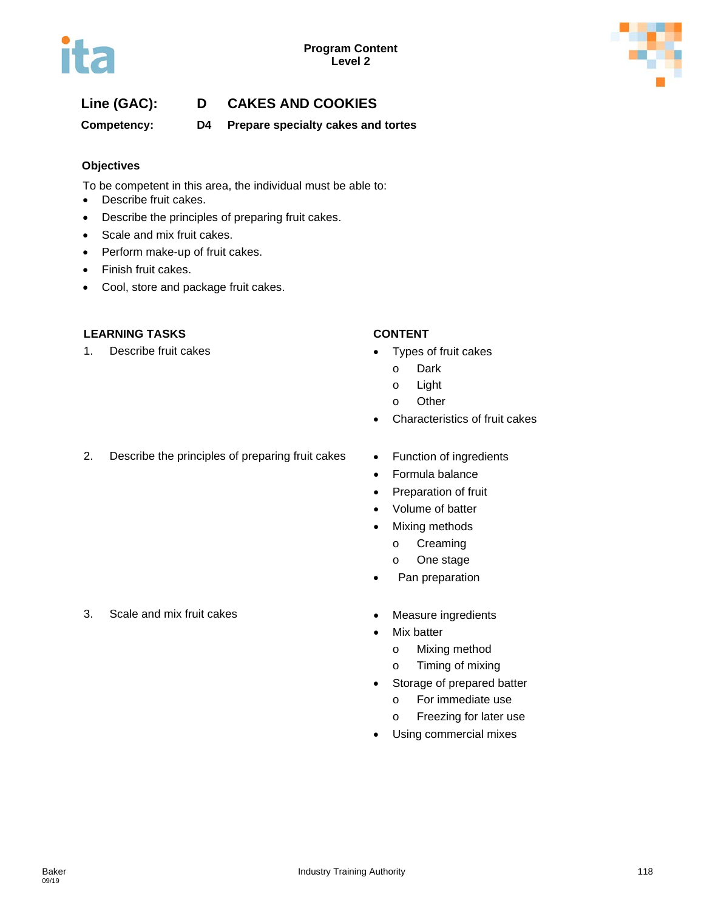Program Content
Level 2

**Line (GAC):** **D** **CAKES AND COOKIES**

**Competency:** **D4** **Prepare specialty cakes and tortes**

**Objectives**

To be competent in this area, the individual must be able to:

- Describe fruit cakes.
- Describe the principles of preparing fruit cakes.
- Scale and mix fruit cakes.
- Perform make-up of fruit cakes.
- Finish fruit cakes.
- Cool, store and package fruit cakes.

| LEARNING TASKS | CONTENT |
| --- | --- |
| 1. Describe fruit cakes | • Types of fruit cakes<br>o Dark<br>o Light<br>o Other<br>• Characteristics of fruit cakes |
| 2. Describe the principles of preparing fruit cakes | • Function of ingredients<br>• Formula balance<br>• Preparation of fruit<br>• Volume of batter<br>• Mixing methods<br>o Creaming<br>o One stage<br>• Pan preparation |
| 3. Scale and mix fruit cakes | • Measure ingredients<br>• Mix batter<br>o Mixing method<br>o Timing of mixing<br>• Storage of prepared batter<br>o For immediate use<br>o Freezing for later use<br>• Using commercial mixes |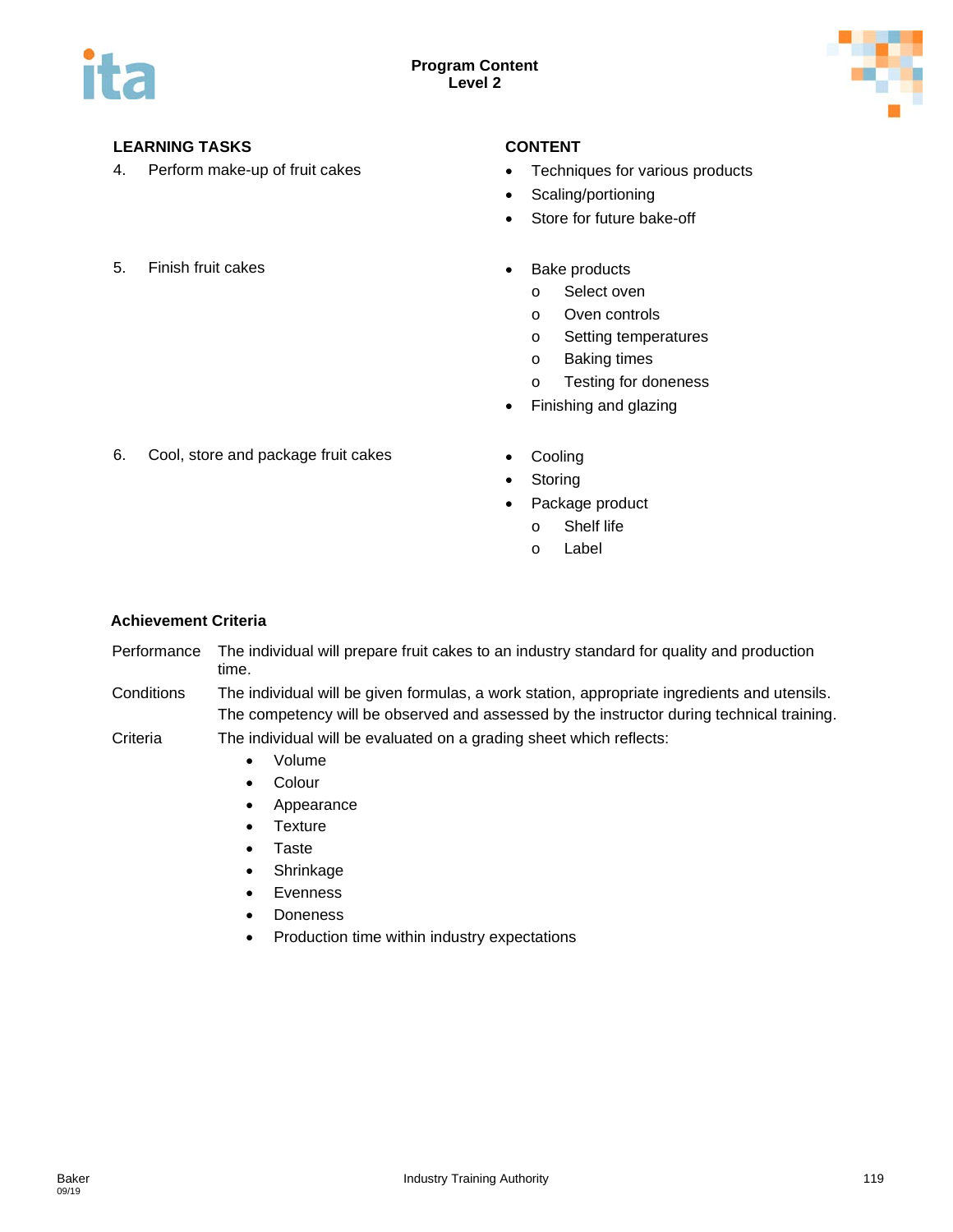| LEARNING TASKS | CONTENT |
|---|---|
| 4. Perform make-up of fruit cakes | • Techniques for various products<br>• Scaling/portioning<br>• Store for future bake-off |
| 5. Finish fruit cakes | • Bake products<br>  o Select oven<br>  o Oven controls<br>  o Setting temperatures<br>  o Baking times<br>  o Testing for doneness<br>• Finishing and glazing |
| 6. Cool, store and package fruit cakes | • Cooling<br>• Storing<br>• Package product<br>  o Shelf life<br>  o Label |

### Achievement Criteria

| | |
|---|---|
| Performance | The individual will prepare fruit cakes to an industry standard for quality and production time. |
| Conditions | The individual will be given formulas, a work station, appropriate ingredients and utensils. The competency will be observed and assessed by the instructor during technical training. |
| Criteria | The individual will be evaluated on a grading sheet which reflects:<br>• Volume<br>• Colour<br>• Appearance<br>• Texture<br>• Taste<br>• Shrinkage<br>• Evenness<br>• Doneness<br>• Production time within industry expectations |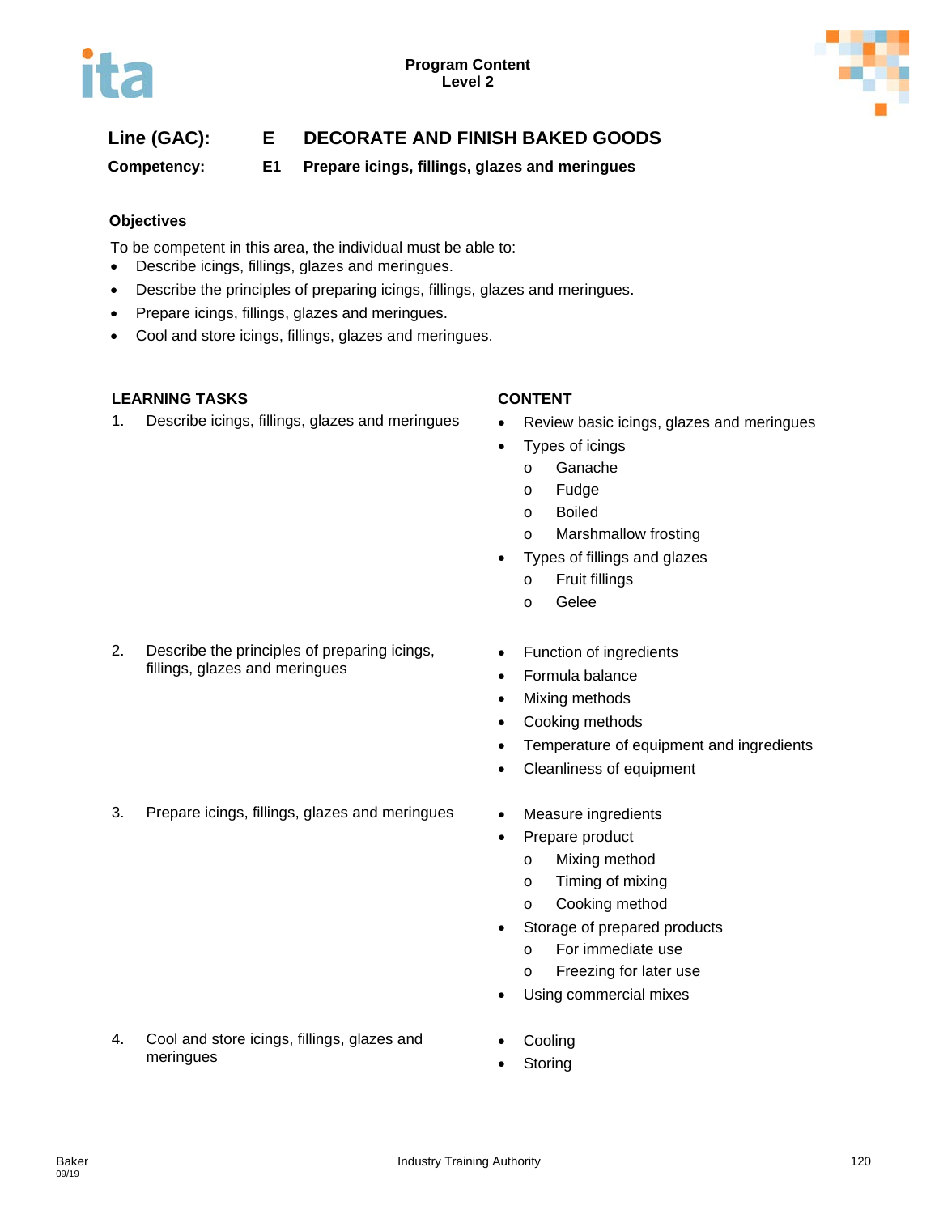**Program Content**
**Level 2**

## Line (GAC): E DECORATE AND FINISH BAKED GOODS

**Competency: E1 Prepare icings, fillings, glazes and meringues**

### Objectives

To be competent in this area, the individual must be able to:

- Describe icings, fillings, glazes and meringues.
- Describe the principles of preparing icings, fillings, glazes and meringues.
- Prepare icings, fillings, glazes and meringues.
- Cool and store icings, fillings, glazes and meringues.

| LEARNING TASKS | CONTENT |
|---|---|
| 1. Describe icings, fillings, glazes and meringues | • Review basic icings, glazes and meringues<br>• Types of icings<br>  o Ganache<br>  o Fudge<br>  o Boiled<br>  o Marshmallow frosting<br>• Types of fillings and glazes<br>  o Fruit fillings<br>  o Gelee |
| 2. Describe the principles of preparing icings, fillings, glazes and meringues | • Function of ingredients<br>• Formula balance<br>• Mixing methods<br>• Cooking methods<br>• Temperature of equipment and ingredients<br>• Cleanliness of equipment |
| 3. Prepare icings, fillings, glazes and meringues | • Measure ingredients<br>• Prepare product<br>  o Mixing method<br>  o Timing of mixing<br>  o Cooking method<br>• Storage of prepared products<br>  o For immediate use<br>  o Freezing for later use<br>• Using commercial mixes |
| 4. Cool and store icings, fillings, glazes and meringues | • Cooling<br>• Storing |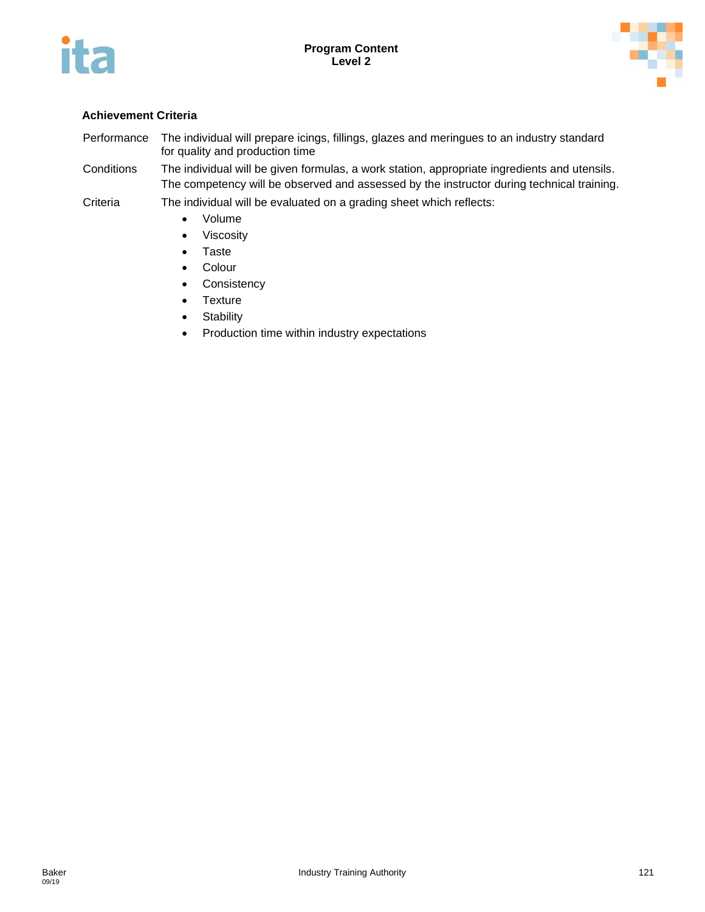**Achievement Criteria**

| | |
|---|---|
| Performance | The individual will prepare icings, fillings, glazes and meringues to an industry standard for quality and production time |
| Conditions | The individual will be given formulas, a work station, appropriate ingredients and utensils. The competency will be observed and assessed by the instructor during technical training. |
| Criteria | The individual will be evaluated on a grading sheet which reflects: |

- Volume
- Viscosity
- Taste
- Colour
- Consistency
- Texture
- Stability
- Production time within industry expectations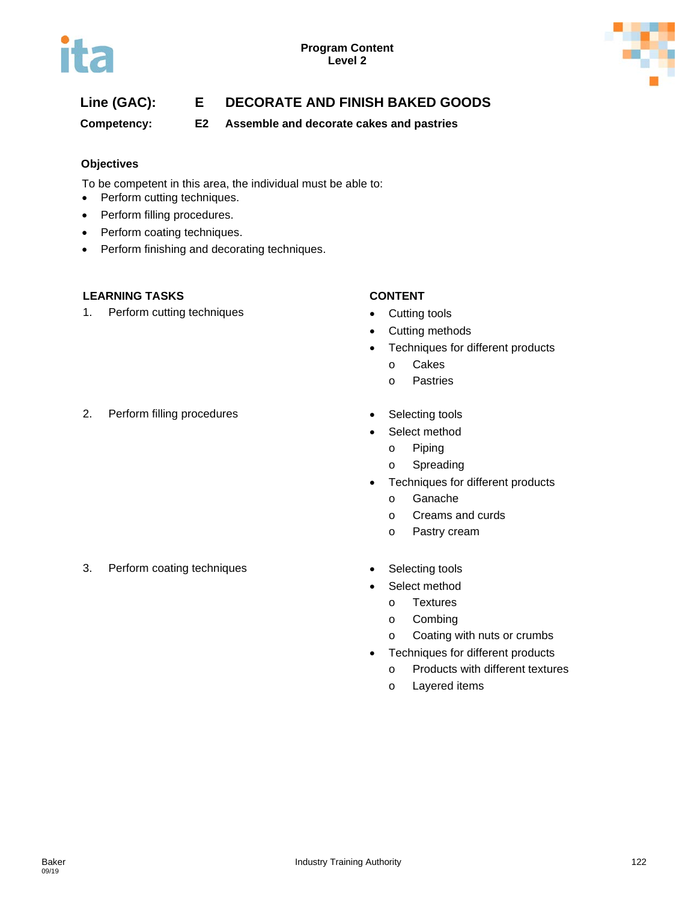**Line (GAC):** **E DECORATE AND FINISH BAKED GOODS**

**Competency:** **E2 Assemble and decorate cakes and pastries**

**Objectives**

To be competent in this area, the individual must be able to:

- Perform cutting techniques.
- Perform filling procedures.
- Perform coating techniques.
- Perform finishing and decorating techniques.

| LEARNING TASKS | CONTENT |
| --- | --- |
| 1. Perform cutting techniques | • Cutting tools<br>• Cutting methods<br>• Techniques for different products<br>  o Cakes<br>  o Pastries |
| 2. Perform filling procedures | • Selecting tools<br>• Select method<br>  o Piping<br>  o Spreading<br>• Techniques for different products<br>  o Ganache<br>  o Creams and curds<br>  o Pastry cream |
| 3. Perform coating techniques | • Selecting tools<br>• Select method<br>  o Textures<br>  o Combing<br>  o Coating with nuts or crumbs<br>• Techniques for different products<br>  o Products with different textures<br>  o Layered items |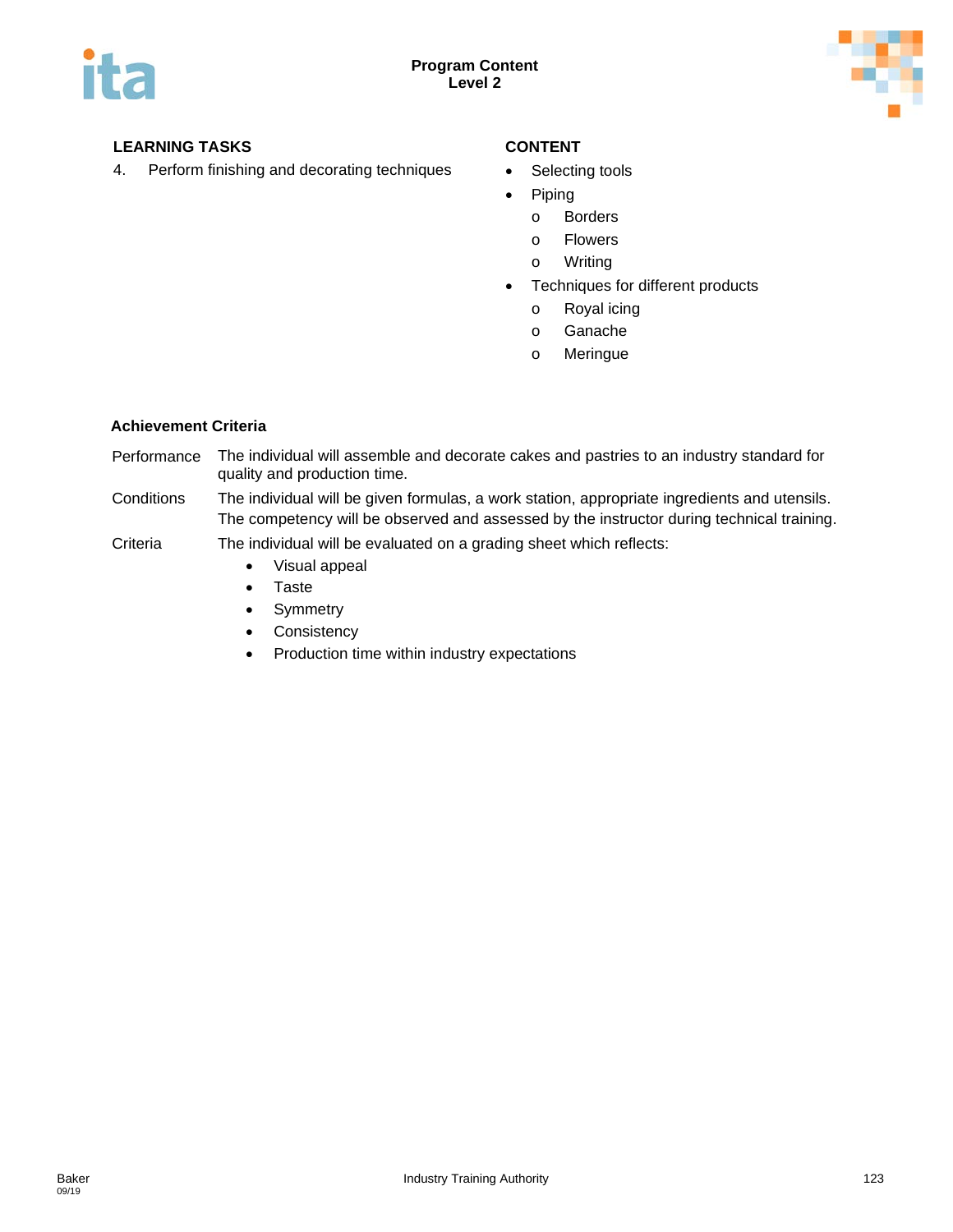| LEARNING TASKS | CONTENT |
|---|---|
| 4. Perform finishing and decorating techniques | • Selecting tools<br>• Piping<br>  o Borders<br>  o Flowers<br>  o Writing<br>• Techniques for different products<br>  o Royal icing<br>  o Ganache<br>  o Meringue |

**Achievement Criteria**

Performance The individual will assemble and decorate cakes and pastries to an industry standard for quality and production time.

Conditions The individual will be given formulas, a work station, appropriate ingredients and utensils. The competency will be observed and assessed by the instructor during technical training.

Criteria The individual will be evaluated on a grading sheet which reflects:

- Visual appeal
- Taste
- Symmetry
- Consistency
- Production time within industry expectations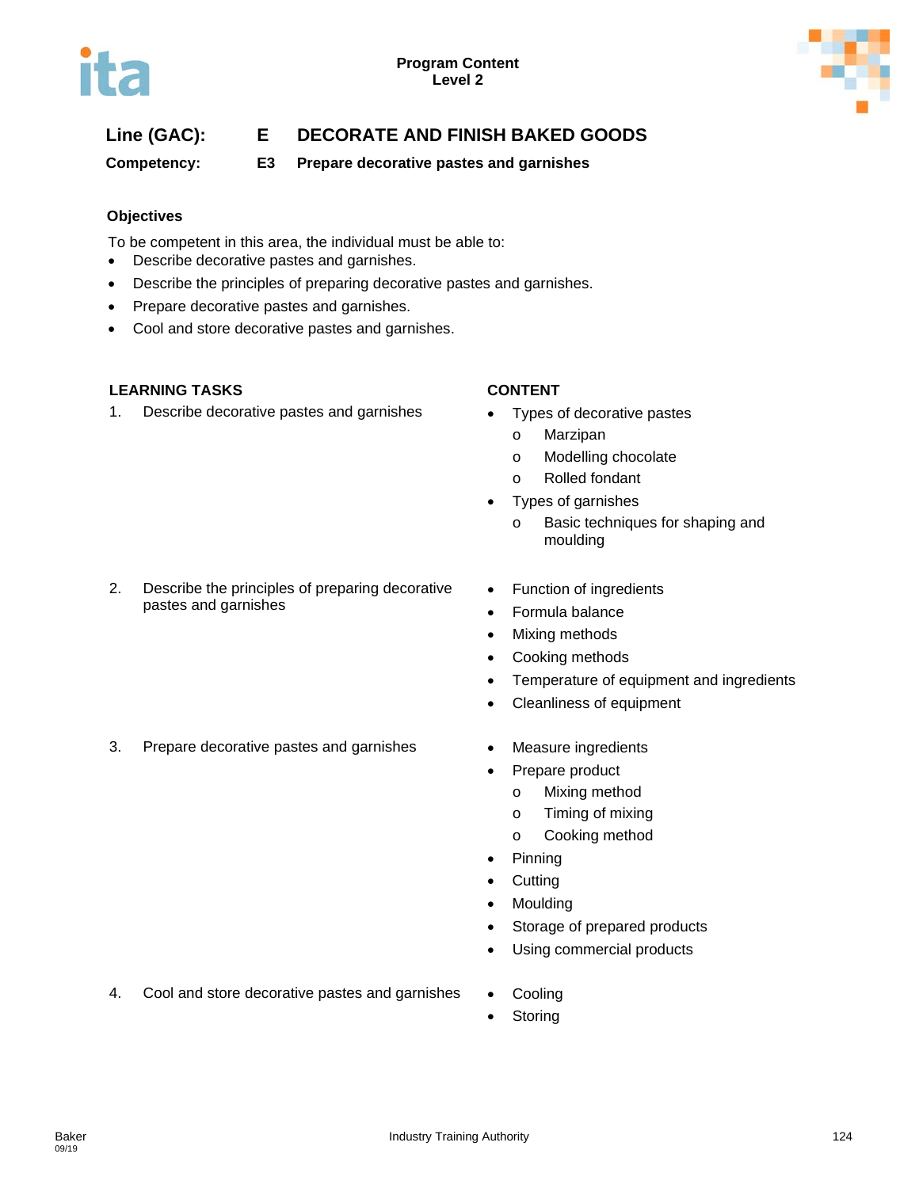**Program Content**
**Level 2**

**Line (GAC):** **E** **DECORATE AND FINISH BAKED GOODS**

**Competency:** **E3** **Prepare decorative pastes and garnishes**

**Objectives**

To be competent in this area, the individual must be able to:

- Describe decorative pastes and garnishes.
- Describe the principles of preparing decorative pastes and garnishes.
- Prepare decorative pastes and garnishes.
- Cool and store decorative pastes and garnishes.

| LEARNING TASKS | CONTENT |
|---|---|
| 1. Describe decorative pastes and garnishes | • Types of decorative pastes<br>  o Marzipan<br>  o Modelling chocolate<br>  o Rolled fondant<br>• Types of garnishes<br>  o Basic techniques for shaping and moulding |
| 2. Describe the principles of preparing decorative pastes and garnishes | • Function of ingredients<br>• Formula balance<br>• Mixing methods<br>• Cooking methods<br>• Temperature of equipment and ingredients<br>• Cleanliness of equipment |
| 3. Prepare decorative pastes and garnishes | • Measure ingredients<br>• Prepare product<br>  o Mixing method<br>  o Timing of mixing<br>  o Cooking method<br>• Pinning<br>• Cutting<br>• Moulding<br>• Storage of prepared products<br>• Using commercial products |
| 4. Cool and store decorative pastes and garnishes | • Cooling<br>• Storing |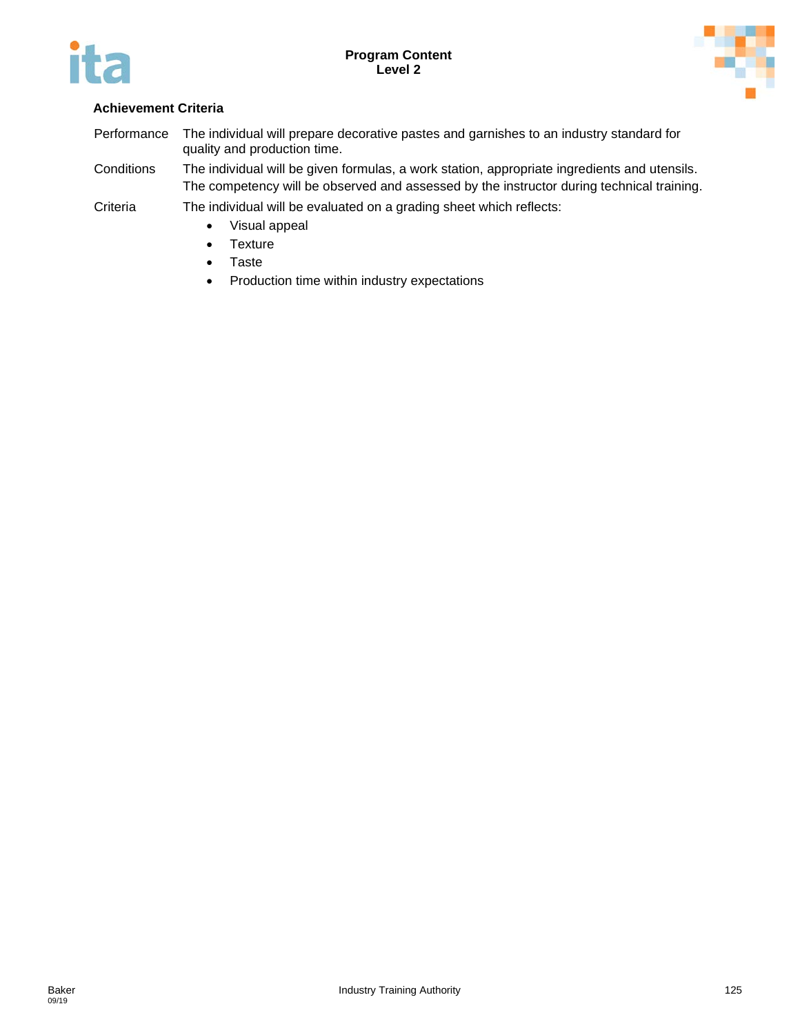**Achievement Criteria**

| | |
|---|---|
| Performance | The individual will prepare decorative pastes and garnishes to an industry standard for quality and production time. |
| Conditions | The individual will be given formulas, a work station, appropriate ingredients and utensils. The competency will be observed and assessed by the instructor during technical training. |
| Criteria | The individual will be evaluated on a grading sheet which reflects: |

- Visual appeal
- Texture
- Taste
- Production time within industry expectations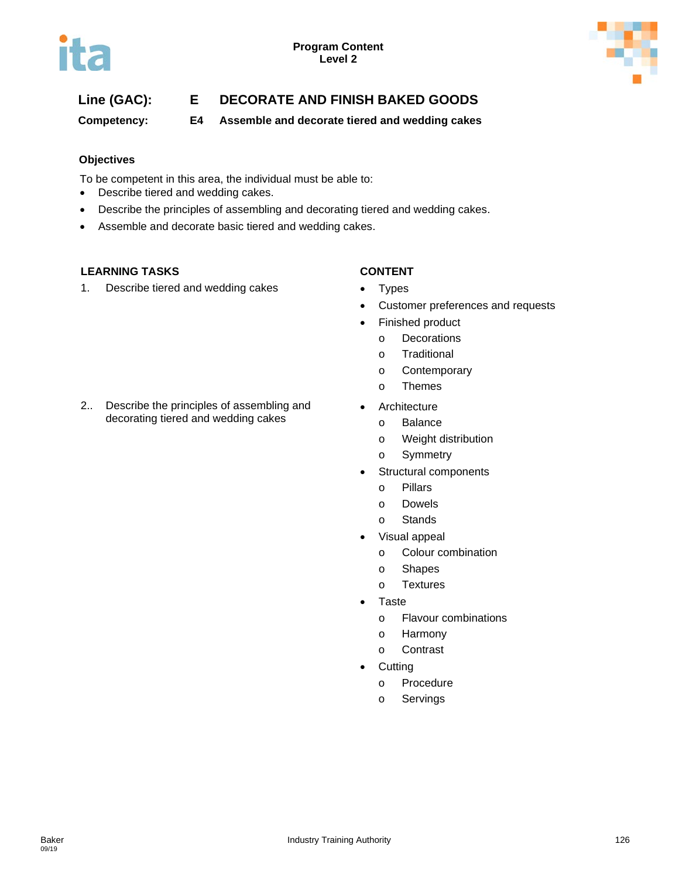Program Content
Level 2

**Line (GAC):** **E DECORATE AND FINISH BAKED GOODS**

**Competency:** **E4 Assemble and decorate tiered and wedding cakes**

**Objectives**

To be competent in this area, the individual must be able to:

- Describe tiered and wedding cakes.
- Describe the principles of assembling and decorating tiered and wedding cakes.
- Assemble and decorate basic tiered and wedding cakes.

| LEARNING TASKS | CONTENT |
|---|---|
| 1. Describe tiered and wedding cakes | • Types<br>• Customer preferences and requests<br>• Finished product<br>  o Decorations<br>  o Traditional<br>  o Contemporary<br>  o Themes |
| 2.. Describe the principles of assembling and decorating tiered and wedding cakes | • Architecture<br>  o Balance<br>  o Weight distribution<br>  o Symmetry<br>• Structural components<br>  o Pillars<br>  o Dowels<br>  o Stands<br>• Visual appeal<br>  o Colour combination<br>  o Shapes<br>  o Textures<br>• Taste<br>  o Flavour combinations<br>  o Harmony<br>  o Contrast<br>• Cutting<br>  o Procedure<br>  o Servings |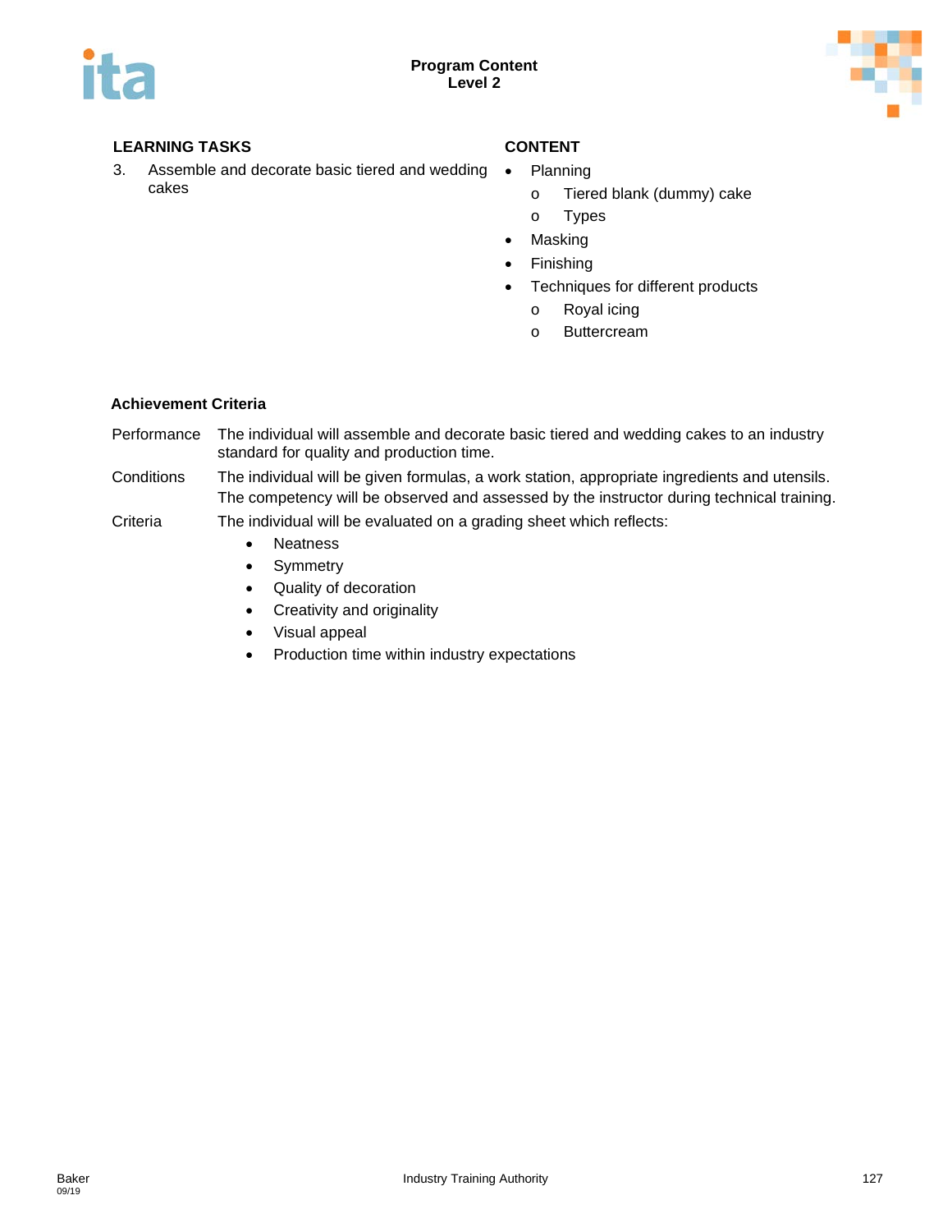## LEARNING TASKS

3. Assemble and decorate basic tiered and wedding cakes

## CONTENT

- Planning
  - Tiered blank (dummy) cake
  - Types
- Masking
- Finishing
- Techniques for different products
  - Royal icing
  - Buttercream

### Achievement Criteria

| | |
|---|---|
| Performance | The individual will assemble and decorate basic tiered and wedding cakes to an industry standard for quality and production time. |
| Conditions | The individual will be given formulas, a work station, appropriate ingredients and utensils. The competency will be observed and assessed by the instructor during technical training. |
| Criteria | The individual will be evaluated on a grading sheet which reflects: |

- Neatness
- Symmetry
- Quality of decoration
- Creativity and originality
- Visual appeal
- Production time within industry expectations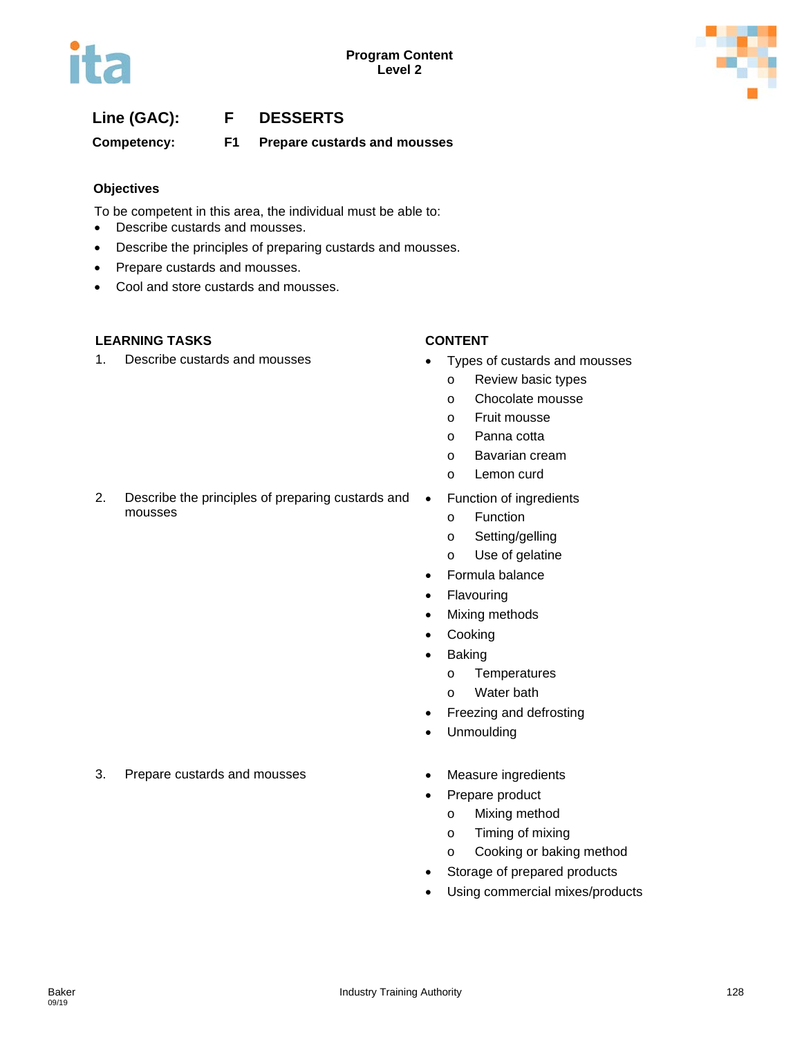Program Content
Level 2

**Line (GAC):** **F DESSERTS**

**Competency:** **F1 Prepare custards and mousses**

**Objectives**

To be competent in this area, the individual must be able to:

- Describe custards and mousses.
- Describe the principles of preparing custards and mousses.
- Prepare custards and mousses.
- Cool and store custards and mousses.

| LEARNING TASKS | CONTENT |
|---|---|
| 1. Describe custards and mousses | • Types of custards and mousses<br>  o Review basic types<br>  o Chocolate mousse<br>  o Fruit mousse<br>  o Panna cotta<br>  o Bavarian cream<br>  o Lemon curd |
| 2. Describe the principles of preparing custards and mousses | • Function of ingredients<br>  o Function<br>  o Setting/gelling<br>  o Use of gelatine<br>• Formula balance<br>• Flavouring<br>• Mixing methods<br>• Cooking<br>• Baking<br>  o Temperatures<br>  o Water bath<br>• Freezing and defrosting<br>• Unmoulding |
| 3. Prepare custards and mousses | • Measure ingredients<br>• Prepare product<br>  o Mixing method<br>  o Timing of mixing<br>  o Cooking or baking method<br>• Storage of prepared products<br>• Using commercial mixes/products |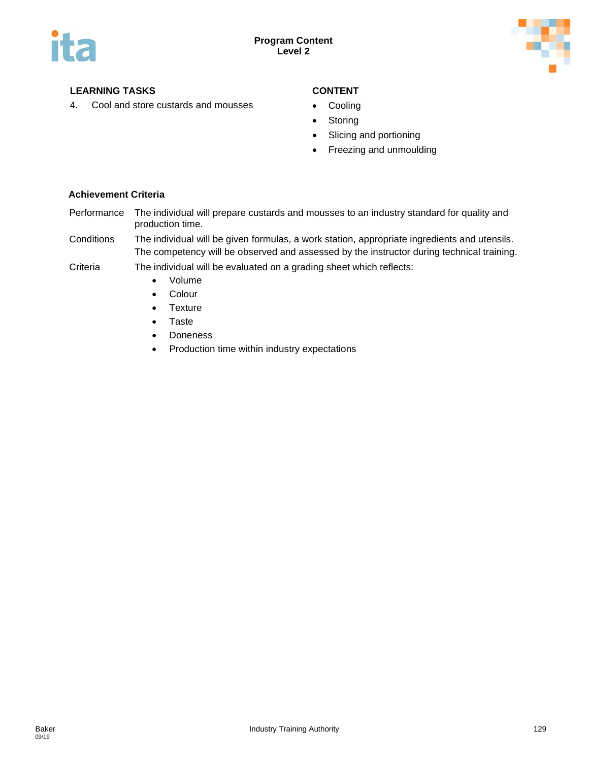**LEARNING TASKS**

4. Cool and store custards and mousses

**CONTENT**

- Cooling
- Storing
- Slicing and portioning
- Freezing and unmoulding

**Achievement Criteria**

Performance: The individual will prepare custards and mousses to an industry standard for quality and production time.

Conditions: The individual will be given formulas, a work station, appropriate ingredients and utensils. The competency will be observed and assessed by the instructor during technical training.

Criteria: The individual will be evaluated on a grading sheet which reflects:

- Volume
- Colour
- Texture
- Taste
- Doneness
- Production time within industry expectations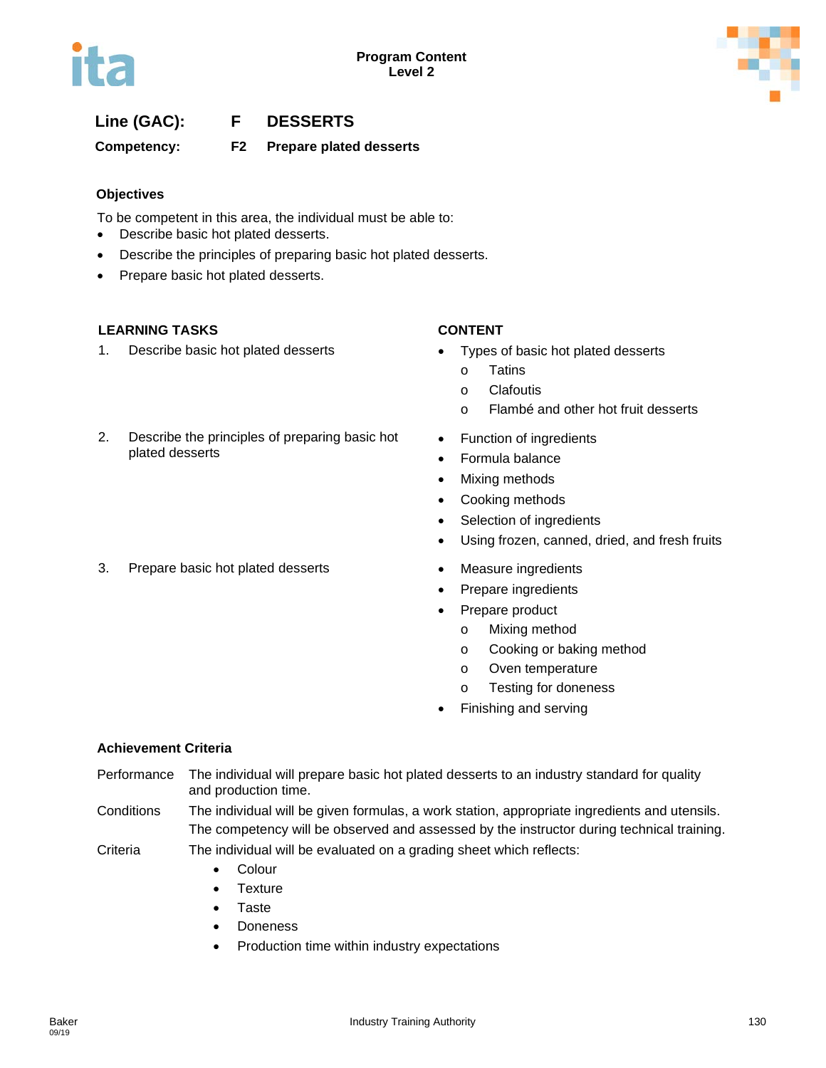Line (GAC): **F DESSERTS**

Competency: **F2 Prepare plated desserts**

### Objectives

To be competent in this area, the individual must be able to:

- Describe basic hot plated desserts.
- Describe the principles of preparing basic hot plated desserts.
- Prepare basic hot plated desserts.

| LEARNING TASKS | CONTENT |
|---|---|
| 1. Describe basic hot plated desserts | • Types of basic hot plated desserts<br>o Tatins<br>o Clafoutis<br>o Flambé and other hot fruit desserts |
| 2. Describe the principles of preparing basic hot plated desserts | • Function of ingredients<br>• Formula balance<br>• Mixing methods<br>• Cooking methods<br>• Selection of ingredients<br>• Using frozen, canned, dried, and fresh fruits |
| 3. Prepare basic hot plated desserts | • Measure ingredients<br>• Prepare ingredients<br>• Prepare product<br>o Mixing method<br>o Cooking or baking method<br>o Oven temperature<br>o Testing for doneness<br>• Finishing and serving |

### Achievement Criteria

**Performance** The individual will prepare basic hot plated desserts to an industry standard for quality and production time.

**Conditions** The individual will be given formulas, a work station, appropriate ingredients and utensils. The competency will be observed and assessed by the instructor during technical training.

**Criteria** The individual will be evaluated on a grading sheet which reflects:

- Colour
- Texture
- Taste
- Doneness
- Production time within industry expectations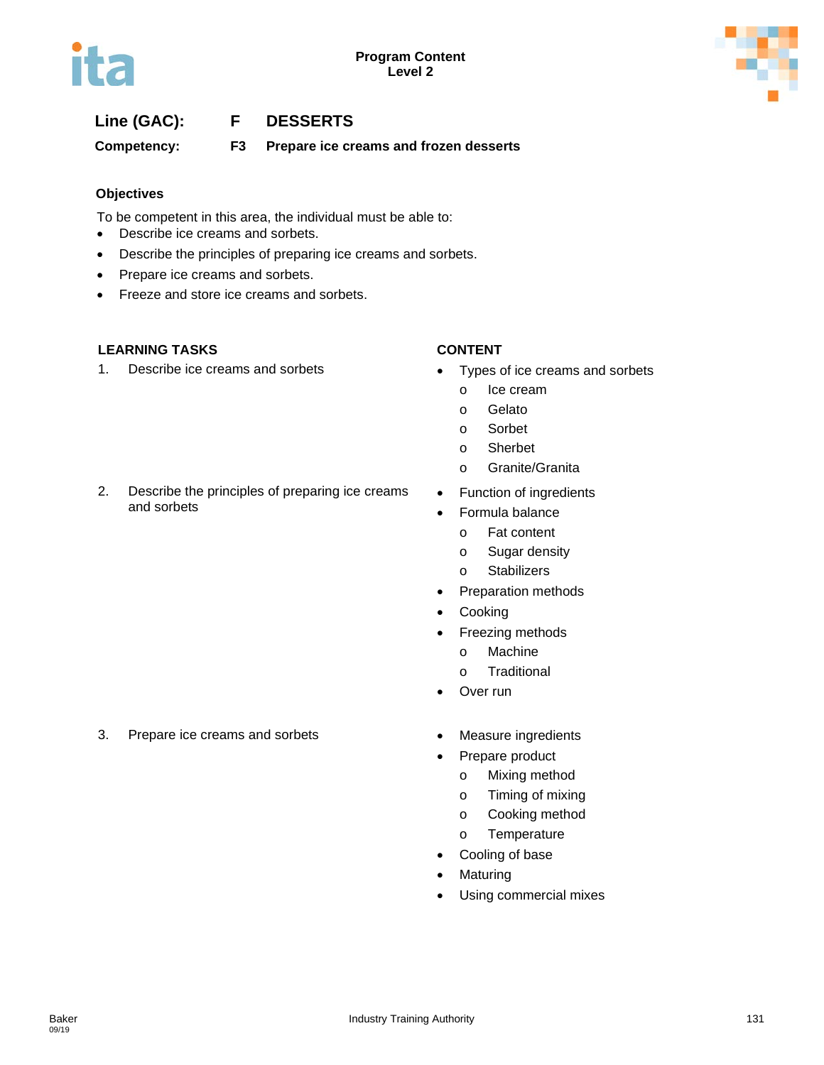**Program Content**
**Level 2**

## Line (GAC): F DESSERTS

**Competency: F3 Prepare ice creams and frozen desserts**

### Objectives

To be competent in this area, the individual must be able to:

- Describe ice creams and sorbets.
- Describe the principles of preparing ice creams and sorbets.
- Prepare ice creams and sorbets.
- Freeze and store ice creams and sorbets.

| LEARNING TASKS | CONTENT |
|---|---|
| 1. Describe ice creams and sorbets | • Types of ice creams and sorbets<br>  o Ice cream<br>  o Gelato<br>  o Sorbet<br>  o Sherbet<br>  o Granite/Granita |
| 2. Describe the principles of preparing ice creams and sorbets | • Function of ingredients<br>• Formula balance<br>  o Fat content<br>  o Sugar density<br>  o Stabilizers<br>• Preparation methods<br>• Cooking<br>• Freezing methods<br>  o Machine<br>  o Traditional<br>• Over run |
| 3. Prepare ice creams and sorbets | • Measure ingredients<br>• Prepare product<br>  o Mixing method<br>  o Timing of mixing<br>  o Cooking method<br>  o Temperature<br>• Cooling of base<br>• Maturing<br>• Using commercial mixes |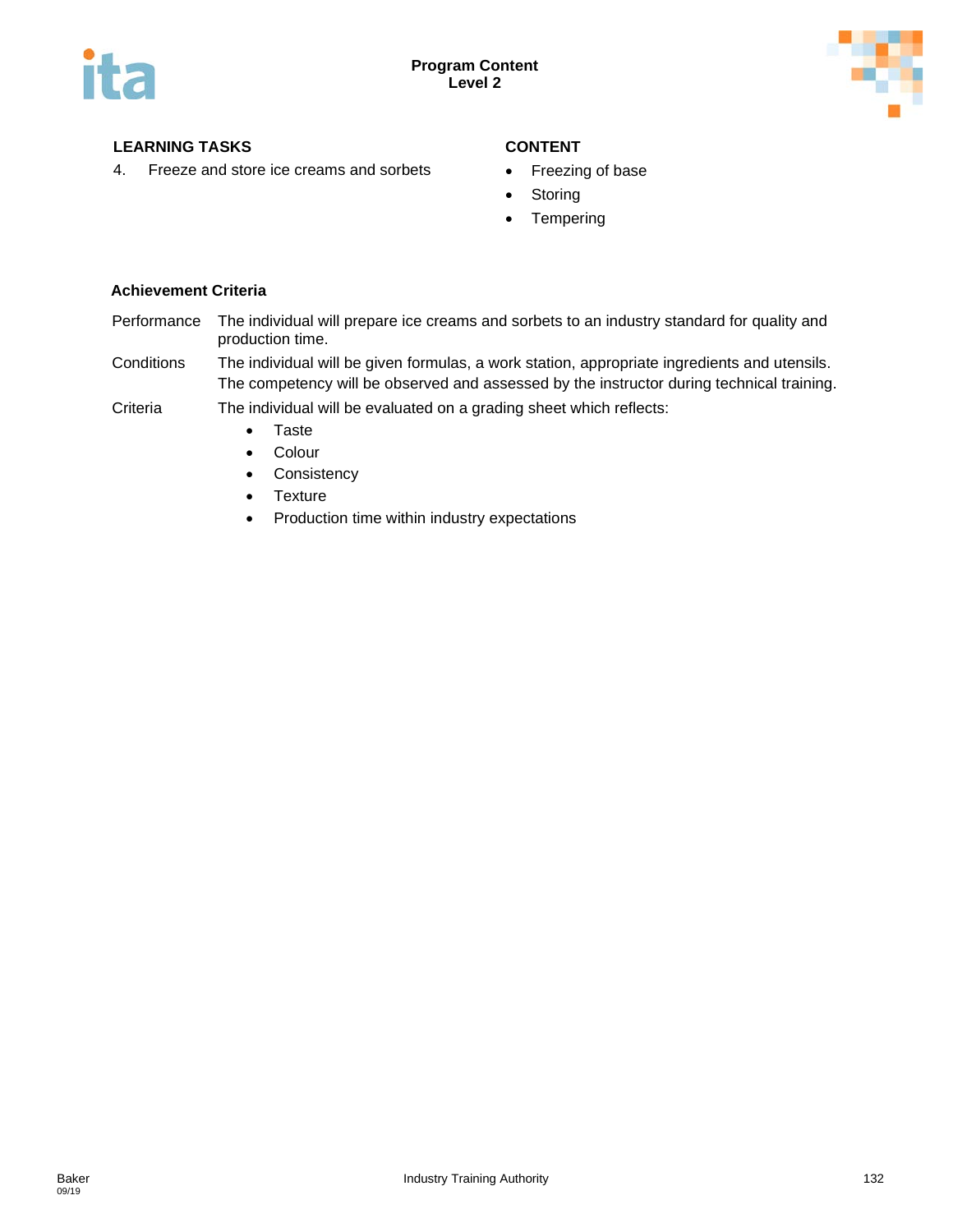| LEARNING TASKS | CONTENT |
| --- | --- |
| 4. Freeze and store ice creams and sorbets | • Freezing of base<br>• Storing<br>• Tempering |

**Achievement Criteria**

| | |
| --- | --- |
| Performance | The individual will prepare ice creams and sorbets to an industry standard for quality and production time. |
| Conditions | The individual will be given formulas, a work station, appropriate ingredients and utensils. The competency will be observed and assessed by the instructor during technical training. |
| Criteria | The individual will be evaluated on a grading sheet which reflects:<br>• Taste<br>• Colour<br>• Consistency<br>• Texture<br>• Production time within industry expectations |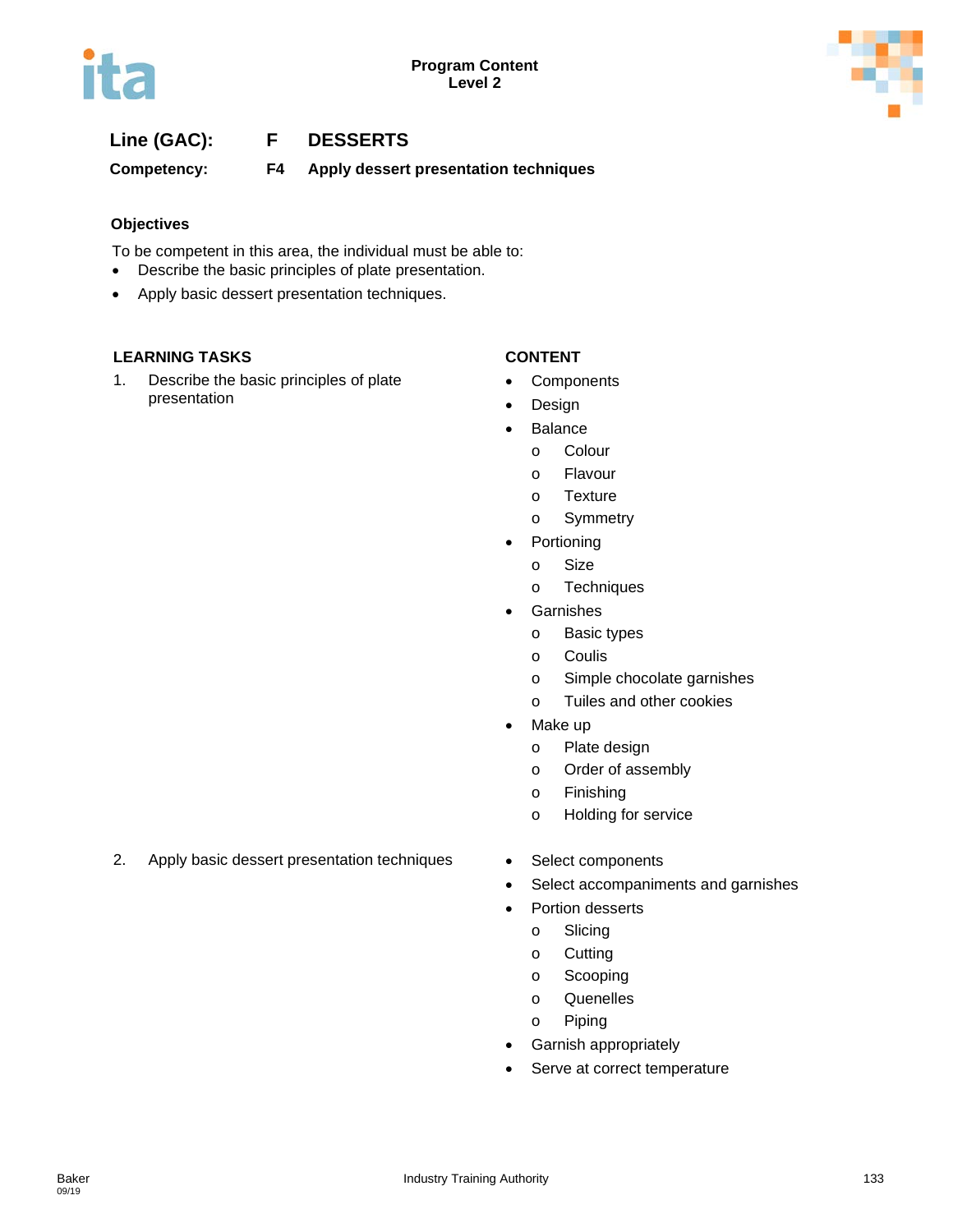Program Content
Level 2

**Line (GAC):** **F DESSERTS**

**Competency:** **F4 Apply dessert presentation techniques**

### Objectives

To be competent in this area, the individual must be able to:

- Describe the basic principles of plate presentation.
- Apply basic dessert presentation techniques.

| LEARNING TASKS | CONTENT |
|---|---|
| 1. Describe the basic principles of plate presentation | • Components<br>• Design<br>• Balance<br>  o Colour<br>  o Flavour<br>  o Texture<br>  o Symmetry<br>• Portioning<br>  o Size<br>  o Techniques<br>• Garnishes<br>  o Basic types<br>  o Coulis<br>  o Simple chocolate garnishes<br>  o Tuiles and other cookies<br>• Make up<br>  o Plate design<br>  o Order of assembly<br>  o Finishing<br>  o Holding for service |
| 2. Apply basic dessert presentation techniques | • Select components<br>• Select accompaniments and garnishes<br>• Portion desserts<br>  o Slicing<br>  o Cutting<br>  o Scooping<br>  o Quenelles<br>  o Piping<br>• Garnish appropriately<br>• Serve at correct temperature |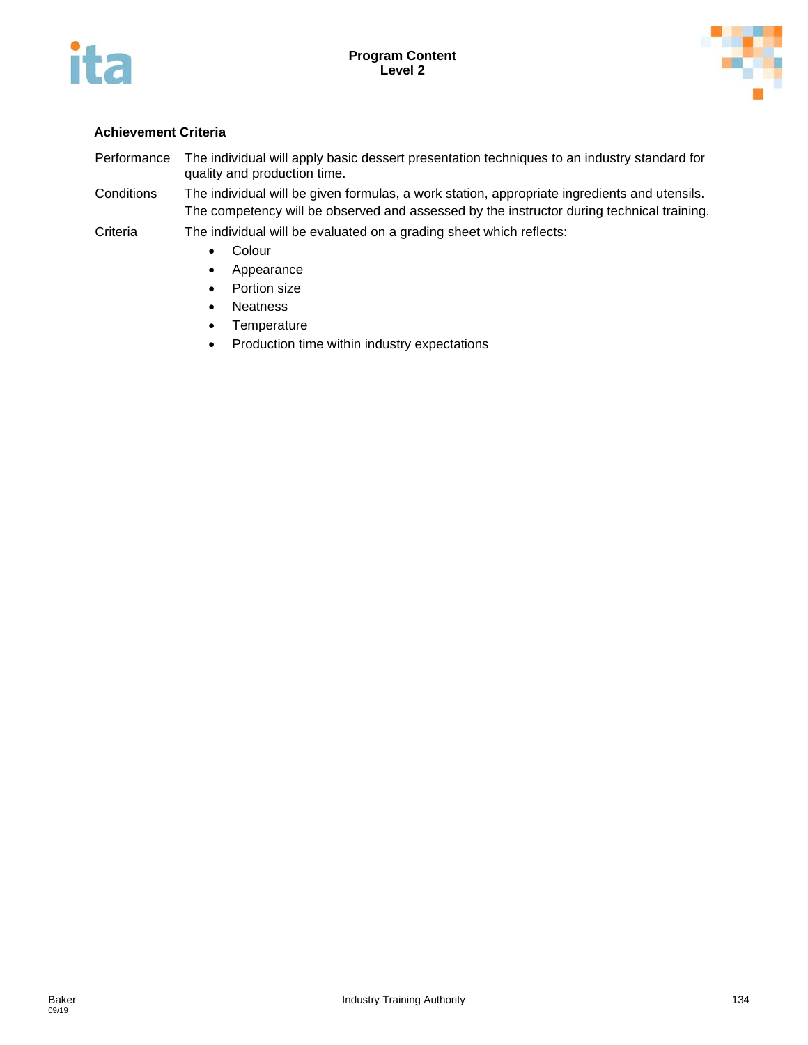### Achievement Criteria

| | |
|---|---|
| Performance | The individual will apply basic dessert presentation techniques to an industry standard for quality and production time. |
| Conditions | The individual will be given formulas, a work station, appropriate ingredients and utensils. The competency will be observed and assessed by the instructor during technical training. |
| Criteria | The individual will be evaluated on a grading sheet which reflects: |

- Colour
- Appearance
- Portion size
- Neatness
- Temperature
- Production time within industry expectations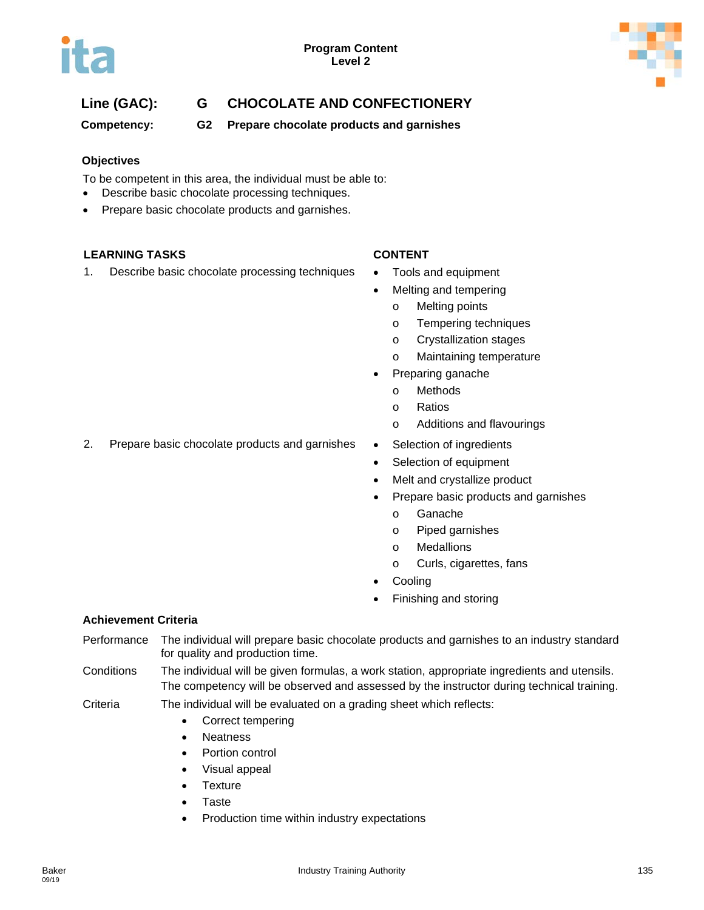**Line (GAC):** G CHOCOLATE AND CONFECTIONERY

**Competency:** G2 Prepare chocolate products and garnishes

### Objectives

To be competent in this area, the individual must be able to:

- Describe basic chocolate processing techniques.
- Prepare basic chocolate products and garnishes.

| LEARNING TASKS | CONTENT |
|---|---|
| 1. Describe basic chocolate processing techniques | • Tools and equipment<br>• Melting and tempering<br>  o Melting points<br>  o Tempering techniques<br>  o Crystallization stages<br>  o Maintaining temperature<br>• Preparing ganache<br>  o Methods<br>  o Ratios<br>  o Additions and flavourings |
| 2. Prepare basic chocolate products and garnishes | • Selection of ingredients<br>• Selection of equipment<br>• Melt and crystallize product<br>• Prepare basic products and garnishes<br>  o Ganache<br>  o Piped garnishes<br>  o Medallions<br>  o Curls, cigarettes, fans<br>• Cooling<br>• Finishing and storing |

### Achievement Criteria

**Performance** The individual will prepare basic chocolate products and garnishes to an industry standard for quality and production time.

**Conditions** The individual will be given formulas, a work station, appropriate ingredients and utensils. The competency will be observed and assessed by the instructor during technical training.

**Criteria** The individual will be evaluated on a grading sheet which reflects:

- Correct tempering
- Neatness
- Portion control
- Visual appeal
- Texture
- Taste
- Production time within industry expectations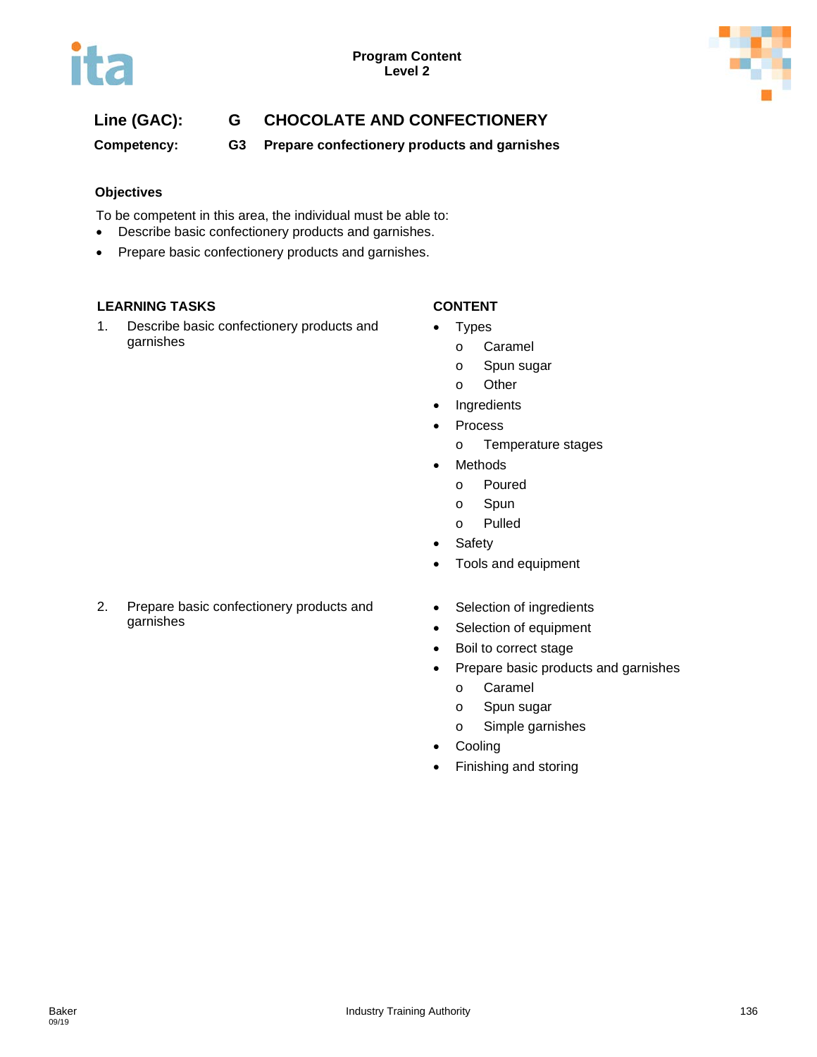**Program Content**
**Level 2**

## Line (GAC): G CHOCOLATE AND CONFECTIONERY

### Competency: G3 Prepare confectionery products and garnishes

**Objectives**

To be competent in this area, the individual must be able to:

- Describe basic confectionery products and garnishes.
- Prepare basic confectionery products and garnishes.

| LEARNING TASKS | CONTENT |
|---|---|
| 1. Describe basic confectionery products and garnishes | • Types<br>o Caramel<br>o Spun sugar<br>o Other<br>• Ingredients<br>• Process<br>o Temperature stages<br>• Methods<br>o Poured<br>o Spun<br>o Pulled<br>• Safety<br>• Tools and equipment |
| 2. Prepare basic confectionery products and garnishes | • Selection of ingredients<br>• Selection of equipment<br>• Boil to correct stage<br>• Prepare basic products and garnishes<br>o Caramel<br>o Spun sugar<br>o Simple garnishes<br>• Cooling<br>• Finishing and storing |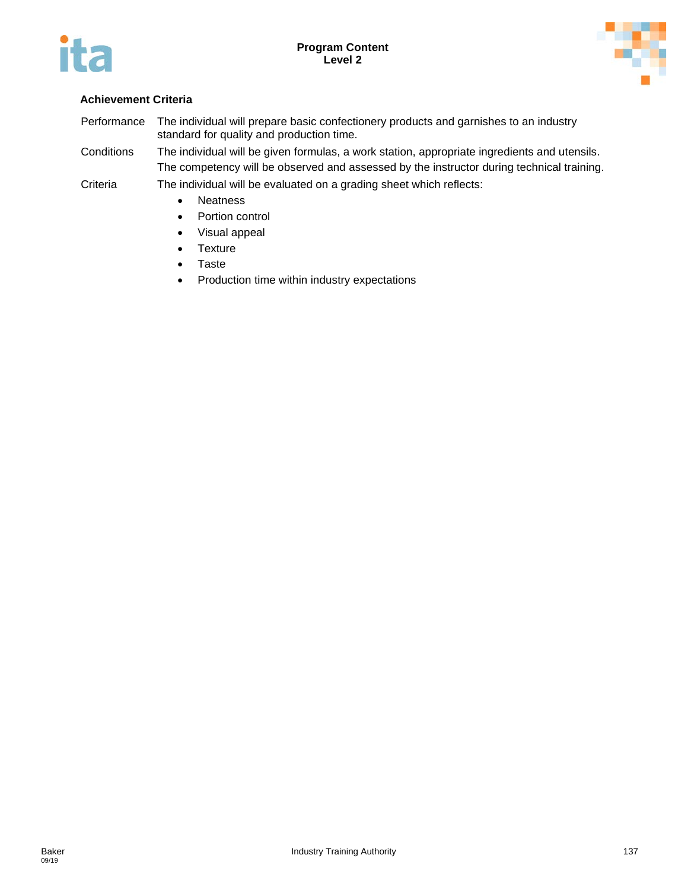**Achievement Criteria**

| | |
|---|---|
| Performance | The individual will prepare basic confectionery products and garnishes to an industry standard for quality and production time. |
| Conditions | The individual will be given formulas, a work station, appropriate ingredients and utensils. The competency will be observed and assessed by the instructor during technical training. |
| Criteria | The individual will be evaluated on a grading sheet which reflects: |

- Neatness
- Portion control
- Visual appeal
- Texture
- Taste
- Production time within industry expectations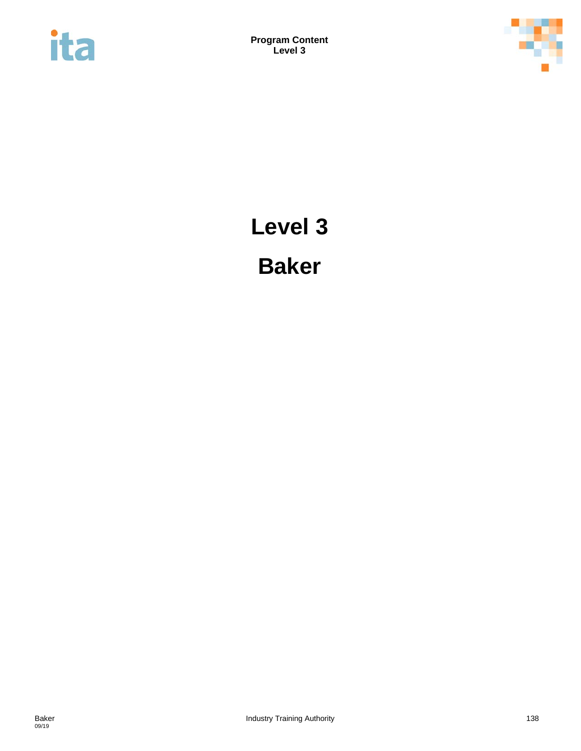# Level 3

# Baker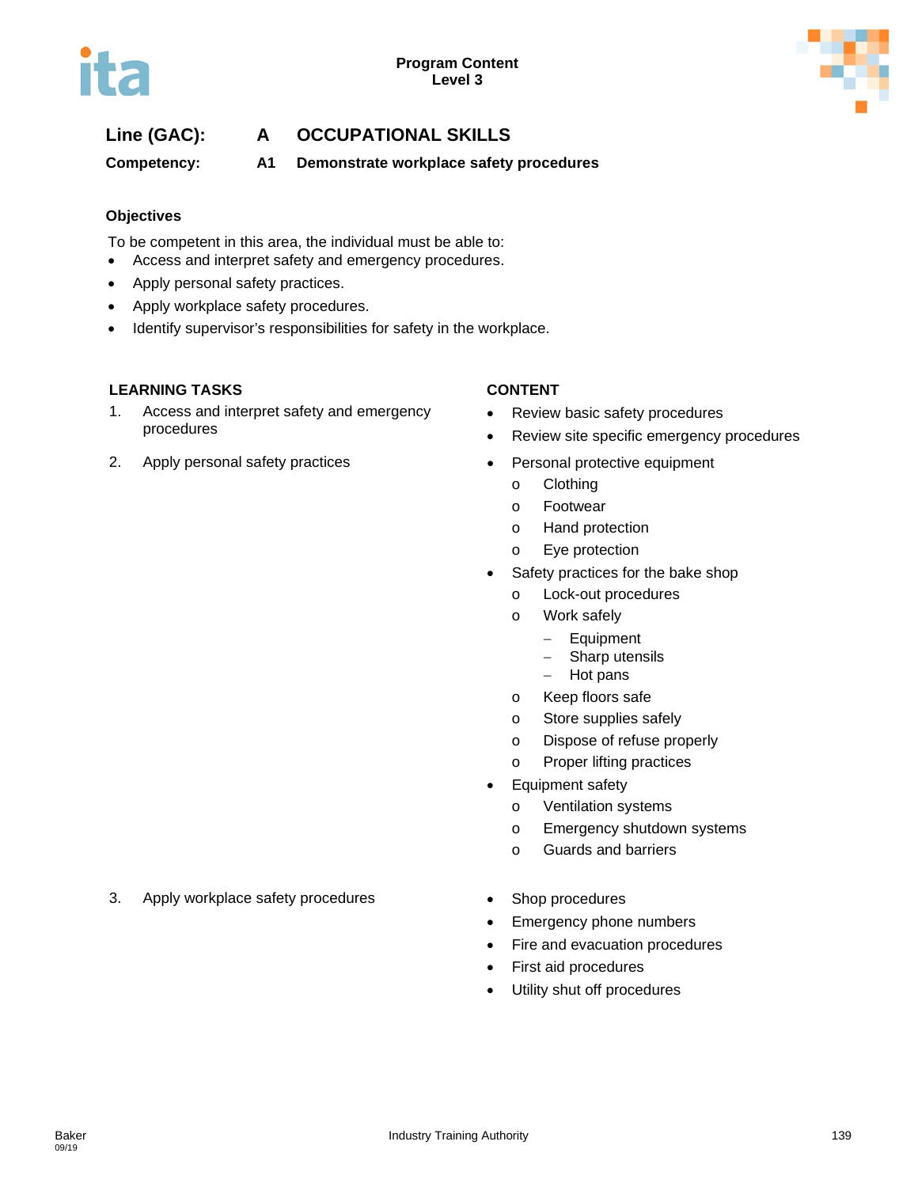Program Content
Level 3

**Line (GAC):** **A OCCUPATIONAL SKILLS**

**Competency:** **A1 Demonstrate workplace safety procedures**

### Objectives

To be competent in this area, the individual must be able to:

- Access and interpret safety and emergency procedures.
- Apply personal safety practices.
- Apply workplace safety procedures.
- Identify supervisor's responsibilities for safety in the workplace.

| LEARNING TASKS | CONTENT |
|---|---|
| 1. Access and interpret safety and emergency procedures | • Review basic safety procedures<br>• Review site specific emergency procedures |
| 2. Apply personal safety practices | • Personal protective equipment<br>  o Clothing<br>  o Footwear<br>  o Hand protection<br>  o Eye protection<br>• Safety practices for the bake shop<br>  o Lock-out procedures<br>  o Work safely<br>    – Equipment<br>    – Sharp utensils<br>    – Hot pans<br>  o Keep floors safe<br>  o Store supplies safely<br>  o Dispose of refuse properly<br>  o Proper lifting practices<br>• Equipment safety<br>  o Ventilation systems<br>  o Emergency shutdown systems<br>  o Guards and barriers |
| 3. Apply workplace safety procedures | • Shop procedures<br>• Emergency phone numbers<br>• Fire and evacuation procedures<br>• First aid procedures<br>• Utility shut off procedures |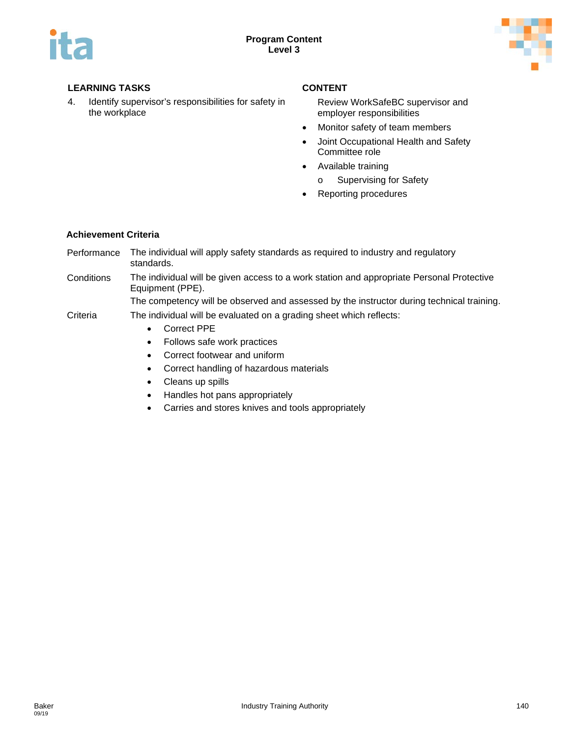| LEARNING TASKS | CONTENT |
|---|---|
| 4. Identify supervisor's responsibilities for safety in the workplace | Review WorkSafeBC supervisor and employer responsibilities<br>• Monitor safety of team members<br>• Joint Occupational Health and Safety Committee role<br>• Available training<br>  o Supervising for Safety<br>• Reporting procedures |

**Achievement Criteria**

| | |
|---|---|
| Performance | The individual will apply safety standards as required to industry and regulatory standards. |
| Conditions | The individual will be given access to a work station and appropriate Personal Protective Equipment (PPE).<br>The competency will be observed and assessed by the instructor during technical training. |
| Criteria | The individual will be evaluated on a grading sheet which reflects:<br>• Correct PPE<br>• Follows safe work practices<br>• Correct footwear and uniform<br>• Correct handling of hazardous materials<br>• Cleans up spills<br>• Handles hot pans appropriately<br>• Carries and stores knives and tools appropriately |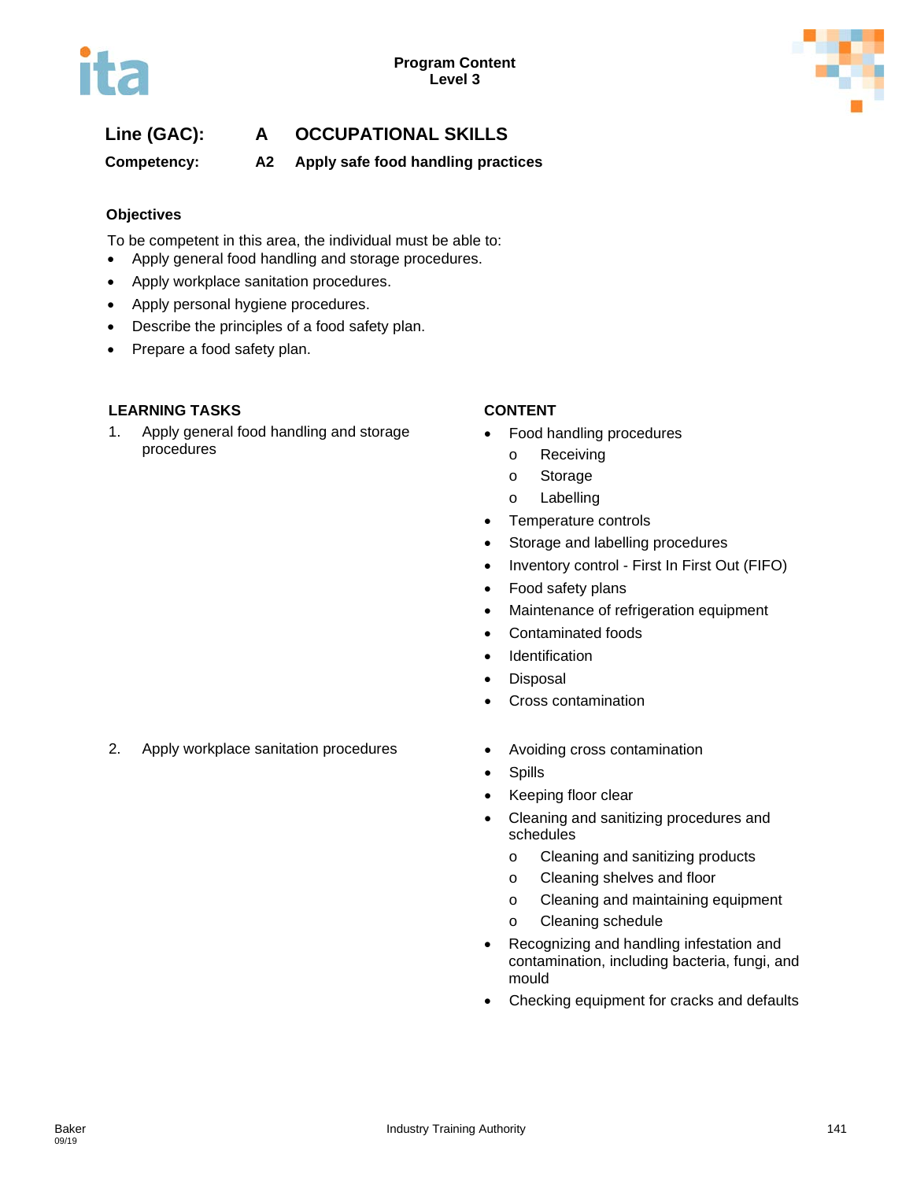Program Content
Level 3

**Line (GAC): A OCCUPATIONAL SKILLS**

**Competency: A2 Apply safe food handling practices**

### Objectives

To be competent in this area, the individual must be able to:

- Apply general food handling and storage procedures.
- Apply workplace sanitation procedures.
- Apply personal hygiene procedures.
- Describe the principles of a food safety plan.
- Prepare a food safety plan.

| LEARNING TASKS | CONTENT |
|---|---|
| 1. Apply general food handling and storage procedures | • Food handling procedures<br>  o Receiving<br>  o Storage<br>  o Labelling<br>• Temperature controls<br>• Storage and labelling procedures<br>• Inventory control - First In First Out (FIFO)<br>• Food safety plans<br>• Maintenance of refrigeration equipment<br>• Contaminated foods<br>• Identification<br>• Disposal<br>• Cross contamination |
| 2. Apply workplace sanitation procedures | • Avoiding cross contamination<br>• Spills<br>• Keeping floor clear<br>• Cleaning and sanitizing procedures and schedules<br>  o Cleaning and sanitizing products<br>  o Cleaning shelves and floor<br>  o Cleaning and maintaining equipment<br>  o Cleaning schedule<br>• Recognizing and handling infestation and contamination, including bacteria, fungi, and mould<br>• Checking equipment for cracks and defaults |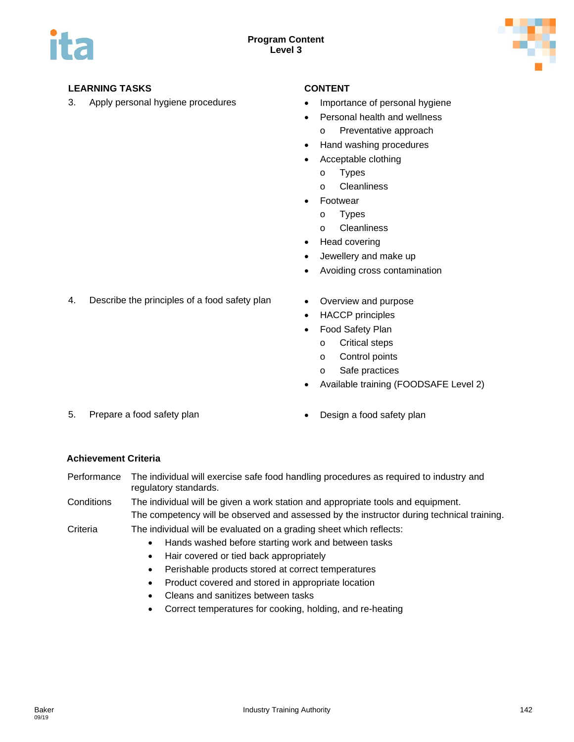## Program Content
### Level 3

| LEARNING TASKS | CONTENT |
|---|---|
| 3. Apply personal hygiene procedures | • Importance of personal hygiene<br>• Personal health and wellness<br>  o Preventative approach<br>• Hand washing procedures<br>• Acceptable clothing<br>  o Types<br>  o Cleanliness<br>• Footwear<br>  o Types<br>  o Cleanliness<br>• Head covering<br>• Jewellery and make up<br>• Avoiding cross contamination |
| 4. Describe the principles of a food safety plan | • Overview and purpose<br>• HACCP principles<br>• Food Safety Plan<br>  o Critical steps<br>  o Control points<br>  o Safe practices<br>• Available training (FOODSAFE Level 2) |
| 5. Prepare a food safety plan | • Design a food safety plan |

**Achievement Criteria**

Performance — The individual will exercise safe food handling procedures as required to industry and regulatory standards.

Conditions — The individual will be given a work station and appropriate tools and equipment.
The competency will be observed and assessed by the instructor during technical training.

Criteria — The individual will be evaluated on a grading sheet which reflects:

- Hands washed before starting work and between tasks
- Hair covered or tied back appropriately
- Perishable products stored at correct temperatures
- Product covered and stored in appropriate location
- Cleans and sanitizes between tasks
- Correct temperatures for cooking, holding, and re-heating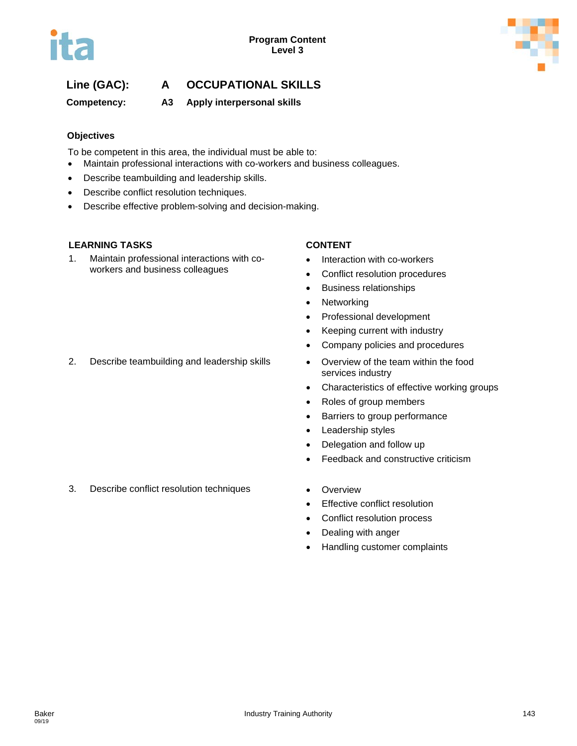**Line (GAC):** A OCCUPATIONAL SKILLS

**Competency:** A3 Apply interpersonal skills

### Objectives

To be competent in this area, the individual must be able to:

- Maintain professional interactions with co-workers and business colleagues.
- Describe teambuilding and leadership skills.
- Describe conflict resolution techniques.
- Describe effective problem-solving and decision-making.

| LEARNING TASKS | CONTENT |
| --- | --- |
| 1. Maintain professional interactions with co-workers and business colleagues | • Interaction with co-workers<br>• Conflict resolution procedures<br>• Business relationships<br>• Networking<br>• Professional development<br>• Keeping current with industry<br>• Company policies and procedures |
| 2. Describe teambuilding and leadership skills | • Overview of the team within the food services industry<br>• Characteristics of effective working groups<br>• Roles of group members<br>• Barriers to group performance<br>• Leadership styles<br>• Delegation and follow up<br>• Feedback and constructive criticism |
| 3. Describe conflict resolution techniques | • Overview<br>• Effective conflict resolution<br>• Conflict resolution process<br>• Dealing with anger<br>• Handling customer complaints |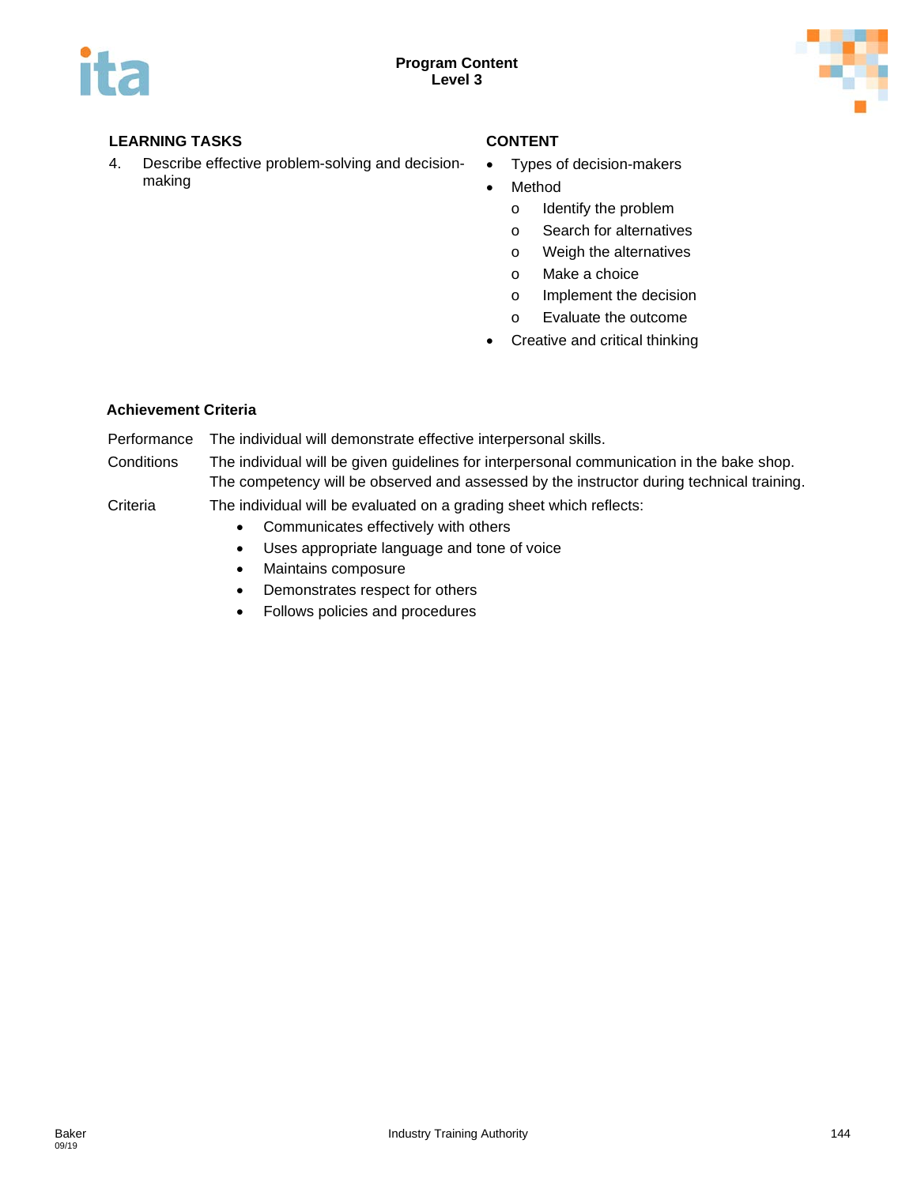| LEARNING TASKS | CONTENT |
|---|---|
| 4. Describe effective problem-solving and decision-making | • Types of decision-makers<br>• Method<br>  o Identify the problem<br>  o Search for alternatives<br>  o Weigh the alternatives<br>  o Make a choice<br>  o Implement the decision<br>  o Evaluate the outcome<br>• Creative and critical thinking |

**Achievement Criteria**

| | |
|---|---|
| Performance | The individual will demonstrate effective interpersonal skills. |
| Conditions | The individual will be given guidelines for interpersonal communication in the bake shop. The competency will be observed and assessed by the instructor during technical training. |
| Criteria | The individual will be evaluated on a grading sheet which reflects:<br>• Communicates effectively with others<br>• Uses appropriate language and tone of voice<br>• Maintains composure<br>• Demonstrates respect for others<br>• Follows policies and procedures |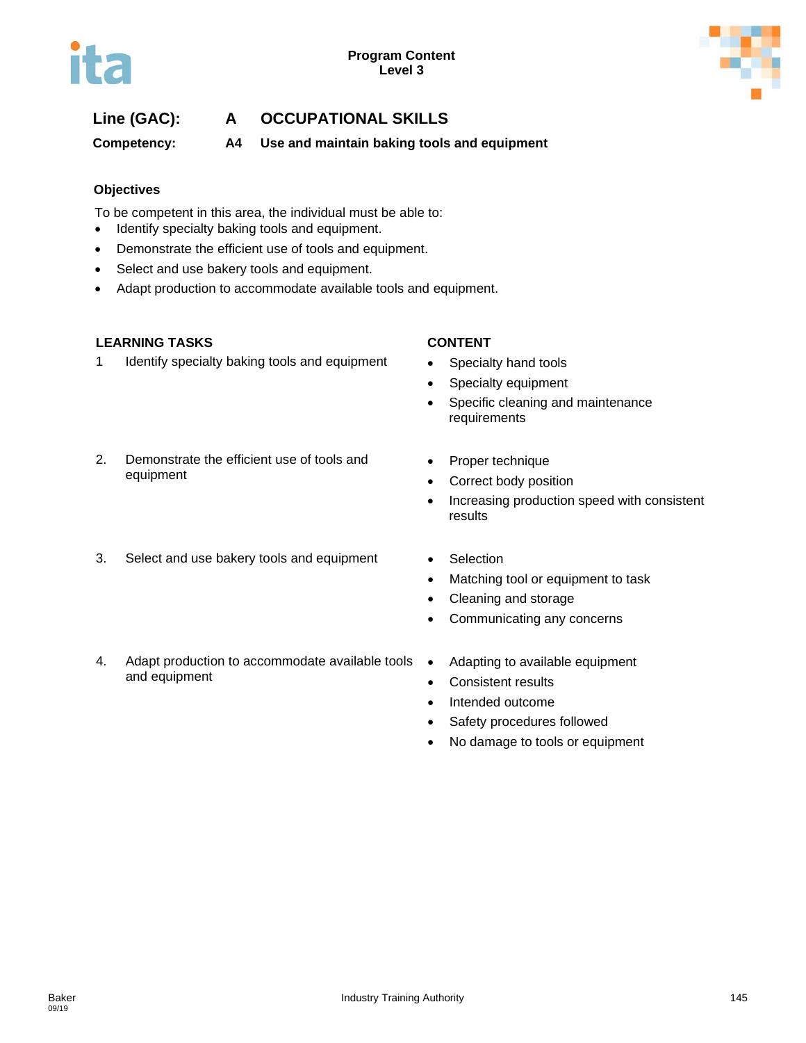**Program Content**
**Level 3**

## Line (GAC): A OCCUPATIONAL SKILLS

**Competency: A4 Use and maintain baking tools and equipment**

### Objectives

To be competent in this area, the individual must be able to:

- Identify specialty baking tools and equipment.
- Demonstrate the efficient use of tools and equipment.
- Select and use bakery tools and equipment.
- Adapt production to accommodate available tools and equipment.

| LEARNING TASKS | CONTENT |
|---|---|
| 1 Identify specialty baking tools and equipment | • Specialty hand tools<br>• Specialty equipment<br>• Specific cleaning and maintenance requirements |
| 2. Demonstrate the efficient use of tools and equipment | • Proper technique<br>• Correct body position<br>• Increasing production speed with consistent results |
| 3. Select and use bakery tools and equipment | • Selection<br>• Matching tool or equipment to task<br>• Cleaning and storage<br>• Communicating any concerns |
| 4. Adapt production to accommodate available tools and equipment | • Adapting to available equipment<br>• Consistent results<br>• Intended outcome<br>• Safety procedures followed<br>• No damage to tools or equipment |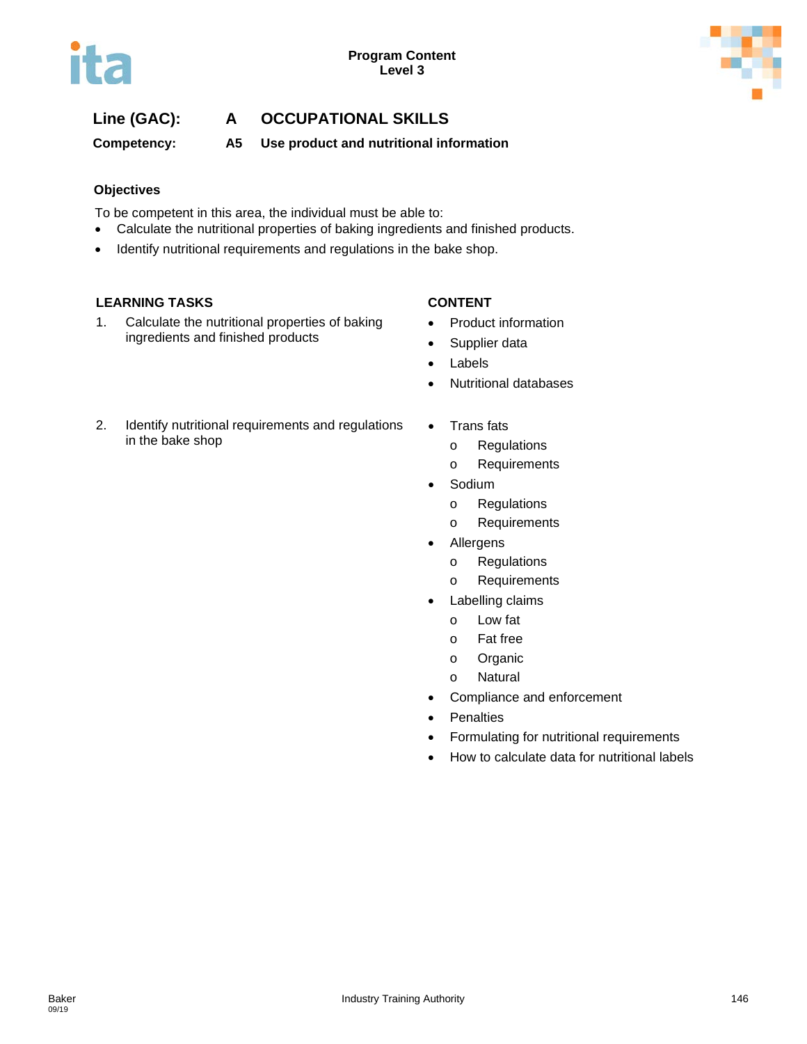**Line (GAC): A OCCUPATIONAL SKILLS**

**Competency: A5 Use product and nutritional information**

### Objectives

To be competent in this area, the individual must be able to:

- Calculate the nutritional properties of baking ingredients and finished products.
- Identify nutritional requirements and regulations in the bake shop.

| LEARNING TASKS | CONTENT |
|---|---|
| 1. Calculate the nutritional properties of baking ingredients and finished products | • Product information<br>• Supplier data<br>• Labels<br>• Nutritional databases |
| 2. Identify nutritional requirements and regulations in the bake shop | • Trans fats<br>  o Regulations<br>  o Requirements<br>• Sodium<br>  o Regulations<br>  o Requirements<br>• Allergens<br>  o Regulations<br>  o Requirements<br>• Labelling claims<br>  o Low fat<br>  o Fat free<br>  o Organic<br>  o Natural<br>• Compliance and enforcement<br>• Penalties<br>• Formulating for nutritional requirements<br>• How to calculate data for nutritional labels |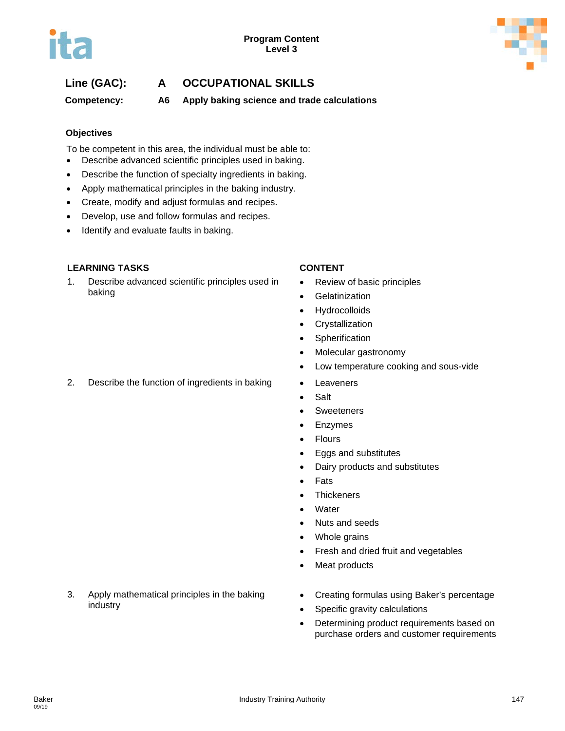**Program Content**
**Level 3**

**Line (GAC):** **A OCCUPATIONAL SKILLS**

**Competency:** **A6 Apply baking science and trade calculations**

**Objectives**

To be competent in this area, the individual must be able to:

- Describe advanced scientific principles used in baking.
- Describe the function of specialty ingredients in baking.
- Apply mathematical principles in the baking industry.
- Create, modify and adjust formulas and recipes.
- Develop, use and follow formulas and recipes.
- Identify and evaluate faults in baking.

| LEARNING TASKS | CONTENT |
| --- | --- |
| 1. Describe advanced scientific principles used in baking | • Review of basic principles<br>• Gelatinization<br>• Hydrocolloids<br>• Crystallization<br>• Spherification<br>• Molecular gastronomy<br>• Low temperature cooking and sous-vide |
| 2. Describe the function of ingredients in baking | • Leaveners<br>• Salt<br>• Sweeteners<br>• Enzymes<br>• Flours<br>• Eggs and substitutes<br>• Dairy products and substitutes<br>• Fats<br>• Thickeners<br>• Water<br>• Nuts and seeds<br>• Whole grains<br>• Fresh and dried fruit and vegetables<br>• Meat products |
| 3. Apply mathematical principles in the baking industry | • Creating formulas using Baker's percentage<br>• Specific gravity calculations<br>• Determining product requirements based on purchase orders and customer requirements |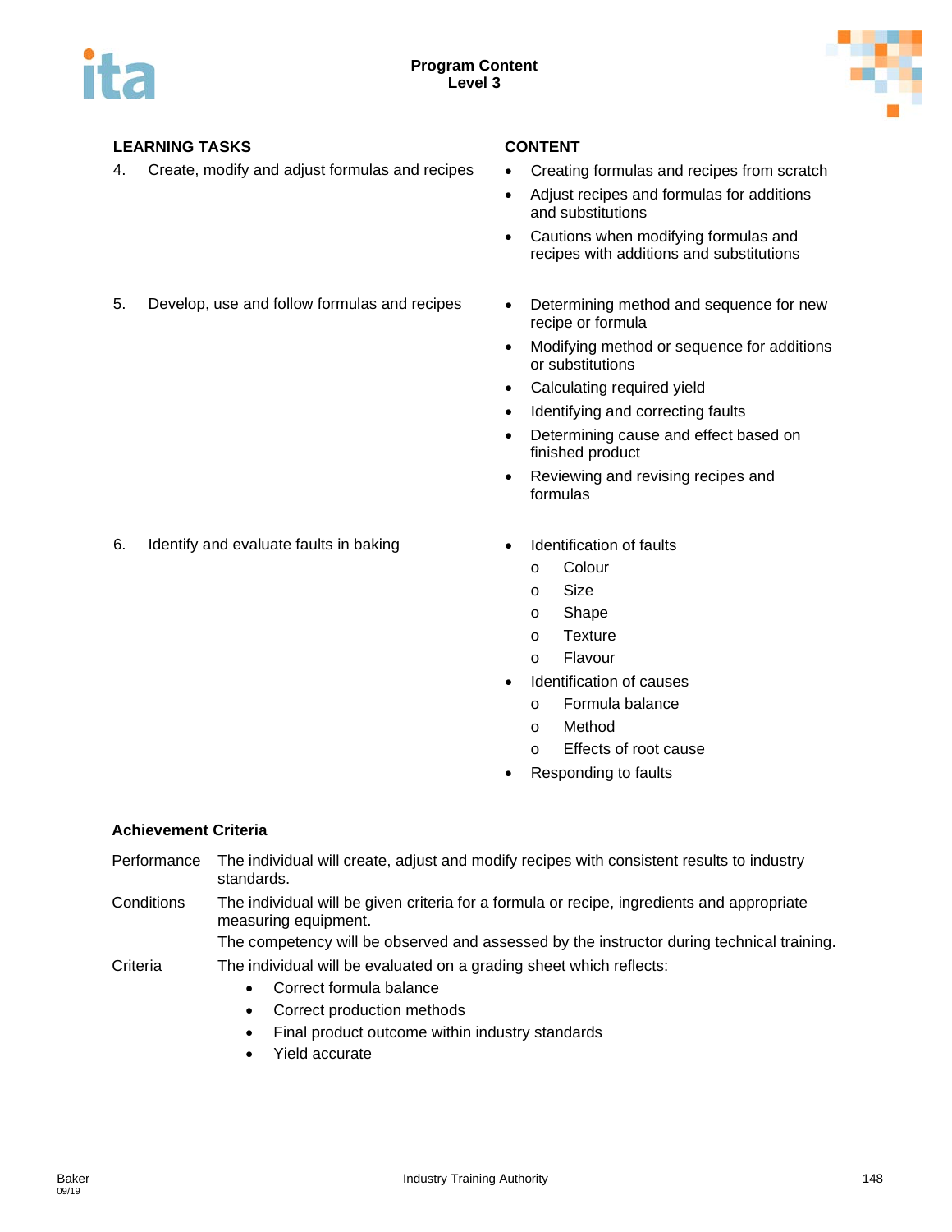| LEARNING TASKS | CONTENT |
|---|---|
| 4. Create, modify and adjust formulas and recipes | • Creating formulas and recipes from scratch<br>• Adjust recipes and formulas for additions and substitutions<br>• Cautions when modifying formulas and recipes with additions and substitutions |
| 5. Develop, use and follow formulas and recipes | • Determining method and sequence for new recipe or formula<br>• Modifying method or sequence for additions or substitutions<br>• Calculating required yield<br>• Identifying and correcting faults<br>• Determining cause and effect based on finished product<br>• Reviewing and revising recipes and formulas |
| 6. Identify and evaluate faults in baking | • Identification of faults<br>o Colour<br>o Size<br>o Shape<br>o Texture<br>o Flavour<br>• Identification of causes<br>o Formula balance<br>o Method<br>o Effects of root cause<br>• Responding to faults |

**Achievement Criteria**

| | |
|---|---|
| Performance | The individual will create, adjust and modify recipes with consistent results to industry standards. |
| Conditions | The individual will be given criteria for a formula or recipe, ingredients and appropriate measuring equipment.<br>The competency will be observed and assessed by the instructor during technical training. |
| Criteria | The individual will be evaluated on a grading sheet which reflects:<br>• Correct formula balance<br>• Correct production methods<br>• Final product outcome within industry standards<br>• Yield accurate |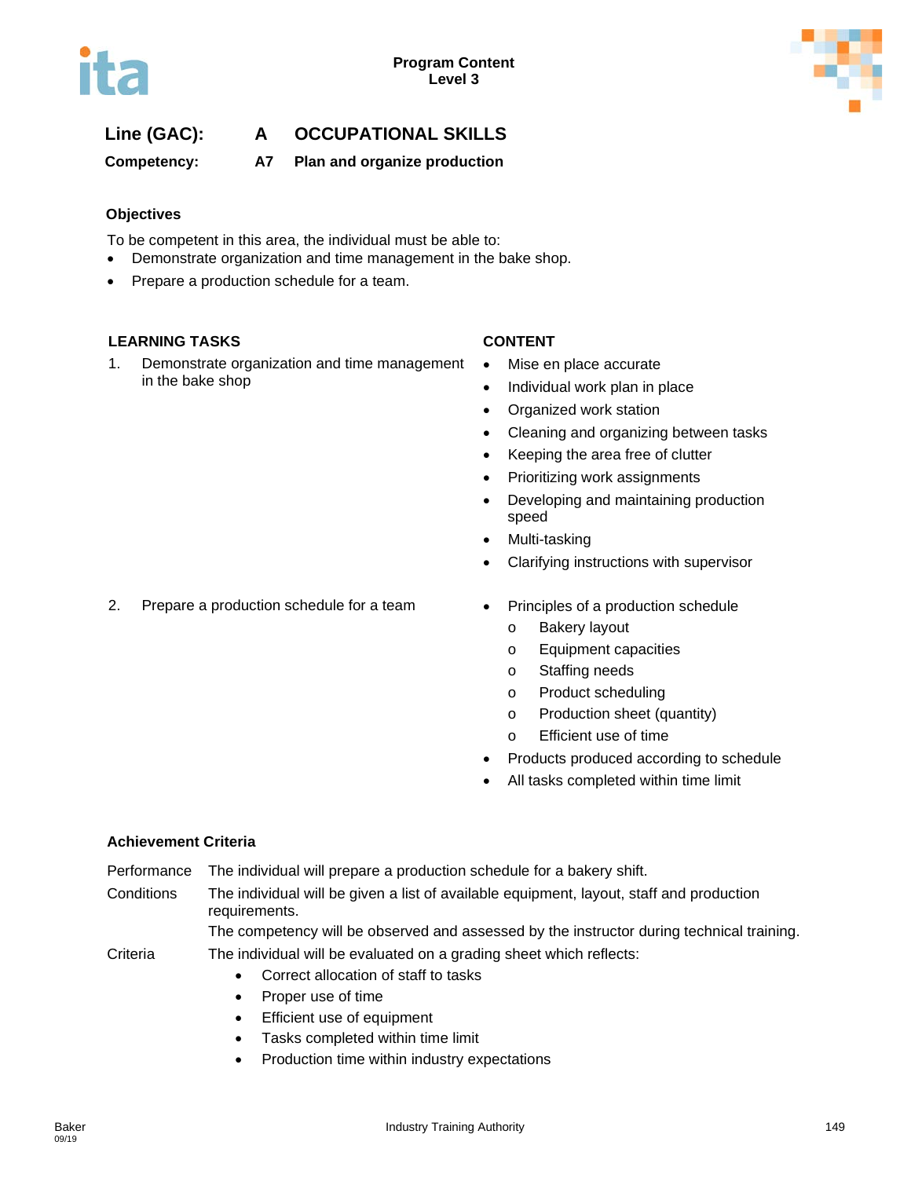Program Content
Level 3

**Line (GAC):** **A OCCUPATIONAL SKILLS**

**Competency:** **A7 Plan and organize production**

### Objectives

To be competent in this area, the individual must be able to:

- Demonstrate organization and time management in the bake shop.
- Prepare a production schedule for a team.

| LEARNING TASKS | CONTENT |
|---|---|
| 1. Demonstrate organization and time management in the bake shop | • Mise en place accurate<br>• Individual work plan in place<br>• Organized work station<br>• Cleaning and organizing between tasks<br>• Keeping the area free of clutter<br>• Prioritizing work assignments<br>• Developing and maintaining production speed<br>• Multi-tasking<br>• Clarifying instructions with supervisor |
| 2. Prepare a production schedule for a team | • Principles of a production schedule<br>  o Bakery layout<br>  o Equipment capacities<br>  o Staffing needs<br>  o Product scheduling<br>  o Production sheet (quantity)<br>  o Efficient use of time<br>• Products produced according to schedule<br>• All tasks completed within time limit |

### Achievement Criteria

Performance The individual will prepare a production schedule for a bakery shift.

Conditions The individual will be given a list of available equipment, layout, staff and production requirements.

The competency will be observed and assessed by the instructor during technical training.

Criteria The individual will be evaluated on a grading sheet which reflects:

- Correct allocation of staff to tasks
- Proper use of time
- Efficient use of equipment
- Tasks completed within time limit
- Production time within industry expectations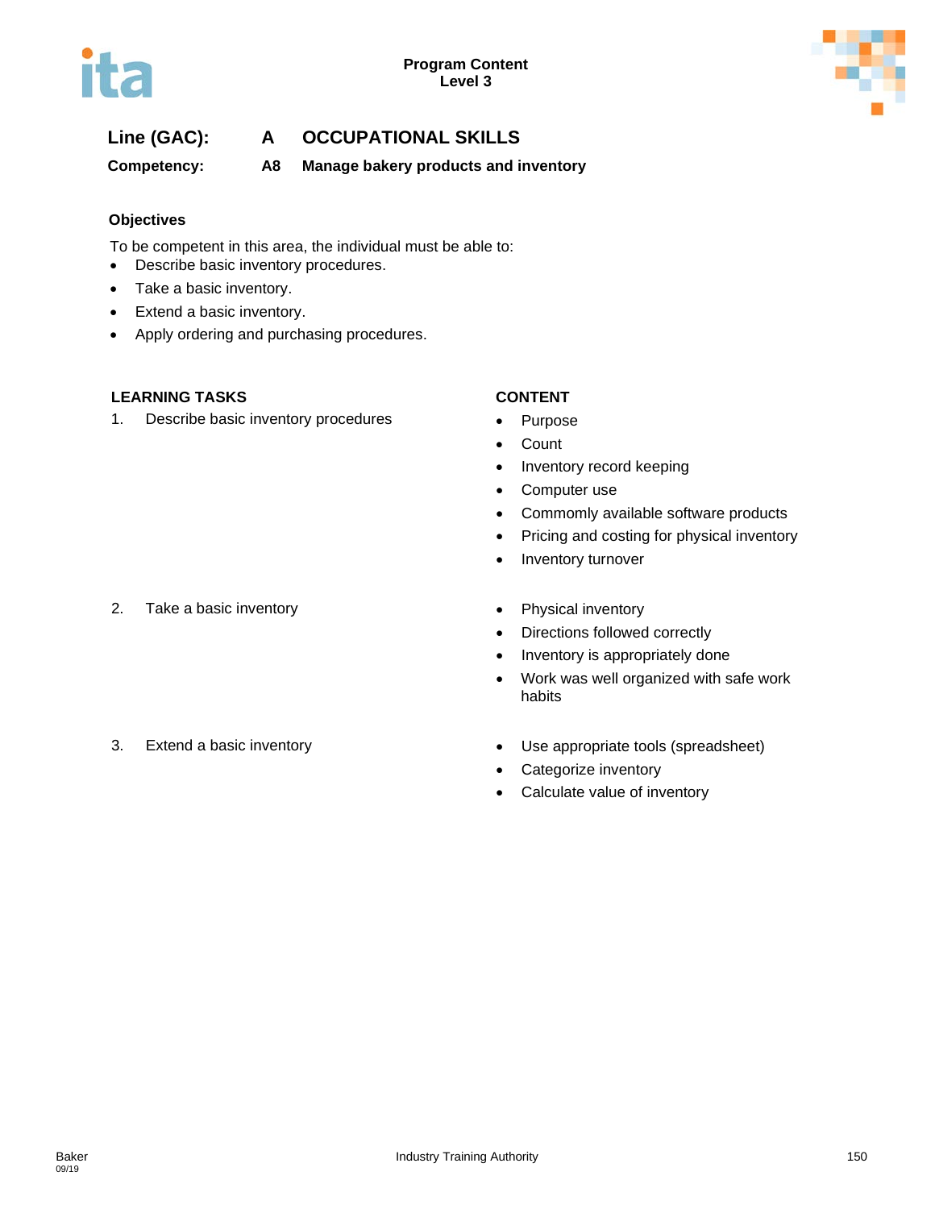**Line (GAC):** **A OCCUPATIONAL SKILLS**

**Competency:** **A8 Manage bakery products and inventory**

### Objectives

To be competent in this area, the individual must be able to:

- Describe basic inventory procedures.
- Take a basic inventory.
- Extend a basic inventory.
- Apply ordering and purchasing procedures.

| LEARNING TASKS | CONTENT |
| --- | --- |
| 1. Describe basic inventory procedures | • Purpose<br>• Count<br>• Inventory record keeping<br>• Computer use<br>• Commomly available software products<br>• Pricing and costing for physical inventory<br>• Inventory turnover |
| 2. Take a basic inventory | • Physical inventory<br>• Directions followed correctly<br>• Inventory is appropriately done<br>• Work was well organized with safe work habits |
| 3. Extend a basic inventory | • Use appropriate tools (spreadsheet)<br>• Categorize inventory<br>• Calculate value of inventory |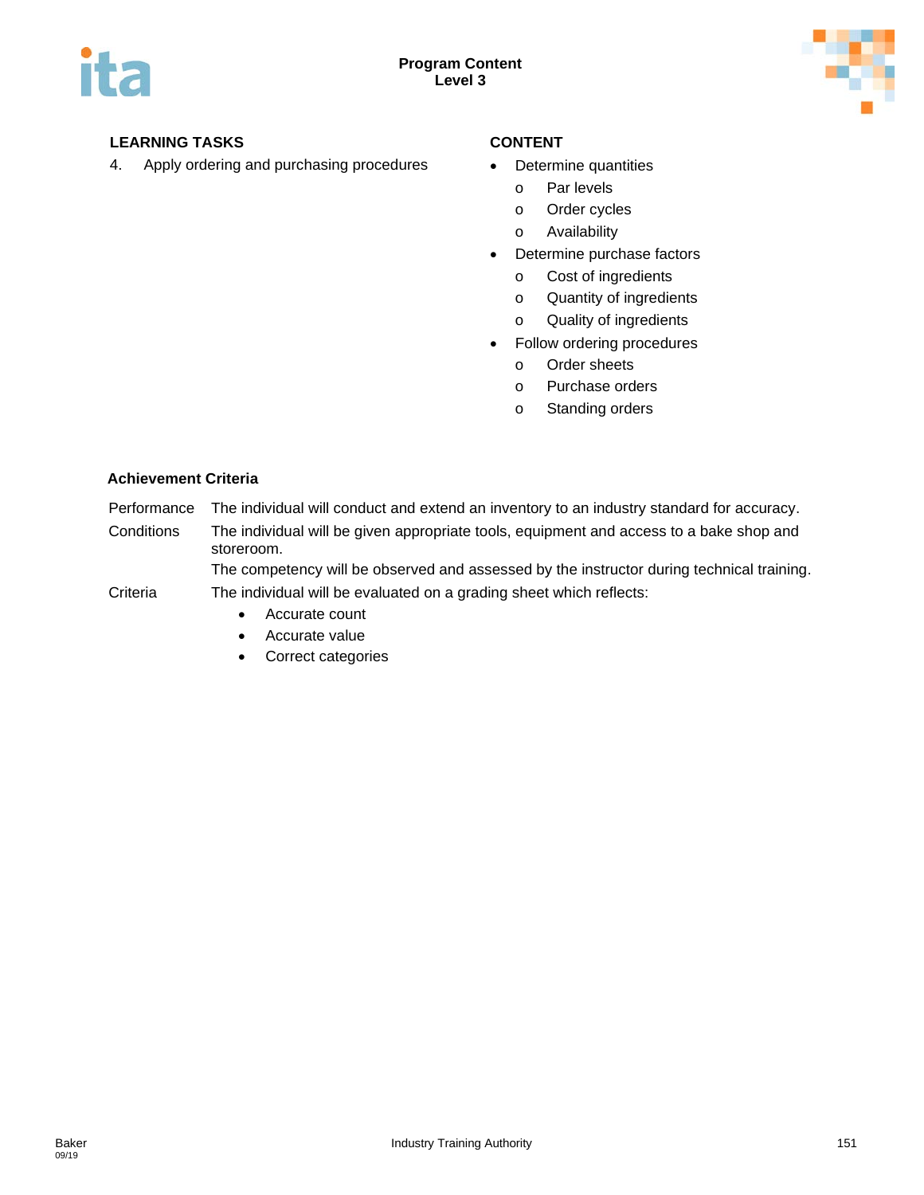| LEARNING TASKS | CONTENT |
|---|---|
| 4. Apply ordering and purchasing procedures | • Determine quantities<br>o Par levels<br>o Order cycles<br>o Availability<br>• Determine purchase factors<br>o Cost of ingredients<br>o Quantity of ingredients<br>o Quality of ingredients<br>• Follow ordering procedures<br>o Order sheets<br>o Purchase orders<br>o Standing orders |

**Achievement Criteria**

| | |
|---|---|
| Performance | The individual will conduct and extend an inventory to an industry standard for accuracy. |
| Conditions | The individual will be given appropriate tools, equipment and access to a bake shop and storeroom.<br>The competency will be observed and assessed by the instructor during technical training. |
| Criteria | The individual will be evaluated on a grading sheet which reflects:<br>• Accurate count<br>• Accurate value<br>• Correct categories |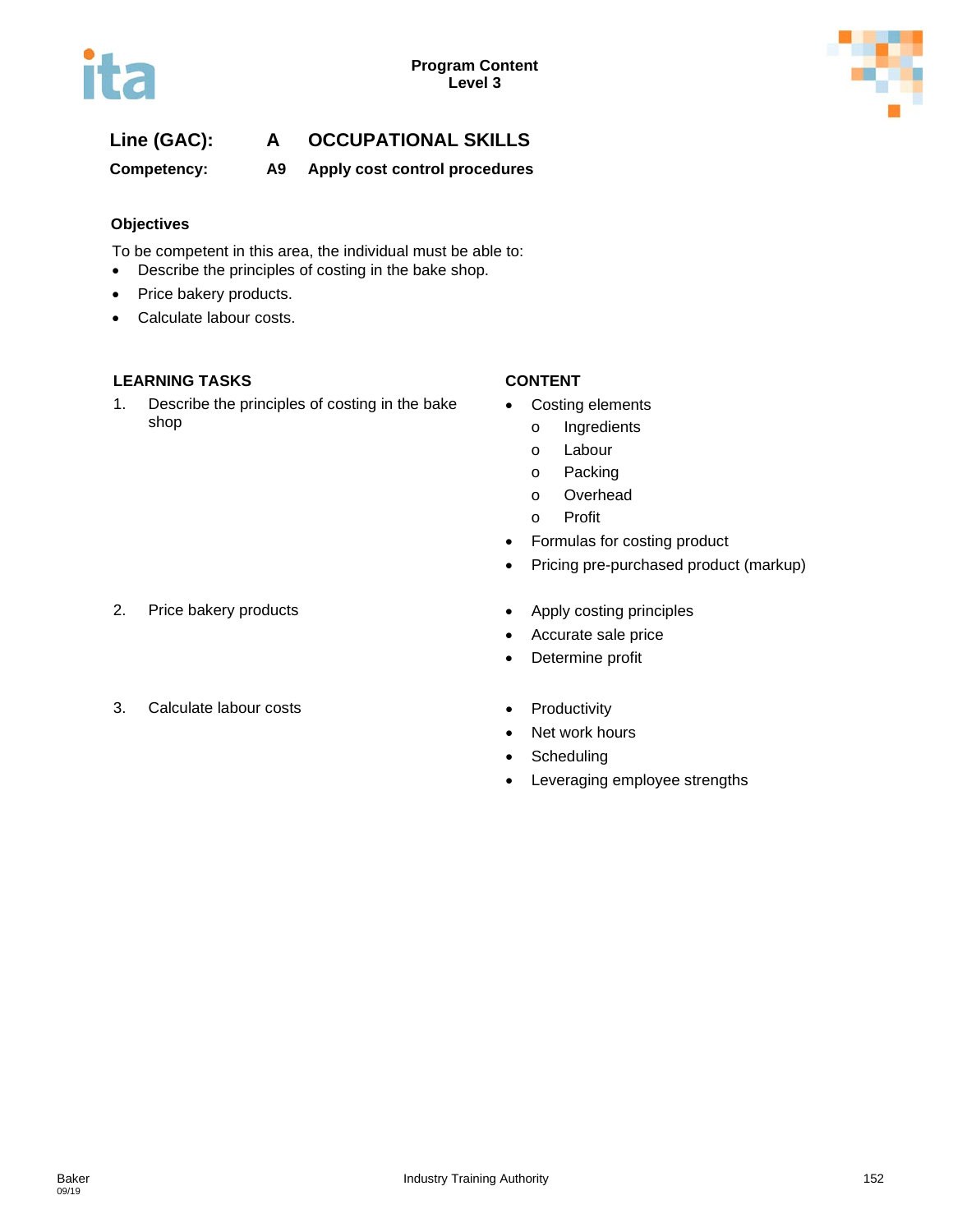**Line (GAC):** **A OCCUPATIONAL SKILLS**

**Competency:** **A9 Apply cost control procedures**

### Objectives

To be competent in this area, the individual must be able to:

- Describe the principles of costing in the bake shop.
- Price bakery products.
- Calculate labour costs.

| LEARNING TASKS | CONTENT |
|---|---|
| 1. Describe the principles of costing in the bake shop | • Costing elements<br>  o Ingredients<br>  o Labour<br>  o Packing<br>  o Overhead<br>  o Profit<br>• Formulas for costing product<br>• Pricing pre-purchased product (markup) |
| 2. Price bakery products | • Apply costing principles<br>• Accurate sale price<br>• Determine profit |
| 3. Calculate labour costs | • Productivity<br>• Net work hours<br>• Scheduling<br>• Leveraging employee strengths |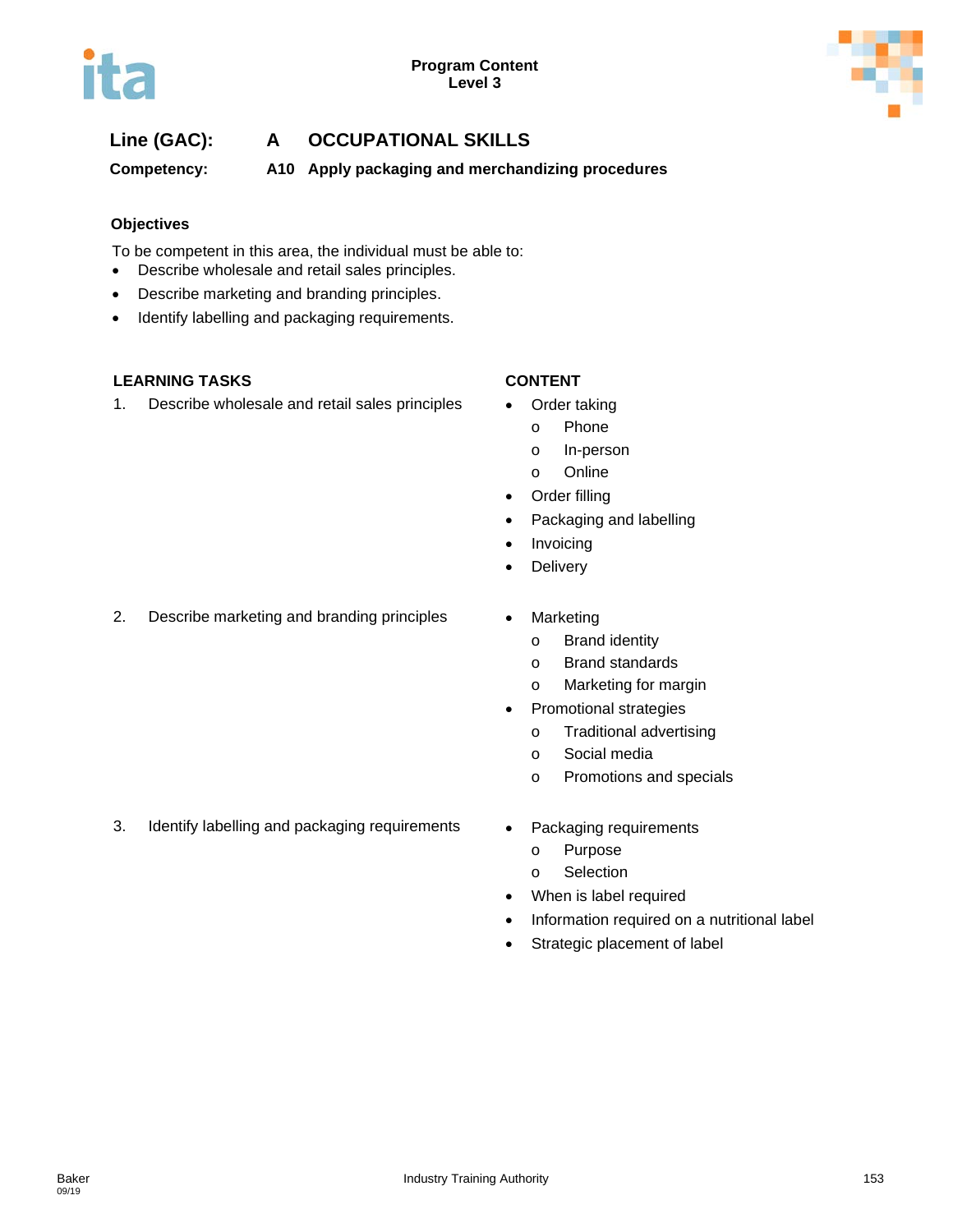**Line (GAC):** **A OCCUPATIONAL SKILLS**

**Competency:** **A10 Apply packaging and merchandizing procedures**

**Objectives**

To be competent in this area, the individual must be able to:

- Describe wholesale and retail sales principles.
- Describe marketing and branding principles.
- Identify labelling and packaging requirements.

| LEARNING TASKS | CONTENT |
|---|---|
| 1. Describe wholesale and retail sales principles | • Order taking<br>  o Phone<br>  o In-person<br>  o Online<br>• Order filling<br>• Packaging and labelling<br>• Invoicing<br>• Delivery |
| 2. Describe marketing and branding principles | • Marketing<br>  o Brand identity<br>  o Brand standards<br>  o Marketing for margin<br>• Promotional strategies<br>  o Traditional advertising<br>  o Social media<br>  o Promotions and specials |
| 3. Identify labelling and packaging requirements | • Packaging requirements<br>  o Purpose<br>  o Selection<br>• When is label required<br>• Information required on a nutritional label<br>• Strategic placement of label |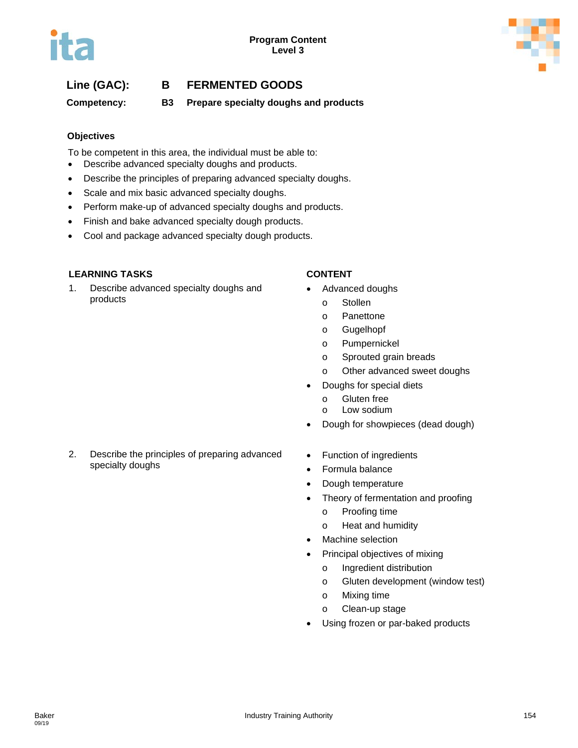**Program Content**
**Level 3**

**Line (GAC): B FERMENTED GOODS**

**Competency: B3 Prepare specialty doughs and products**

### Objectives

To be competent in this area, the individual must be able to:

- Describe advanced specialty doughs and products.
- Describe the principles of preparing advanced specialty doughs.
- Scale and mix basic advanced specialty doughs.
- Perform make-up of advanced specialty doughs and products.
- Finish and bake advanced specialty dough products.
- Cool and package advanced specialty dough products.

| LEARNING TASKS | CONTENT |
|---|---|
| 1. Describe advanced specialty doughs and products | • Advanced doughs<br>  o Stollen<br>  o Panettone<br>  o Gugelhopf<br>  o Pumpernickel<br>  o Sprouted grain breads<br>  o Other advanced sweet doughs<br>• Doughs for special diets<br>  o Gluten free<br>  o Low sodium<br>• Dough for showpieces (dead dough) |
| 2. Describe the principles of preparing advanced specialty doughs | • Function of ingredients<br>• Formula balance<br>• Dough temperature<br>• Theory of fermentation and proofing<br>  o Proofing time<br>  o Heat and humidity<br>• Machine selection<br>• Principal objectives of mixing<br>  o Ingredient distribution<br>  o Gluten development (window test)<br>  o Mixing time<br>  o Clean-up stage<br>• Using frozen or par-baked products |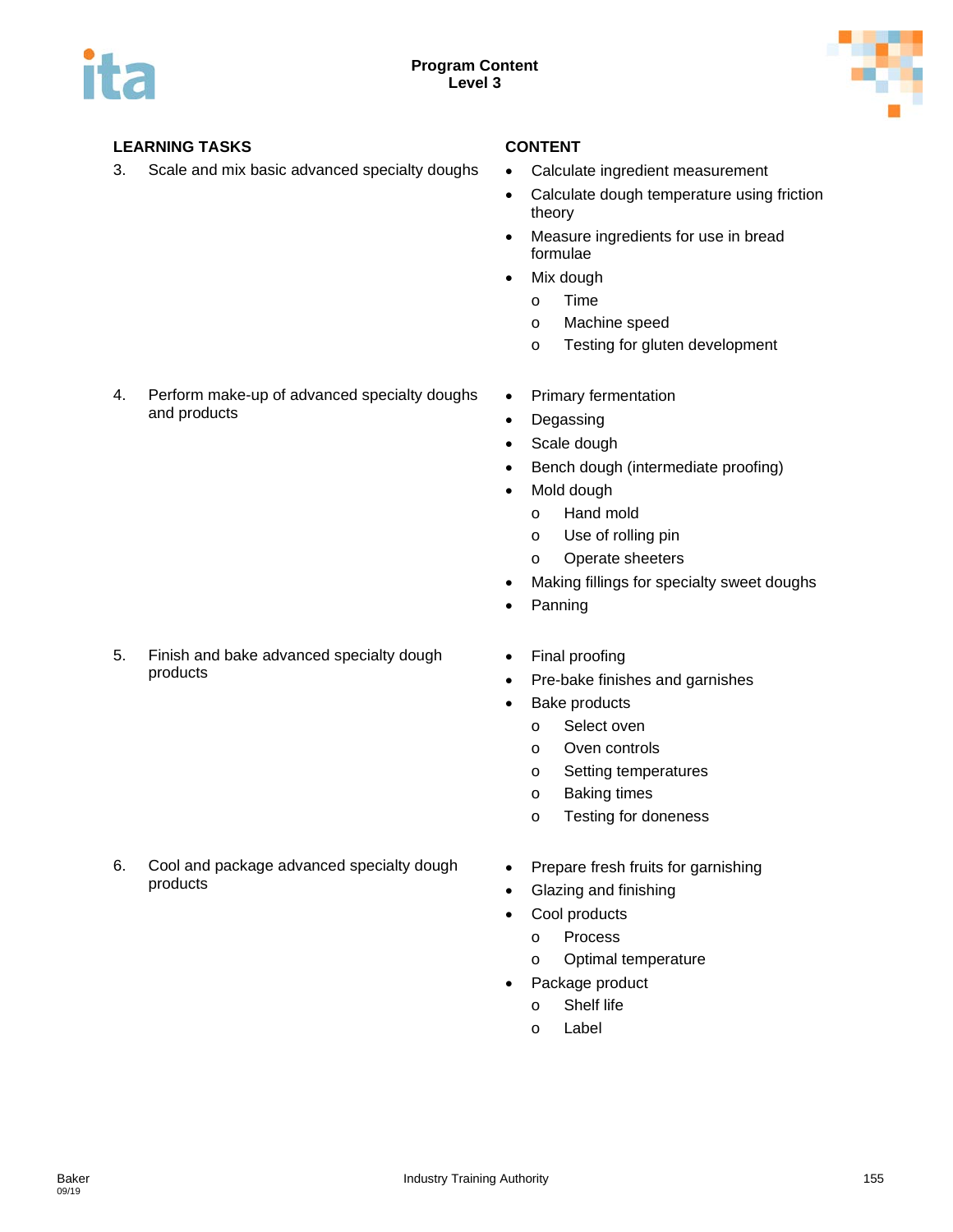| LEARNING TASKS | CONTENT |
|---|---|
| 3. Scale and mix basic advanced specialty doughs | • Calculate ingredient measurement<br>• Calculate dough temperature using friction theory<br>• Measure ingredients for use in bread formulae<br>• Mix dough<br>  o Time<br>  o Machine speed<br>  o Testing for gluten development |
| 4. Perform make-up of advanced specialty doughs and products | • Primary fermentation<br>• Degassing<br>• Scale dough<br>• Bench dough (intermediate proofing)<br>• Mold dough<br>  o Hand mold<br>  o Use of rolling pin<br>  o Operate sheeters<br>• Making fillings for specialty sweet doughs<br>• Panning |
| 5. Finish and bake advanced specialty dough products | • Final proofing<br>• Pre-bake finishes and garnishes<br>• Bake products<br>  o Select oven<br>  o Oven controls<br>  o Setting temperatures<br>  o Baking times<br>  o Testing for doneness |
| 6. Cool and package advanced specialty dough products | • Prepare fresh fruits for garnishing<br>• Glazing and finishing<br>• Cool products<br>  o Process<br>  o Optimal temperature<br>• Package product<br>  o Shelf life<br>  o Label |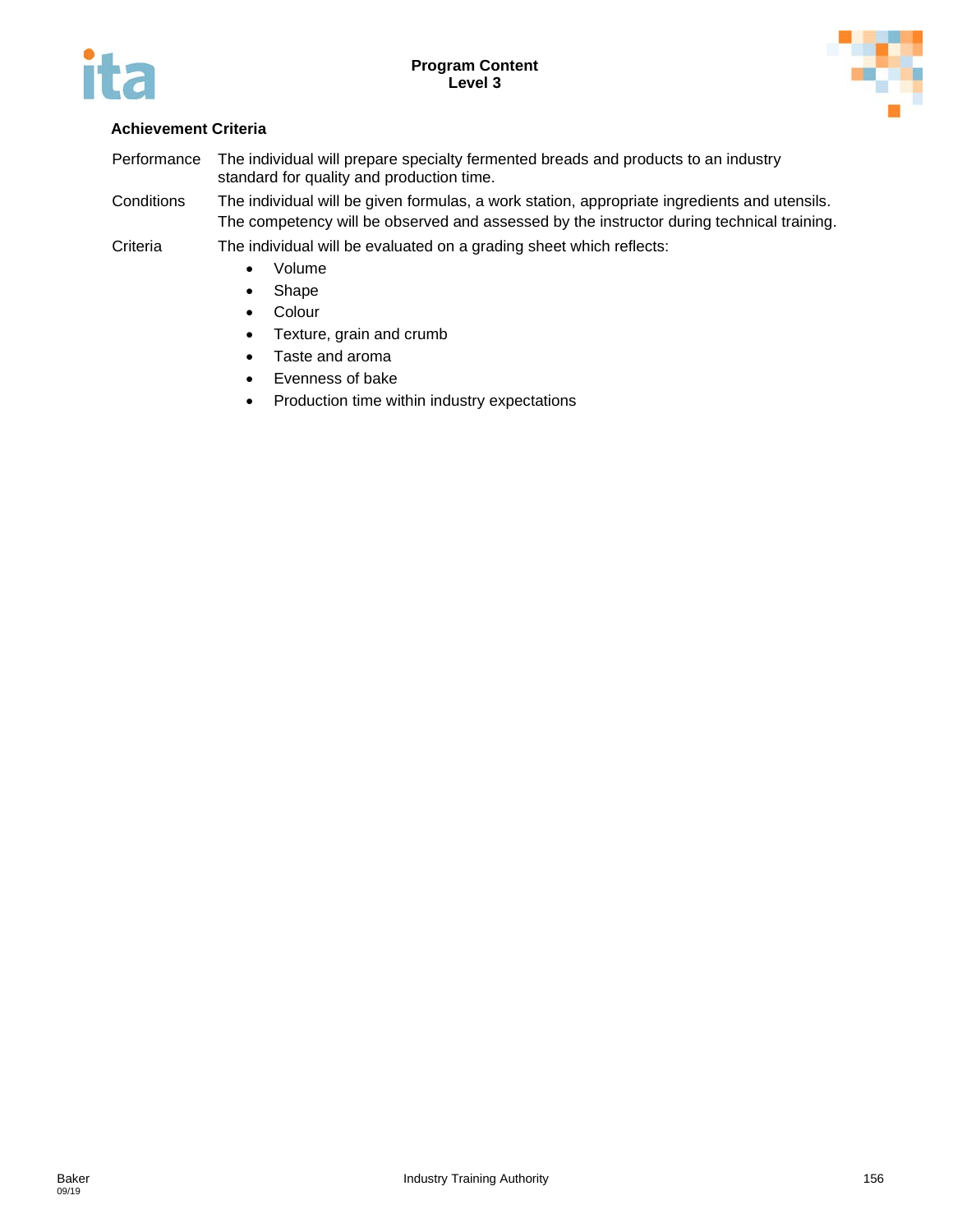**Achievement Criteria**

| | |
|---|---|
| Performance | The individual will prepare specialty fermented breads and products to an industry standard for quality and production time. |
| Conditions | The individual will be given formulas, a work station, appropriate ingredients and utensils. The competency will be observed and assessed by the instructor during technical training. |
| Criteria | The individual will be evaluated on a grading sheet which reflects: |

- Volume
- Shape
- Colour
- Texture, grain and crumb
- Taste and aroma
- Evenness of bake
- Production time within industry expectations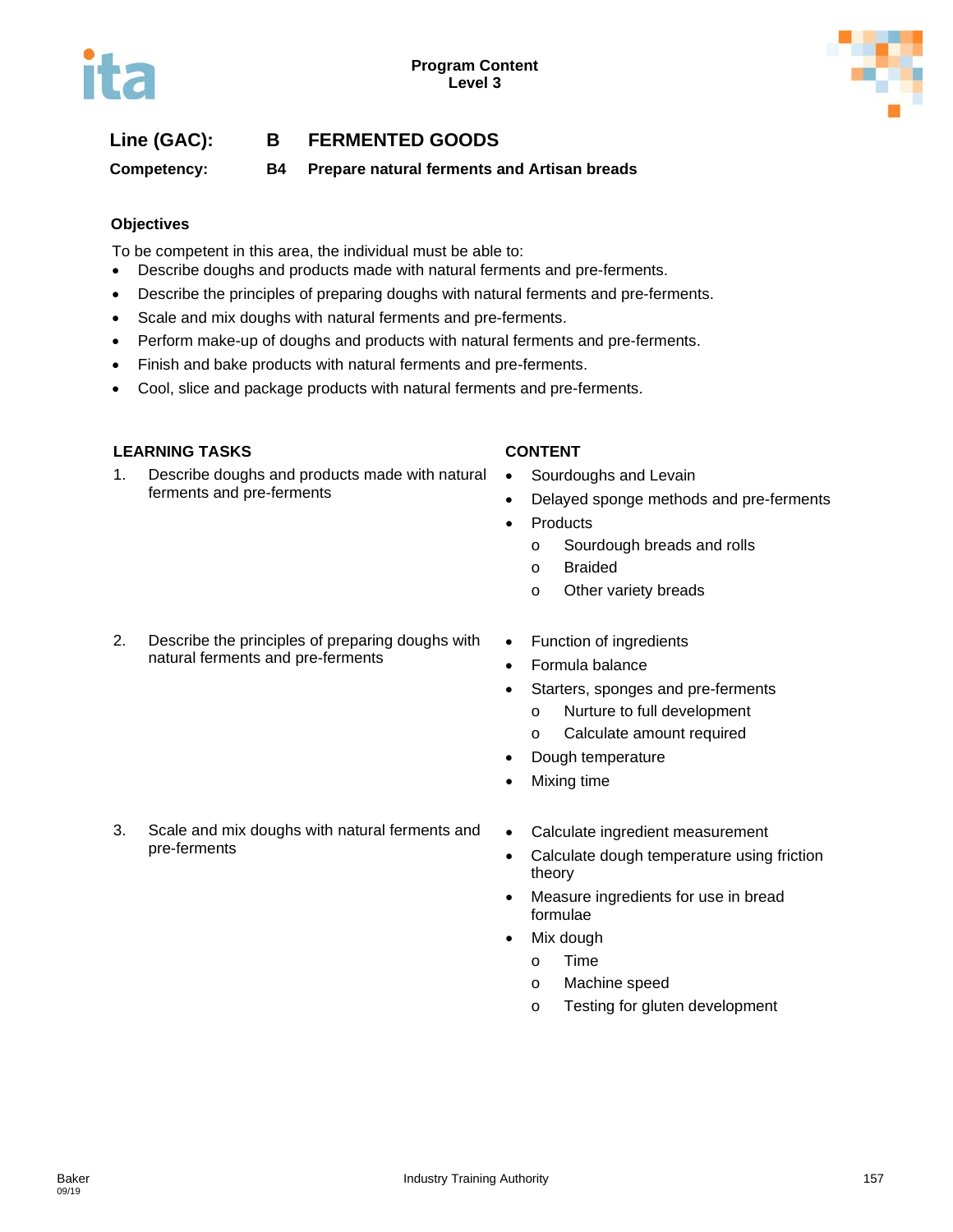**Line (GAC):** **B FERMENTED GOODS**

**Competency:** **B4 Prepare natural ferments and Artisan breads**

**Objectives**

To be competent in this area, the individual must be able to:

- Describe doughs and products made with natural ferments and pre-ferments.
- Describe the principles of preparing doughs with natural ferments and pre-ferments.
- Scale and mix doughs with natural ferments and pre-ferments.
- Perform make-up of doughs and products with natural ferments and pre-ferments.
- Finish and bake products with natural ferments and pre-ferments.
- Cool, slice and package products with natural ferments and pre-ferments.

| LEARNING TASKS | CONTENT |
|---|---|
| 1. Describe doughs and products made with natural ferments and pre-ferments | • Sourdoughs and Levain<br>• Delayed sponge methods and pre-ferments<br>• Products<br>  o Sourdough breads and rolls<br>  o Braided<br>  o Other variety breads |
| 2. Describe the principles of preparing doughs with natural ferments and pre-ferments | • Function of ingredients<br>• Formula balance<br>• Starters, sponges and pre-ferments<br>  o Nurture to full development<br>  o Calculate amount required<br>• Dough temperature<br>• Mixing time |
| 3. Scale and mix doughs with natural ferments and pre-ferments | • Calculate ingredient measurement<br>• Calculate dough temperature using friction theory<br>• Measure ingredients for use in bread formulae<br>• Mix dough<br>  o Time<br>  o Machine speed<br>  o Testing for gluten development |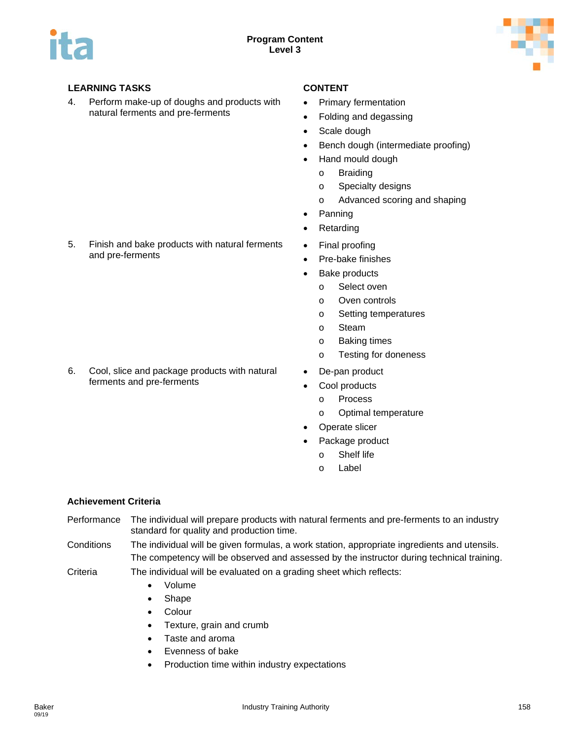| LEARNING TASKS | CONTENT |
|---|---|
| 4. Perform make-up of doughs and products with natural ferments and pre-ferments | • Primary fermentation<br>• Folding and degassing<br>• Scale dough<br>• Bench dough (intermediate proofing)<br>• Hand mould dough<br>  o Braiding<br>  o Specialty designs<br>  o Advanced scoring and shaping<br>• Panning<br>• Retarding |
| 5. Finish and bake products with natural ferments and pre-ferments | • Final proofing<br>• Pre-bake finishes<br>• Bake products<br>  o Select oven<br>  o Oven controls<br>  o Setting temperatures<br>  o Steam<br>  o Baking times<br>  o Testing for doneness |
| 6. Cool, slice and package products with natural ferments and pre-ferments | • De-pan product<br>• Cool products<br>  o Process<br>  o Optimal temperature<br>• Operate slicer<br>• Package product<br>  o Shelf life<br>  o Label |

**Achievement Criteria**

Performance — The individual will prepare products with natural ferments and pre-ferments to an industry standard for quality and production time.

Conditions — The individual will be given formulas, a work station, appropriate ingredients and utensils. The competency will be observed and assessed by the instructor during technical training.

Criteria — The individual will be evaluated on a grading sheet which reflects:

- Volume
- Shape
- Colour
- Texture, grain and crumb
- Taste and aroma
- Evenness of bake
- Production time within industry expectations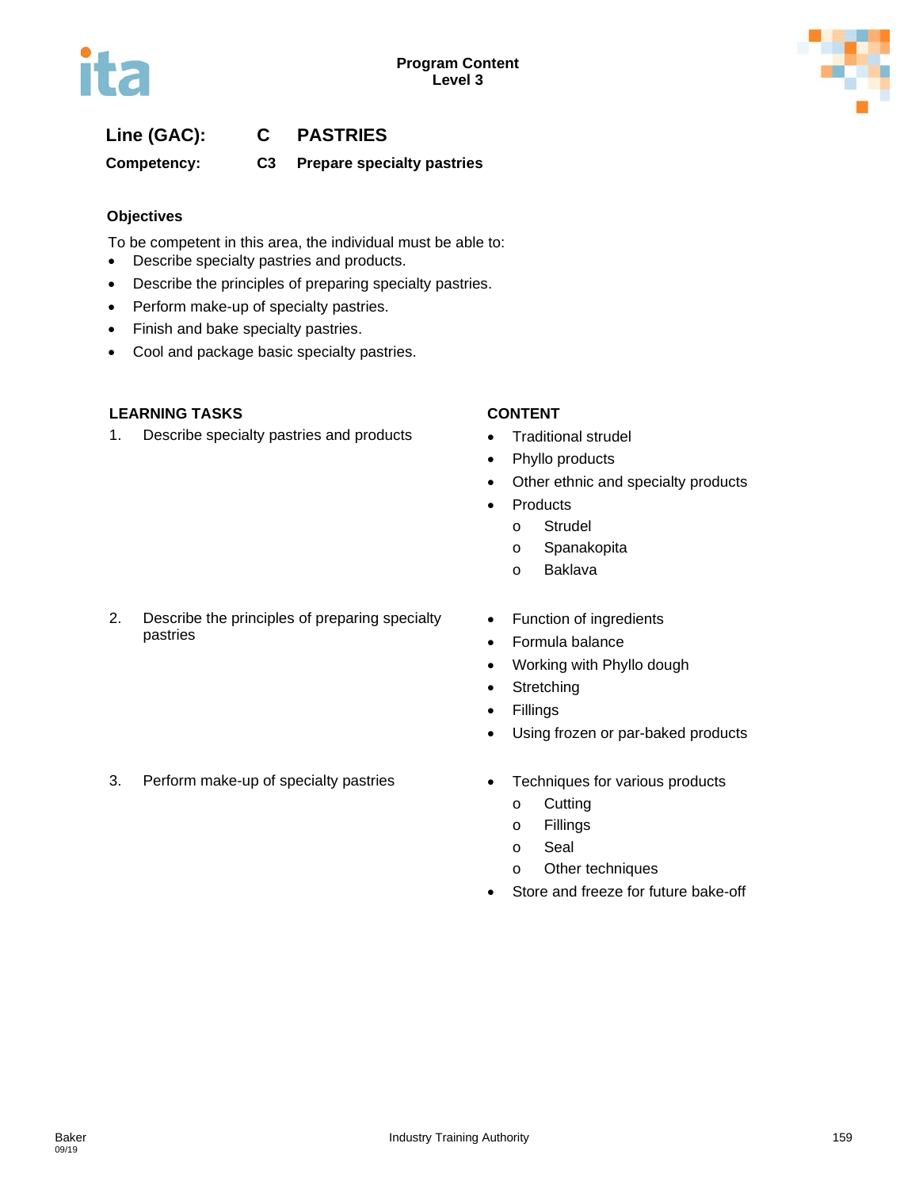**Line (GAC):** **C PASTRIES**

**Competency:** **C3 Prepare specialty pastries**

### Objectives

To be competent in this area, the individual must be able to:

- Describe specialty pastries and products.
- Describe the principles of preparing specialty pastries.
- Perform make-up of specialty pastries.
- Finish and bake specialty pastries.
- Cool and package basic specialty pastries.

| LEARNING TASKS | CONTENT |
| --- | --- |
| 1. Describe specialty pastries and products | • Traditional strudel<br>• Phyllo products<br>• Other ethnic and specialty products<br>• Products<br>  o Strudel<br>  o Spanakopita<br>  o Baklava |
| 2. Describe the principles of preparing specialty pastries | • Function of ingredients<br>• Formula balance<br>• Working with Phyllo dough<br>• Stretching<br>• Fillings<br>• Using frozen or par-baked products |
| 3. Perform make-up of specialty pastries | • Techniques for various products<br>  o Cutting<br>  o Fillings<br>  o Seal<br>  o Other techniques<br>• Store and freeze for future bake-off |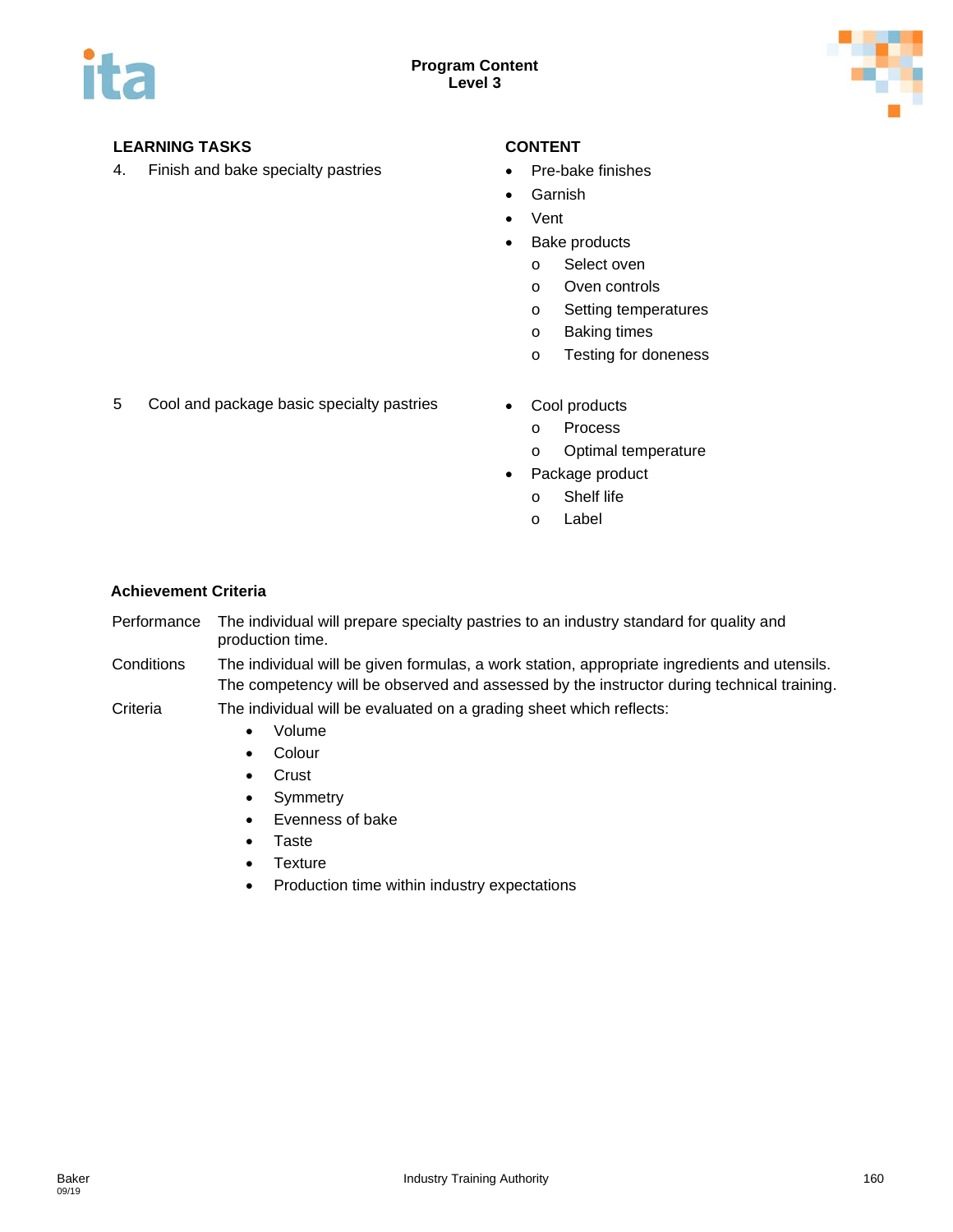| LEARNING TASKS | CONTENT |
|---|---|
| 4. Finish and bake specialty pastries | • Pre-bake finishes<br>• Garnish<br>• Vent<br>• Bake products<br>  o Select oven<br>  o Oven controls<br>  o Setting temperatures<br>  o Baking times<br>  o Testing for doneness |
| 5 Cool and package basic specialty pastries | • Cool products<br>  o Process<br>  o Optimal temperature<br>• Package product<br>  o Shelf life<br>  o Label |

### Achievement Criteria

**Performance** The individual will prepare specialty pastries to an industry standard for quality and production time.

**Conditions** The individual will be given formulas, a work station, appropriate ingredients and utensils. The competency will be observed and assessed by the instructor during technical training.

**Criteria** The individual will be evaluated on a grading sheet which reflects:

- Volume
- Colour
- Crust
- Symmetry
- Evenness of bake
- Taste
- Texture
- Production time within industry expectations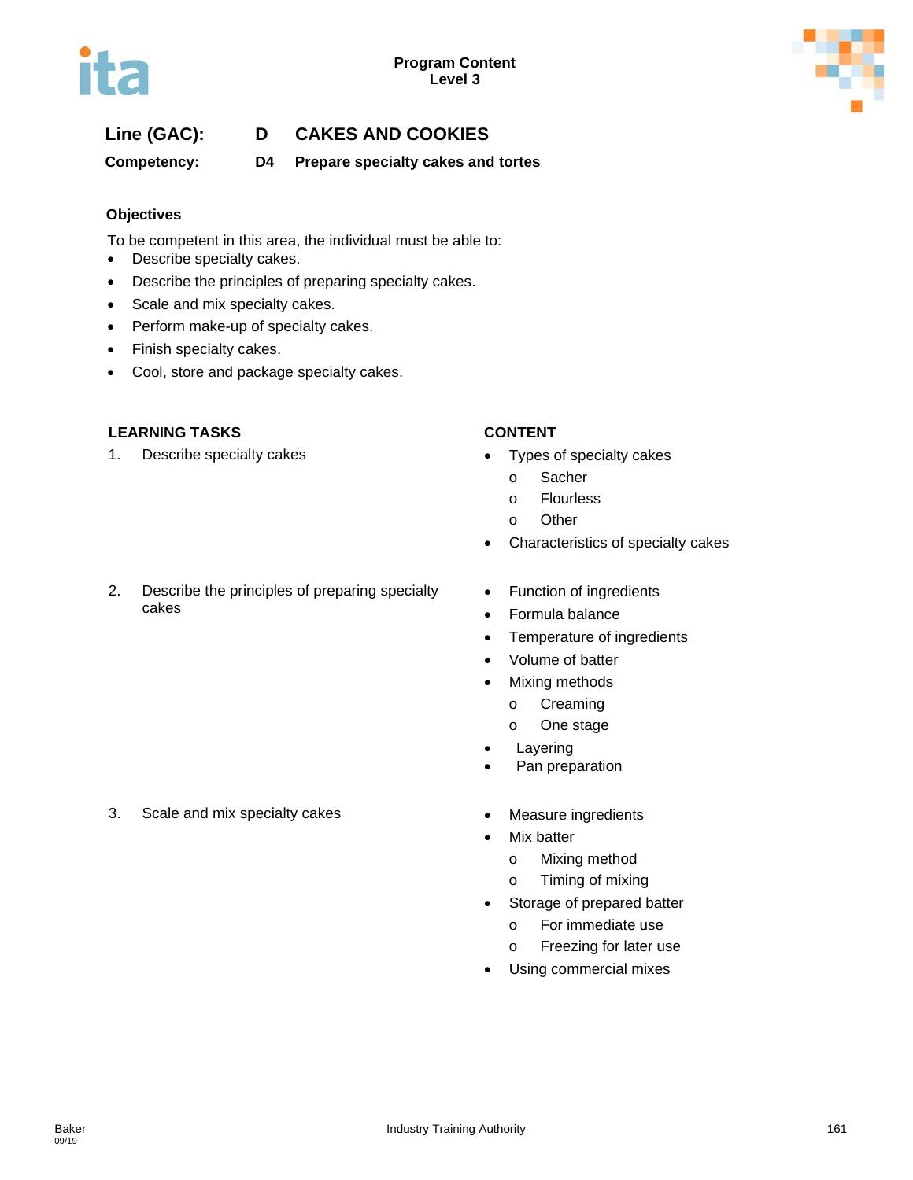**Line (GAC):** **D CAKES AND COOKIES**

**Competency:** **D4 Prepare specialty cakes and tortes**

### Objectives

To be competent in this area, the individual must be able to:

- Describe specialty cakes.
- Describe the principles of preparing specialty cakes.
- Scale and mix specialty cakes.
- Perform make-up of specialty cakes.
- Finish specialty cakes.
- Cool, store and package specialty cakes.

| LEARNING TASKS | CONTENT |
|---|---|
| 1. Describe specialty cakes | • Types of specialty cakes<br>  o Sacher<br>  o Flourless<br>  o Other<br>• Characteristics of specialty cakes |
| 2. Describe the principles of preparing specialty cakes | • Function of ingredients<br>• Formula balance<br>• Temperature of ingredients<br>• Volume of batter<br>• Mixing methods<br>  o Creaming<br>  o One stage<br>• Layering<br>• Pan preparation |
| 3. Scale and mix specialty cakes | • Measure ingredients<br>• Mix batter<br>  o Mixing method<br>  o Timing of mixing<br>• Storage of prepared batter<br>  o For immediate use<br>  o Freezing for later use<br>• Using commercial mixes |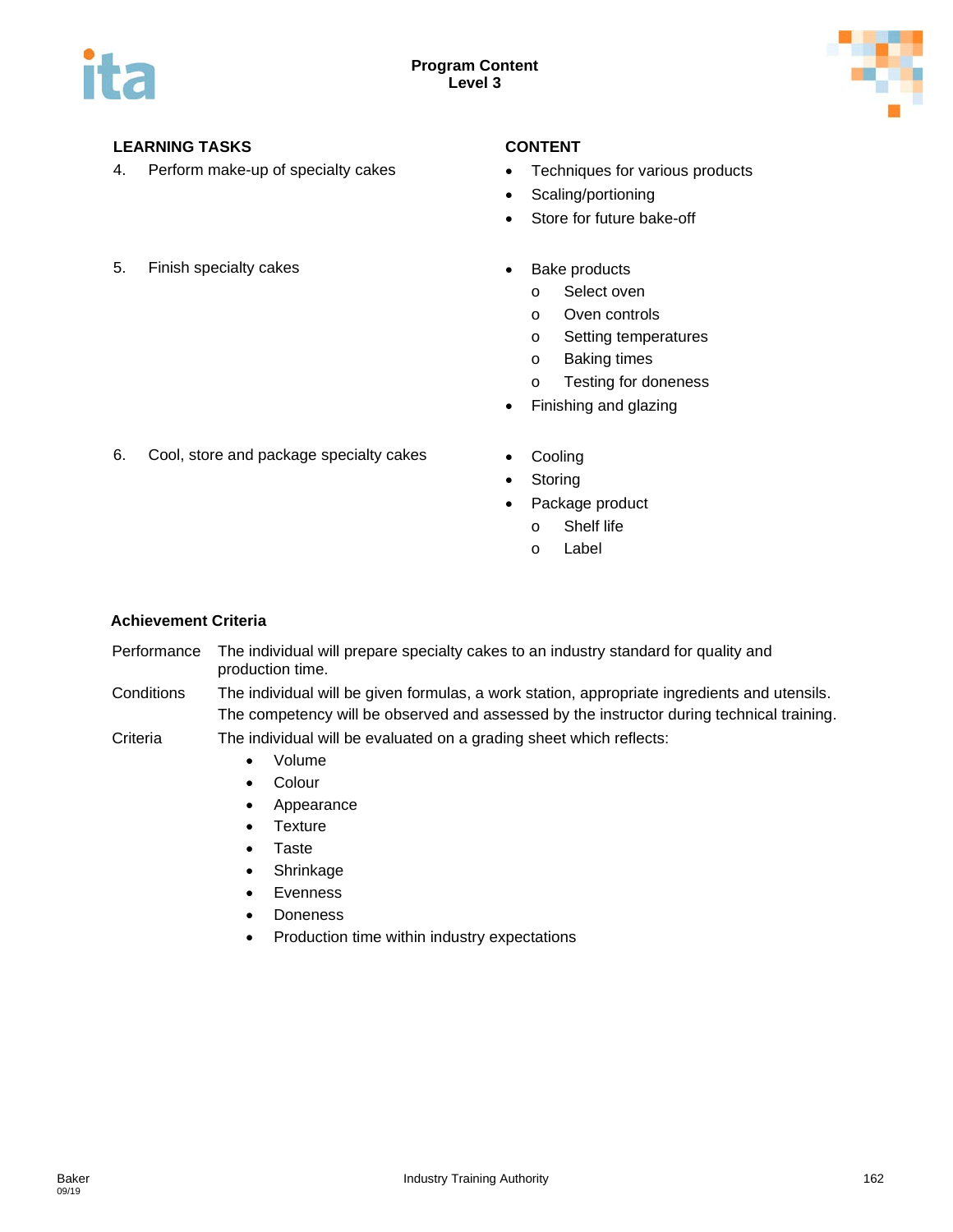| LEARNING TASKS | CONTENT |
|---|---|
| 4. Perform make-up of specialty cakes | • Techniques for various products<br>• Scaling/portioning<br>• Store for future bake-off |
| 5. Finish specialty cakes | • Bake products<br>  o Select oven<br>  o Oven controls<br>  o Setting temperatures<br>  o Baking times<br>  o Testing for doneness<br>• Finishing and glazing |
| 6. Cool, store and package specialty cakes | • Cooling<br>• Storing<br>• Package product<br>  o Shelf life<br>  o Label |

**Achievement Criteria**

| | |
|---|---|
| Performance | The individual will prepare specialty cakes to an industry standard for quality and production time. |
| Conditions | The individual will be given formulas, a work station, appropriate ingredients and utensils. The competency will be observed and assessed by the instructor during technical training. |
| Criteria | The individual will be evaluated on a grading sheet which reflects:<br>• Volume<br>• Colour<br>• Appearance<br>• Texture<br>• Taste<br>• Shrinkage<br>• Evenness<br>• Doneness<br>• Production time within industry expectations |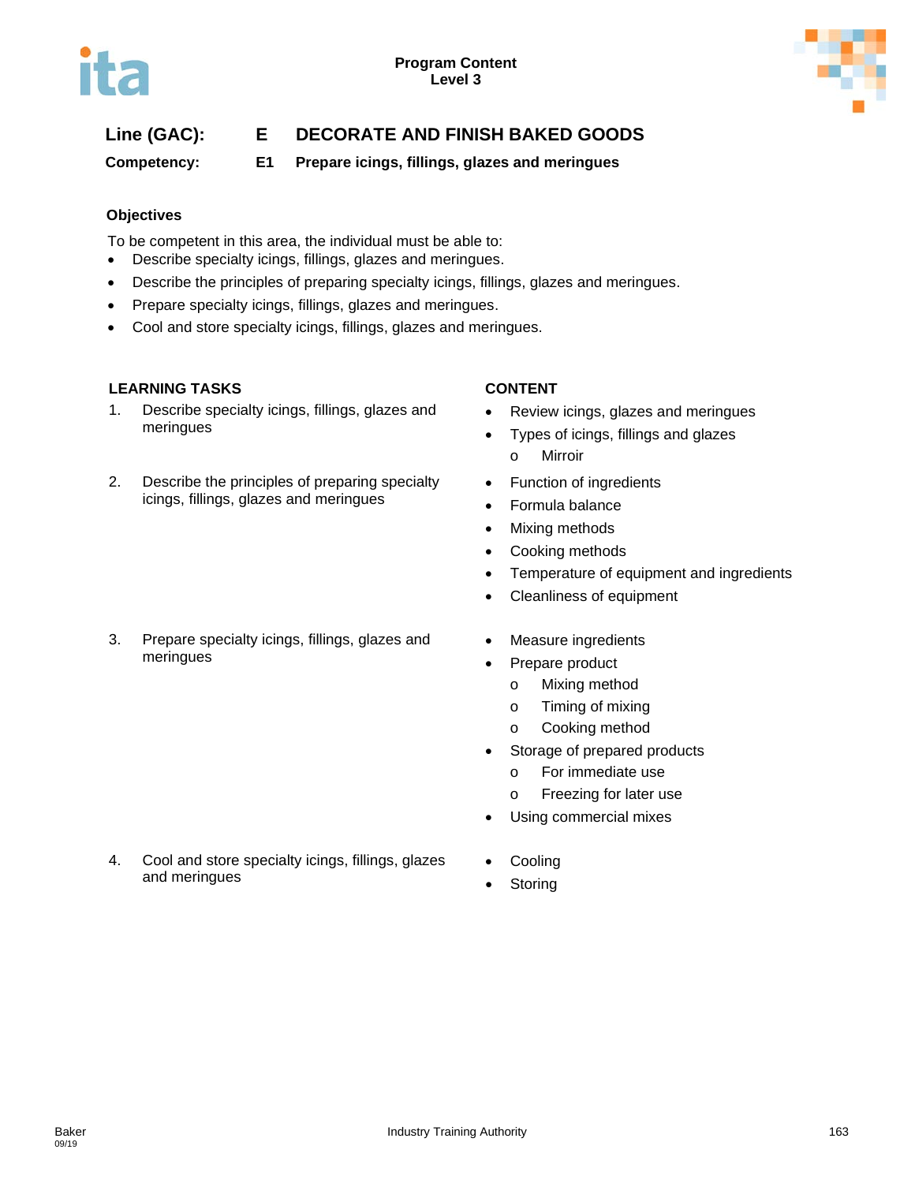**Line (GAC):** E DECORATE AND FINISH BAKED GOODS

**Competency:** E1 Prepare icings, fillings, glazes and meringues

**Objectives**

To be competent in this area, the individual must be able to:

- Describe specialty icings, fillings, glazes and meringues.
- Describe the principles of preparing specialty icings, fillings, glazes and meringues.
- Prepare specialty icings, fillings, glazes and meringues.
- Cool and store specialty icings, fillings, glazes and meringues.

| LEARNING TASKS | CONTENT |
|---|---|
| 1. Describe specialty icings, fillings, glazes and meringues | • Review icings, glazes and meringues<br>• Types of icings, fillings and glazes<br>  o Mirroir |
| 2. Describe the principles of preparing specialty icings, fillings, glazes and meringues | • Function of ingredients<br>• Formula balance<br>• Mixing methods<br>• Cooking methods<br>• Temperature of equipment and ingredients<br>• Cleanliness of equipment |
| 3. Prepare specialty icings, fillings, glazes and meringues | • Measure ingredients<br>• Prepare product<br>  o Mixing method<br>  o Timing of mixing<br>  o Cooking method<br>• Storage of prepared products<br>  o For immediate use<br>  o Freezing for later use<br>• Using commercial mixes |
| 4. Cool and store specialty icings, fillings, glazes and meringues | • Cooling<br>• Storing |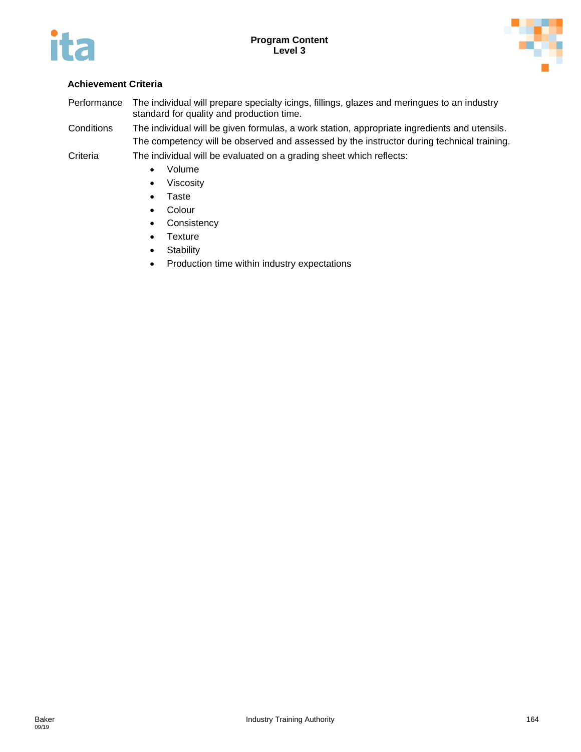### Achievement Criteria

| | |
|---|---|
| Performance | The individual will prepare specialty icings, fillings, glazes and meringues to an industry standard for quality and production time. |
| Conditions | The individual will be given formulas, a work station, appropriate ingredients and utensils. The competency will be observed and assessed by the instructor during technical training. |
| Criteria | The individual will be evaluated on a grading sheet which reflects: |

- Volume
- Viscosity
- Taste
- Colour
- Consistency
- Texture
- Stability
- Production time within industry expectations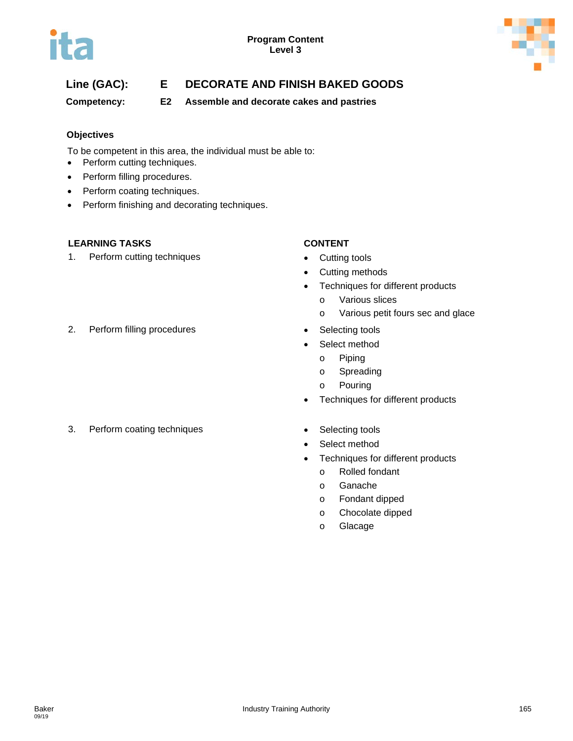**Line (GAC):** **E DECORATE AND FINISH BAKED GOODS**

**Competency:** **E2 Assemble and decorate cakes and pastries**

### Objectives

To be competent in this area, the individual must be able to:

- Perform cutting techniques.
- Perform filling procedures.
- Perform coating techniques.
- Perform finishing and decorating techniques.

| LEARNING TASKS | CONTENT |
|---|---|
| 1. Perform cutting techniques | • Cutting tools<br>• Cutting methods<br>• Techniques for different products<br>  o Various slices<br>  o Various petit fours sec and glace |
| 2. Perform filling procedures | • Selecting tools<br>• Select method<br>  o Piping<br>  o Spreading<br>  o Pouring<br>• Techniques for different products |
| 3. Perform coating techniques | • Selecting tools<br>• Select method<br>• Techniques for different products<br>  o Rolled fondant<br>  o Ganache<br>  o Fondant dipped<br>  o Chocolate dipped<br>  o Glacage |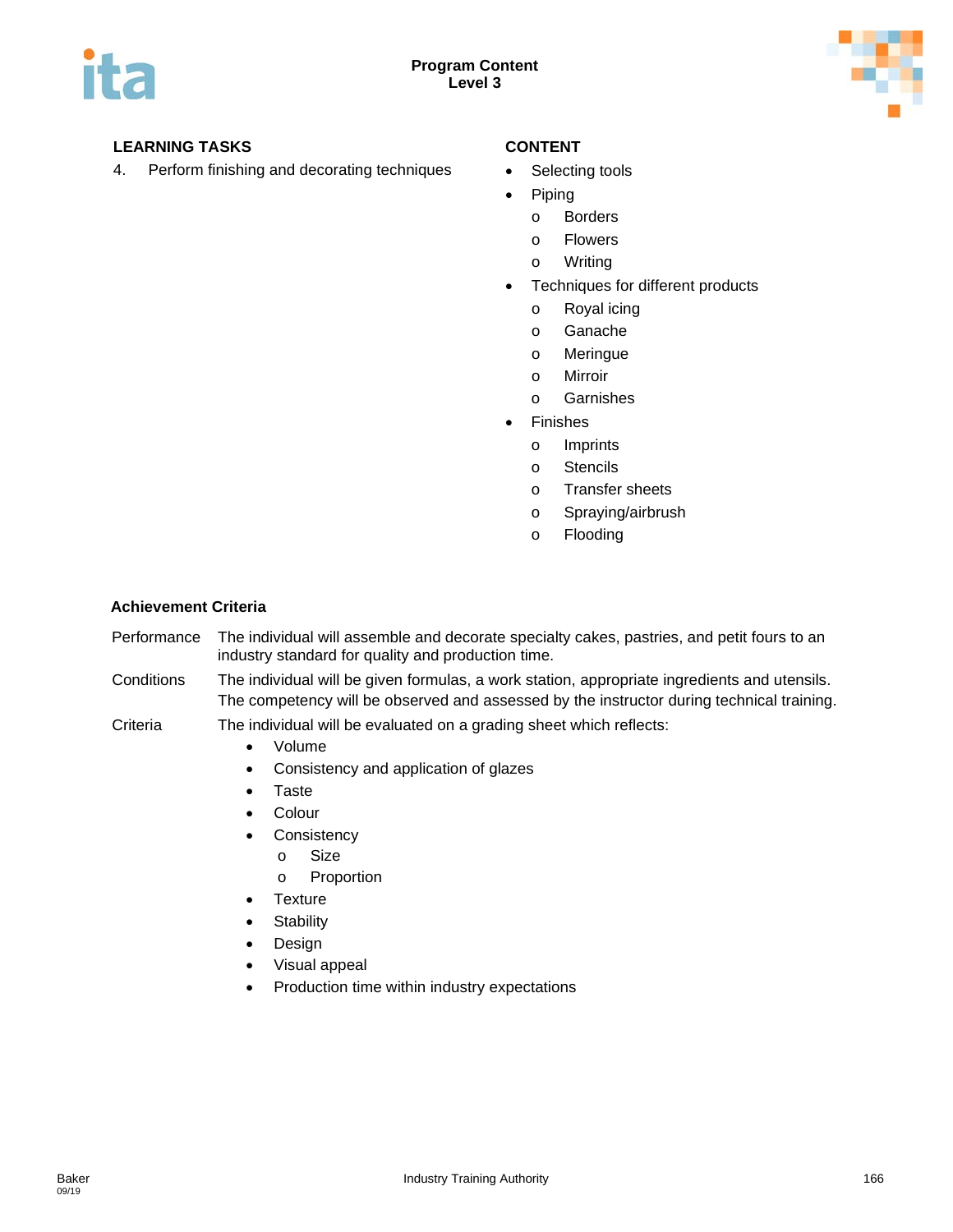| LEARNING TASKS | CONTENT |
|---|---|
| 4. Perform finishing and decorating techniques | • Selecting tools<br>• Piping<br>  o Borders<br>  o Flowers<br>  o Writing<br>• Techniques for different products<br>  o Royal icing<br>  o Ganache<br>  o Meringue<br>  o Mirroir<br>  o Garnishes<br>• Finishes<br>  o Imprints<br>  o Stencils<br>  o Transfer sheets<br>  o Spraying/airbrush<br>  o Flooding |

**Achievement Criteria**

Performance — The individual will assemble and decorate specialty cakes, pastries, and petit fours to an industry standard for quality and production time.

Conditions — The individual will be given formulas, a work station, appropriate ingredients and utensils. The competency will be observed and assessed by the instructor during technical training.

Criteria — The individual will be evaluated on a grading sheet which reflects:

- Volume
- Consistency and application of glazes
- Taste
- Colour
- Consistency
  - Size
  - Proportion
- Texture
- Stability
- Design
- Visual appeal
- Production time within industry expectations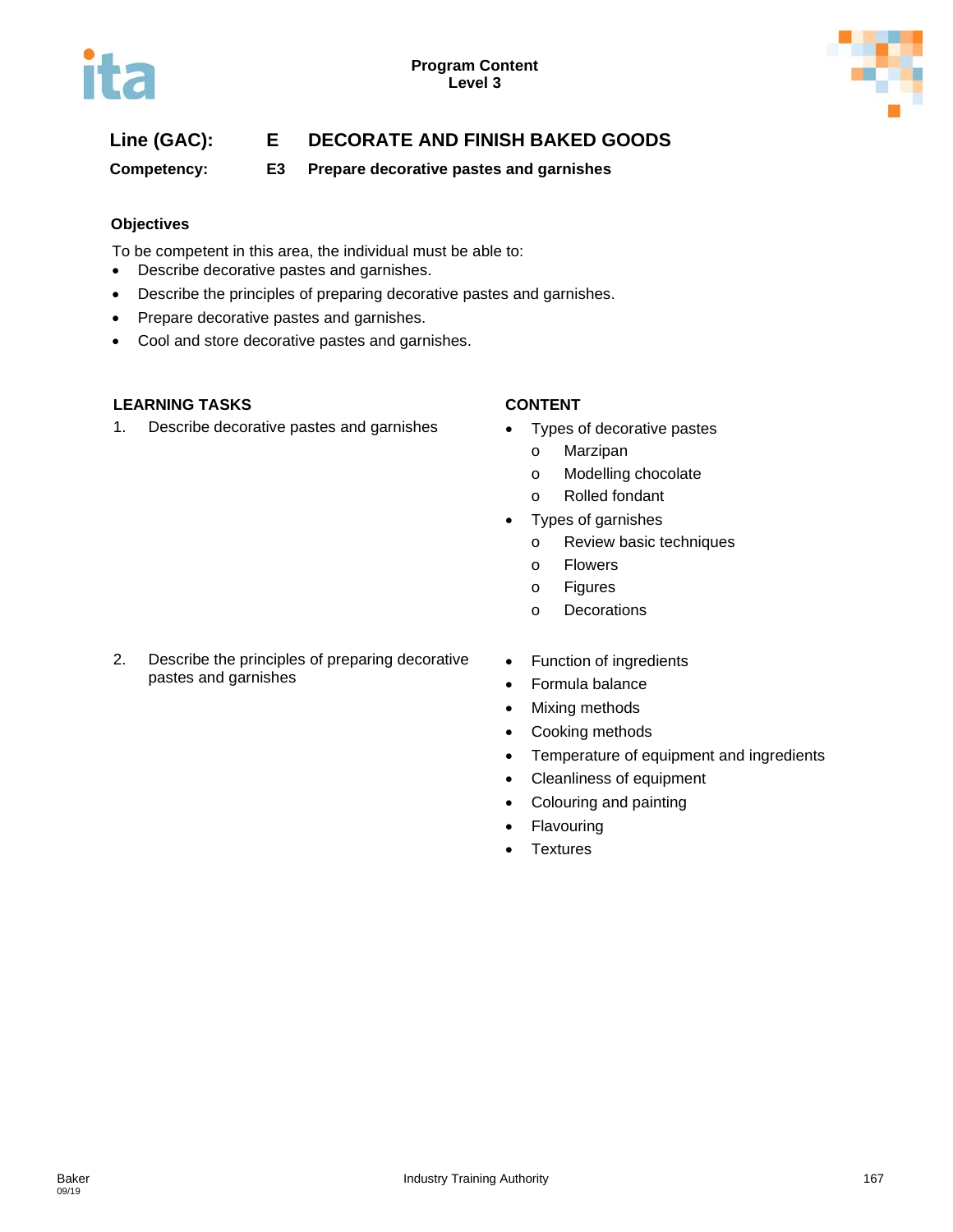**Program Content**
**Level 3**

## Line (GAC): E DECORATE AND FINISH BAKED GOODS

### Competency: E3 Prepare decorative pastes and garnishes

**Objectives**

To be competent in this area, the individual must be able to:

- Describe decorative pastes and garnishes.
- Describe the principles of preparing decorative pastes and garnishes.
- Prepare decorative pastes and garnishes.
- Cool and store decorative pastes and garnishes.

| LEARNING TASKS | CONTENT |
|---|---|
| 1. Describe decorative pastes and garnishes | • Types of decorative pastes<br>  o Marzipan<br>  o Modelling chocolate<br>  o Rolled fondant<br>• Types of garnishes<br>  o Review basic techniques<br>  o Flowers<br>  o Figures<br>  o Decorations |
| 2. Describe the principles of preparing decorative pastes and garnishes | • Function of ingredients<br>• Formula balance<br>• Mixing methods<br>• Cooking methods<br>• Temperature of equipment and ingredients<br>• Cleanliness of equipment<br>• Colouring and painting<br>• Flavouring<br>• Textures |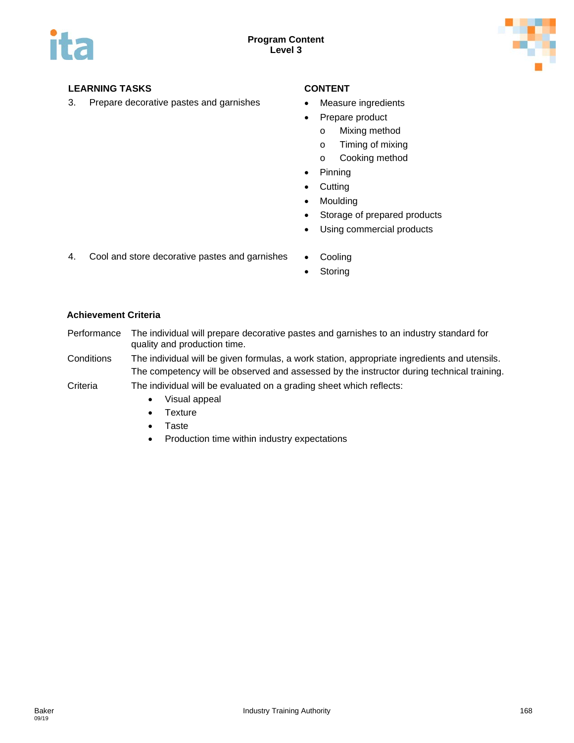| LEARNING TASKS | CONTENT |
|---|---|
| 3. Prepare decorative pastes and garnishes | • Measure ingredients<br>• Prepare product<br>  o Mixing method<br>  o Timing of mixing<br>  o Cooking method<br>• Pinning<br>• Cutting<br>• Moulding<br>• Storage of prepared products<br>• Using commercial products |
| 4. Cool and store decorative pastes and garnishes | • Cooling<br>• Storing |

**Achievement Criteria**

Performance: The individual will prepare decorative pastes and garnishes to an industry standard for quality and production time.

Conditions: The individual will be given formulas, a work station, appropriate ingredients and utensils. The competency will be observed and assessed by the instructor during technical training.

Criteria: The individual will be evaluated on a grading sheet which reflects:

- Visual appeal
- Texture
- Taste
- Production time within industry expectations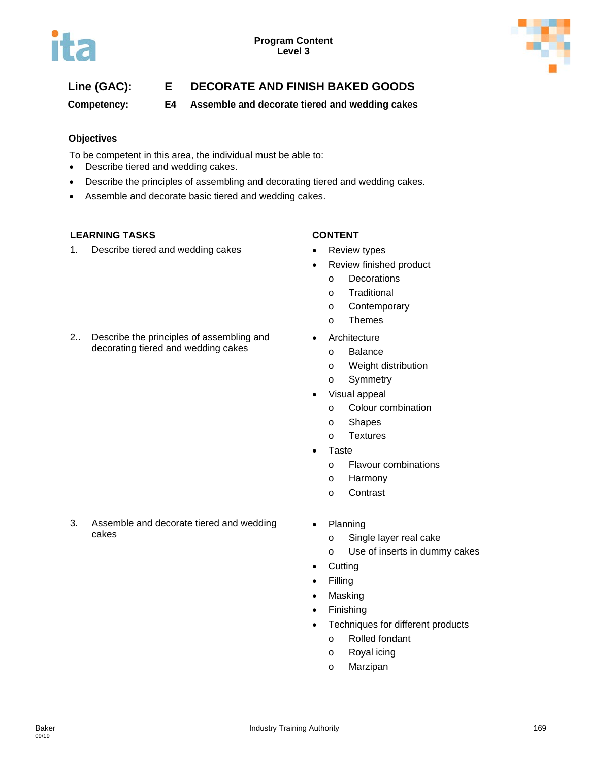Program Content
Level 3

**Line (GAC):** E **DECORATE AND FINISH BAKED GOODS**

**Competency:** E4 **Assemble and decorate tiered and wedding cakes**

### Objectives

To be competent in this area, the individual must be able to:

- Describe tiered and wedding cakes.
- Describe the principles of assembling and decorating tiered and wedding cakes.
- Assemble and decorate basic tiered and wedding cakes.

| LEARNING TASKS | CONTENT |
|---|---|
| 1. Describe tiered and wedding cakes | • Review types<br>• Review finished product<br>  o Decorations<br>  o Traditional<br>  o Contemporary<br>  o Themes |
| 2.. Describe the principles of assembling and decorating tiered and wedding cakes | • Architecture<br>  o Balance<br>  o Weight distribution<br>  o Symmetry<br>• Visual appeal<br>  o Colour combination<br>  o Shapes<br>  o Textures<br>• Taste<br>  o Flavour combinations<br>  o Harmony<br>  o Contrast |
| 3. Assemble and decorate tiered and wedding cakes | • Planning<br>  o Single layer real cake<br>  o Use of inserts in dummy cakes<br>• Cutting<br>• Filling<br>• Masking<br>• Finishing<br>• Techniques for different products<br>  o Rolled fondant<br>  o Royal icing<br>  o Marzipan |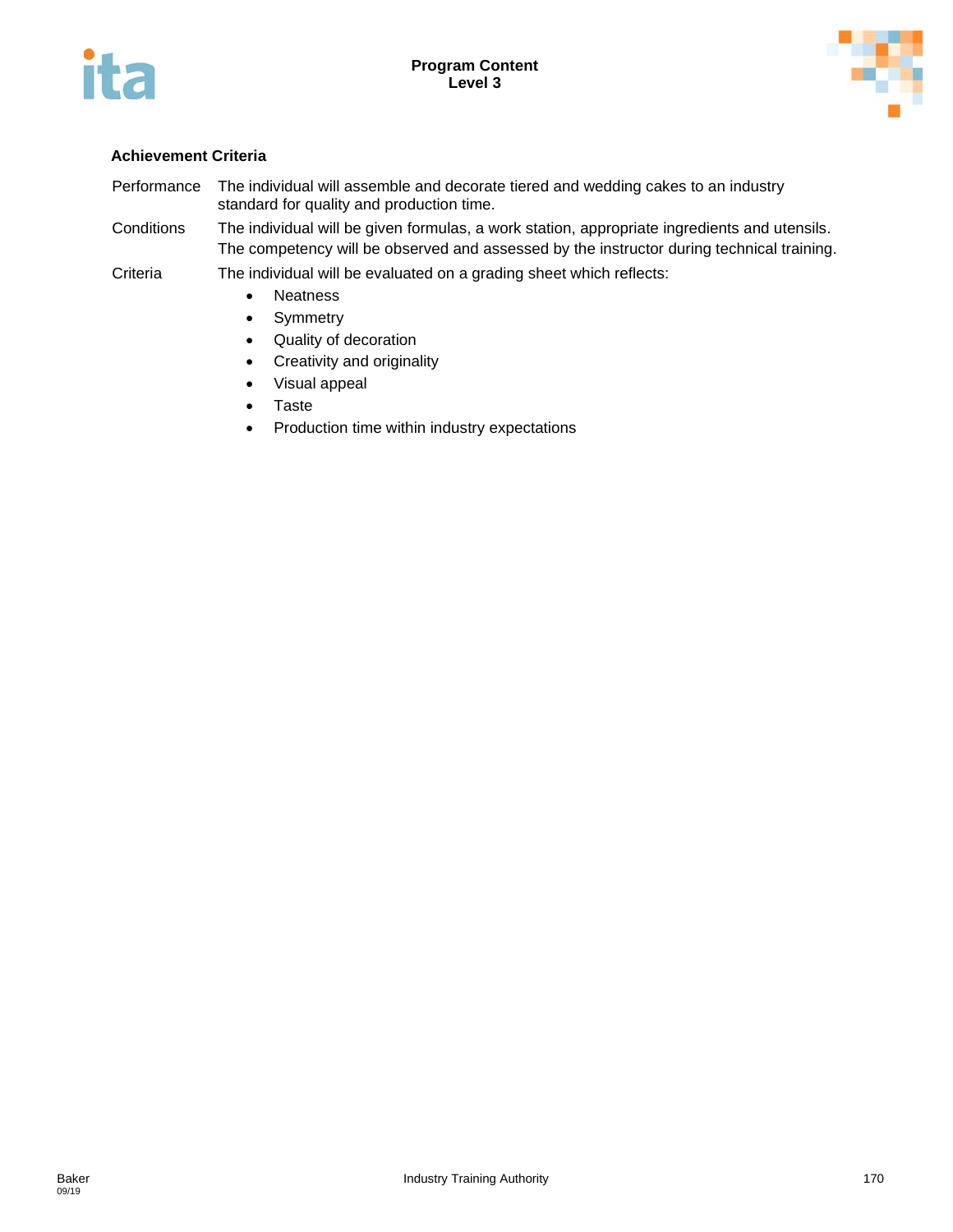### Achievement Criteria

| | |
|---|---|
| Performance | The individual will assemble and decorate tiered and wedding cakes to an industry standard for quality and production time. |
| Conditions | The individual will be given formulas, a work station, appropriate ingredients and utensils. The competency will be observed and assessed by the instructor during technical training. |
| Criteria | The individual will be evaluated on a grading sheet which reflects: |

- Neatness
- Symmetry
- Quality of decoration
- Creativity and originality
- Visual appeal
- Taste
- Production time within industry expectations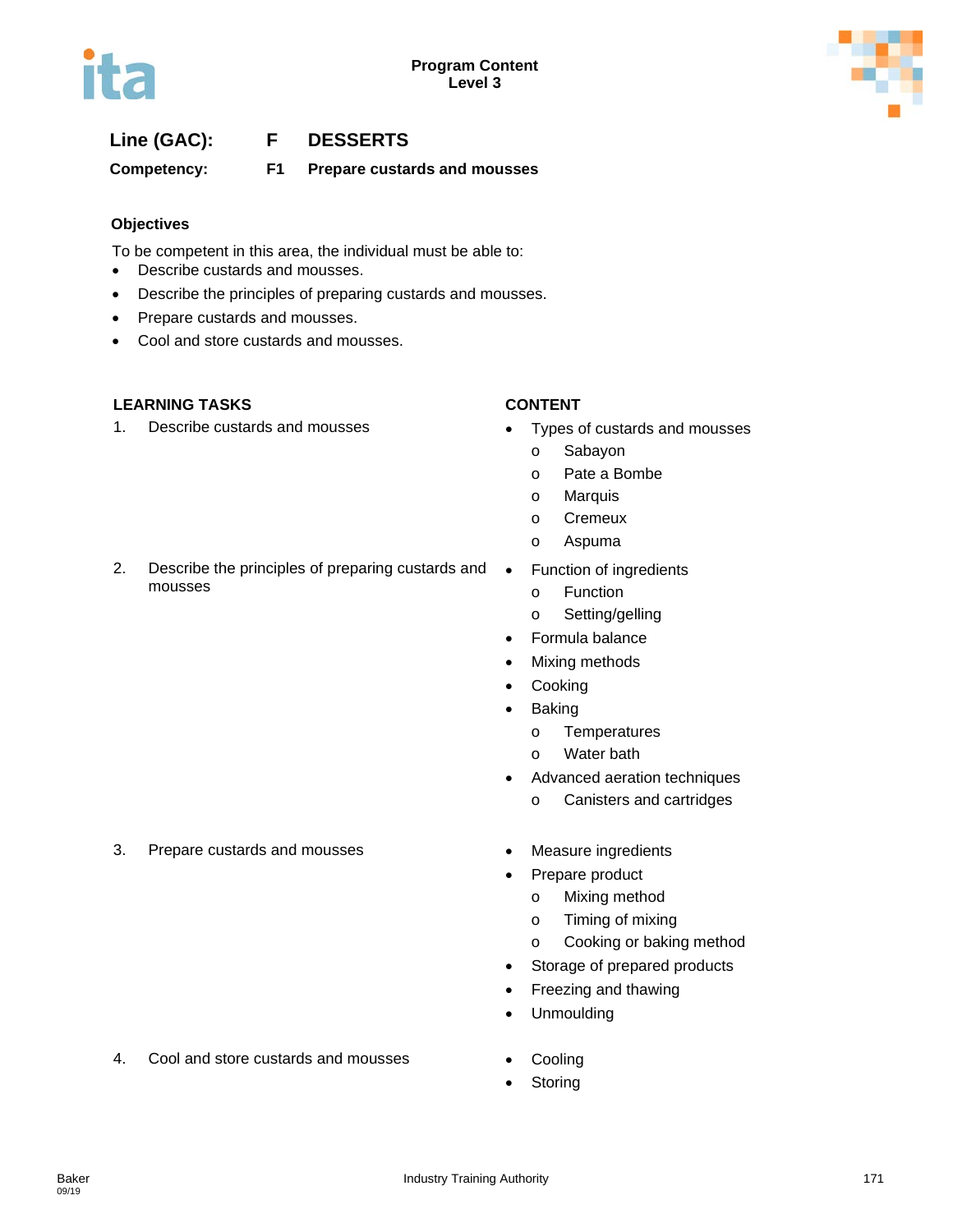**Line (GAC):** **F DESSERTS**

**Competency:** **F1 Prepare custards and mousses**

### Objectives

To be competent in this area, the individual must be able to:

- Describe custards and mousses.
- Describe the principles of preparing custards and mousses.
- Prepare custards and mousses.
- Cool and store custards and mousses.

| LEARNING TASKS | CONTENT |
| --- | --- |
| 1. Describe custards and mousses | • Types of custards and mousses<br>o Sabayon<br>o Pate a Bombe<br>o Marquis<br>o Cremeux<br>o Aspuma |
| 2. Describe the principles of preparing custards and mousses | • Function of ingredients<br>o Function<br>o Setting/gelling<br>• Formula balance<br>• Mixing methods<br>• Cooking<br>• Baking<br>o Temperatures<br>o Water bath<br>• Advanced aeration techniques<br>o Canisters and cartridges |
| 3. Prepare custards and mousses | • Measure ingredients<br>• Prepare product<br>o Mixing method<br>o Timing of mixing<br>o Cooking or baking method<br>• Storage of prepared products<br>• Freezing and thawing<br>• Unmoulding |
| 4. Cool and store custards and mousses | • Cooling<br>• Storing |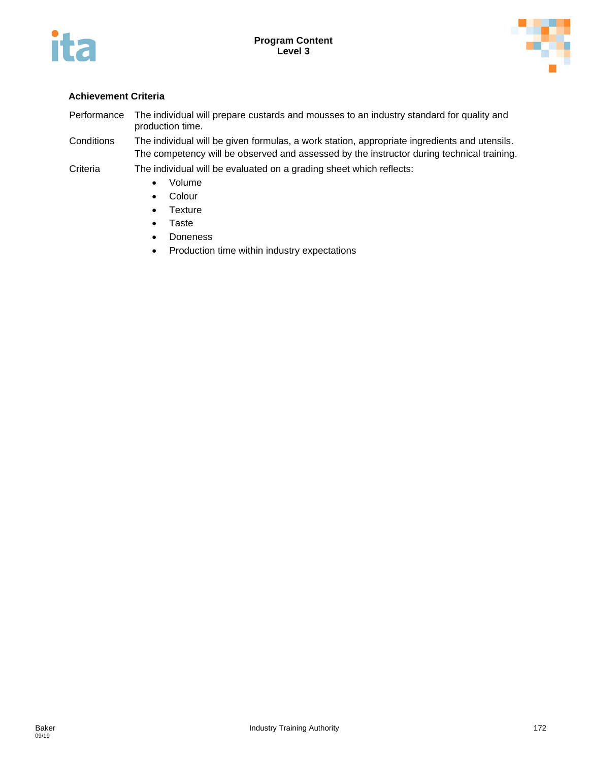### Achievement Criteria

| | |
|---|---|
| Performance | The individual will prepare custards and mousses to an industry standard for quality and production time. |
| Conditions | The individual will be given formulas, a work station, appropriate ingredients and utensils. The competency will be observed and assessed by the instructor during technical training. |
| Criteria | The individual will be evaluated on a grading sheet which reflects: |

- Volume
- Colour
- Texture
- Taste
- Doneness
- Production time within industry expectations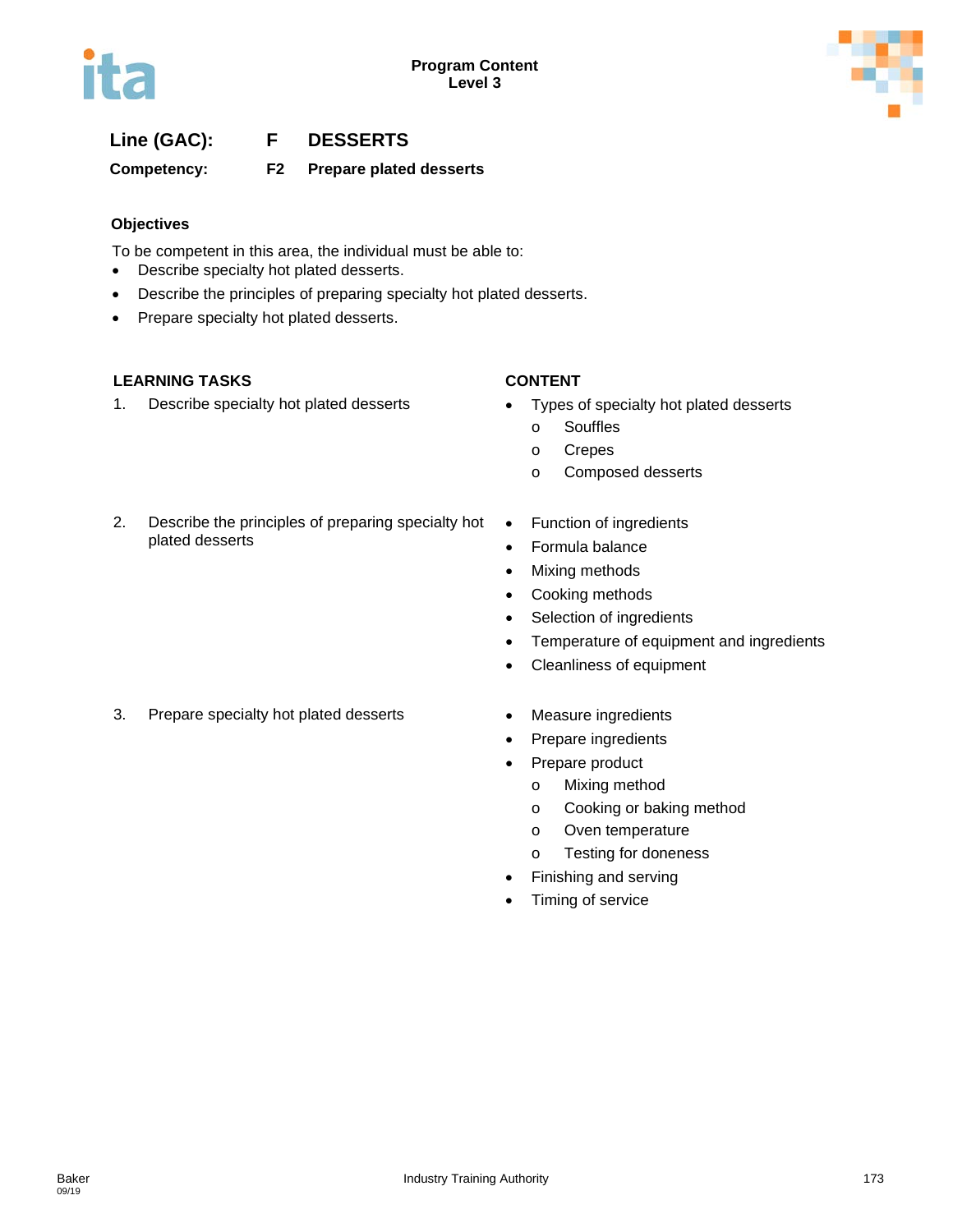**Line (GAC):** F DESSERTS

**Competency:** F2 Prepare plated desserts

### Objectives

To be competent in this area, the individual must be able to:

- Describe specialty hot plated desserts.
- Describe the principles of preparing specialty hot plated desserts.
- Prepare specialty hot plated desserts.

| LEARNING TASKS | CONTENT |
|---|---|
| 1. Describe specialty hot plated desserts | • Types of specialty hot plated desserts<br>  o Souffles<br>  o Crepes<br>  o Composed desserts |
| 2. Describe the principles of preparing specialty hot plated desserts | • Function of ingredients<br>• Formula balance<br>• Mixing methods<br>• Cooking methods<br>• Selection of ingredients<br>• Temperature of equipment and ingredients<br>• Cleanliness of equipment |
| 3. Prepare specialty hot plated desserts | • Measure ingredients<br>• Prepare ingredients<br>• Prepare product<br>  o Mixing method<br>  o Cooking or baking method<br>  o Oven temperature<br>  o Testing for doneness<br>• Finishing and serving<br>• Timing of service |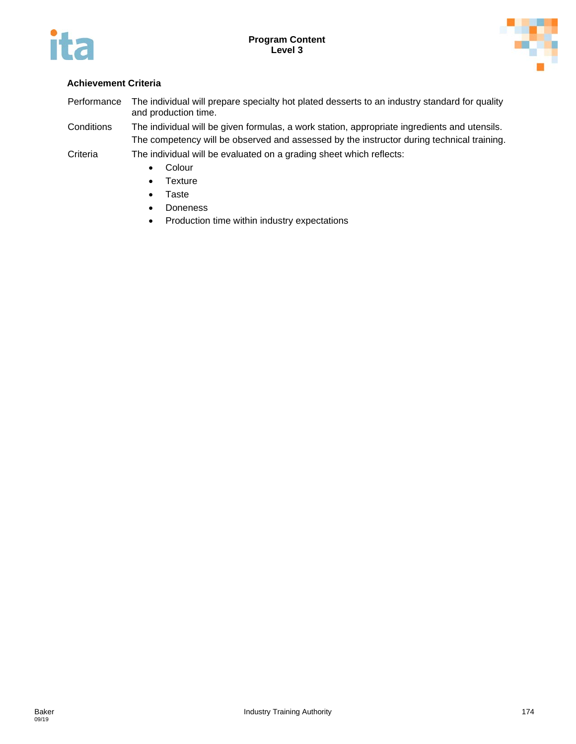#### Achievement Criteria

Performance The individual will prepare specialty hot plated desserts to an industry standard for quality and production time.

Conditions The individual will be given formulas, a work station, appropriate ingredients and utensils. The competency will be observed and assessed by the instructor during technical training.

Criteria The individual will be evaluated on a grading sheet which reflects:

- Colour
- Texture
- Taste
- Doneness
- Production time within industry expectations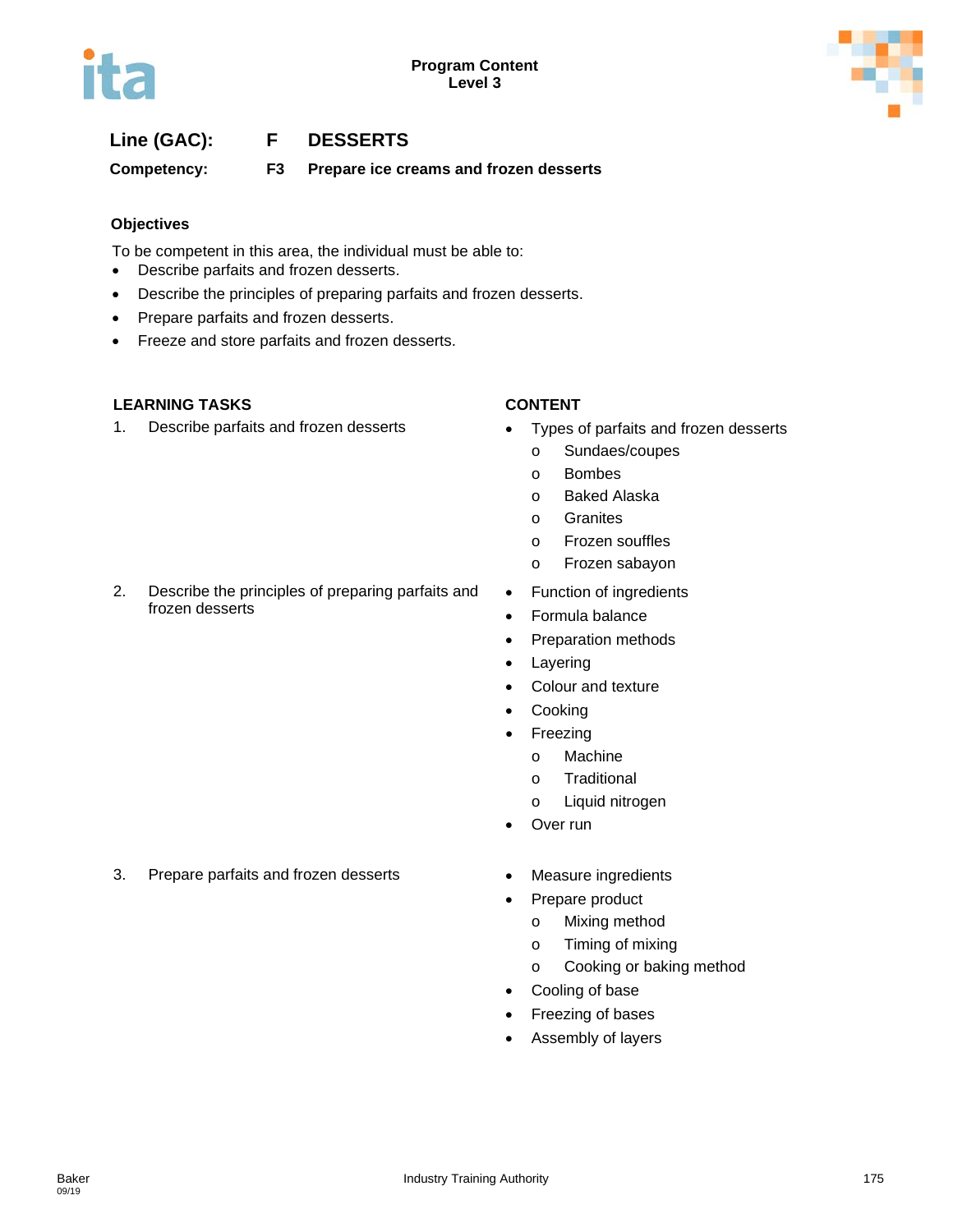**Line (GAC):** F DESSERTS

**Competency:** F3 Prepare ice creams and frozen desserts

### Objectives

To be competent in this area, the individual must be able to:

- Describe parfaits and frozen desserts.
- Describe the principles of preparing parfaits and frozen desserts.
- Prepare parfaits and frozen desserts.
- Freeze and store parfaits and frozen desserts.

| LEARNING TASKS | CONTENT |
|---|---|
| 1. Describe parfaits and frozen desserts | • Types of parfaits and frozen desserts<br>  o Sundaes/coupes<br>  o Bombes<br>  o Baked Alaska<br>  o Granites<br>  o Frozen souffles<br>  o Frozen sabayon |
| 2. Describe the principles of preparing parfaits and frozen desserts | • Function of ingredients<br>• Formula balance<br>• Preparation methods<br>• Layering<br>• Colour and texture<br>• Cooking<br>• Freezing<br>  o Machine<br>  o Traditional<br>  o Liquid nitrogen<br>• Over run |
| 3. Prepare parfaits and frozen desserts | • Measure ingredients<br>• Prepare product<br>  o Mixing method<br>  o Timing of mixing<br>  o Cooking or baking method<br>• Cooling of base<br>• Freezing of bases<br>• Assembly of layers |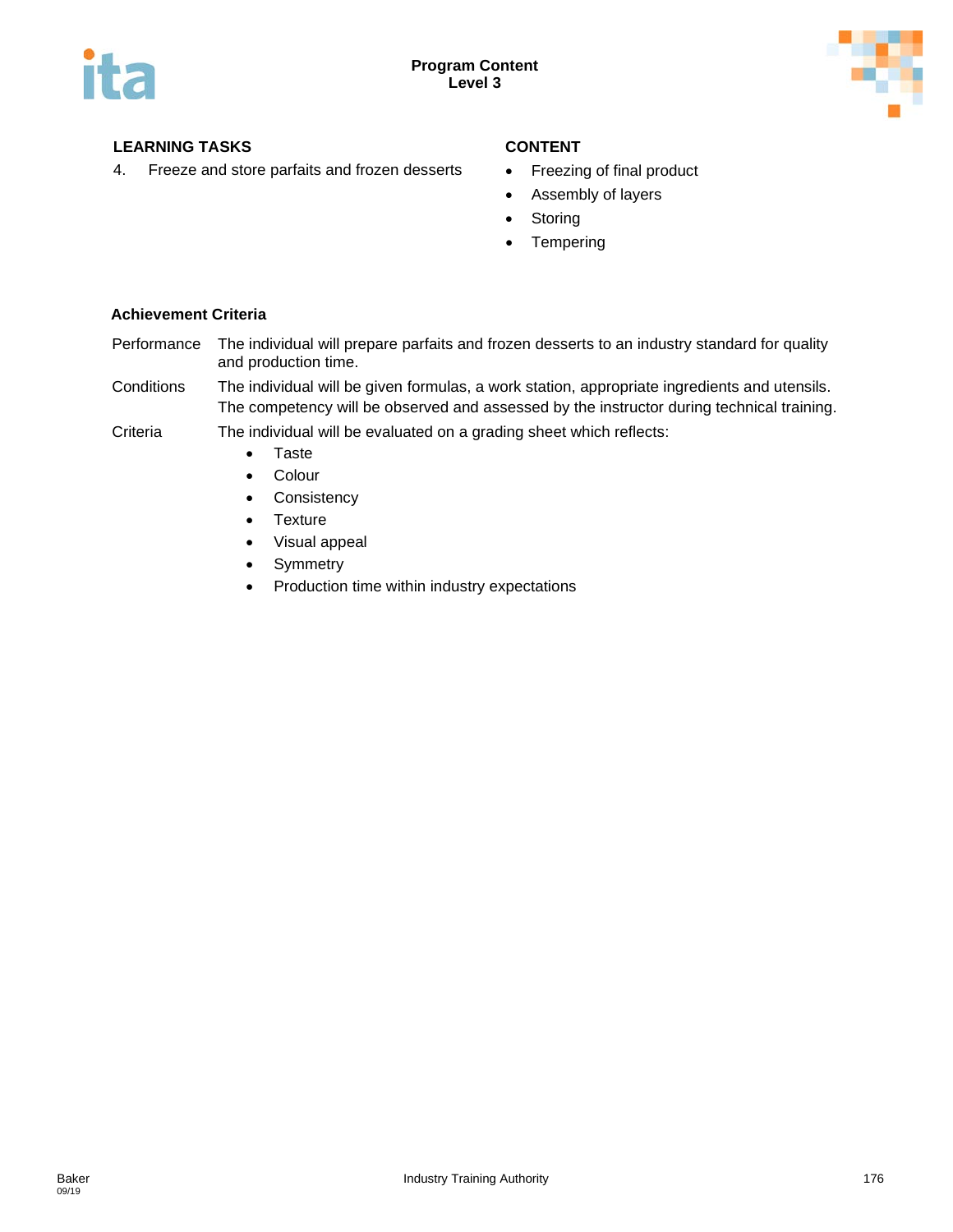| LEARNING TASKS | CONTENT |
|---|---|
| 4. Freeze and store parfaits and frozen desserts | • Freezing of final product<br>• Assembly of layers<br>• Storing<br>• Tempering |

**Achievement Criteria**

| | |
|---|---|
| Performance | The individual will prepare parfaits and frozen desserts to an industry standard for quality and production time. |
| Conditions | The individual will be given formulas, a work station, appropriate ingredients and utensils. The competency will be observed and assessed by the instructor during technical training. |
| Criteria | The individual will be evaluated on a grading sheet which reflects:<br>• Taste<br>• Colour<br>• Consistency<br>• Texture<br>• Visual appeal<br>• Symmetry<br>• Production time within industry expectations |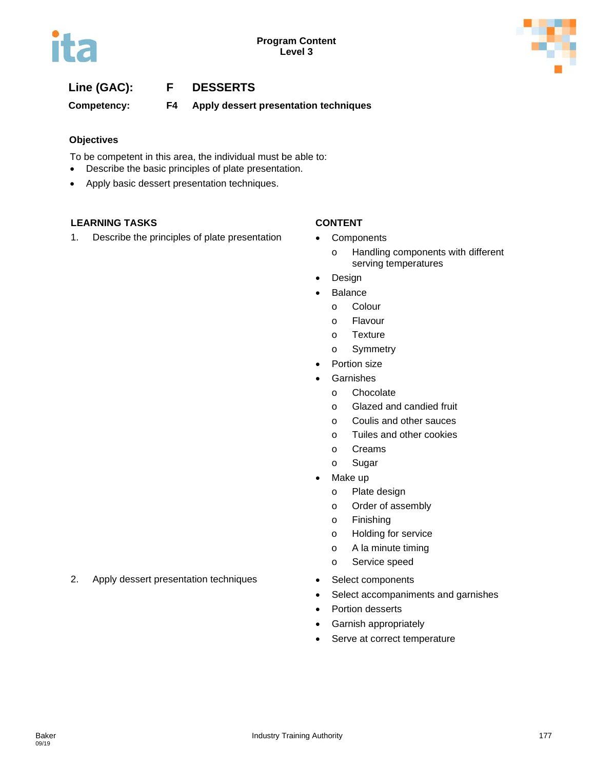**Line (GAC):** **F** **DESSERTS**

**Competency:** **F4** **Apply dessert presentation techniques**

**Objectives**

To be competent in this area, the individual must be able to:

- Describe the basic principles of plate presentation.
- Apply basic dessert presentation techniques.

**LEARNING TASKS**

1. Describe the principles of plate presentation

**CONTENT**

- Components
  - Handling components with different serving temperatures
- Design
- Balance
  - Colour
  - Flavour
  - Texture
  - Symmetry
- Portion size
- Garnishes
  - Chocolate
  - Glazed and candied fruit
  - Coulis and other sauces
  - Tuiles and other cookies
  - Creams
  - Sugar
- Make up
  - Plate design
  - Order of assembly
  - Finishing
  - Holding for service
  - A la minute timing
  - Service speed

**LEARNING TASKS**

2. Apply dessert presentation techniques

**CONTENT**

- Select components
- Select accompaniments and garnishes
- Portion desserts
- Garnish appropriately
- Serve at correct temperature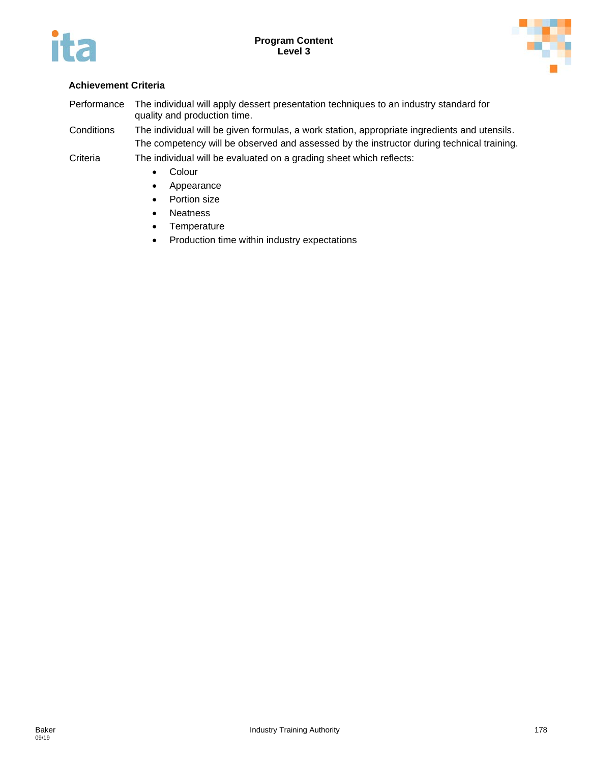**Achievement Criteria**

| | |
|---|---|
| Performance | The individual will apply dessert presentation techniques to an industry standard for quality and production time. |
| Conditions | The individual will be given formulas, a work station, appropriate ingredients and utensils. The competency will be observed and assessed by the instructor during technical training. |
| Criteria | The individual will be evaluated on a grading sheet which reflects: |

- Colour
- Appearance
- Portion size
- Neatness
- Temperature
- Production time within industry expectations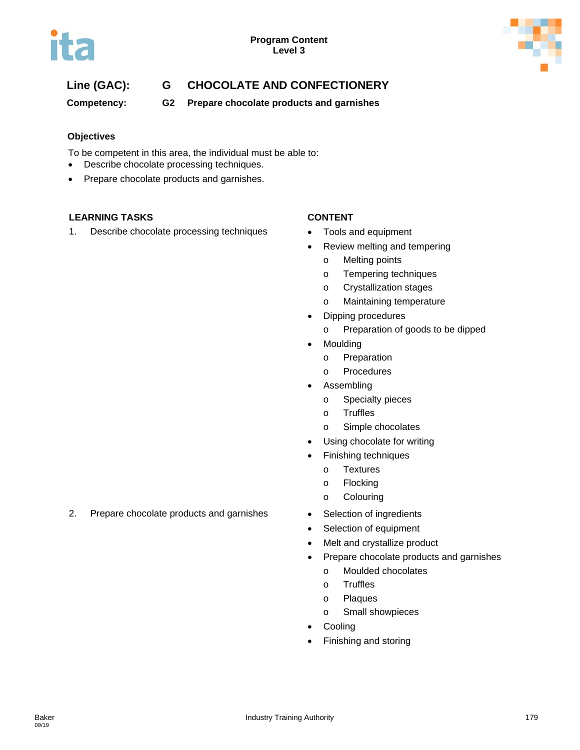**Program Content**
**Level 3**

**Line (GAC):** **G** **CHOCOLATE AND CONFECTIONERY**

**Competency:** **G2** **Prepare chocolate products and garnishes**

### Objectives

To be competent in this area, the individual must be able to:

- Describe chocolate processing techniques.
- Prepare chocolate products and garnishes.

| LEARNING TASKS | CONTENT |
|---|---|
| 1. Describe chocolate processing techniques | • Tools and equipment<br>• Review melting and tempering<br>  o Melting points<br>  o Tempering techniques<br>  o Crystallization stages<br>  o Maintaining temperature<br>• Dipping procedures<br>  o Preparation of goods to be dipped<br>• Moulding<br>  o Preparation<br>  o Procedures<br>• Assembling<br>  o Specialty pieces<br>  o Truffles<br>  o Simple chocolates<br>• Using chocolate for writing<br>• Finishing techniques<br>  o Textures<br>  o Flocking<br>  o Colouring |
| 2. Prepare chocolate products and garnishes | • Selection of ingredients<br>• Selection of equipment<br>• Melt and crystallize product<br>• Prepare chocolate products and garnishes<br>  o Moulded chocolates<br>  o Truffles<br>  o Plaques<br>  o Small showpieces<br>• Cooling<br>• Finishing and storing |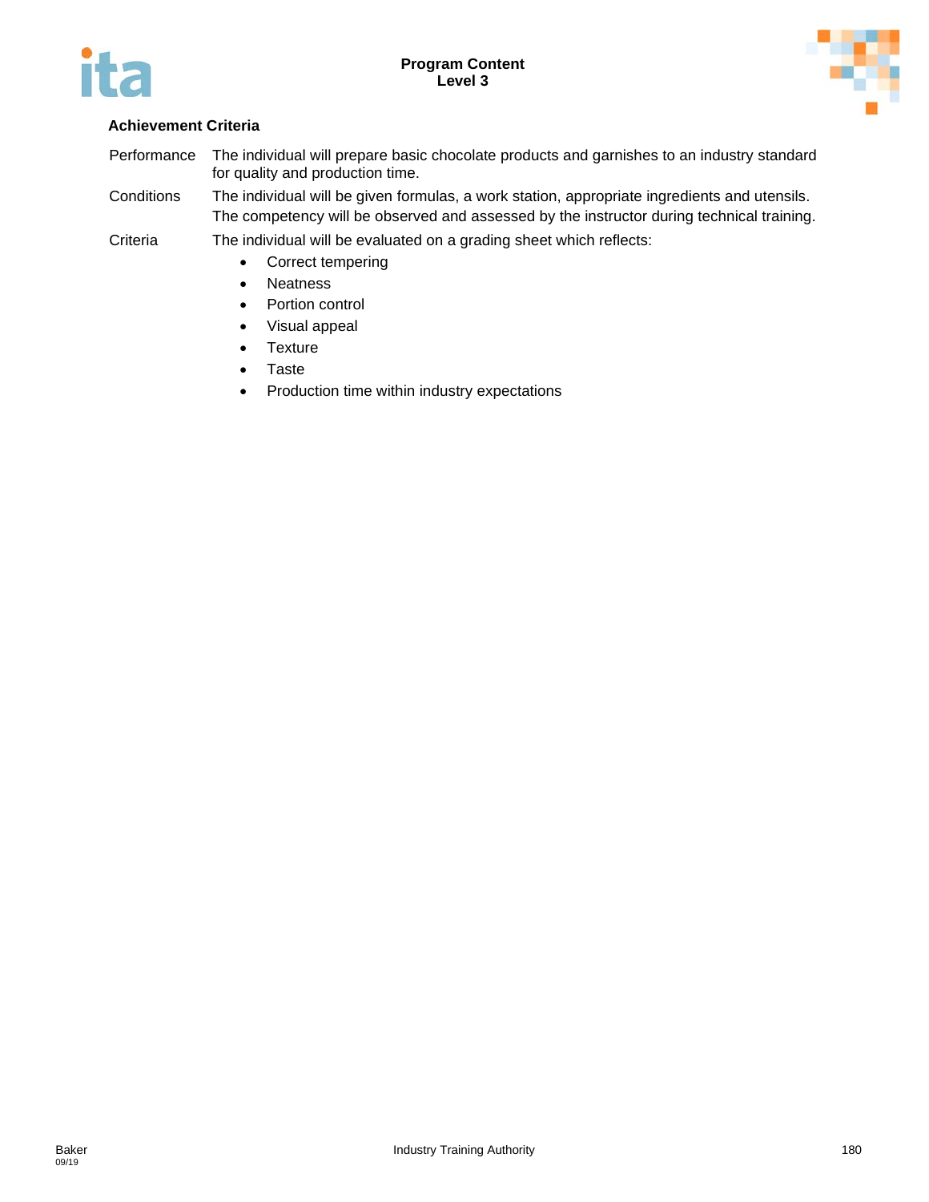**Achievement Criteria**

| | |
|---|---|
| Performance | The individual will prepare basic chocolate products and garnishes to an industry standard for quality and production time. |
| Conditions | The individual will be given formulas, a work station, appropriate ingredients and utensils. The competency will be observed and assessed by the instructor during technical training. |
| Criteria | The individual will be evaluated on a grading sheet which reflects: |

- Correct tempering
- Neatness
- Portion control
- Visual appeal
- Texture
- Taste
- Production time within industry expectations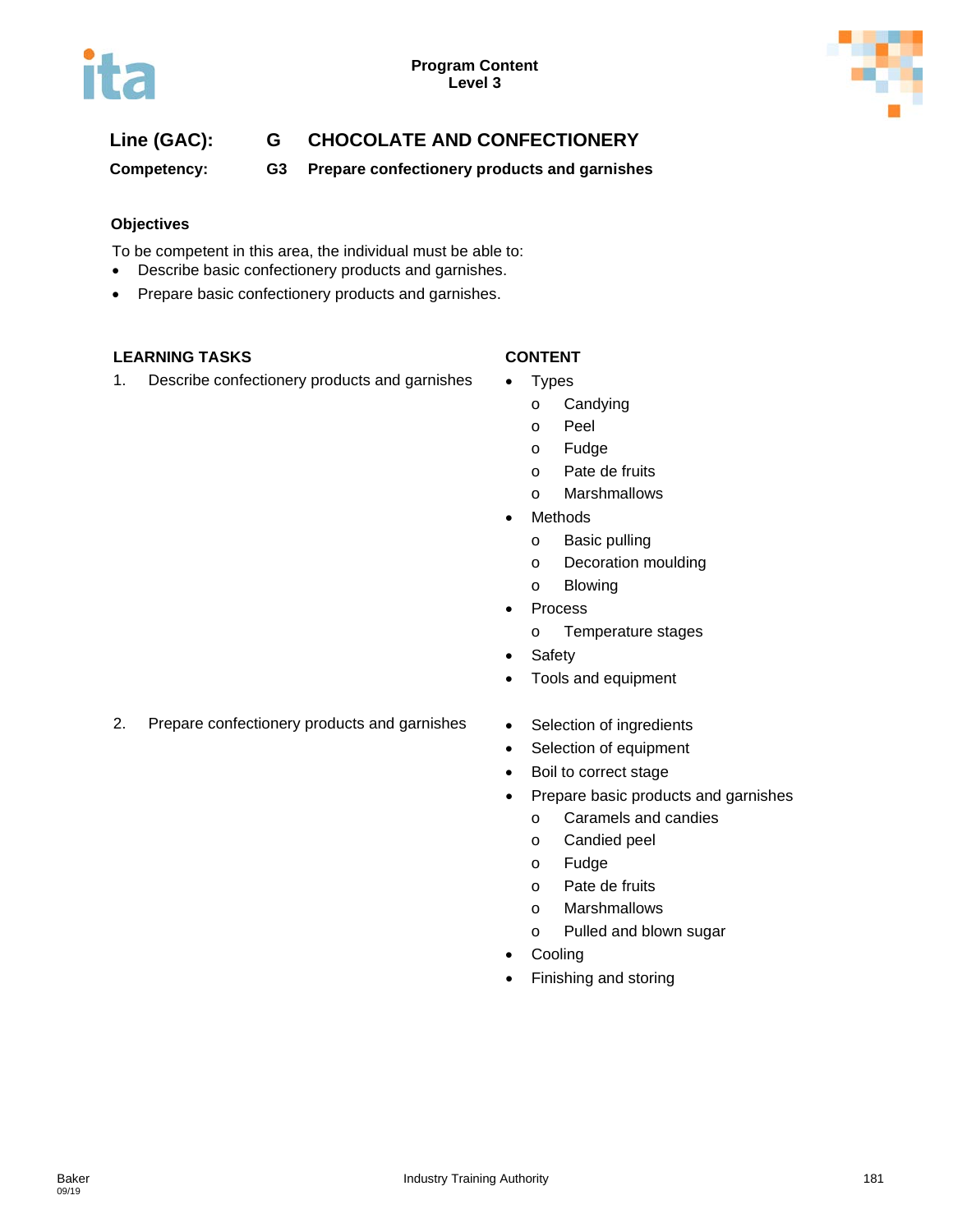**Program Content**
**Level 3**

## Line (GAC): G CHOCOLATE AND CONFECTIONERY

### Competency: G3 Prepare confectionery products and garnishes

#### Objectives

To be competent in this area, the individual must be able to:

- Describe basic confectionery products and garnishes.
- Prepare basic confectionery products and garnishes.

| LEARNING TASKS | CONTENT |
|---|---|
| 1. Describe confectionery products and garnishes | • Types<br>  o Candying<br>  o Peel<br>  o Fudge<br>  o Pate de fruits<br>  o Marshmallows<br>• Methods<br>  o Basic pulling<br>  o Decoration moulding<br>  o Blowing<br>• Process<br>  o Temperature stages<br>• Safety<br>• Tools and equipment |
| 2. Prepare confectionery products and garnishes | • Selection of ingredients<br>• Selection of equipment<br>• Boil to correct stage<br>• Prepare basic products and garnishes<br>  o Caramels and candies<br>  o Candied peel<br>  o Fudge<br>  o Pate de fruits<br>  o Marshmallows<br>  o Pulled and blown sugar<br>• Cooling<br>• Finishing and storing |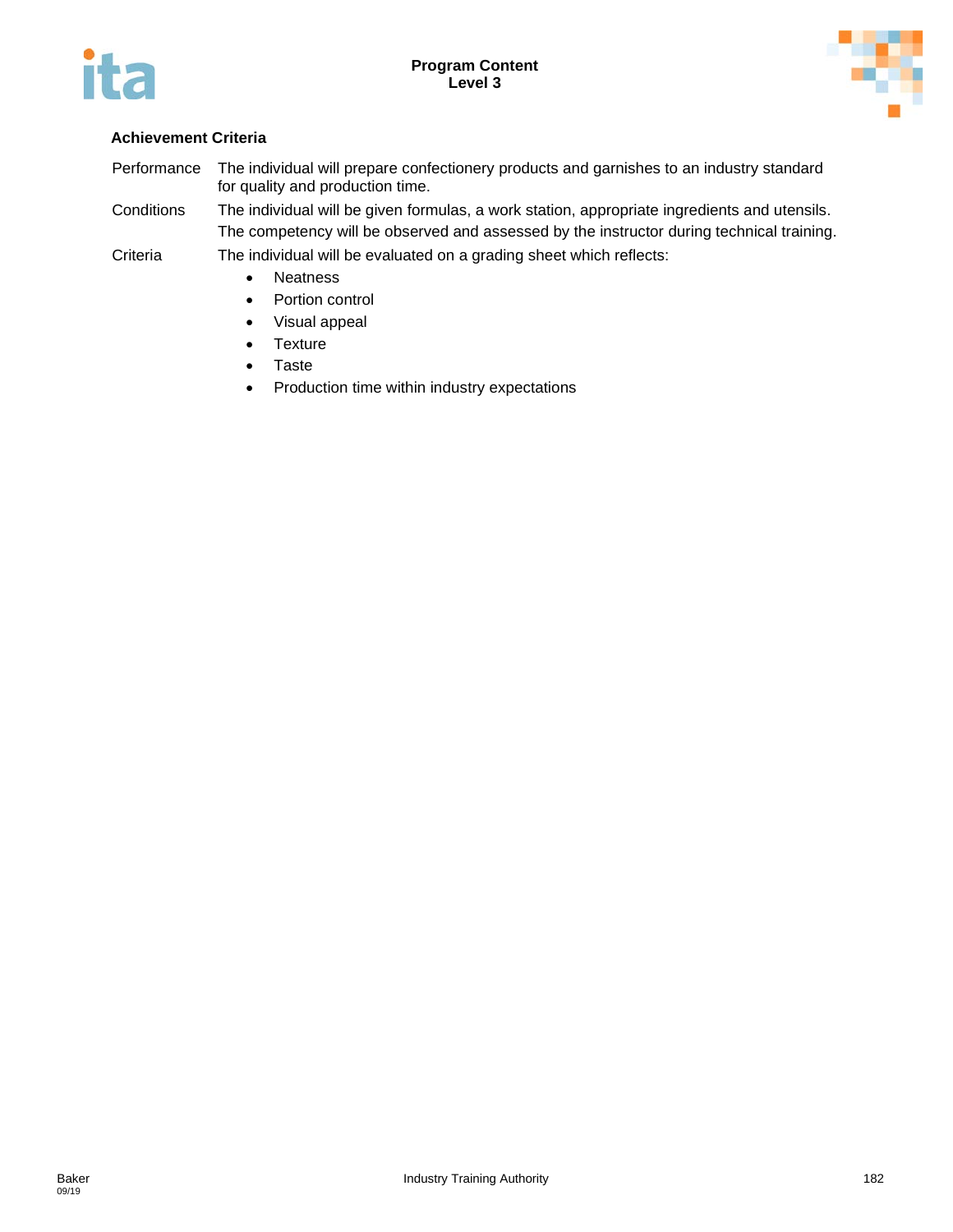#### Achievement Criteria

| | |
|---|---|
| Performance | The individual will prepare confectionery products and garnishes to an industry standard for quality and production time. |
| Conditions | The individual will be given formulas, a work station, appropriate ingredients and utensils. The competency will be observed and assessed by the instructor during technical training. |
| Criteria | The individual will be evaluated on a grading sheet which reflects:<br>• Neatness<br>• Portion control<br>• Visual appeal<br>• Texture<br>• Taste<br>• Production time within industry expectations |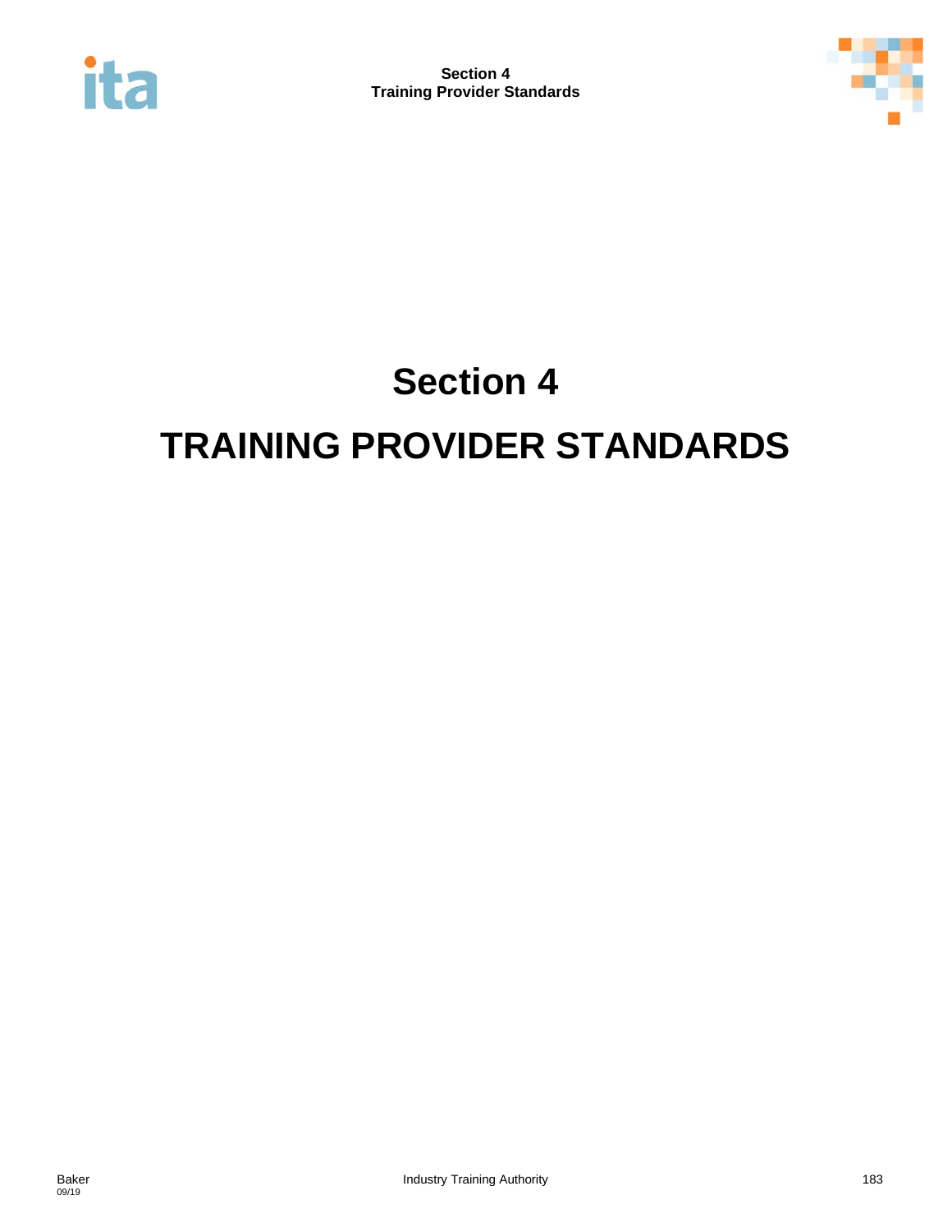# Section 4

# TRAINING PROVIDER STANDARDS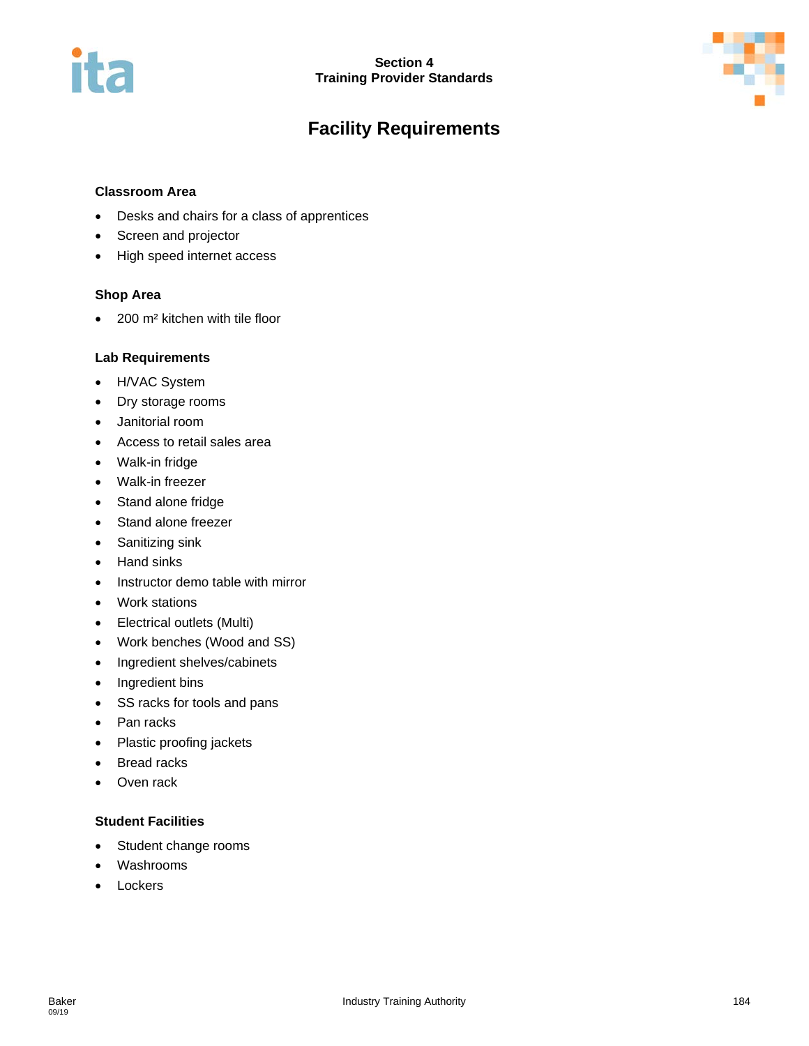# Facility Requirements

### Classroom Area

- Desks and chairs for a class of apprentices
- Screen and projector
- High speed internet access

### Shop Area

- 200 m² kitchen with tile floor

### Lab Requirements

- H/VAC System
- Dry storage rooms
- Janitorial room
- Access to retail sales area
- Walk-in fridge
- Walk-in freezer
- Stand alone fridge
- Stand alone freezer
- Sanitizing sink
- Hand sinks
- Instructor demo table with mirror
- Work stations
- Electrical outlets (Multi)
- Work benches (Wood and SS)
- Ingredient shelves/cabinets
- Ingredient bins
- SS racks for tools and pans
- Pan racks
- Plastic proofing jackets
- Bread racks
- Oven rack

### Student Facilities

- Student change rooms
- Washrooms
- Lockers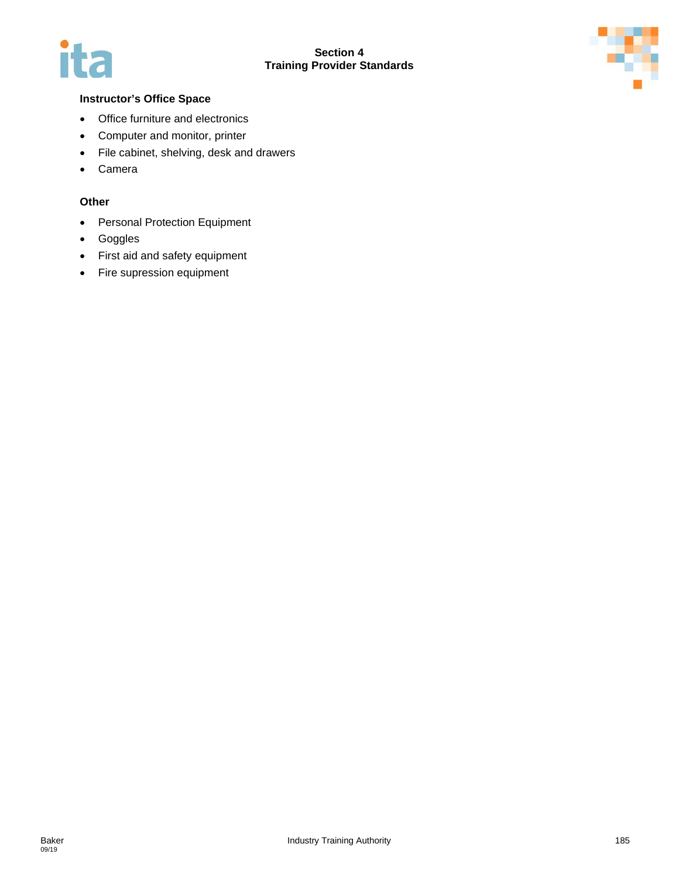### Instructor's Office Space

- Office furniture and electronics
- Computer and monitor, printer
- File cabinet, shelving, desk and drawers
- Camera

### Other

- Personal Protection Equipment
- Goggles
- First aid and safety equipment
- Fire supression equipment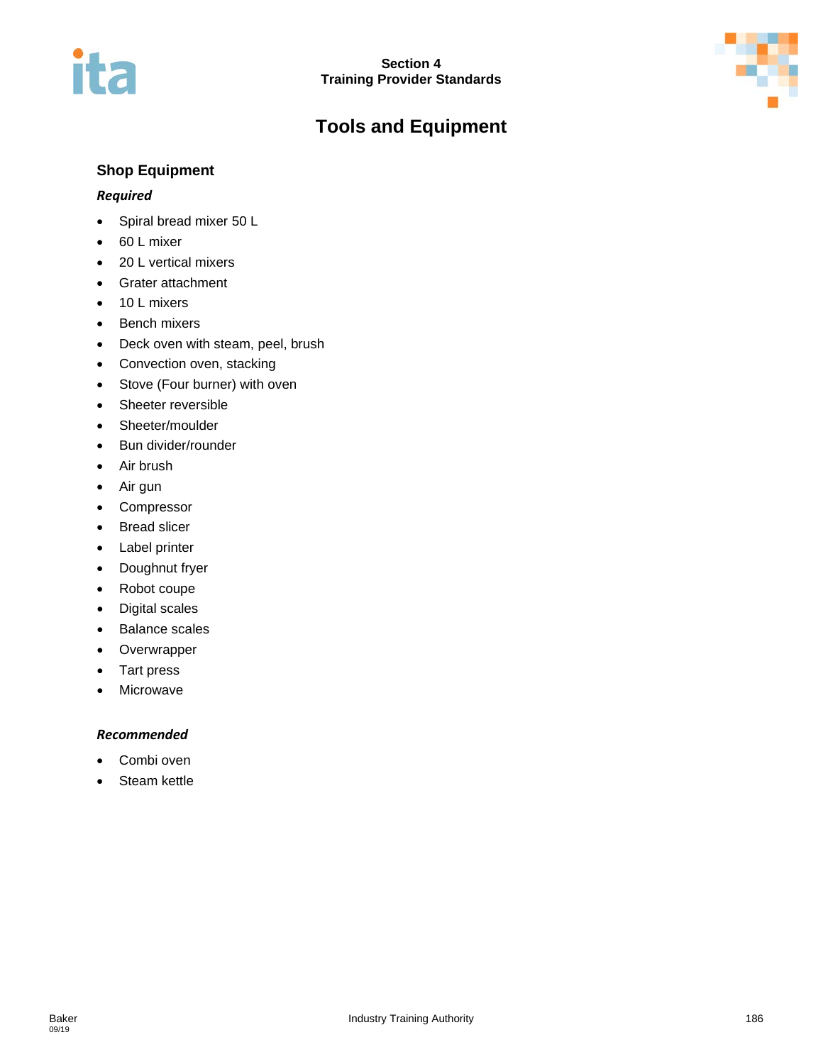# Tools and Equipment

## Shop Equipment

### *Required*

- Spiral bread mixer 50 L
- 60 L mixer
- 20 L vertical mixers
- Grater attachment
- 10 L mixers
- Bench mixers
- Deck oven with steam, peel, brush
- Convection oven, stacking
- Stove (Four burner) with oven
- Sheeter reversible
- Sheeter/moulder
- Bun divider/rounder
- Air brush
- Air gun
- Compressor
- Bread slicer
- Label printer
- Doughnut fryer
- Robot coupe
- Digital scales
- Balance scales
- Overwrapper
- Tart press
- Microwave

### *Recommended*

- Combi oven
- Steam kettle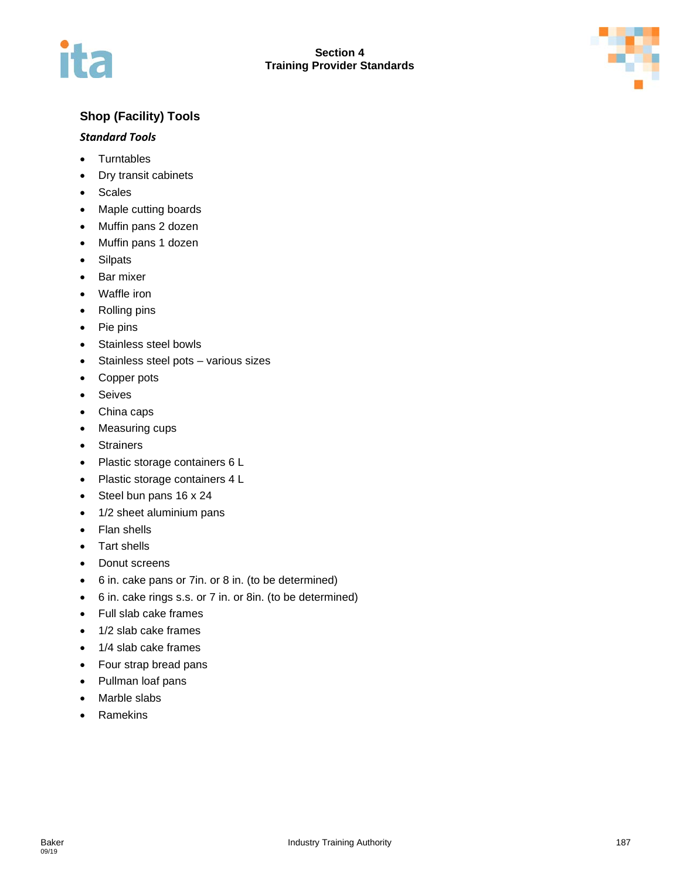## Shop (Facility) Tools

### *Standard Tools*

- Turntables
- Dry transit cabinets
- Scales
- Maple cutting boards
- Muffin pans 2 dozen
- Muffin pans 1 dozen
- Silpats
- Bar mixer
- Waffle iron
- Rolling pins
- Pie pins
- Stainless steel bowls
- Stainless steel pots – various sizes
- Copper pots
- Seives
- China caps
- Measuring cups
- Strainers
- Plastic storage containers 6 L
- Plastic storage containers 4 L
- Steel bun pans 16 x 24
- 1/2 sheet aluminium pans
- Flan shells
- Tart shells
- Donut screens
- 6 in. cake pans or 7in. or 8 in. (to be determined)
- 6 in. cake rings s.s. or 7 in. or 8in. (to be determined)
- Full slab cake frames
- 1/2 slab cake frames
- 1/4 slab cake frames
- Four strap bread pans
- Pullman loaf pans
- Marble slabs
- Ramekins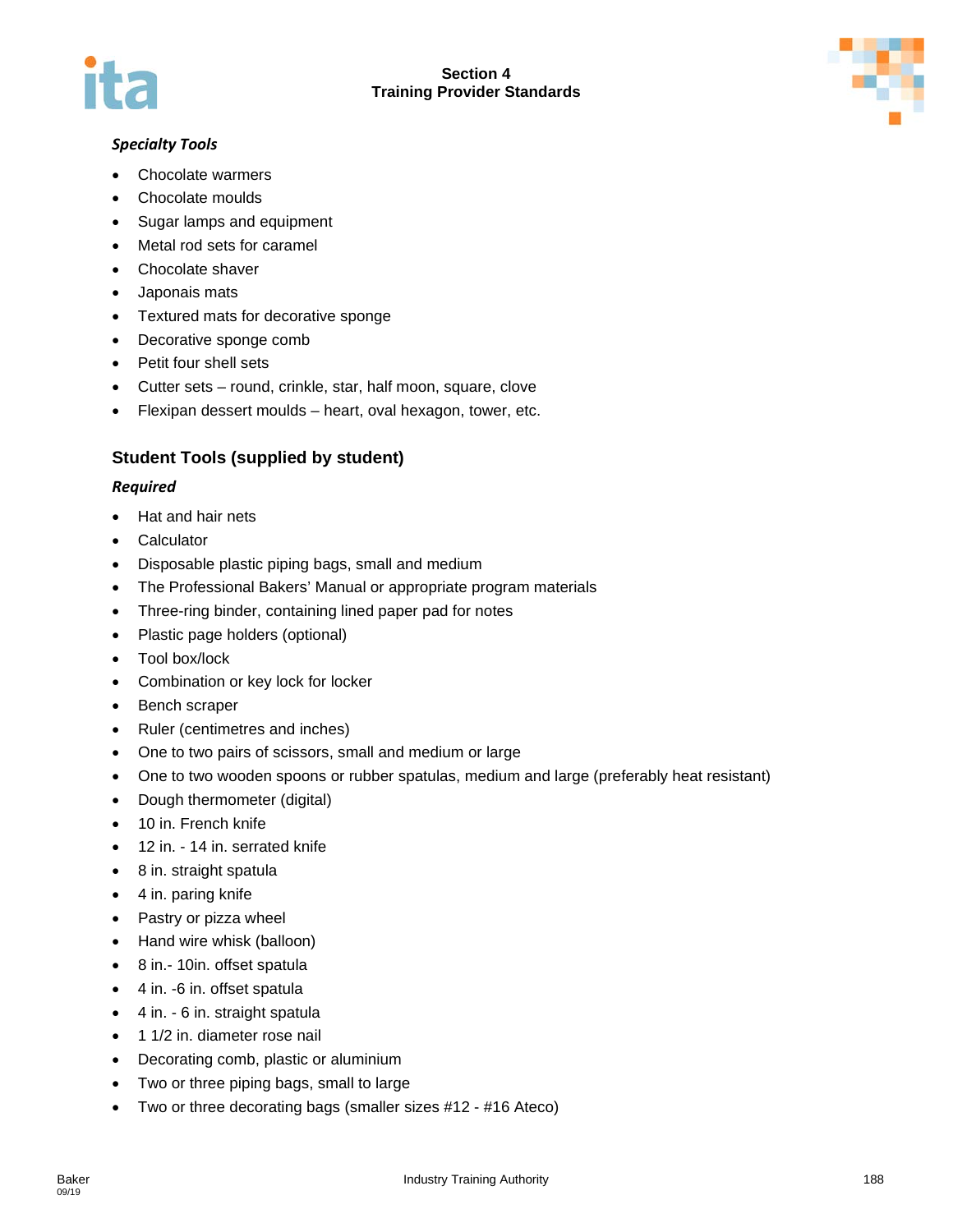***Specialty Tools***

- Chocolate warmers
- Chocolate moulds
- Sugar lamps and equipment
- Metal rod sets for caramel
- Chocolate shaver
- Japonais mats
- Textured mats for decorative sponge
- Decorative sponge comb
- Petit four shell sets
- Cutter sets – round, crinkle, star, half moon, square, clove
- Flexipan dessert moulds – heart, oval hexagon, tower, etc.

## Student Tools (supplied by student)

***Required***

- Hat and hair nets
- Calculator
- Disposable plastic piping bags, small and medium
- The Professional Bakers' Manual or appropriate program materials
- Three-ring binder, containing lined paper pad for notes
- Plastic page holders (optional)
- Tool box/lock
- Combination or key lock for locker
- Bench scraper
- Ruler (centimetres and inches)
- One to two pairs of scissors, small and medium or large
- One to two wooden spoons or rubber spatulas, medium and large (preferably heat resistant)
- Dough thermometer (digital)
- 10 in. French knife
- 12 in. - 14 in. serrated knife
- 8 in. straight spatula
- 4 in. paring knife
- Pastry or pizza wheel
- Hand wire whisk (balloon)
- 8 in.- 10in. offset spatula
- 4 in. -6 in. offset spatula
- 4 in. - 6 in. straight spatula
- 1 1/2 in. diameter rose nail
- Decorating comb, plastic or aluminium
- Two or three piping bags, small to large
- Two or three decorating bags (smaller sizes #12 - #16 Ateco)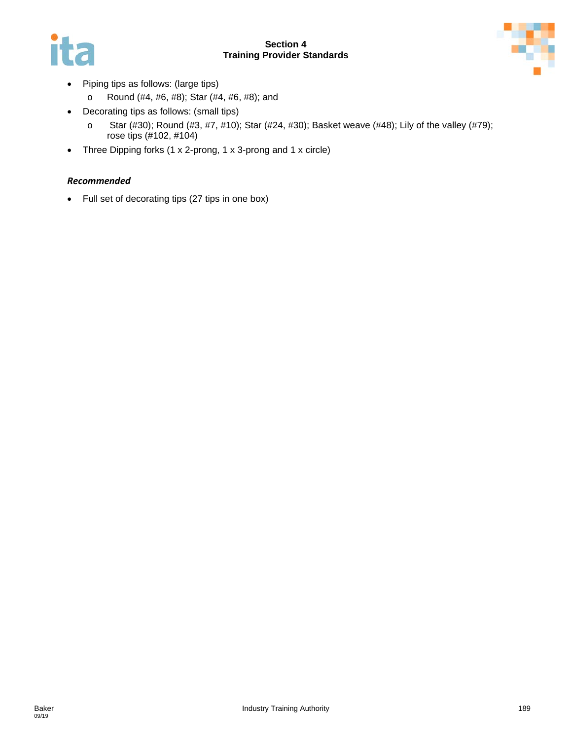- Piping tips as follows: (large tips)
    - Round (#4, #6, #8); Star (#4, #6, #8); and
- Decorating tips as follows: (small tips)
    - Star (#30); Round (#3, #7, #10); Star (#24, #30); Basket weave (#48); Lily of the valley (#79); rose tips (#102, #104)
- Three Dipping forks (1 x 2-prong, 1 x 3-prong and 1 x circle)

***Recommended***

- Full set of decorating tips (27 tips in one box)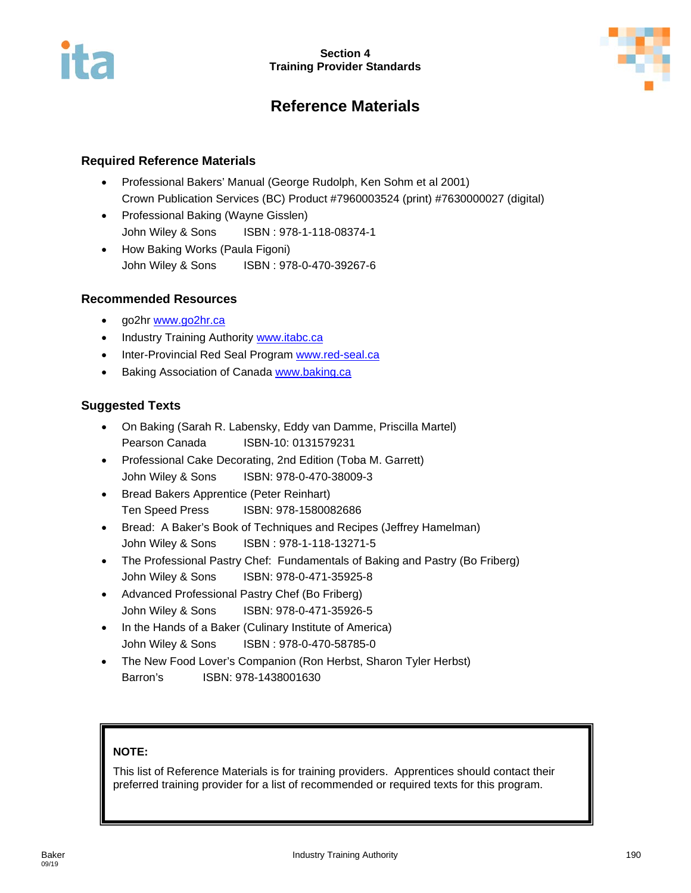# Reference Materials

## Required Reference Materials

- Professional Bakers' Manual (George Rudolph, Ken Sohm et al 2001)
  Crown Publication Services (BC) Product #7960003524 (print) #7630000027 (digital)
- Professional Baking (Wayne Gisslen)
  John Wiley & Sons ISBN : 978-1-118-08374-1
- How Baking Works (Paula Figoni)
  John Wiley & Sons ISBN : 978-0-470-39267-6

## Recommended Resources

- go2hr www.go2hr.ca
- Industry Training Authority www.itabc.ca
- Inter-Provincial Red Seal Program www.red-seal.ca
- Baking Association of Canada www.baking.ca

## Suggested Texts

- On Baking (Sarah R. Labensky, Eddy van Damme, Priscilla Martel)
  Pearson Canada ISBN-10: 0131579231
- Professional Cake Decorating, 2nd Edition (Toba M. Garrett)
  John Wiley & Sons ISBN: 978-0-470-38009-3
- Bread Bakers Apprentice (Peter Reinhart)
  Ten Speed Press ISBN: 978-1580082686
- Bread: A Baker's Book of Techniques and Recipes (Jeffrey Hamelman)
  John Wiley & Sons ISBN : 978-1-118-13271-5
- The Professional Pastry Chef: Fundamentals of Baking and Pastry (Bo Friberg)
  John Wiley & Sons ISBN: 978-0-471-35925-8
- Advanced Professional Pastry Chef (Bo Friberg)
  John Wiley & Sons ISBN: 978-0-471-35926-5
- In the Hands of a Baker (Culinary Institute of America)
  John Wiley & Sons ISBN : 978-0-470-58785-0
- The New Food Lover's Companion (Ron Herbst, Sharon Tyler Herbst)
  Barron's ISBN: 978-1438001630

**NOTE:**

This list of Reference Materials is for training providers. Apprentices should contact their preferred training provider for a list of recommended or required texts for this program.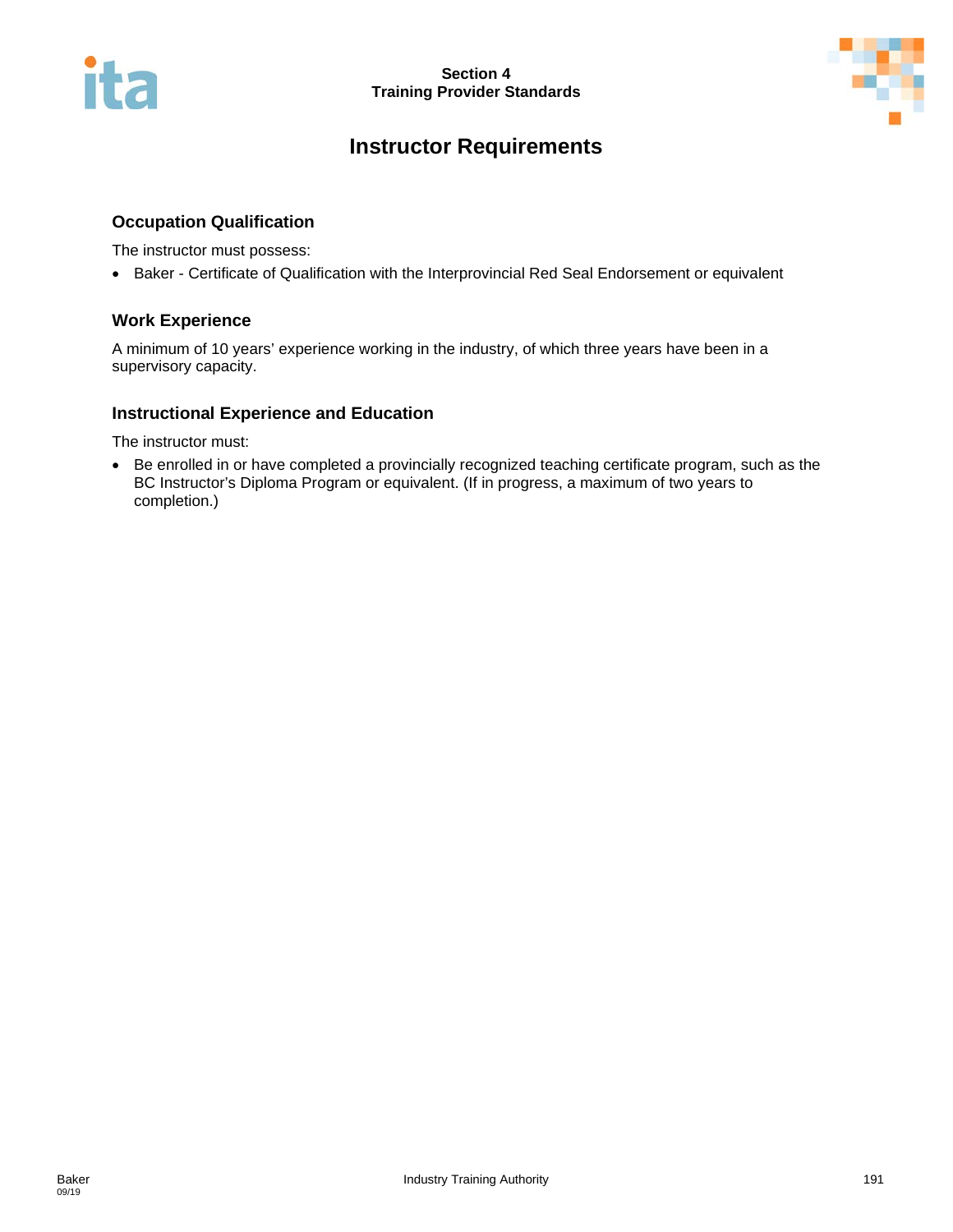# Instructor Requirements

## Occupation Qualification

The instructor must possess:

- Baker - Certificate of Qualification with the Interprovincial Red Seal Endorsement or equivalent

## Work Experience

A minimum of 10 years' experience working in the industry, of which three years have been in a supervisory capacity.

## Instructional Experience and Education

The instructor must:

- Be enrolled in or have completed a provincially recognized teaching certificate program, such as the BC Instructor's Diploma Program or equivalent. (If in progress, a maximum of two years to completion.)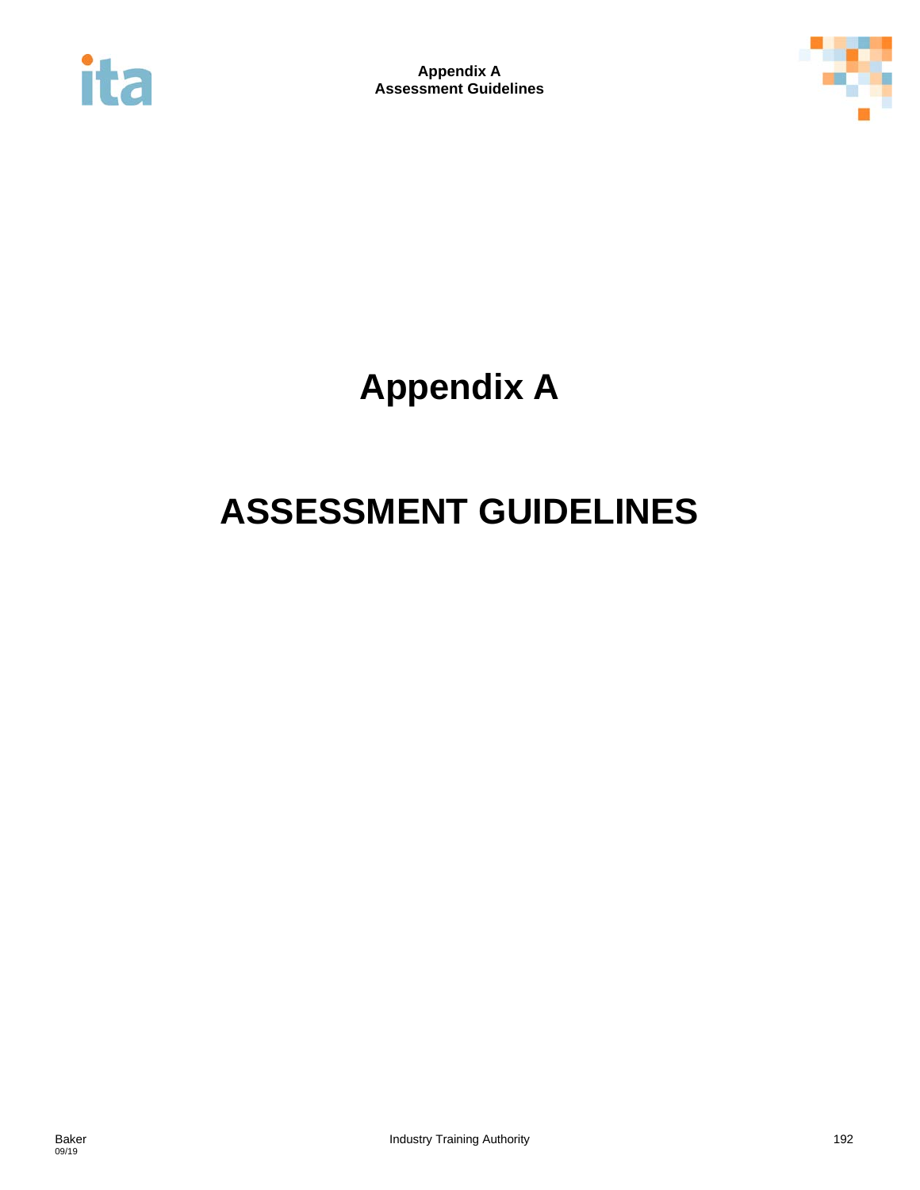# Appendix A

# ASSESSMENT GUIDELINES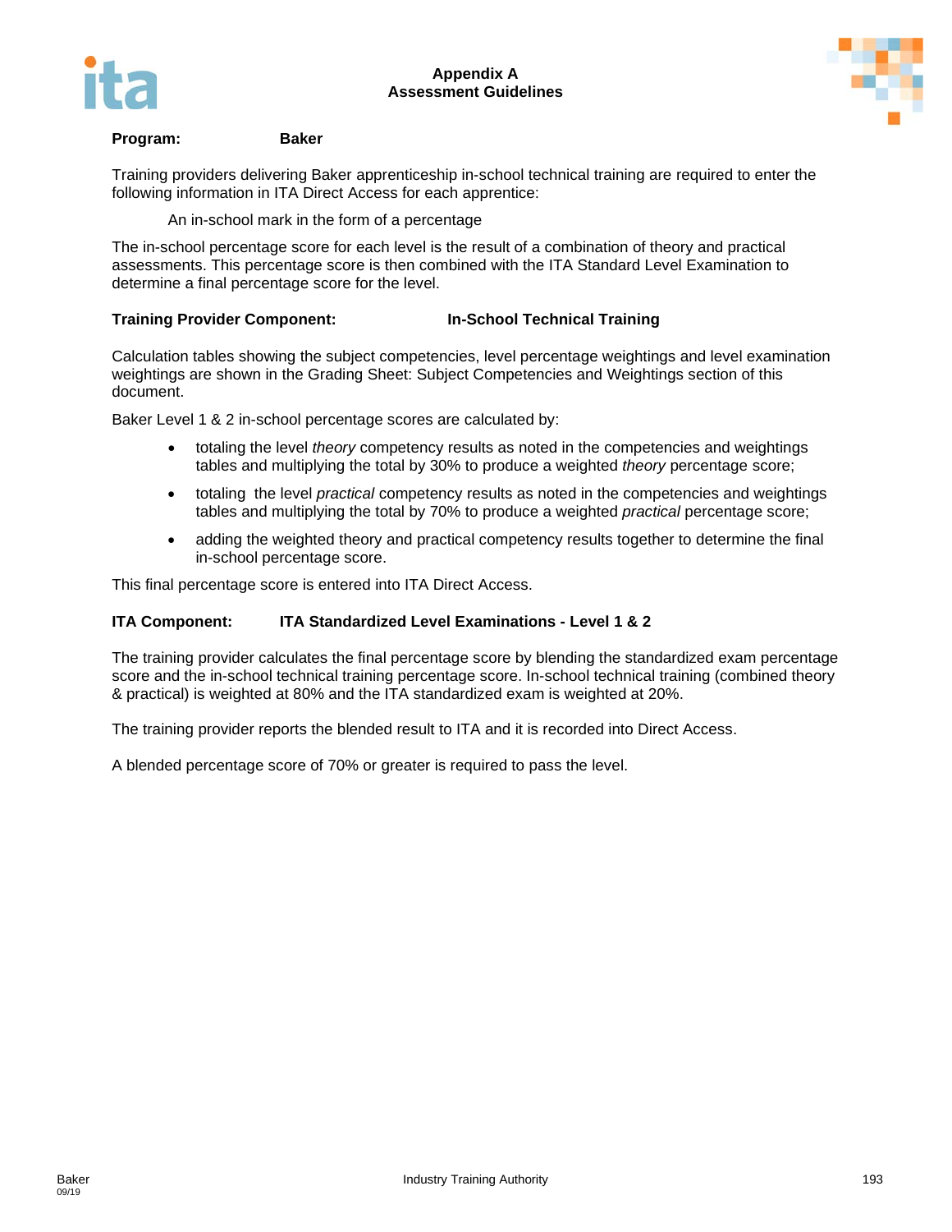## Appendix A
## Assessment Guidelines

**Program:** **Baker**

Training providers delivering Baker apprenticeship in-school technical training are required to enter the following information in ITA Direct Access for each apprentice:

An in-school mark in the form of a percentage

The in-school percentage score for each level is the result of a combination of theory and practical assessments. This percentage score is then combined with the ITA Standard Level Examination to determine a final percentage score for the level.

**Training Provider Component:** **In-School Technical Training**

Calculation tables showing the subject competencies, level percentage weightings and level examination weightings are shown in the Grading Sheet: Subject Competencies and Weightings section of this document.

Baker Level 1 & 2 in-school percentage scores are calculated by:

- totaling the level *theory* competency results as noted in the competencies and weightings tables and multiplying the total by 30% to produce a weighted *theory* percentage score;
- totaling the level *practical* competency results as noted in the competencies and weightings tables and multiplying the total by 70% to produce a weighted *practical* percentage score;
- adding the weighted theory and practical competency results together to determine the final in-school percentage score.

This final percentage score is entered into ITA Direct Access.

**ITA Component:** **ITA Standardized Level Examinations - Level 1 & 2**

The training provider calculates the final percentage score by blending the standardized exam percentage score and the in-school technical training percentage score. In-school technical training (combined theory & practical) is weighted at 80% and the ITA standardized exam is weighted at 20%.

The training provider reports the blended result to ITA and it is recorded into Direct Access.

A blended percentage score of 70% or greater is required to pass the level.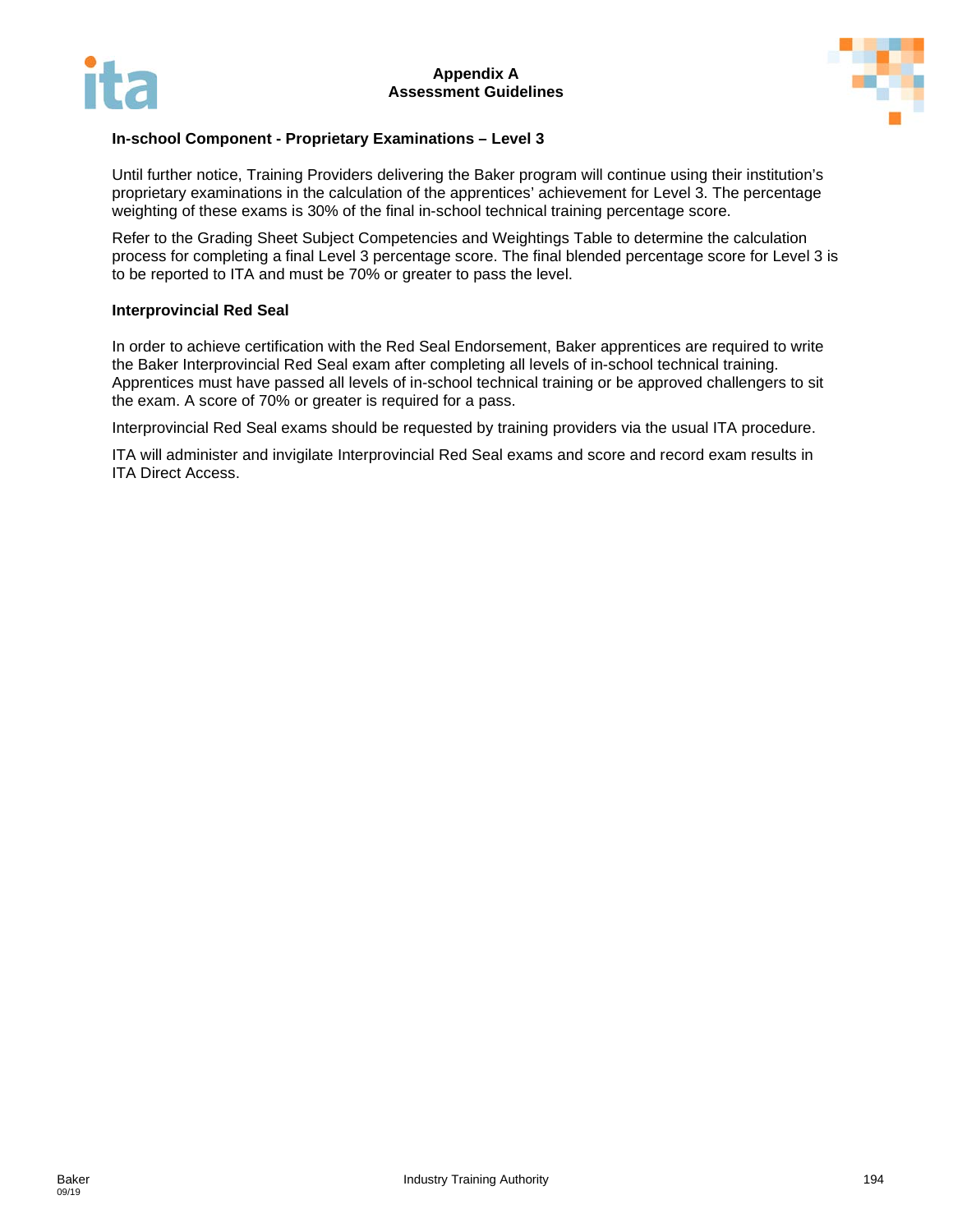## In-school Component - Proprietary Examinations – Level 3

Until further notice, Training Providers delivering the Baker program will continue using their institution's proprietary examinations in the calculation of the apprentices' achievement for Level 3. The percentage weighting of these exams is 30% of the final in-school technical training percentage score.

Refer to the Grading Sheet Subject Competencies and Weightings Table to determine the calculation process for completing a final Level 3 percentage score. The final blended percentage score for Level 3 is to be reported to ITA and must be 70% or greater to pass the level.

## Interprovincial Red Seal

In order to achieve certification with the Red Seal Endorsement, Baker apprentices are required to write the Baker Interprovincial Red Seal exam after completing all levels of in-school technical training. Apprentices must have passed all levels of in-school technical training or be approved challengers to sit the exam. A score of 70% or greater is required for a pass.

Interprovincial Red Seal exams should be requested by training providers via the usual ITA procedure.

ITA will administer and invigilate Interprovincial Red Seal exams and score and record exam results in ITA Direct Access.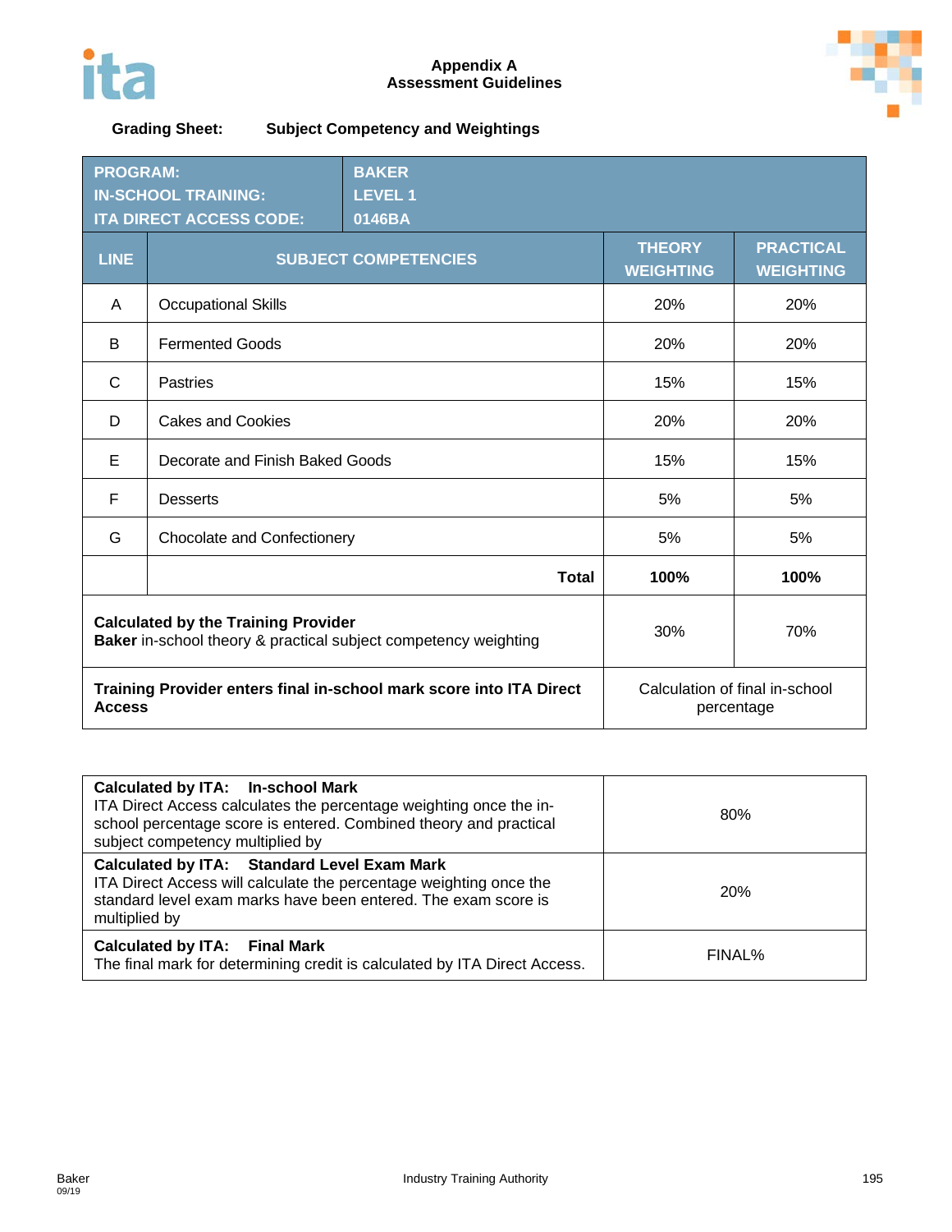## Appendix A
## Assessment Guidelines

**Grading Sheet: Subject Competency and Weightings**

| **PROGRAM:**<br>**IN-SCHOOL TRAINING:**<br>**ITA DIRECT ACCESS CODE:** | **BAKER**<br>**LEVEL 1**<br>**0146BA** | | |
|---|---|---|---|
| **LINE** | **SUBJECT COMPETENCIES** | **THEORY WEIGHTING** | **PRACTICAL WEIGHTING** |
| A | Occupational Skills | 20% | 20% |
| B | Fermented Goods | 20% | 20% |
| C | Pastries | 15% | 15% |
| D | Cakes and Cookies | 20% | 20% |
| E | Decorate and Finish Baked Goods | 15% | 15% |
| F | Desserts | 5% | 5% |
| G | Chocolate and Confectionery | 5% | 5% |
| | **Total** | **100%** | **100%** |
| **Calculated by the Training Provider**<br>**Baker** in-school theory & practical subject competency weighting | | 30% | 70% |
| **Training Provider enters final in-school mark score into ITA Direct Access** | | Calculation of final in-school percentage | |

| | |
|---|---|
| **Calculated by ITA: In-school Mark**<br>ITA Direct Access calculates the percentage weighting once the in-school percentage score is entered. Combined theory and practical subject competency multiplied by | 80% |
| **Calculated by ITA: Standard Level Exam Mark**<br>ITA Direct Access will calculate the percentage weighting once the standard level exam marks have been entered. The exam score is multiplied by | 20% |
| **Calculated by ITA: Final Mark**<br>The final mark for determining credit is calculated by ITA Direct Access. | FINAL% |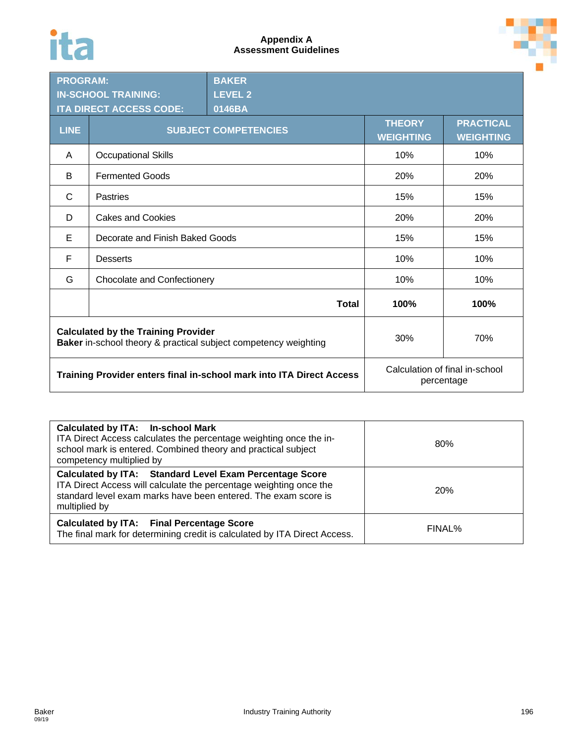**Appendix A**
**Assessment Guidelines**

| **PROGRAM:** | **BAKER** | | |
|---|---|---|---|
| **IN-SCHOOL TRAINING:** | **LEVEL 2** | | |
| **ITA DIRECT ACCESS CODE:** | **0146BA** | | |
| **LINE** | **SUBJECT COMPETENCIES** | **THEORY WEIGHTING** | **PRACTICAL WEIGHTING** |
| A | Occupational Skills | 10% | 10% |
| B | Fermented Goods | 20% | 20% |
| C | Pastries | 15% | 15% |
| D | Cakes and Cookies | 20% | 20% |
| E | Decorate and Finish Baked Goods | 15% | 15% |
| F | Desserts | 10% | 10% |
| G | Chocolate and Confectionery | 10% | 10% |
| | **Total** | **100%** | **100%** |
| **Calculated by the Training Provider** **Baker** in-school theory & practical subject competency weighting | | 30% | 70% |
| **Training Provider enters final in-school mark into ITA Direct Access** | | Calculation of final in-school percentage | |

| | |
|---|---|
| **Calculated by ITA: In-school Mark** ITA Direct Access calculates the percentage weighting once the in-school mark is entered. Combined theory and practical subject competency multiplied by | 80% |
| **Calculated by ITA: Standard Level Exam Percentage Score** ITA Direct Access will calculate the percentage weighting once the standard level exam marks have been entered. The exam score is multiplied by | 20% |
| **Calculated by ITA: Final Percentage Score** The final mark for determining credit is calculated by ITA Direct Access. | FINAL% |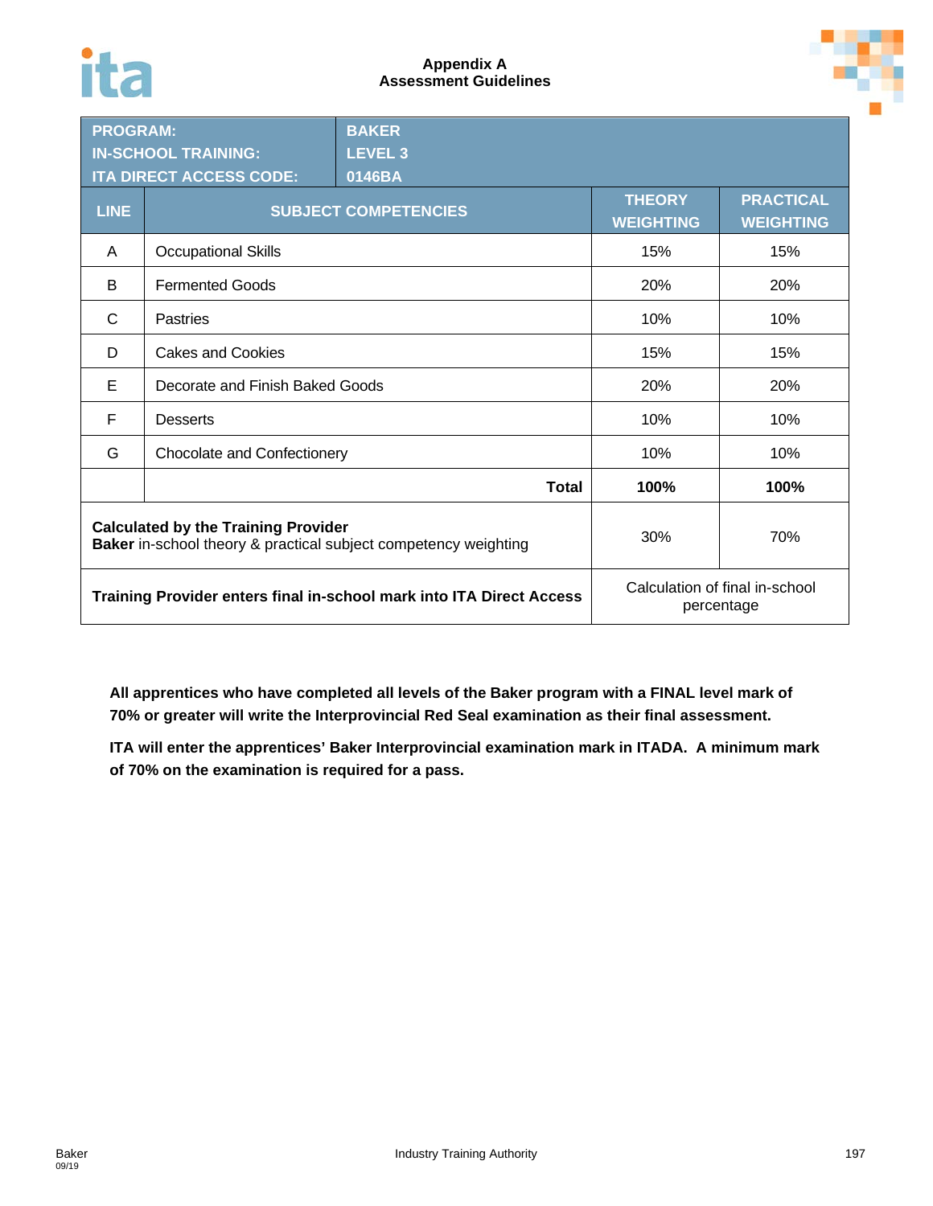## Appendix A
## Assessment Guidelines

| PROGRAM: | BAKER | | |
|---|---|---|---|
| IN-SCHOOL TRAINING: | LEVEL 3 | | |
| ITA DIRECT ACCESS CODE: | 0146BA | | |

| LINE | SUBJECT COMPETENCIES | THEORY WEIGHTING | PRACTICAL WEIGHTING |
|---|---|---|---|
| A | Occupational Skills | 15% | 15% |
| B | Fermented Goods | 20% | 20% |
| C | Pastries | 10% | 10% |
| D | Cakes and Cookies | 15% | 15% |
| E | Decorate and Finish Baked Goods | 20% | 20% |
| F | Desserts | 10% | 10% |
| G | Chocolate and Confectionery | 10% | 10% |
| | **Total** | **100%** | **100%** |
| **Calculated by the Training Provider** **Baker** in-school theory & practical subject competency weighting | | 30% | 70% |
| **Training Provider enters final in-school mark into ITA Direct Access** | | Calculation of final in-school percentage | |

**All apprentices who have completed all levels of the Baker program with a FINAL level mark of 70% or greater will write the Interprovincial Red Seal examination as their final assessment.**

**ITA will enter the apprentices' Baker Interprovincial examination mark in ITADA. A minimum mark of 70% on the examination is required for a pass.**